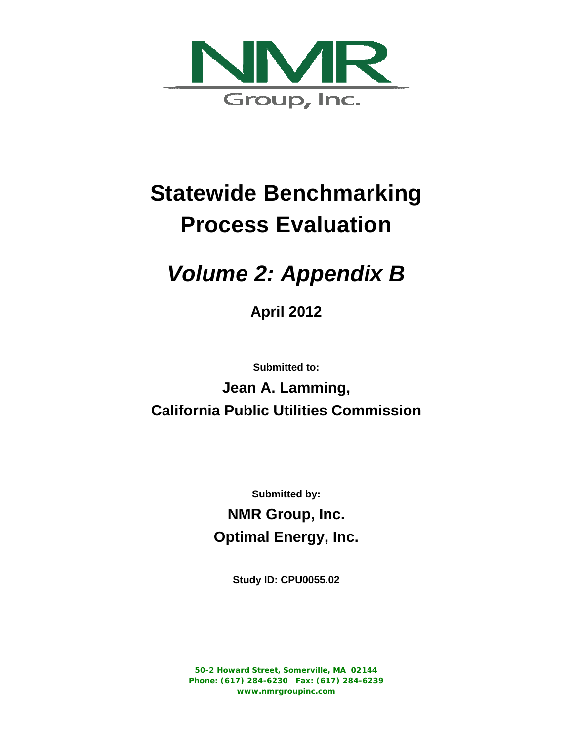NMR

Group, Inc.

# Statewide Benchmarking Process Evaluation

## *Volume 2: Appendix B*

**April 2012**

**Submitted to:**

**Jean A. Lamming,**

**California Public Utilities Commission**

**Submitted by:**

**NMR Group, Inc.**

**Optimal Energy, Inc.**

**Study ID: CPU0055.02**

**50-2 Howard Street, Somerville, MA 02144**
**Phone: (617) 284-6230 Fax: (617) 284-6239**
**www.nmrgroupinc.com**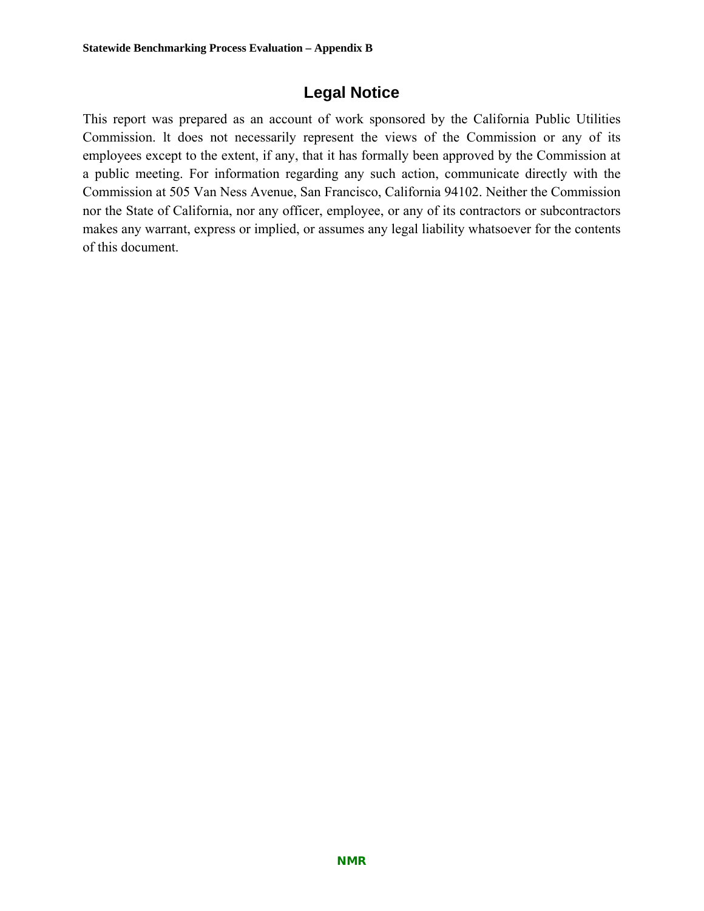# Legal Notice

This report was prepared as an account of work sponsored by the California Public Utilities Commission. lt does not necessarily represent the views of the Commission or any of its employees except to the extent, if any, that it has formally been approved by the Commission at a public meeting. For information regarding any such action, communicate directly with the Commission at 505 Van Ness Avenue, San Francisco, California 94102. Neither the Commission nor the State of California, nor any officer, employee, or any of its contractors or subcontractors makes any warrant, express or implied, or assumes any legal liability whatsoever for the contents of this document.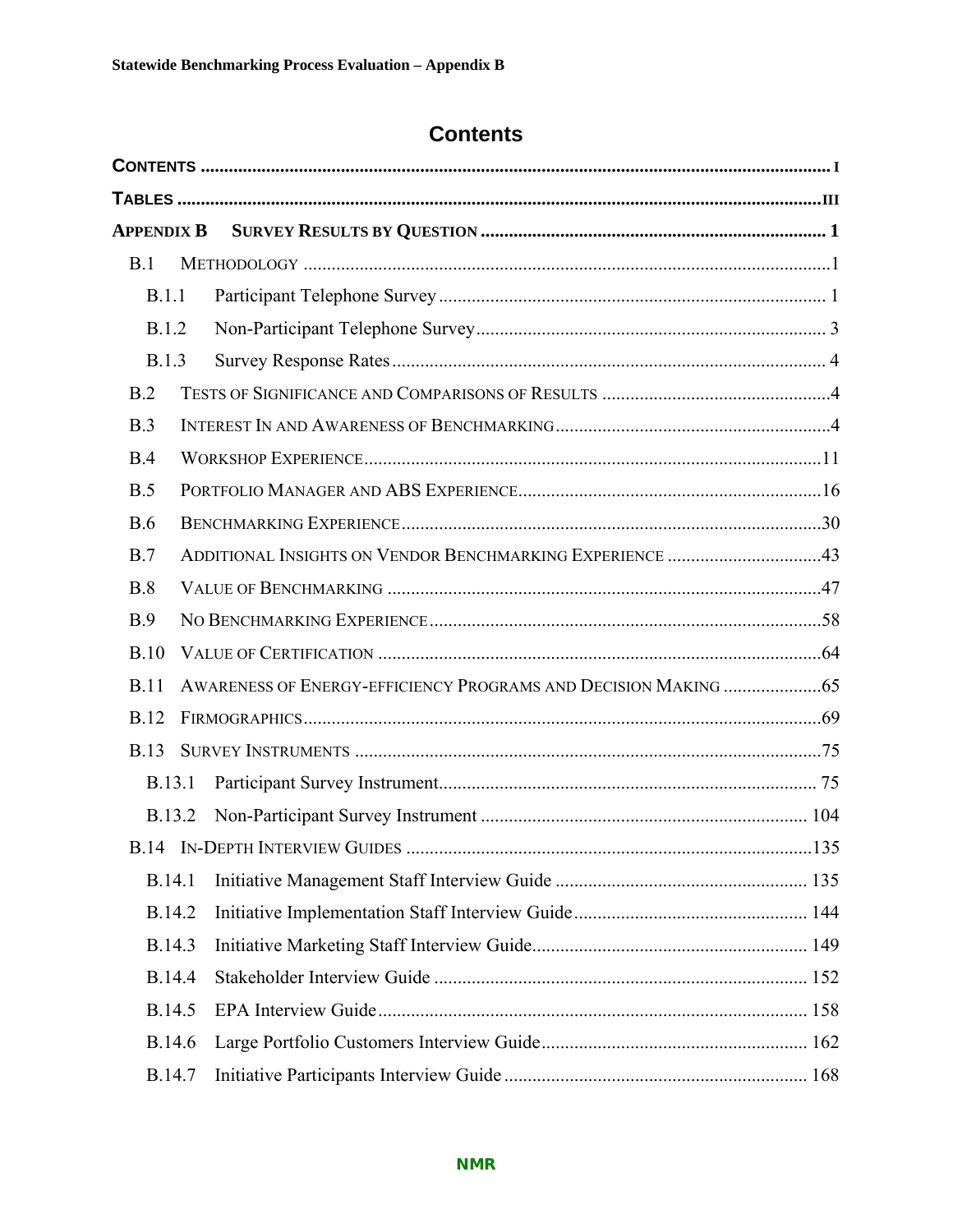# Contents

CONTENTS ........................................................................................................................ I

TABLES ........................................................................................................................... III

APPENDIX B SURVEY RESULTS BY QUESTION ........................................................................... 1

- B.1 METHODOLOGY ..................................................................................................... 1
  - B.1.1 Participant Telephone Survey ............................................................................ 1
  - B.1.2 Non-Participant Telephone Survey ...................................................................... 3
  - B.1.3 Survey Response Rates .................................................................................... 4
- B.2 TESTS OF SIGNIFICANCE AND COMPARISONS OF RESULTS ............................................. 4
- B.3 INTEREST IN AND AWARENESS OF BENCHMARKING ........................................................ 4
- B.4 WORKSHOP EXPERIENCE ......................................................................................... 11
- B.5 PORTFOLIO MANAGER AND ABS EXPERIENCE ............................................................... 16
- B.6 BENCHMARKING EXPERIENCE .................................................................................... 30
- B.7 ADDITIONAL INSIGHTS ON VENDOR BENCHMARKING EXPERIENCE ..................................... 43
- B.8 VALUE OF BENCHMARKING ........................................................................................ 47
- B.9 NO BENCHMARKING EXPERIENCE ................................................................................ 58
- B.10 VALUE OF CERTIFICATION ........................................................................................ 64
- B.11 AWARENESS OF ENERGY-EFFICIENCY PROGRAMS AND DECISION MAKING ........................ 65
- B.12 FIRMOGRAPHICS ..................................................................................................... 69
- B.13 SURVEY INSTRUMENTS ............................................................................................. 75
  - B.13.1 Participant Survey Instrument ........................................................................... 75
  - B.13.2 Non-Participant Survey Instrument ..................................................................... 104
- B.14 IN-DEPTH INTERVIEW GUIDES .................................................................................. 135
  - B.14.1 Initiative Management Staff Interview Guide ....................................................... 135
  - B.14.2 Initiative Implementation Staff Interview Guide .................................................... 144
  - B.14.3 Initiative Marketing Staff Interview Guide ............................................................ 149
  - B.14.4 Stakeholder Interview Guide ............................................................................. 152
  - B.14.5 EPA Interview Guide ........................................................................................ 158
  - B.14.6 Large Portfolio Customers Interview Guide .......................................................... 162
  - B.14.7 Initiative Participants Interview Guide ................................................................ 168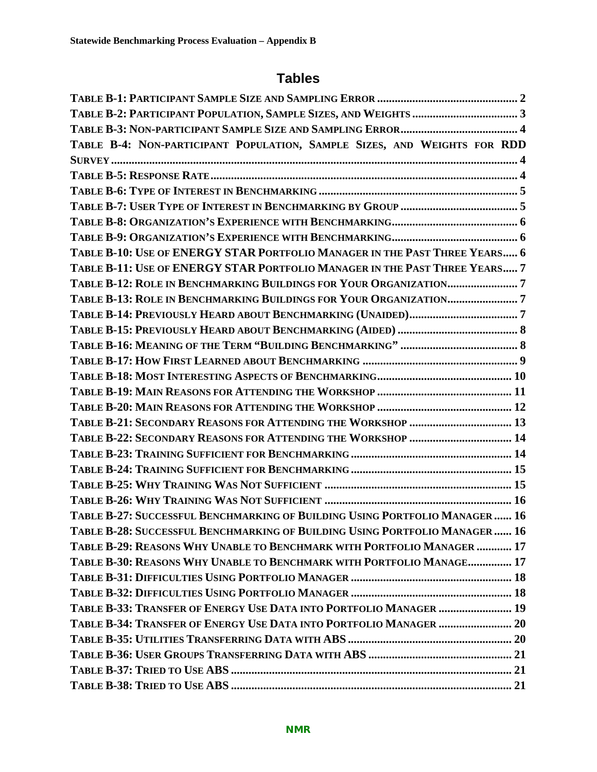## Tables

TABLE B-1: PARTICIPANT SAMPLE SIZE AND SAMPLING ERROR ................................................ 2
TABLE B-2: PARTICIPANT POPULATION, SAMPLE SIZES, AND WEIGHTS .................................... 3
TABLE B-3: NON-PARTICIPANT SAMPLE SIZE AND SAMPLING ERROR........................................ 4
TABLE B-4: NON-PARTICIPANT POPULATION, SAMPLE SIZES, AND WEIGHTS FOR RDD SURVEY ........................................................................................................................... 4
TABLE B-5: RESPONSE RATE........................................................................................................ 4
TABLE B-6: TYPE OF INTEREST IN BENCHMARKING .................................................................... 5
TABLE B-7: USER TYPE OF INTEREST IN BENCHMARKING BY GROUP ........................................ 5
TABLE B-8: ORGANIZATION'S EXPERIENCE WITH BENCHMARKING........................................... 6
TABLE B-9: ORGANIZATION'S EXPERIENCE WITH BENCHMARKING........................................... 6
TABLE B-10: USE OF ENERGY STAR PORTFOLIO MANAGER IN THE PAST THREE YEARS..... 6
TABLE B-11: USE OF ENERGY STAR PORTFOLIO MANAGER IN THE PAST THREE YEARS..... 7
TABLE B-12: ROLE IN BENCHMARKING BUILDINGS FOR YOUR ORGANIZATION........................ 7
TABLE B-13: ROLE IN BENCHMARKING BUILDINGS FOR YOUR ORGANIZATION........................ 7
TABLE B-14: PREVIOUSLY HEARD ABOUT BENCHMARKING (UNAIDED)..................................... 7
TABLE B-15: PREVIOUSLY HEARD ABOUT BENCHMARKING (AIDED) ......................................... 8
TABLE B-16: MEANING OF THE TERM "BUILDING BENCHMARKING" ........................................ 8
TABLE B-17: HOW FIRST LEARNED ABOUT BENCHMARKING ..................................................... 9
TABLE B-18: MOST INTERESTING ASPECTS OF BENCHMARKING.............................................. 10
TABLE B-19: MAIN REASONS FOR ATTENDING THE WORKSHOP .............................................. 11
TABLE B-20: MAIN REASONS FOR ATTENDING THE WORKSHOP .............................................. 12
TABLE B-21: SECONDARY REASONS FOR ATTENDING THE WORKSHOP ................................... 13
TABLE B-22: SECONDARY REASONS FOR ATTENDING THE WORKSHOP ................................... 14
TABLE B-23: TRAINING SUFFICIENT FOR BENCHMARKING ....................................................... 14
TABLE B-24: TRAINING SUFFICIENT FOR BENCHMARKING ....................................................... 15
TABLE B-25: WHY TRAINING WAS NOT SUFFICIENT ................................................................ 15
TABLE B-26: WHY TRAINING WAS NOT SUFFICIENT ................................................................ 16
TABLE B-27: SUCCESSFUL BENCHMARKING OF BUILDING USING PORTFOLIO MANAGER ...... 16
TABLE B-28: SUCCESSFUL BENCHMARKING OF BUILDING USING PORTFOLIO MANAGER ...... 16
TABLE B-29: REASONS WHY UNABLE TO BENCHMARK WITH PORTFOLIO MANAGER ............ 17
TABLE B-30: REASONS WHY UNABLE TO BENCHMARK WITH PORTFOLIO MANAGE............... 17
TABLE B-31: DIFFICULTIES USING PORTFOLIO MANAGER ....................................................... 18
TABLE B-32: DIFFICULTIES USING PORTFOLIO MANAGER ....................................................... 18
TABLE B-33: TRANSFER OF ENERGY USE DATA INTO PORTFOLIO MANAGER ......................... 19
TABLE B-34: TRANSFER OF ENERGY USE DATA INTO PORTFOLIO MANAGER ......................... 20
TABLE B-35: UTILITIES TRANSFERRING DATA WITH ABS ........................................................ 20
TABLE B-36: USER GROUPS TRANSFERRING DATA WITH ABS ................................................. 21
TABLE B-37: TRIED TO USE ABS ............................................................................................... 21
TABLE B-38: TRIED TO USE ABS ............................................................................................... 21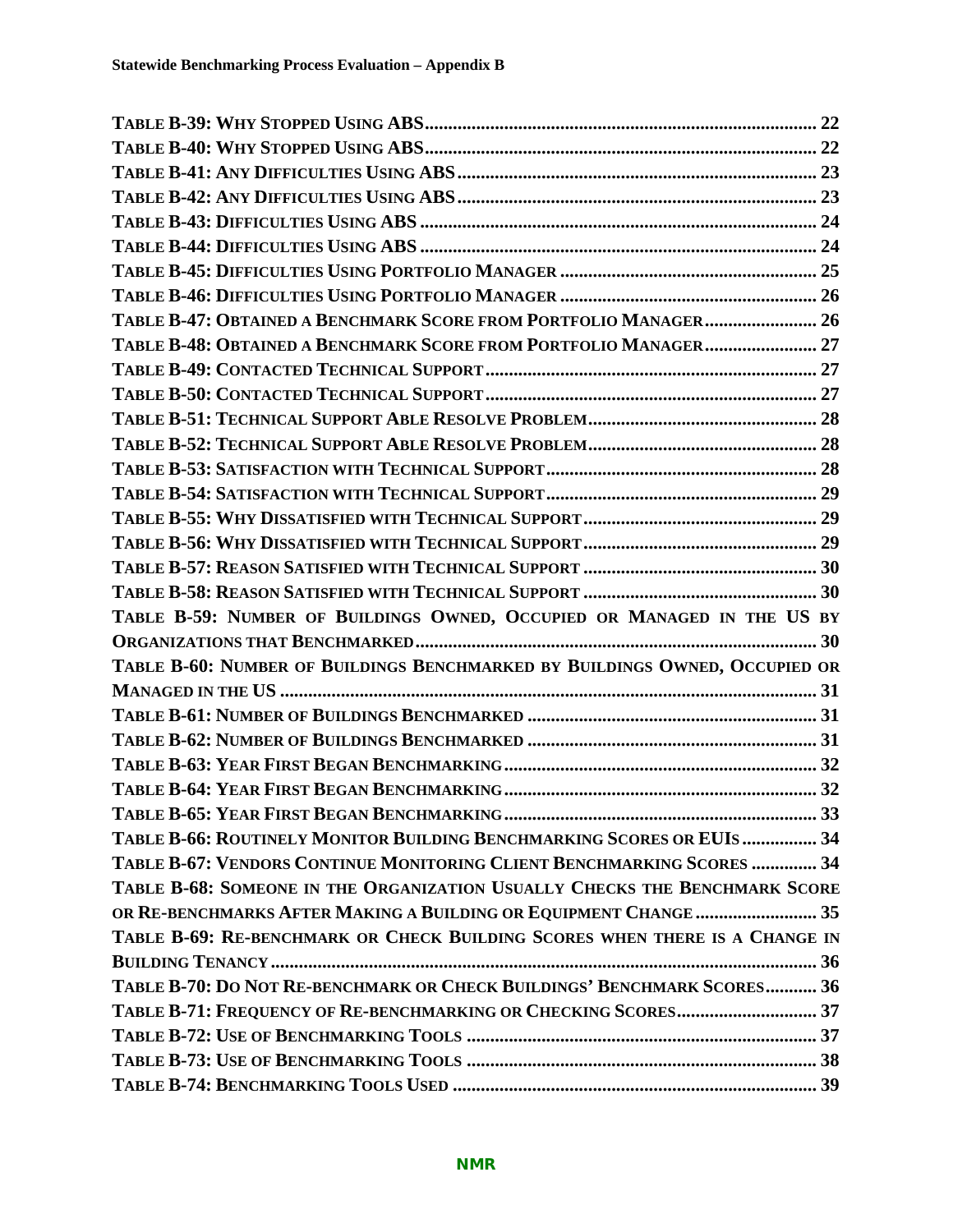**Table B-39: Why Stopped Using ABS** ..... 22
**Table B-40: Why Stopped Using ABS** ..... 22
**Table B-41: Any Difficulties Using ABS** ..... 23
**Table B-42: Any Difficulties Using ABS** ..... 23
**Table B-43: Difficulties Using ABS** ..... 24
**Table B-44: Difficulties Using ABS** ..... 24
**Table B-45: Difficulties Using Portfolio Manager** ..... 25
**Table B-46: Difficulties Using Portfolio Manager** ..... 26
**Table B-47: Obtained a Benchmark Score from Portfolio Manager** ..... 26
**Table B-48: Obtained a Benchmark Score from Portfolio Manager** ..... 27
**Table B-49: Contacted Technical Support** ..... 27
**Table B-50: Contacted Technical Support** ..... 27
**Table B-51: Technical Support Able Resolve Problem** ..... 28
**Table B-52: Technical Support Able Resolve Problem** ..... 28
**Table B-53: Satisfaction with Technical Support** ..... 28
**Table B-54: Satisfaction with Technical Support** ..... 29
**Table B-55: Why Dissatisfied with Technical Support** ..... 29
**Table B-56: Why Dissatisfied with Technical Support** ..... 29
**Table B-57: Reason Satisfied with Technical Support** ..... 30
**Table B-58: Reason Satisfied with Technical Support** ..... 30
**Table B-59: Number of Buildings Owned, Occupied or Managed in the US by Organizations that Benchmarked** ..... 30
**Table B-60: Number of Buildings Benchmarked by Buildings Owned, Occupied or Managed in the US** ..... 31
**Table B-61: Number of Buildings Benchmarked** ..... 31
**Table B-62: Number of Buildings Benchmarked** ..... 31
**Table B-63: Year First Began Benchmarking** ..... 32
**Table B-64: Year First Began Benchmarking** ..... 32
**Table B-65: Year First Began Benchmarking** ..... 33
**Table B-66: Routinely Monitor Building Benchmarking Scores or EUIs** ..... 34
**Table B-67: Vendors Continue Monitoring Client Benchmarking Scores** ..... 34
**Table B-68: Someone in the Organization Usually Checks the Benchmark Score or Re-benchmarks After Making a Building or Equipment Change** ..... 35
**Table B-69: Re-benchmark or Check Building Scores when there is a Change in Building Tenancy** ..... 36
**Table B-70: Do Not Re-benchmark or Check Buildings' Benchmark Scores** ..... 36
**Table B-71: Frequency of Re-benchmarking or Checking Scores** ..... 37
**Table B-72: Use of Benchmarking Tools** ..... 37
**Table B-73: Use of Benchmarking Tools** ..... 38
**Table B-74: Benchmarking Tools Used** ..... 39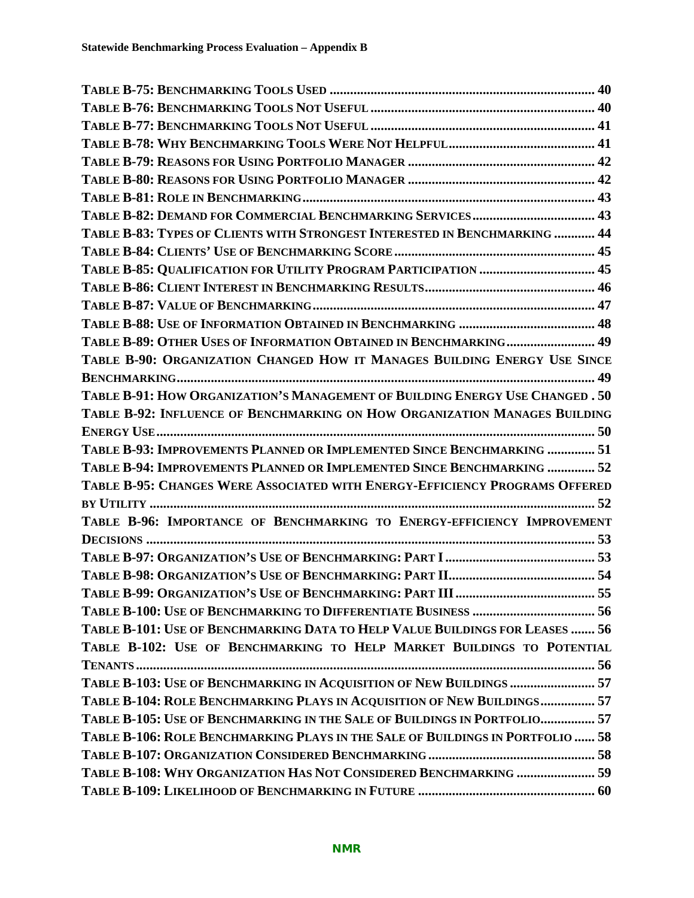**Table B-75: Benchmarking Tools Used** ..... 40
**Table B-76: Benchmarking Tools Not Useful** ..... 40
**Table B-77: Benchmarking Tools Not Useful** ..... 41
**Table B-78: Why Benchmarking Tools Were Not Helpful** ..... 41
**Table B-79: Reasons for Using Portfolio Manager** ..... 42
**Table B-80: Reasons for Using Portfolio Manager** ..... 42
**Table B-81: Role in Benchmarking** ..... 43
**Table B-82: Demand for Commercial Benchmarking Services** ..... 43
**Table B-83: Types of Clients with Strongest Interested in Benchmarking** ..... 44
**Table B-84: Clients' Use of Benchmarking Score** ..... 45
**Table B-85: Qualification for Utility Program Participation** ..... 45
**Table B-86: Client Interest in Benchmarking Results** ..... 46
**Table B-87: Value of Benchmarking** ..... 47
**Table B-88: Use of Information Obtained in Benchmarking** ..... 48
**Table B-89: Other Uses of Information Obtained in Benchmarking** ..... 49
**Table B-90: Organization Changed How it Manages Building Energy Use Since Benchmarking** ..... 49
**Table B-91: How Organization's Management of Building Energy Use Changed** . 50
**Table B-92: Influence of Benchmarking on How Organization Manages Building Energy Use** ..... 50
**Table B-93: Improvements Planned or Implemented Since Benchmarking** ..... 51
**Table B-94: Improvements Planned or Implemented Since Benchmarking** ..... 52
**Table B-95: Changes Were Associated with Energy-Efficiency Programs Offered by Utility** ..... 52
**Table B-96: Importance of Benchmarking to Energy-efficiency Improvement Decisions** ..... 53
**Table B-97: Organization's Use of Benchmarking: Part I** ..... 53
**Table B-98: Organization's Use of Benchmarking: Part II** ..... 54
**Table B-99: Organization's Use of Benchmarking: Part III** ..... 55
**Table B-100: Use of Benchmarking to Differentiate Business** ..... 56
**Table B-101: Use of Benchmarking Data to Help Value Buildings for Leases** ..... 56
**Table B-102: Use of Benchmarking to Help Market Buildings to Potential Tenants** ..... 56
**Table B-103: Use of Benchmarking in Acquisition of New Buildings** ..... 57
**Table B-104: Role Benchmarking Plays in Acquisition of New Buildings** ..... 57
**Table B-105: Use of Benchmarking in the Sale of Buildings in Portfolio** ..... 57
**Table B-106: Role Benchmarking Plays in the Sale of Buildings in Portfolio** ..... 58
**Table B-107: Organization Considered Benchmarking** ..... 58
**Table B-108: Why Organization Has Not Considered Benchmarking** ..... 59
**Table B-109: Likelihood of Benchmarking in Future** ..... 60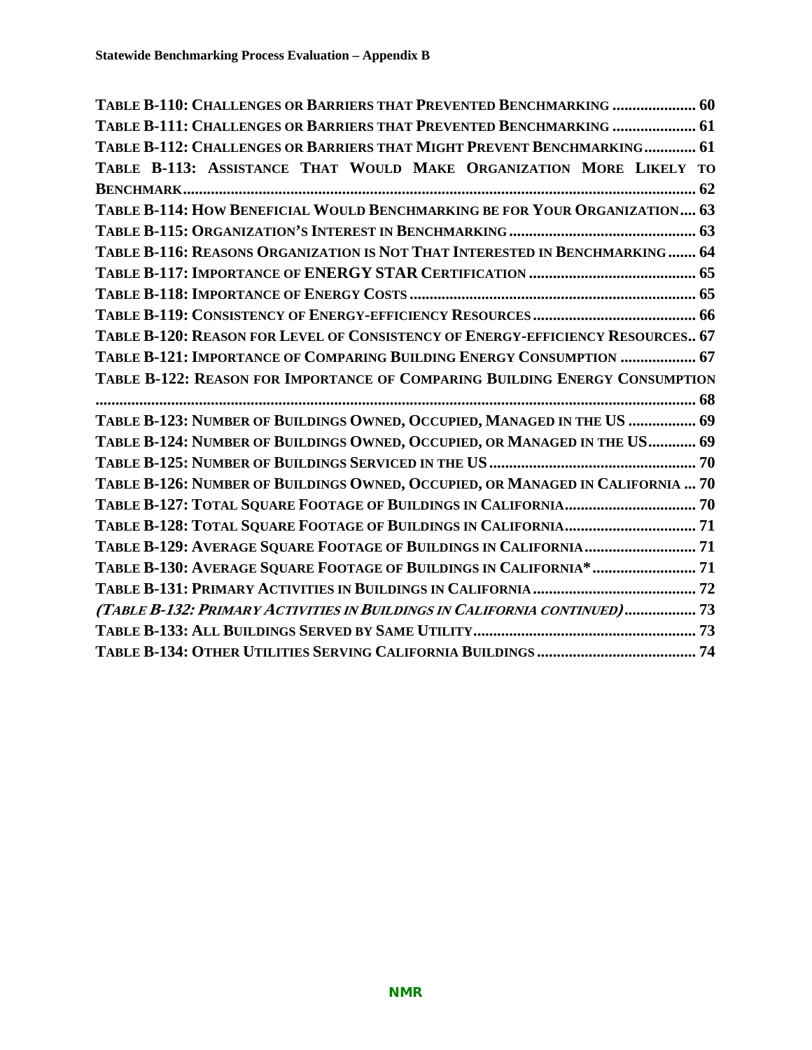TABLE B-110: CHALLENGES OR BARRIERS THAT PREVENTED BENCHMARKING ..................... 60
TABLE B-111: CHALLENGES OR BARRIERS THAT PREVENTED BENCHMARKING ..................... 61
TABLE B-112: CHALLENGES OR BARRIERS THAT MIGHT PREVENT BENCHMARKING............. 61
TABLE B-113: ASSISTANCE THAT WOULD MAKE ORGANIZATION MORE LIKELY TO BENCHMARK.................................................................................................................. 62
TABLE B-114: HOW BENEFICIAL WOULD BENCHMARKING BE FOR YOUR ORGANIZATION.... 63
TABLE B-115: ORGANIZATION'S INTEREST IN BENCHMARKING ............................................... 63
TABLE B-116: REASONS ORGANIZATION IS NOT THAT INTERESTED IN BENCHMARKING ....... 64
TABLE B-117: IMPORTANCE OF ENERGY STAR CERTIFICATION ........................................... 65
TABLE B-118: IMPORTANCE OF ENERGY COSTS ....................................................................... 65
TABLE B-119: CONSISTENCY OF ENERGY-EFFICIENCY RESOURCES ......................................... 66
TABLE B-120: REASON FOR LEVEL OF CONSISTENCY OF ENERGY-EFFICIENCY RESOURCES.. 67
TABLE B-121: IMPORTANCE OF COMPARING BUILDING ENERGY CONSUMPTION ................... 67
TABLE B-122: REASON FOR IMPORTANCE OF COMPARING BUILDING ENERGY CONSUMPTION ...................................................................................................................................... 68
TABLE B-123: NUMBER OF BUILDINGS OWNED, OCCUPIED, MANAGED IN THE US ................. 69
TABLE B-124: NUMBER OF BUILDINGS OWNED, OCCUPIED, OR MANAGED IN THE US............ 69
TABLE B-125: NUMBER OF BUILDINGS SERVICED IN THE US .................................................... 70
TABLE B-126: NUMBER OF BUILDINGS OWNED, OCCUPIED, OR MANAGED IN CALIFORNIA ... 70
TABLE B-127: TOTAL SQUARE FOOTAGE OF BUILDINGS IN CALIFORNIA................................. 70
TABLE B-128: TOTAL SQUARE FOOTAGE OF BUILDINGS IN CALIFORNIA................................. 71
TABLE B-129: AVERAGE SQUARE FOOTAGE OF BUILDINGS IN CALIFORNIA ............................ 71
TABLE B-130: AVERAGE SQUARE FOOTAGE OF BUILDINGS IN CALIFORNIA* .......................... 71
TABLE B-131: PRIMARY ACTIVITIES IN BUILDINGS IN CALIFORNIA ......................................... 72
*(TABLE B-132: PRIMARY ACTIVITIES IN BUILDINGS IN CALIFORNIA CONTINUED)* .................. 73
TABLE B-133: ALL BUILDINGS SERVED BY SAME UTILITY........................................................ 73
TABLE B-134: OTHER UTILITIES SERVING CALIFORNIA BUILDINGS ........................................ 74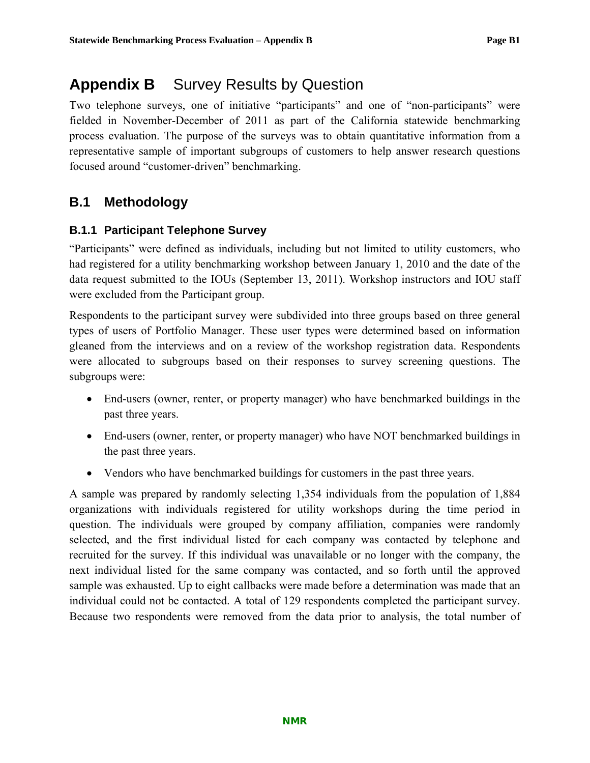# Appendix B Survey Results by Question

Two telephone surveys, one of initiative "participants" and one of "non-participants" were fielded in November-December of 2011 as part of the California statewide benchmarking process evaluation. The purpose of the surveys was to obtain quantitative information from a representative sample of important subgroups of customers to help answer research questions focused around "customer-driven" benchmarking.

## B.1 Methodology

### B.1.1 Participant Telephone Survey

"Participants" were defined as individuals, including but not limited to utility customers, who had registered for a utility benchmarking workshop between January 1, 2010 and the date of the data request submitted to the IOUs (September 13, 2011). Workshop instructors and IOU staff were excluded from the Participant group.

Respondents to the participant survey were subdivided into three groups based on three general types of users of Portfolio Manager. These user types were determined based on information gleaned from the interviews and on a review of the workshop registration data. Respondents were allocated to subgroups based on their responses to survey screening questions. The subgroups were:

- End-users (owner, renter, or property manager) who have benchmarked buildings in the past three years.
- End-users (owner, renter, or property manager) who have NOT benchmarked buildings in the past three years.
- Vendors who have benchmarked buildings for customers in the past three years.

A sample was prepared by randomly selecting 1,354 individuals from the population of 1,884 organizations with individuals registered for utility workshops during the time period in question. The individuals were grouped by company affiliation, companies were randomly selected, and the first individual listed for each company was contacted by telephone and recruited for the survey. If this individual was unavailable or no longer with the company, the next individual listed for the same company was contacted, and so forth until the approved sample was exhausted. Up to eight callbacks were made before a determination was made that an individual could not be contacted. A total of 129 respondents completed the participant survey. Because two respondents were removed from the data prior to analysis, the total number of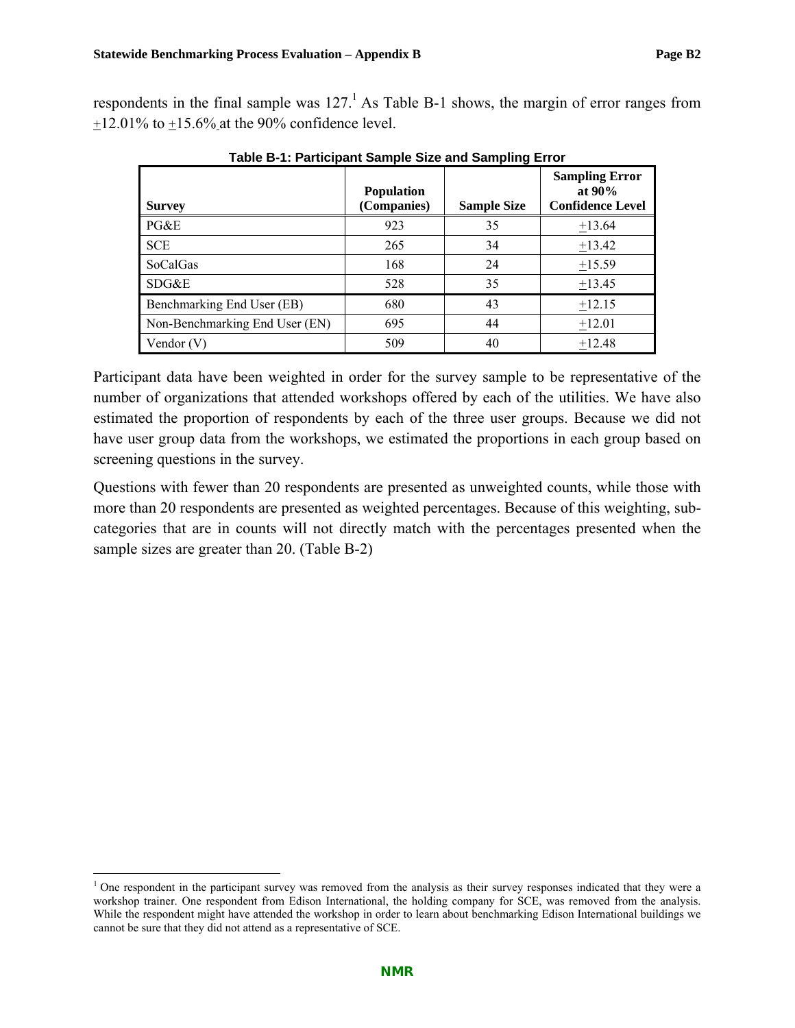respondents in the final sample was 127.[1] As Table B-1 shows, the margin of error ranges from ±12.01% to ±15.6% at the 90% confidence level.

**Table B-1: Participant Sample Size and Sampling Error**

| Survey | Population (Companies) | Sample Size | Sampling Error at 90% Confidence Level |
|---|---|---|---|
| PG&E | 923 | 35 | ±13.64 |
| SCE | 265 | 34 | ±13.42 |
| SoCalGas | 168 | 24 | ±15.59 |
| SDG&E | 528 | 35 | ±13.45 |
| Benchmarking End User (EB) | 680 | 43 | ±12.15 |
| Non-Benchmarking End User (EN) | 695 | 44 | ±12.01 |
| Vendor (V) | 509 | 40 | ±12.48 |

Participant data have been weighted in order for the survey sample to be representative of the number of organizations that attended workshops offered by each of the utilities. We have also estimated the proportion of respondents by each of the three user groups. Because we did not have user group data from the workshops, we estimated the proportions in each group based on screening questions in the survey.

Questions with fewer than 20 respondents are presented as unweighted counts, while those with more than 20 respondents are presented as weighted percentages. Because of this weighting, sub-categories that are in counts will not directly match with the percentages presented when the sample sizes are greater than 20. (Table B-2)

[1] One respondent in the participant survey was removed from the analysis as their survey responses indicated that they were a workshop trainer. One respondent from Edison International, the holding company for SCE, was removed from the analysis. While the respondent might have attended the workshop in order to learn about benchmarking Edison International buildings we cannot be sure that they did not attend as a representative of SCE.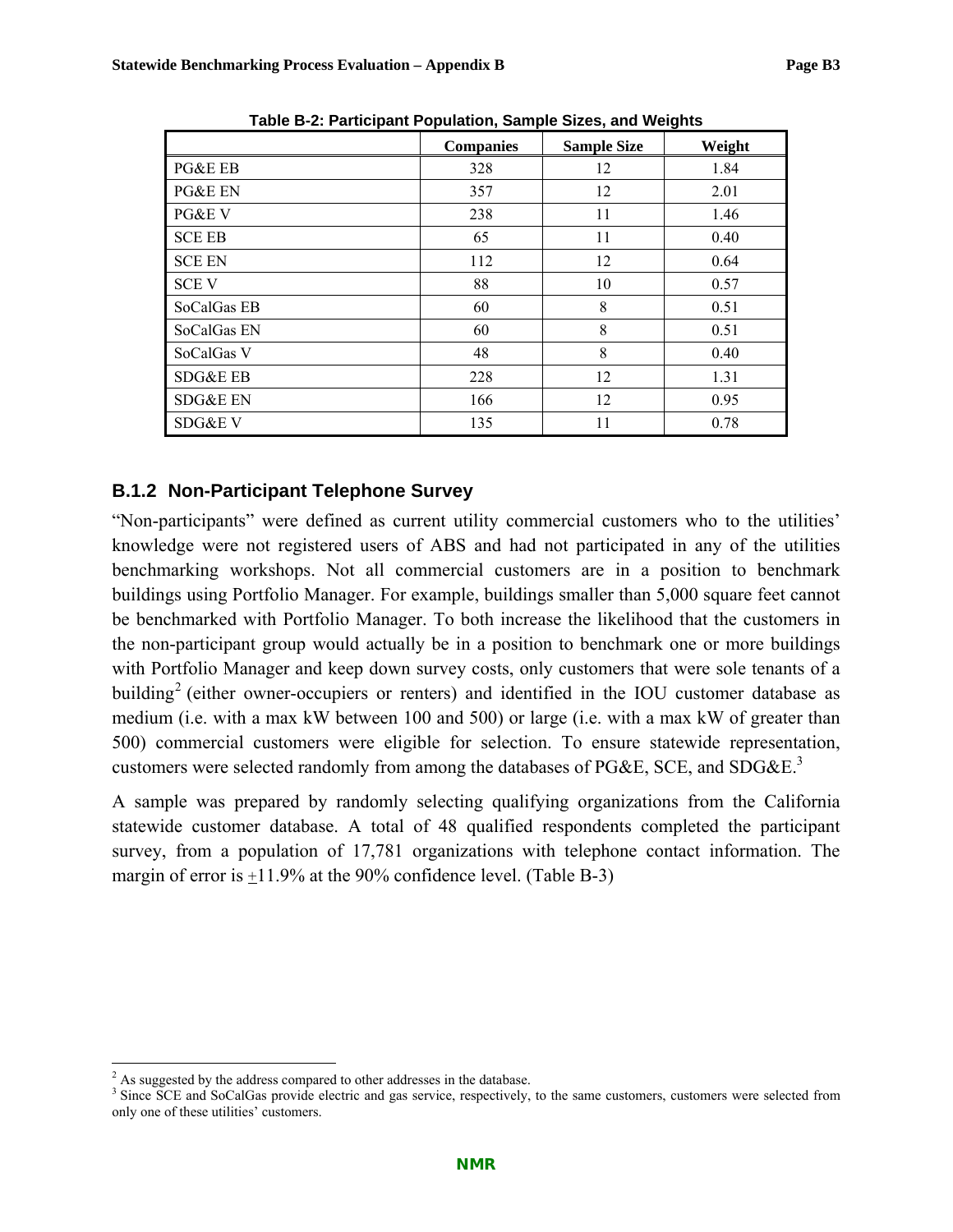**Table B-2: Participant Population, Sample Sizes, and Weights**

| | Companies | Sample Size | Weight |
|---|---|---|---|
| PG&E EB | 328 | 12 | 1.84 |
| PG&E EN | 357 | 12 | 2.01 |
| PG&E V | 238 | 11 | 1.46 |
| SCE EB | 65 | 11 | 0.40 |
| SCE EN | 112 | 12 | 0.64 |
| SCE V | 88 | 10 | 0.57 |
| SoCalGas EB | 60 | 8 | 0.51 |
| SoCalGas EN | 60 | 8 | 0.51 |
| SoCalGas V | 48 | 8 | 0.40 |
| SDG&E EB | 228 | 12 | 1.31 |
| SDG&E EN | 166 | 12 | 0.95 |
| SDG&E V | 135 | 11 | 0.78 |

### B.1.2 Non-Participant Telephone Survey

"Non-participants" were defined as current utility commercial customers who to the utilities' knowledge were not registered users of ABS and had not participated in any of the utilities benchmarking workshops. Not all commercial customers are in a position to benchmark buildings using Portfolio Manager. For example, buildings smaller than 5,000 square feet cannot be benchmarked with Portfolio Manager. To both increase the likelihood that the customers in the non-participant group would actually be in a position to benchmark one or more buildings with Portfolio Manager and keep down survey costs, only customers that were sole tenants of a building[2] (either owner-occupiers or renters) and identified in the IOU customer database as medium (i.e. with a max kW between 100 and 500) or large (i.e. with a max kW of greater than 500) commercial customers were eligible for selection. To ensure statewide representation, customers were selected randomly from among the databases of PG&E, SCE, and SDG&E.[3]

A sample was prepared by randomly selecting qualifying organizations from the California statewide customer database. A total of 48 qualified respondents completed the participant survey, from a population of 17,781 organizations with telephone contact information. The margin of error is ±11.9% at the 90% confidence level. (Table B-3)

[2] As suggested by the address compared to other addresses in the database.

[3] Since SCE and SoCalGas provide electric and gas service, respectively, to the same customers, customers were selected from only one of these utilities' customers.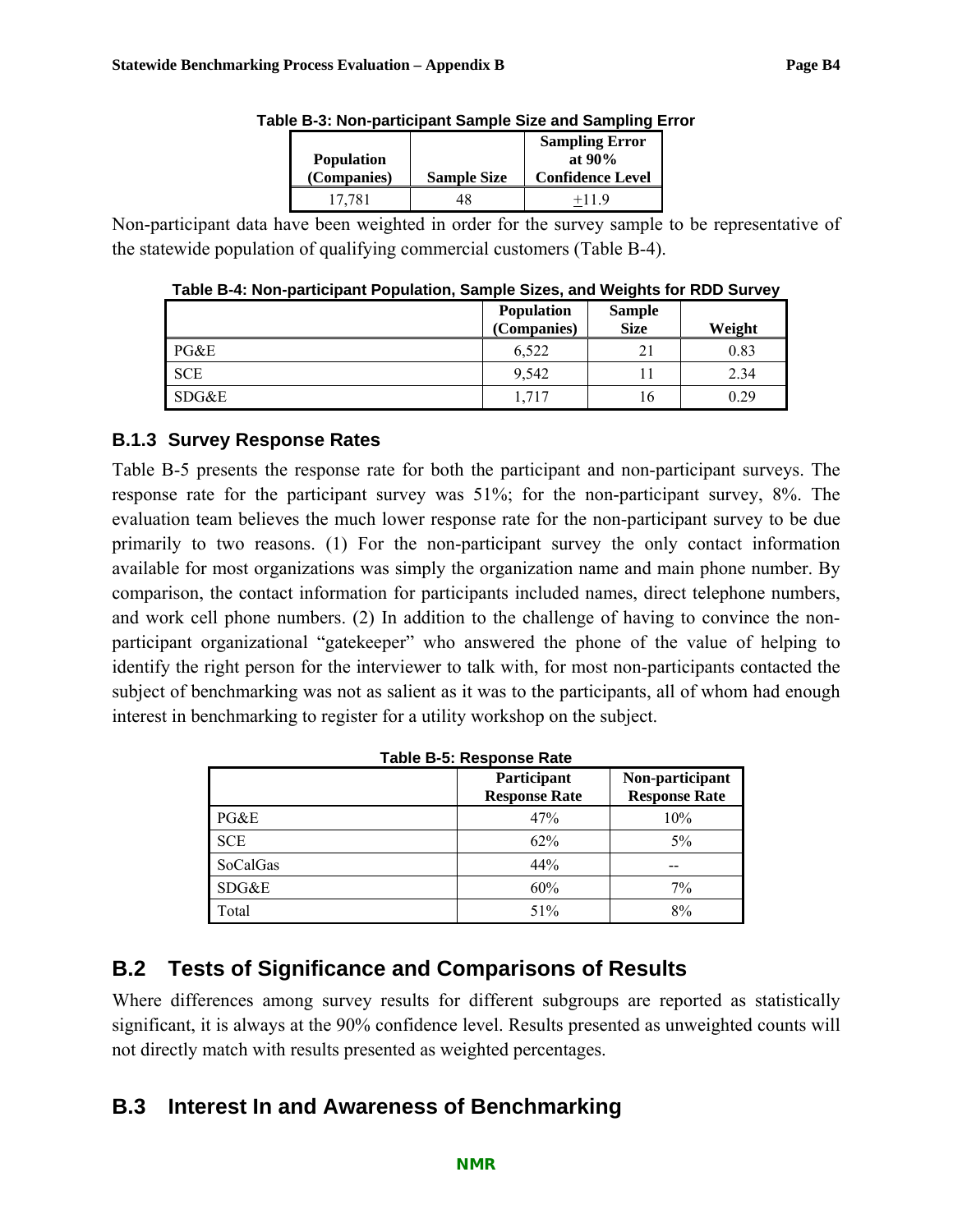**Table B-3: Non-participant Sample Size and Sampling Error**

| Population (Companies) | Sample Size | Sampling Error at 90% Confidence Level |
|---|---|---|
| 17,781 | 48 | ±11.9 |

Non-participant data have been weighted in order for the survey sample to be representative of the statewide population of qualifying commercial customers (Table B-4).

**Table B-4: Non-participant Population, Sample Sizes, and Weights for RDD Survey**

| | Population (Companies) | Sample Size | Weight |
|---|---|---|---|
| PG&E | 6,522 | 21 | 0.83 |
| SCE | 9,542 | 11 | 2.34 |
| SDG&E | 1,717 | 16 | 0.29 |

### B.1.3 Survey Response Rates

Table B-5 presents the response rate for both the participant and non-participant surveys. The response rate for the participant survey was 51%; for the non-participant survey, 8%. The evaluation team believes the much lower response rate for the non-participant survey to be due primarily to two reasons. (1) For the non-participant survey the only contact information available for most organizations was simply the organization name and main phone number. By comparison, the contact information for participants included names, direct telephone numbers, and work cell phone numbers. (2) In addition to the challenge of having to convince the non-participant organizational "gatekeeper" who answered the phone of the value of helping to identify the right person for the interviewer to talk with, for most non-participants contacted the subject of benchmarking was not as salient as it was to the participants, all of whom had enough interest in benchmarking to register for a utility workshop on the subject.

**Table B-5: Response Rate**

| | Participant Response Rate | Non-participant Response Rate |
|---|---|---|
| PG&E | 47% | 10% |
| SCE | 62% | 5% |
| SoCalGas | 44% | -- |
| SDG&E | 60% | 7% |
| Total | 51% | 8% |

## B.2 Tests of Significance and Comparisons of Results

Where differences among survey results for different subgroups are reported as statistically significant, it is always at the 90% confidence level. Results presented as unweighted counts will not directly match with results presented as weighted percentages.

## B.3 Interest In and Awareness of Benchmarking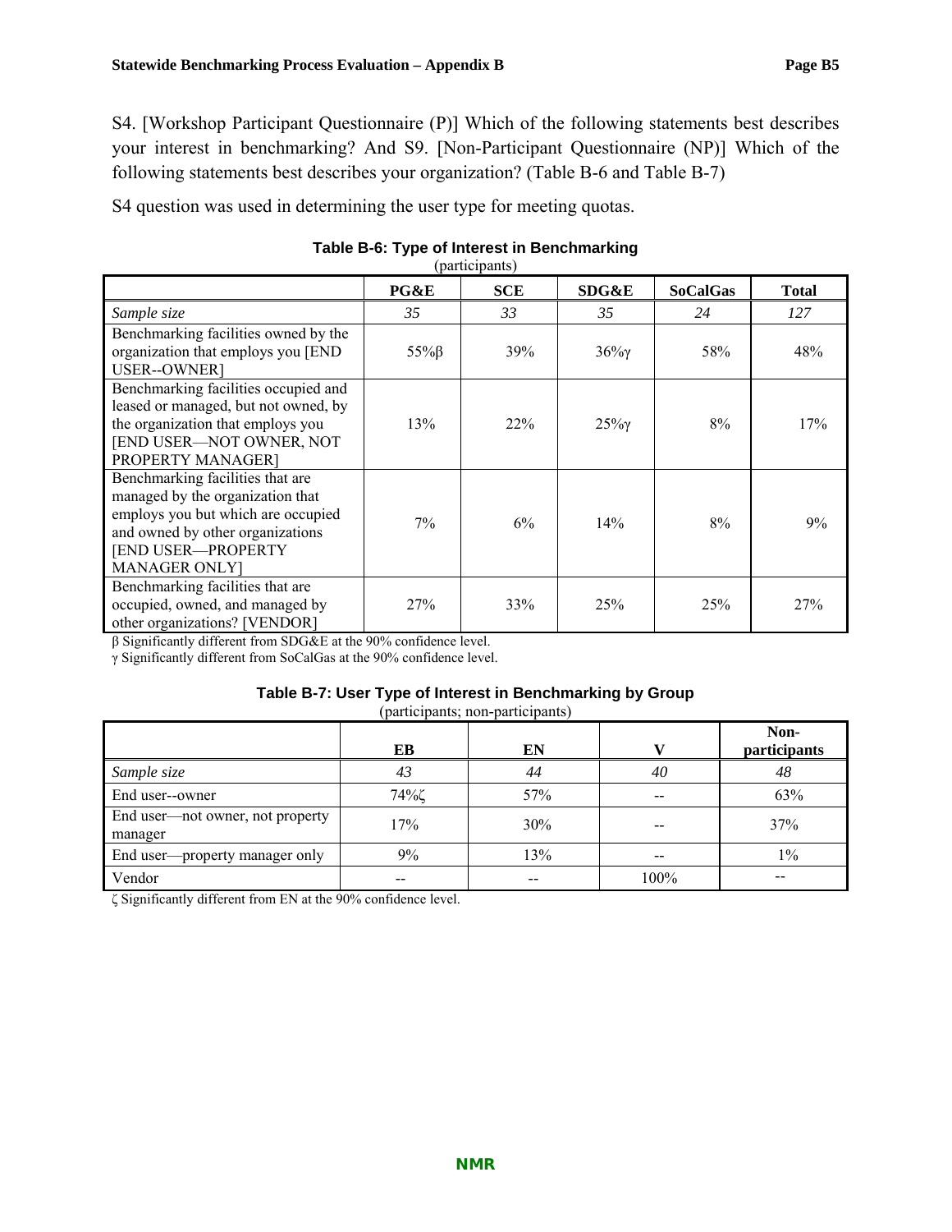S4. [Workshop Participant Questionnaire (P)] Which of the following statements best describes your interest in benchmarking? And S9. [Non-Participant Questionnaire (NP)] Which of the following statements best describes your organization? (Table B-6 and Table B-7)

S4 question was used in determining the user type for meeting quotas.

**Table B-6: Type of Interest in Benchmarking**
(participants)

| | PG&E | SCE | SDG&E | SoCalGas | Total |
|---|---|---|---|---|---|
| *Sample size* | *35* | *33* | *35* | *24* | *127* |
| Benchmarking facilities owned by the organization that employs you [END USER--OWNER] | 55%β | 39% | 36%γ | 58% | 48% |
| Benchmarking facilities occupied and leased or managed, but not owned, by the organization that employs you [END USER—NOT OWNER, NOT PROPERTY MANAGER] | 13% | 22% | 25%γ | 8% | 17% |
| Benchmarking facilities that are managed by the organization that employs you but which are occupied and owned by other organizations [END USER—PROPERTY MANAGER ONLY] | 7% | 6% | 14% | 8% | 9% |
| Benchmarking facilities that are occupied, owned, and managed by other organizations? [VENDOR] | 27% | 33% | 25% | 25% | 27% |

β Significantly different from SDG&E at the 90% confidence level.
γ Significantly different from SoCalGas at the 90% confidence level.

**Table B-7: User Type of Interest in Benchmarking by Group**
(participants; non-participants)

| | EB | EN | V | Non-participants |
|---|---|---|---|---|
| *Sample size* | *43* | *44* | *40* | *48* |
| End user--owner | 74%ζ | 57% | -- | 63% |
| End user—not owner, not property manager | 17% | 30% | -- | 37% |
| End user—property manager only | 9% | 13% | -- | 1% |
| Vendor | -- | -- | 100% | -- |

ζ Significantly different from EN at the 90% confidence level.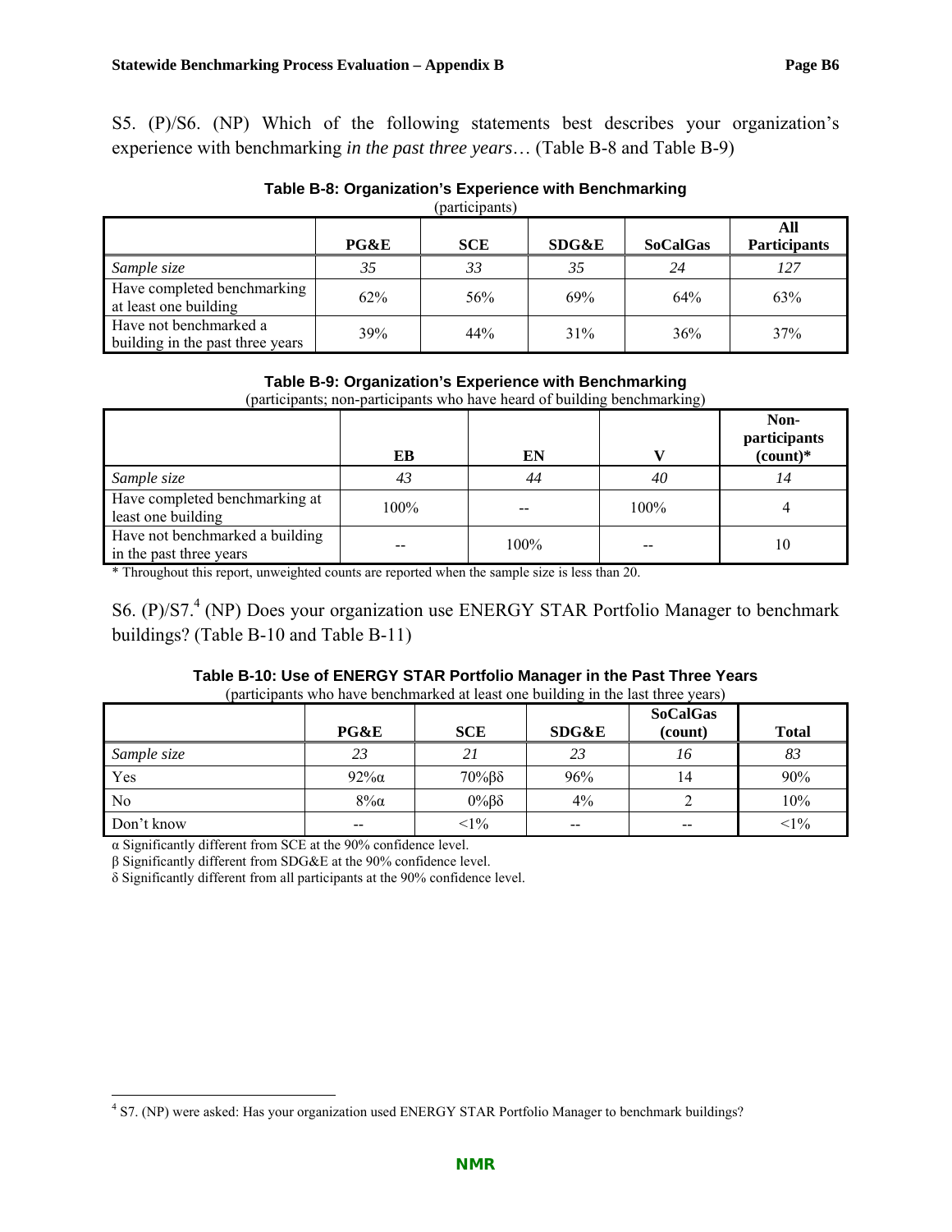S5. (P)/S6. (NP) Which of the following statements best describes your organization's experience with benchmarking *in the past three years*… (Table B-8 and Table B-9)

**Table B-8: Organization's Experience with Benchmarking**
(participants)

| | PG&E | SCE | SDG&E | SoCalGas | All Participants |
|---|---|---|---|---|---|
| *Sample size* | *35* | *33* | *35* | *24* | *127* |
| Have completed benchmarking at least one building | 62% | 56% | 69% | 64% | 63% |
| Have not benchmarked a building in the past three years | 39% | 44% | 31% | 36% | 37% |

**Table B-9: Organization's Experience with Benchmarking**
(participants; non-participants who have heard of building benchmarking)

| | EB | EN | V | Non-participants (count)* |
|---|---|---|---|---|
| *Sample size* | *43* | *44* | *40* | *14* |
| Have completed benchmarking at least one building | 100% | -- | 100% | 4 |
| Have not benchmarked a building in the past three years | -- | 100% | -- | 10 |

\* Throughout this report, unweighted counts are reported when the sample size is less than 20.

S6. (P)/S7.[4] (NP) Does your organization use ENERGY STAR Portfolio Manager to benchmark buildings? (Table B-10 and Table B-11)

**Table B-10: Use of ENERGY STAR Portfolio Manager in the Past Three Years**
(participants who have benchmarked at least one building in the last three years)

| | PG&E | SCE | SDG&E | SoCalGas (count) | Total |
|---|---|---|---|---|---|
| *Sample size* | *23* | *21* | *23* | *16* | *83* |
| Yes | 92%α | 70%βδ | 96% | 14 | 90% |
| No | 8%α | 0%βδ | 4% | 2 | 10% |
| Don't know | -- | <1% | -- | -- | <1% |

α Significantly different from SCE at the 90% confidence level.

β Significantly different from SDG&E at the 90% confidence level.

δ Significantly different from all participants at the 90% confidence level.

[4] S7. (NP) were asked: Has your organization used ENERGY STAR Portfolio Manager to benchmark buildings?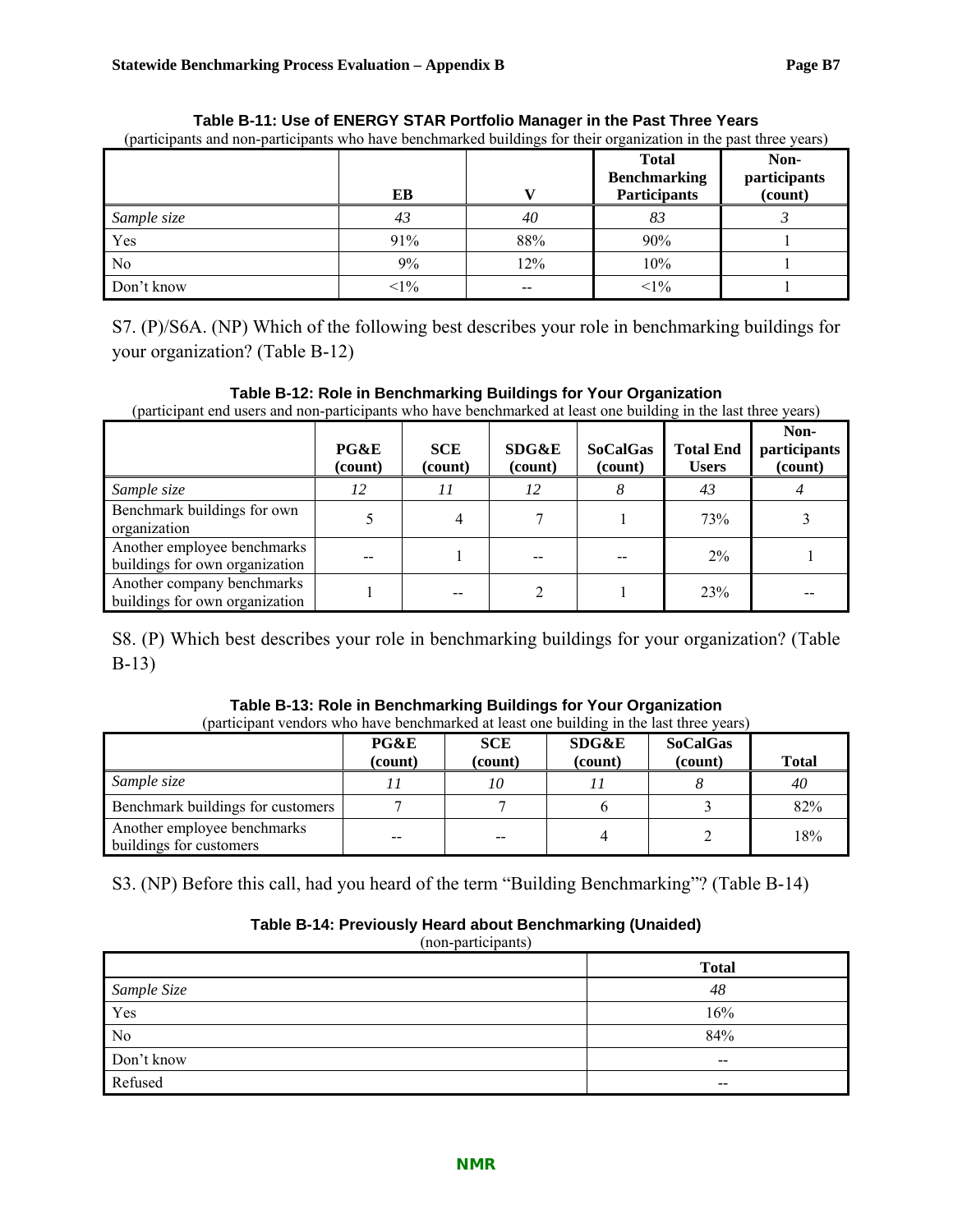**Table B-11: Use of ENERGY STAR Portfolio Manager in the Past Three Years**

(participants and non-participants who have benchmarked buildings for their organization in the past three years)

| | EB | V | Total Benchmarking Participants | Non-participants (count) |
|---|---|---|---|---|
| *Sample size* | *43* | *40* | *83* | *3* |
| Yes | 91% | 88% | 90% | 1 |
| No | 9% | 12% | 10% | 1 |
| Don't know | <1% | -- | <1% | 1 |

S7. (P)/S6A. (NP) Which of the following best describes your role in benchmarking buildings for your organization? (Table B-12)

**Table B-12: Role in Benchmarking Buildings for Your Organization**

(participant end users and non-participants who have benchmarked at least one building in the last three years)

| | PG&E (count) | SCE (count) | SDG&E (count) | SoCalGas (count) | Total End Users | Non-participants (count) |
|---|---|---|---|---|---|---|
| *Sample size* | *12* | *11* | *12* | *8* | *43* | *4* |
| Benchmark buildings for own organization | 5 | 4 | 7 | 1 | 73% | 3 |
| Another employee benchmarks buildings for own organization | -- | 1 | -- | -- | 2% | 1 |
| Another company benchmarks buildings for own organization | 1 | -- | 2 | 1 | 23% | -- |

S8. (P) Which best describes your role in benchmarking buildings for your organization? (Table B-13)

**Table B-13: Role in Benchmarking Buildings for Your Organization**

(participant vendors who have benchmarked at least one building in the last three years)

| | PG&E (count) | SCE (count) | SDG&E (count) | SoCalGas (count) | Total |
|---|---|---|---|---|---|
| *Sample size* | *11* | *10* | *11* | *8* | *40* |
| Benchmark buildings for customers | 7 | 7 | 6 | 3 | 82% |
| Another employee benchmarks buildings for customers | -- | -- | 4 | 2 | 18% |

S3. (NP) Before this call, had you heard of the term "Building Benchmarking"? (Table B-14)

**Table B-14: Previously Heard about Benchmarking (Unaided)**

(non-participants)

| | Total |
|---|---|
| *Sample Size* | *48* |
| Yes | 16% |
| No | 84% |
| Don't know | -- |
| Refused | -- |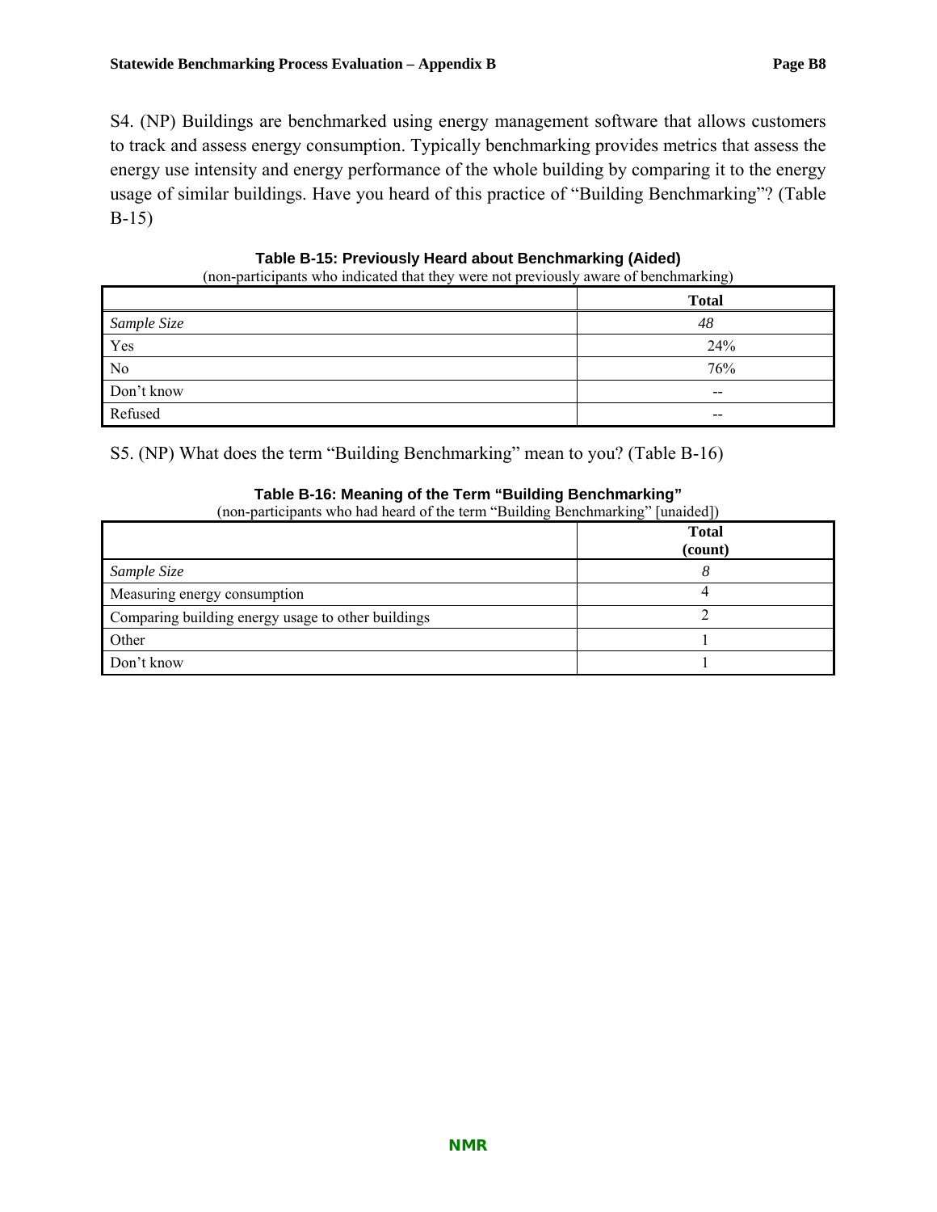S4. (NP) Buildings are benchmarked using energy management software that allows customers to track and assess energy consumption. Typically benchmarking provides metrics that assess the energy use intensity and energy performance of the whole building by comparing it to the energy usage of similar buildings. Have you heard of this practice of "Building Benchmarking"? (Table B-15)

**Table B-15: Previously Heard about Benchmarking (Aided)**

(non-participants who indicated that they were not previously aware of benchmarking)

| | Total |
|---|---|
| *Sample Size* | *48* |
| Yes | 24% |
| No | 76% |
| Don't know | -- |
| Refused | -- |

S5. (NP) What does the term "Building Benchmarking" mean to you? (Table B-16)

**Table B-16: Meaning of the Term "Building Benchmarking"**

(non-participants who had heard of the term "Building Benchmarking" [unaided])

| | Total (count) |
|---|---|
| *Sample Size* | *8* |
| Measuring energy consumption | 4 |
| Comparing building energy usage to other buildings | 2 |
| Other | 1 |
| Don't know | 1 |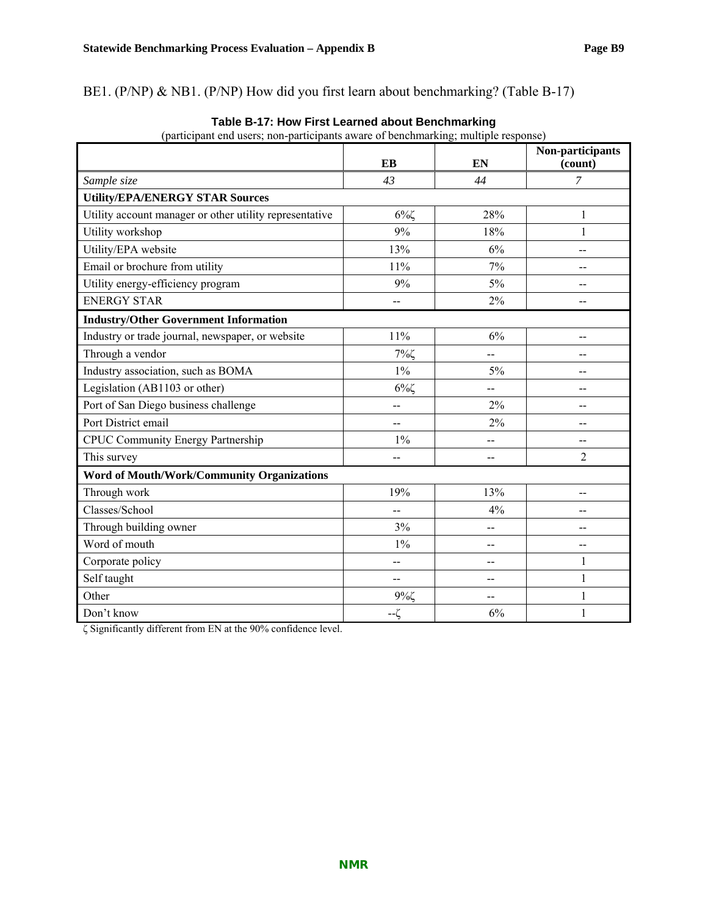BE1. (P/NP) & NB1. (P/NP) How did you first learn about benchmarking? (Table B-17)

**Table B-17: How First Learned about Benchmarking**

(participant end users; non-participants aware of benchmarking; multiple response)

| | EB | EN | Non-participants (count) |
|---|---|---|---|
| *Sample size* | *43* | *44* | *7* |
| **Utility/EPA/ENERGY STAR Sources** | | | |
| Utility account manager or other utility representative | 6%ζ | 28% | 1 |
| Utility workshop | 9% | 18% | 1 |
| Utility/EPA website | 13% | 6% | -- |
| Email or brochure from utility | 11% | 7% | -- |
| Utility energy-efficiency program | 9% | 5% | -- |
| ENERGY STAR | -- | 2% | -- |
| **Industry/Other Government Information** | | | |
| Industry or trade journal, newspaper, or website | 11% | 6% | -- |
| Through a vendor | 7%ζ | -- | -- |
| Industry association, such as BOMA | 1% | 5% | -- |
| Legislation (AB1103 or other) | 6%ζ | -- | -- |
| Port of San Diego business challenge | -- | 2% | -- |
| Port District email | -- | 2% | -- |
| CPUC Community Energy Partnership | 1% | -- | -- |
| This survey | -- | -- | 2 |
| **Word of Mouth/Work/Community Organizations** | | | |
| Through work | 19% | 13% | -- |
| Classes/School | -- | 4% | -- |
| Through building owner | 3% | -- | -- |
| Word of mouth | 1% | -- | -- |
| Corporate policy | -- | -- | 1 |
| Self taught | -- | -- | 1 |
| Other | 9%ζ | -- | 1 |
| Don't know | --ζ | 6% | 1 |

ζ Significantly different from EN at the 90% confidence level.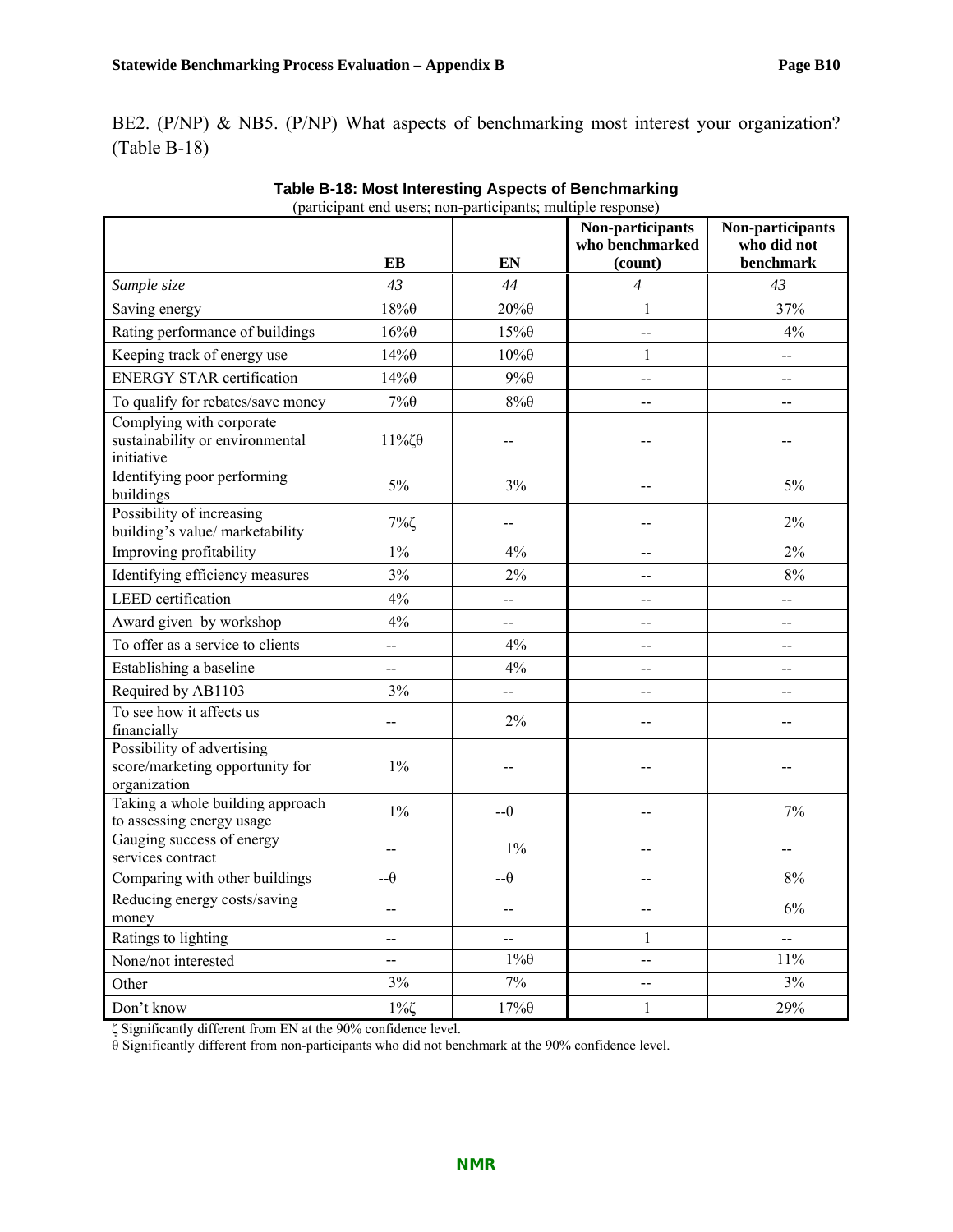BE2. (P/NP) & NB5. (P/NP) What aspects of benchmarking most interest your organization? (Table B-18)

**Table B-18: Most Interesting Aspects of Benchmarking**

(participant end users; non-participants; multiple response)

| | EB | EN | Non-participants who benchmarked (count) | Non-participants who did not benchmark |
|---|---|---|---|---|
| *Sample size* | *43* | *44* | *4* | *43* |
| Saving energy | 18%θ | 20%θ | 1 | 37% |
| Rating performance of buildings | 16%θ | 15%θ | -- | 4% |
| Keeping track of energy use | 14%θ | 10%θ | 1 | -- |
| ENERGY STAR certification | 14%θ | 9%θ | -- | -- |
| To qualify for rebates/save money | 7%θ | 8%θ | -- | -- |
| Complying with corporate sustainability or environmental initiative | 11%ζθ | -- | -- | -- |
| Identifying poor performing buildings | 5% | 3% | -- | 5% |
| Possibility of increasing building's value/ marketability | 7%ζ | -- | -- | 2% |
| Improving profitability | 1% | 4% | -- | 2% |
| Identifying efficiency measures | 3% | 2% | -- | 8% |
| LEED certification | 4% | -- | -- | -- |
| Award given by workshop | 4% | -- | -- | -- |
| To offer as a service to clients | -- | 4% | -- | -- |
| Establishing a baseline | -- | 4% | -- | -- |
| Required by AB1103 | 3% | -- | -- | -- |
| To see how it affects us financially | -- | 2% | -- | -- |
| Possibility of advertising score/marketing opportunity for organization | 1% | -- | -- | -- |
| Taking a whole building approach to assessing energy usage | 1% | --θ | -- | 7% |
| Gauging success of energy services contract | -- | 1% | -- | -- |
| Comparing with other buildings | --θ | --θ | -- | 8% |
| Reducing energy costs/saving money | -- | -- | -- | 6% |
| Ratings to lighting | -- | -- | 1 | -- |
| None/not interested | -- | 1%θ | -- | 11% |
| Other | 3% | 7% | -- | 3% |
| Don't know | 1%ζ | 17%θ | 1 | 29% |

ζ Significantly different from EN at the 90% confidence level.

θ Significantly different from non-participants who did not benchmark at the 90% confidence level.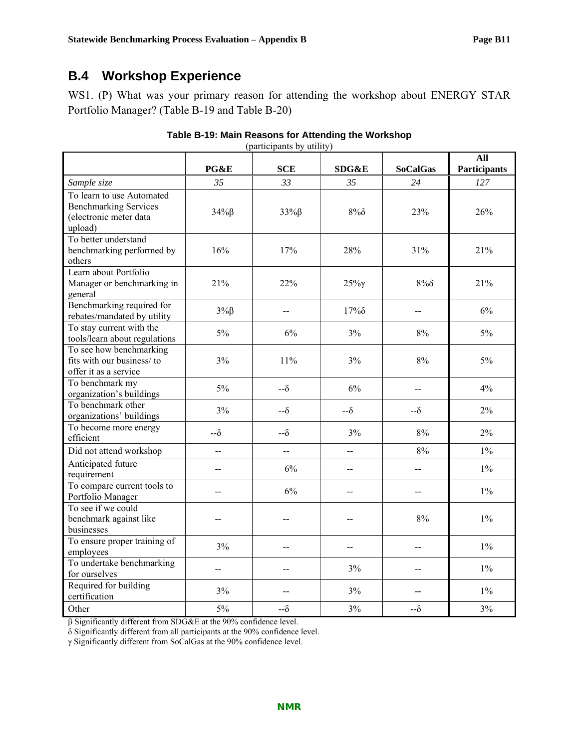## B.4 Workshop Experience

WS1. (P) What was your primary reason for attending the workshop about ENERGY STAR Portfolio Manager? (Table B-19 and Table B-20)

**Table B-19: Main Reasons for Attending the Workshop**
(participants by utility)

| | PG&E | SCE | SDG&E | SoCalGas | All Participants |
|---|---|---|---|---|---|
| *Sample size* | *35* | *33* | *35* | *24* | *127* |
| To learn to use Automated Benchmarking Services (electronic meter data upload) | 34%β | 33%β | 8%δ | 23% | 26% |
| To better understand benchmarking performed by others | 16% | 17% | 28% | 31% | 21% |
| Learn about Portfolio Manager or benchmarking in general | 21% | 22% | 25%γ | 8%δ | 21% |
| Benchmarking required for rebates/mandated by utility | 3%β | -- | 17%δ | -- | 6% |
| To stay current with the tools/learn about regulations | 5% | 6% | 3% | 8% | 5% |
| To see how benchmarking fits with our business/ to offer it as a service | 3% | 11% | 3% | 8% | 5% |
| To benchmark my organization's buildings | 5% | --δ | 6% | -- | 4% |
| To benchmark other organizations' buildings | 3% | --δ | --δ | --δ | 2% |
| To become more energy efficient | --δ | --δ | 3% | 8% | 2% |
| Did not attend workshop | -- | -- | -- | 8% | 1% |
| Anticipated future requirement | -- | 6% | -- | -- | 1% |
| To compare current tools to Portfolio Manager | -- | 6% | -- | -- | 1% |
| To see if we could benchmark against like businesses | -- | -- | -- | 8% | 1% |
| To ensure proper training of employees | 3% | -- | -- | -- | 1% |
| To undertake benchmarking for ourselves | -- | -- | 3% | -- | 1% |
| Required for building certification | 3% | -- | 3% | -- | 1% |
| Other | 5% | --δ | 3% | --δ | 3% |

β Significantly different from SDG&E at the 90% confidence level.
δ Significantly different from all participants at the 90% confidence level.
γ Significantly different from SoCalGas at the 90% confidence level.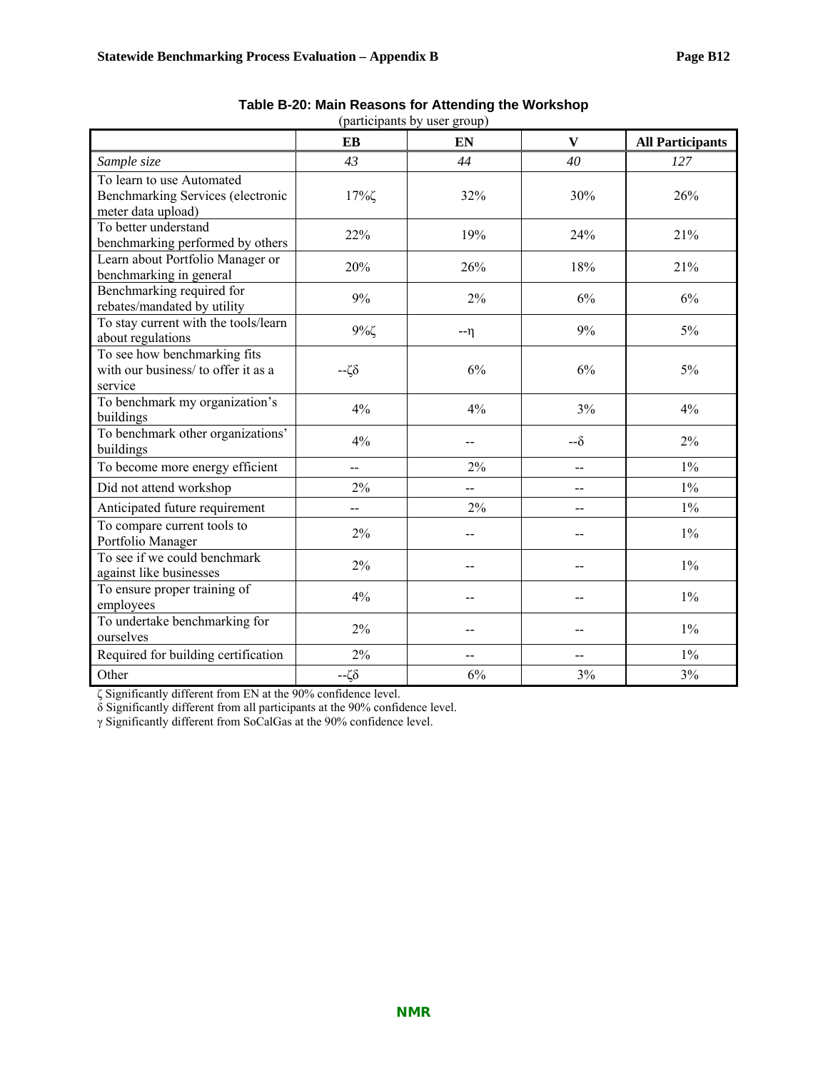**Table B-20: Main Reasons for Attending the Workshop**

(participants by user group)

| | EB | EN | V | All Participants |
|---|---|---|---|---|
| *Sample size* | *43* | *44* | *40* | *127* |
| To learn to use Automated Benchmarking Services (electronic meter data upload) | 17%ζ | 32% | 30% | 26% |
| To better understand benchmarking performed by others | 22% | 19% | 24% | 21% |
| Learn about Portfolio Manager or benchmarking in general | 20% | 26% | 18% | 21% |
| Benchmarking required for rebates/mandated by utility | 9% | 2% | 6% | 6% |
| To stay current with the tools/learn about regulations | 9%ζ | --η | 9% | 5% |
| To see how benchmarking fits with our business/ to offer it as a service | --ζδ | 6% | 6% | 5% |
| To benchmark my organization's buildings | 4% | 4% | 3% | 4% |
| To benchmark other organizations' buildings | 4% | -- | --δ | 2% |
| To become more energy efficient | -- | 2% | -- | 1% |
| Did not attend workshop | 2% | -- | -- | 1% |
| Anticipated future requirement | -- | 2% | -- | 1% |
| To compare current tools to Portfolio Manager | 2% | -- | -- | 1% |
| To see if we could benchmark against like businesses | 2% | -- | -- | 1% |
| To ensure proper training of employees | 4% | -- | -- | 1% |
| To undertake benchmarking for ourselves | 2% | -- | -- | 1% |
| Required for building certification | 2% | -- | -- | 1% |
| Other | --ζδ | 6% | 3% | 3% |

ζ Significantly different from EN at the 90% confidence level.
δ Significantly different from all participants at the 90% confidence level.
γ Significantly different from SoCalGas at the 90% confidence level.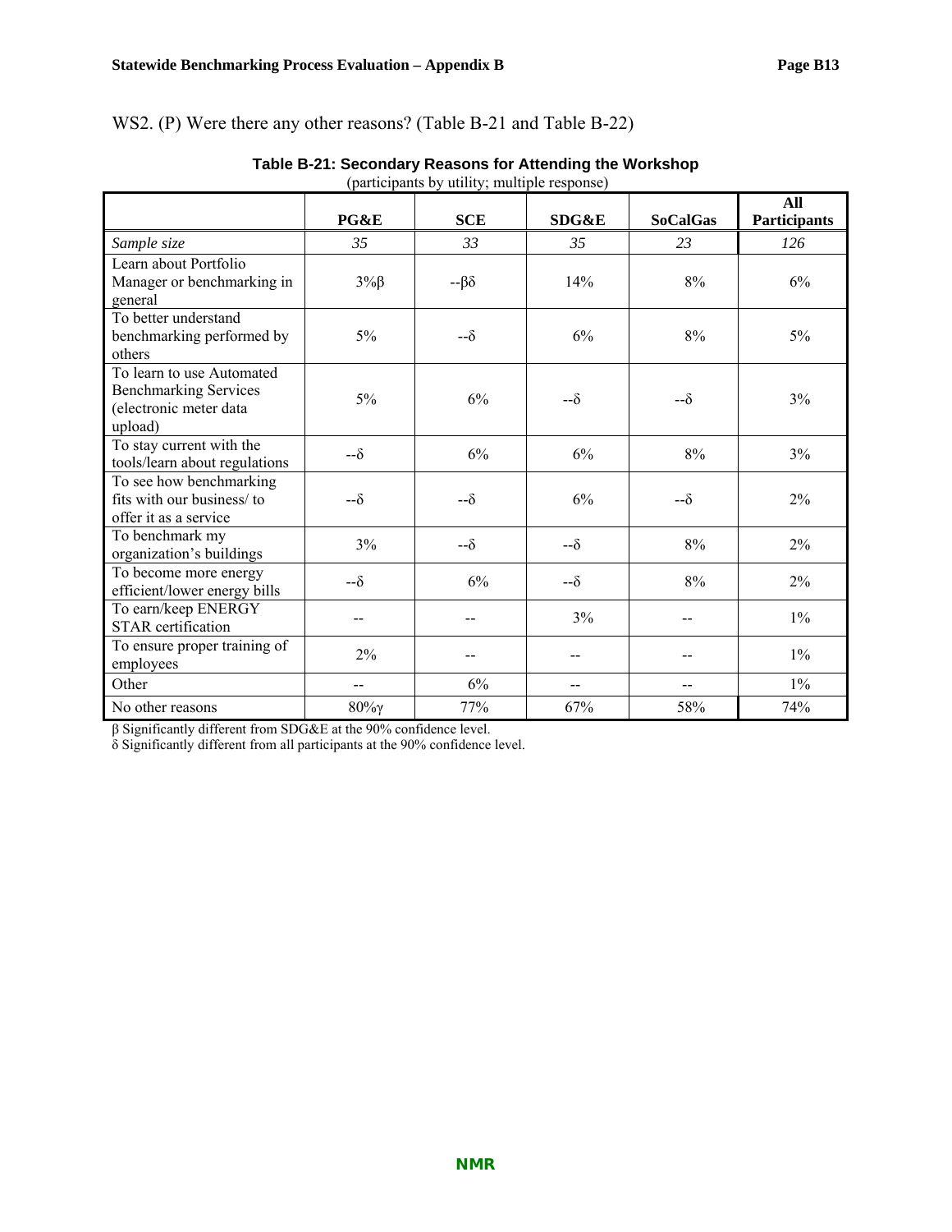WS2. (P) Were there any other reasons? (Table B-21 and Table B-22)

**Table B-21: Secondary Reasons for Attending the Workshop**
(participants by utility; multiple response)

| | PG&E | SCE | SDG&E | SoCalGas | All Participants |
|---|---|---|---|---|---|
| *Sample size* | *35* | *33* | *35* | *23* | *126* |
| Learn about Portfolio Manager or benchmarking in general | 3%β | --βδ | 14% | 8% | 6% |
| To better understand benchmarking performed by others | 5% | --δ | 6% | 8% | 5% |
| To learn to use Automated Benchmarking Services (electronic meter data upload) | 5% | 6% | --δ | --δ | 3% |
| To stay current with the tools/learn about regulations | --δ | 6% | 6% | 8% | 3% |
| To see how benchmarking fits with our business/ to offer it as a service | --δ | --δ | 6% | --δ | 2% |
| To benchmark my organization's buildings | 3% | --δ | --δ | 8% | 2% |
| To become more energy efficient/lower energy bills | --δ | 6% | --δ | 8% | 2% |
| To earn/keep ENERGY STAR certification | -- | -- | 3% | -- | 1% |
| To ensure proper training of employees | 2% | -- | -- | -- | 1% |
| Other | -- | 6% | -- | -- | 1% |
| No other reasons | 80%γ | 77% | 67% | 58% | 74% |

β Significantly different from SDG&E at the 90% confidence level.
δ Significantly different from all participants at the 90% confidence level.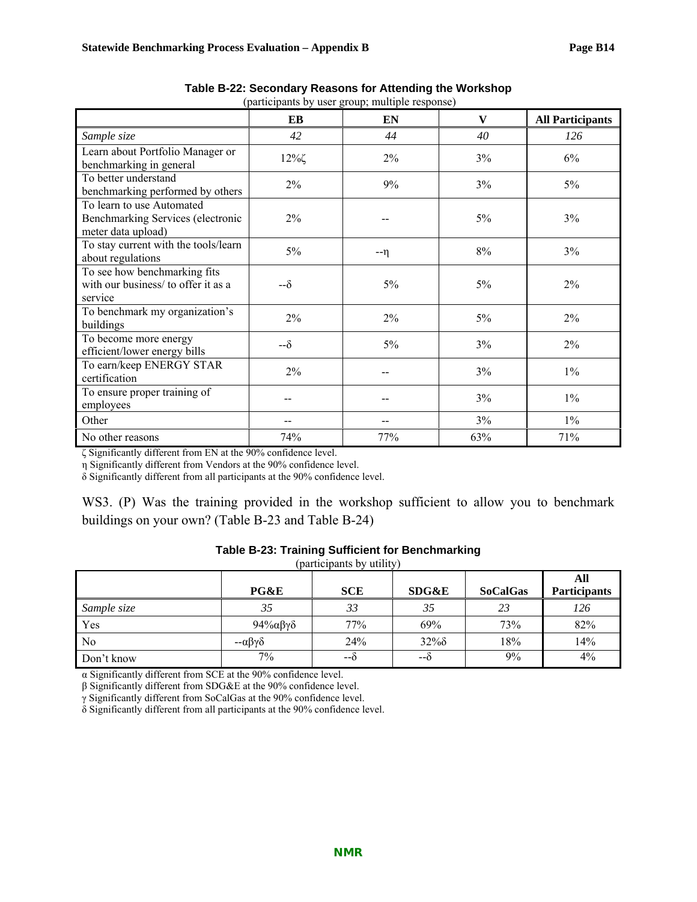**Table B-22: Secondary Reasons for Attending the Workshop**

(participants by user group; multiple response)

| | EB | EN | V | All Participants |
|---|---|---|---|---|
| *Sample size* | *42* | *44* | *40* | *126* |
| Learn about Portfolio Manager or benchmarking in general | 12%ζ | 2% | 3% | 6% |
| To better understand benchmarking performed by others | 2% | 9% | 3% | 5% |
| To learn to use Automated Benchmarking Services (electronic meter data upload) | 2% | -- | 5% | 3% |
| To stay current with the tools/learn about regulations | 5% | --η | 8% | 3% |
| To see how benchmarking fits with our business/ to offer it as a service | --δ | 5% | 5% | 2% |
| To benchmark my organization's buildings | 2% | 2% | 5% | 2% |
| To become more energy efficient/lower energy bills | --δ | 5% | 3% | 2% |
| To earn/keep ENERGY STAR certification | 2% | -- | 3% | 1% |
| To ensure proper training of employees | -- | -- | 3% | 1% |
| Other | -- | -- | 3% | 1% |
| No other reasons | 74% | 77% | 63% | 71% |

ζ Significantly different from EN at the 90% confidence level.
η Significantly different from Vendors at the 90% confidence level.
δ Significantly different from all participants at the 90% confidence level.

WS3. (P) Was the training provided in the workshop sufficient to allow you to benchmark buildings on your own? (Table B-23 and Table B-24)

**Table B-23: Training Sufficient for Benchmarking**

(participants by utility)

| | PG&E | SCE | SDG&E | SoCalGas | All Participants |
|---|---|---|---|---|---|
| *Sample size* | *35* | *33* | *35* | *23* | *126* |
| Yes | 94%αβγδ | 77% | 69% | 73% | 82% |
| No | --αβγδ | 24% | 32%δ | 18% | 14% |
| Don't know | 7% | --δ | --δ | 9% | 4% |

α Significantly different from SCE at the 90% confidence level.
β Significantly different from SDG&E at the 90% confidence level.
γ Significantly different from SoCalGas at the 90% confidence level.
δ Significantly different from all participants at the 90% confidence level.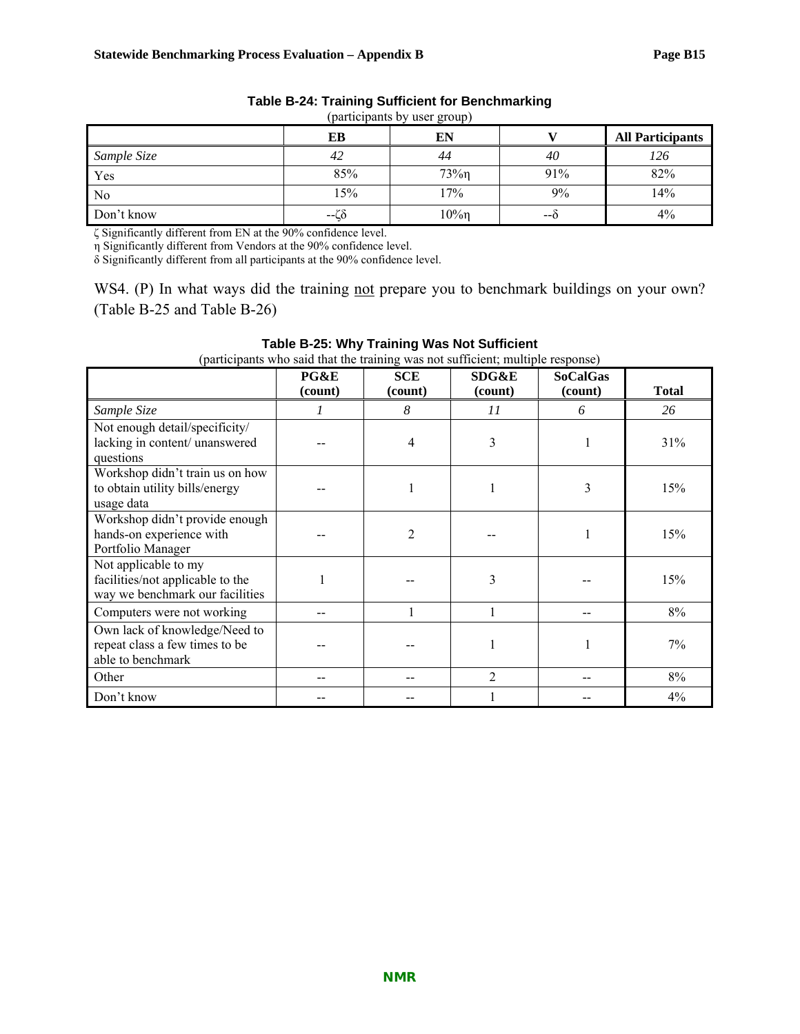**Table B-24: Training Sufficient for Benchmarking**

(participants by user group)

| | EB | EN | V | All Participants |
|---|---|---|---|---|
| *Sample Size* | *42* | *44* | *40* | *126* |
| Yes | 85% | 73%η | 91% | 82% |
| No | 15% | 17% | 9% | 14% |
| Don't know | --ζδ | 10%η | --δ | 4% |

ζ Significantly different from EN at the 90% confidence level.
η Significantly different from Vendors at the 90% confidence level.
δ Significantly different from all participants at the 90% confidence level.

WS4. (P) In what ways did the training not prepare you to benchmark buildings on your own? (Table B-25 and Table B-26)

**Table B-25: Why Training Was Not Sufficient**

(participants who said that the training was not sufficient; multiple response)

| | PG&E (count) | SCE (count) | SDG&E (count) | SoCalGas (count) | Total |
|---|---|---|---|---|---|
| *Sample Size* | *1* | *8* | *11* | *6* | *26* |
| Not enough detail/specificity/ lacking in content/ unanswered questions | -- | 4 | 3 | 1 | 31% |
| Workshop didn't train us on how to obtain utility bills/energy usage data | -- | 1 | 1 | 3 | 15% |
| Workshop didn't provide enough hands-on experience with Portfolio Manager | -- | 2 | -- | 1 | 15% |
| Not applicable to my facilities/not applicable to the way we benchmark our facilities | 1 | -- | 3 | -- | 15% |
| Computers were not working | -- | 1 | 1 | -- | 8% |
| Own lack of knowledge/Need to repeat class a few times to be able to benchmark | -- | -- | 1 | 1 | 7% |
| Other | -- | -- | 2 | -- | 8% |
| Don't know | -- | -- | 1 | -- | 4% |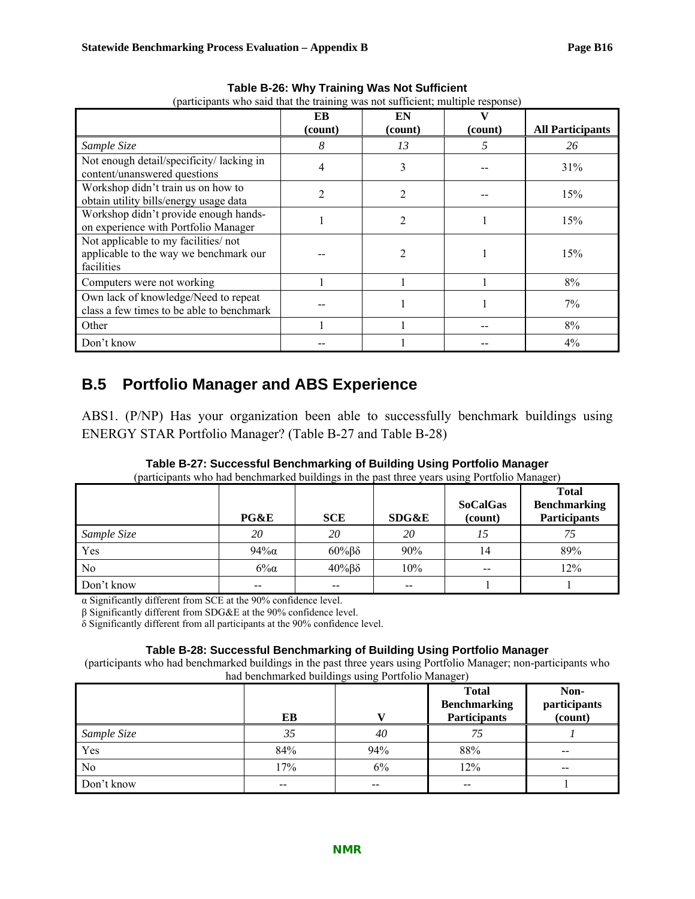**Table B-26: Why Training Was Not Sufficient**

(participants who said that the training was not sufficient; multiple response)

| | EB (count) | EN (count) | V (count) | All Participants |
|---|---|---|---|---|
| *Sample Size* | *8* | *13* | *5* | *26* |
| Not enough detail/specificity/ lacking in content/unanswered questions | 4 | 3 | -- | 31% |
| Workshop didn't train us on how to obtain utility bills/energy usage data | 2 | 2 | -- | 15% |
| Workshop didn't provide enough hands-on experience with Portfolio Manager | 1 | 2 | 1 | 15% |
| Not applicable to my facilities/ not applicable to the way we benchmark our facilities | -- | 2 | 1 | 15% |
| Computers were not working | 1 | 1 | 1 | 8% |
| Own lack of knowledge/Need to repeat class a few times to be able to benchmark | -- | 1 | 1 | 7% |
| Other | 1 | 1 | -- | 8% |
| Don't know | -- | 1 | -- | 4% |

## B.5 Portfolio Manager and ABS Experience

ABS1. (P/NP) Has your organization been able to successfully benchmark buildings using ENERGY STAR Portfolio Manager? (Table B-27 and Table B-28)

**Table B-27: Successful Benchmarking of Building Using Portfolio Manager**

(participants who had benchmarked buildings in the past three years using Portfolio Manager)

| | PG&E | SCE | SDG&E | SoCalGas (count) | Total Benchmarking Participants |
|---|---|---|---|---|---|
| *Sample Size* | *20* | *20* | *20* | *15* | *75* |
| Yes | 94%α | 60%βδ | 90% | 14 | 89% |
| No | 6%α | 40%βδ | 10% | -- | 12% |
| Don't know | -- | -- | -- | 1 | 1 |

α Significantly different from SCE at the 90% confidence level.

β Significantly different from SDG&E at the 90% confidence level.

δ Significantly different from all participants at the 90% confidence level.

**Table B-28: Successful Benchmarking of Building Using Portfolio Manager**

(participants who had benchmarked buildings in the past three years using Portfolio Manager; non-participants who had benchmarked buildings using Portfolio Manager)

| | EB | V | Total Benchmarking Participants | Non-participants (count) |
|---|---|---|---|---|
| *Sample Size* | *35* | *40* | *75* | *1* |
| Yes | 84% | 94% | 88% | -- |
| No | 17% | 6% | 12% | -- |
| Don't know | -- | -- | -- | 1 |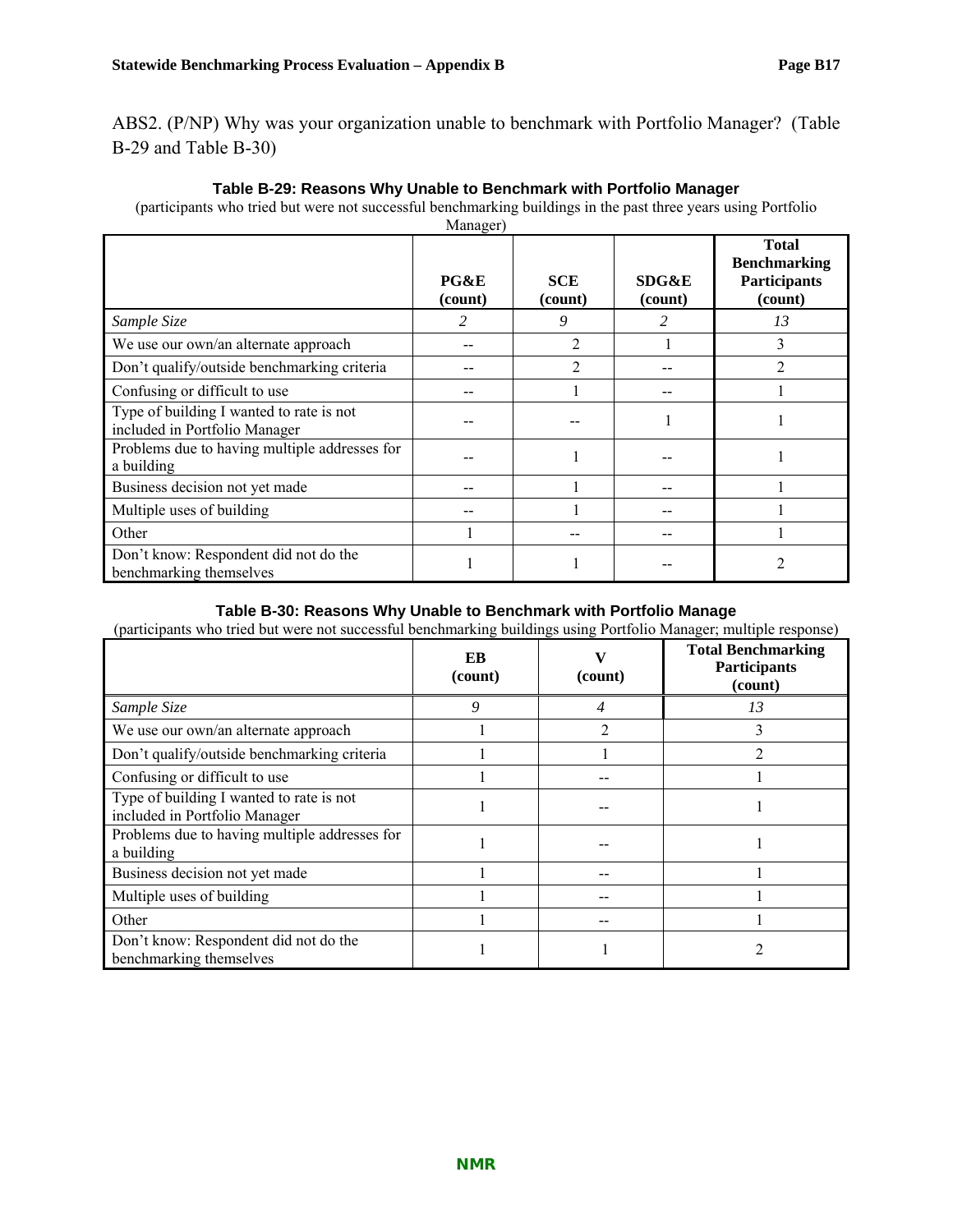ABS2. (P/NP) Why was your organization unable to benchmark with Portfolio Manager? (Table B-29 and Table B-30)

**Table B-29: Reasons Why Unable to Benchmark with Portfolio Manager**

(participants who tried but were not successful benchmarking buildings in the past three years using Portfolio Manager)

| | PG&E (count) | SCE (count) | SDG&E (count) | Total Benchmarking Participants (count) |
|---|---|---|---|---|
| *Sample Size* | *2* | *9* | *2* | *13* |
| We use our own/an alternate approach | -- | 2 | 1 | 3 |
| Don't qualify/outside benchmarking criteria | -- | 2 | -- | 2 |
| Confusing or difficult to use | -- | 1 | -- | 1 |
| Type of building I wanted to rate is not included in Portfolio Manager | -- | -- | 1 | 1 |
| Problems due to having multiple addresses for a building | -- | 1 | -- | 1 |
| Business decision not yet made | -- | 1 | -- | 1 |
| Multiple uses of building | -- | 1 | -- | 1 |
| Other | 1 | -- | -- | 1 |
| Don't know: Respondent did not do the benchmarking themselves | 1 | 1 | -- | 2 |

**Table B-30: Reasons Why Unable to Benchmark with Portfolio Manage**

(participants who tried but were not successful benchmarking buildings using Portfolio Manager; multiple response)

| | EB (count) | V (count) | Total Benchmarking Participants (count) |
|---|---|---|---|
| *Sample Size* | *9* | *4* | *13* |
| We use our own/an alternate approach | 1 | 2 | 3 |
| Don't qualify/outside benchmarking criteria | 1 | 1 | 2 |
| Confusing or difficult to use | 1 | -- | 1 |
| Type of building I wanted to rate is not included in Portfolio Manager | 1 | -- | 1 |
| Problems due to having multiple addresses for a building | 1 | -- | 1 |
| Business decision not yet made | 1 | -- | 1 |
| Multiple uses of building | 1 | -- | 1 |
| Other | 1 | -- | 1 |
| Don't know: Respondent did not do the benchmarking themselves | 1 | 1 | 2 |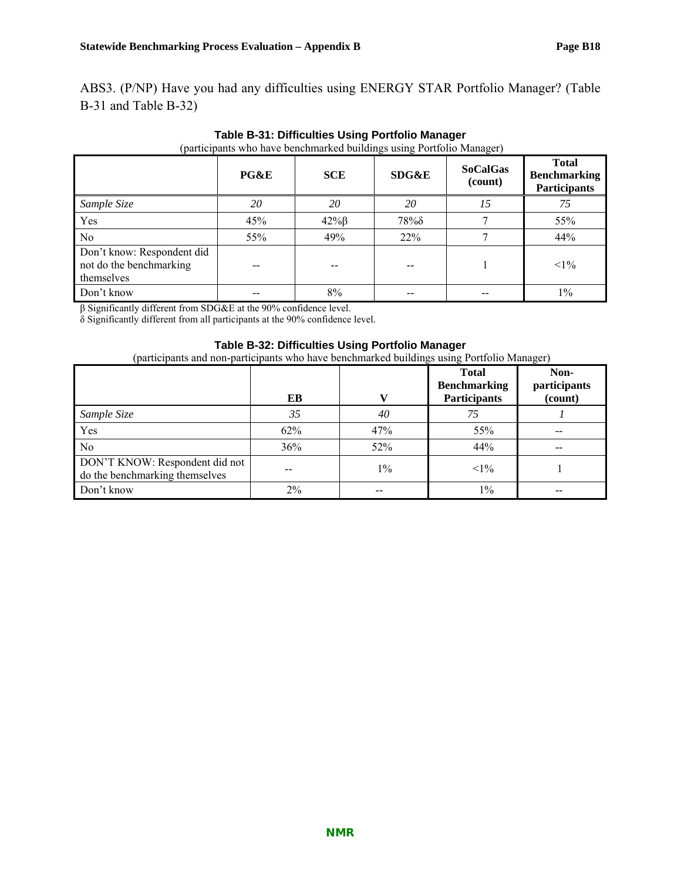ABS3. (P/NP) Have you had any difficulties using ENERGY STAR Portfolio Manager? (Table B-31 and Table B-32)

**Table B-31: Difficulties Using Portfolio Manager**

(participants who have benchmarked buildings using Portfolio Manager)

| | PG&E | SCE | SDG&E | SoCalGas (count) | Total Benchmarking Participants |
|---|---|---|---|---|---|
| *Sample Size* | *20* | *20* | *20* | *15* | *75* |
| Yes | 45% | 42%β | 78%δ | 7 | 55% |
| No | 55% | 49% | 22% | 7 | 44% |
| Don't know: Respondent did not do the benchmarking themselves | -- | -- | -- | 1 | <1% |
| Don't know | -- | 8% | -- | -- | 1% |

β Significantly different from SDG&E at the 90% confidence level.
δ Significantly different from all participants at the 90% confidence level.

**Table B-32: Difficulties Using Portfolio Manager**

(participants and non-participants who have benchmarked buildings using Portfolio Manager)

| | EB | V | Total Benchmarking Participants | Non-participants (count) |
|---|---|---|---|---|
| *Sample Size* | *35* | *40* | *75* | *1* |
| Yes | 62% | 47% | 55% | -- |
| No | 36% | 52% | 44% | -- |
| DON'T KNOW: Respondent did not do the benchmarking themselves | -- | 1% | <1% | 1 |
| Don't know | 2% | -- | 1% | -- |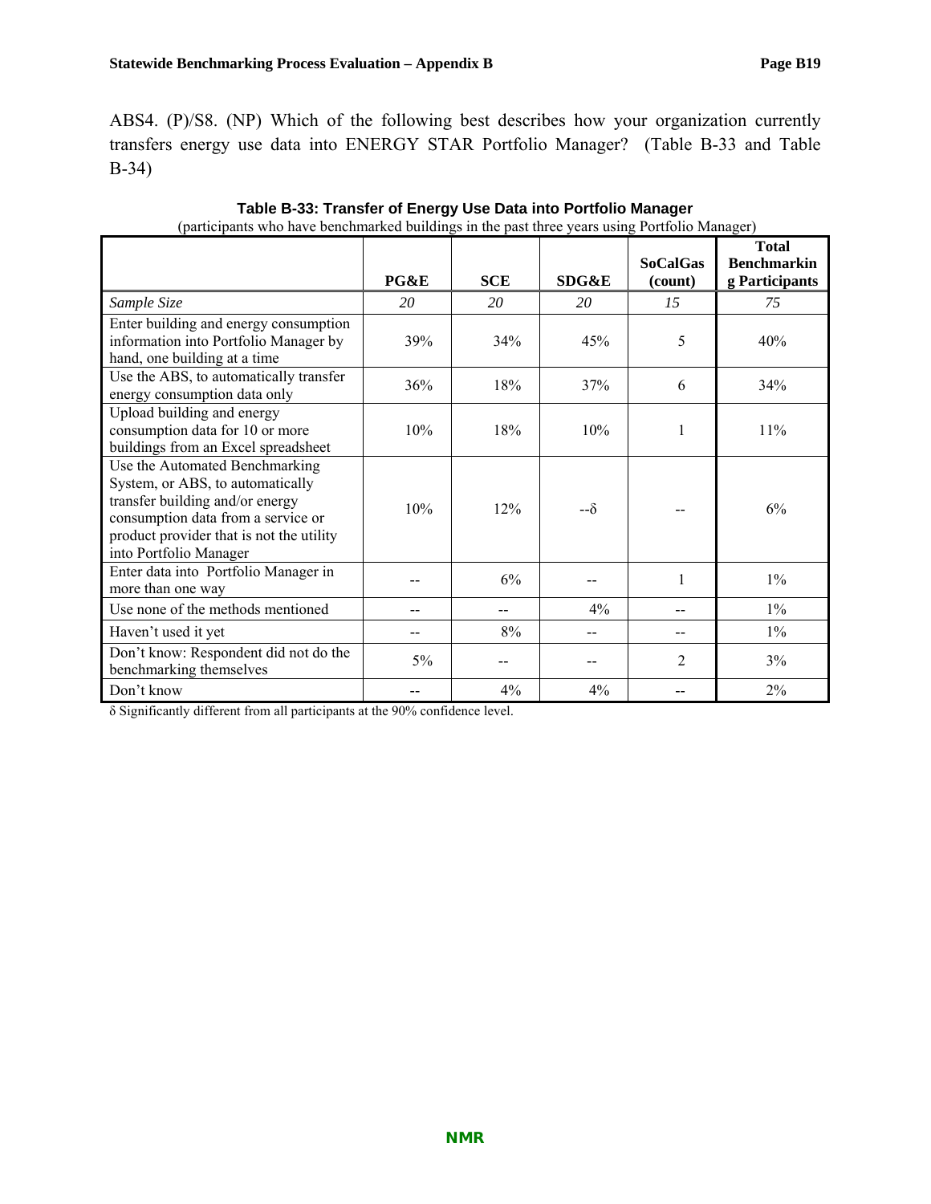ABS4. (P)/S8. (NP) Which of the following best describes how your organization currently transfers energy use data into ENERGY STAR Portfolio Manager? (Table B-33 and Table B-34)

**Table B-33: Transfer of Energy Use Data into Portfolio Manager**
(participants who have benchmarked buildings in the past three years using Portfolio Manager)

| | PG&E | SCE | SDG&E | SoCalGas (count) | Total Benchmarking Participants |
|---|---|---|---|---|---|
| *Sample Size* | *20* | *20* | *20* | *15* | *75* |
| Enter building and energy consumption information into Portfolio Manager by hand, one building at a time | 39% | 34% | 45% | 5 | 40% |
| Use the ABS, to automatically transfer energy consumption data only | 36% | 18% | 37% | 6 | 34% |
| Upload building and energy consumption data for 10 or more buildings from an Excel spreadsheet | 10% | 18% | 10% | 1 | 11% |
| Use the Automated Benchmarking System, or ABS, to automatically transfer building and/or energy consumption data from a service or product provider that is not the utility into Portfolio Manager | 10% | 12% | --δ | -- | 6% |
| Enter data into Portfolio Manager in more than one way | -- | 6% | -- | 1 | 1% |
| Use none of the methods mentioned | -- | -- | 4% | -- | 1% |
| Haven't used it yet | -- | 8% | -- | -- | 1% |
| Don't know: Respondent did not do the benchmarking themselves | 5% | -- | -- | 2 | 3% |
| Don't know | -- | 4% | 4% | -- | 2% |

δ Significantly different from all participants at the 90% confidence level.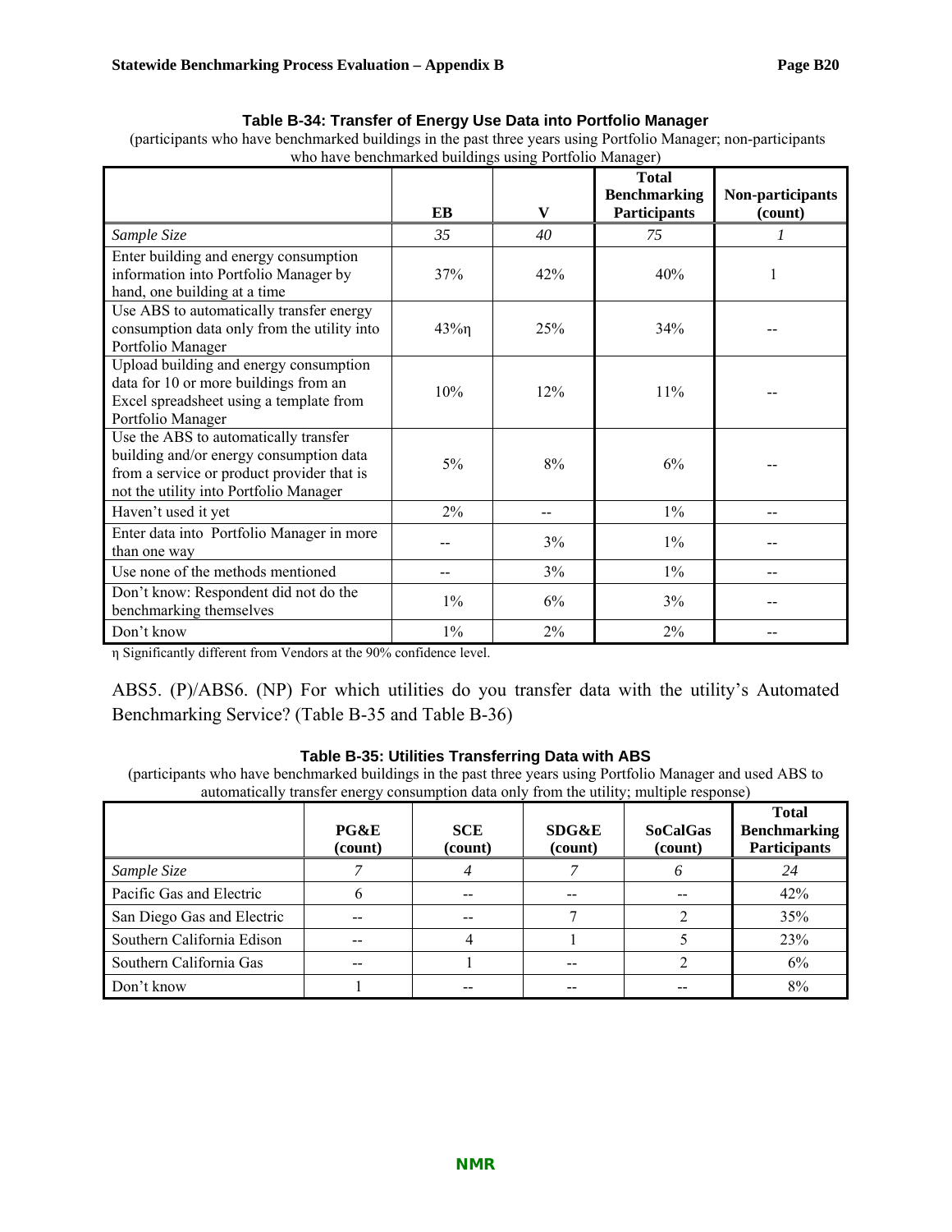**Table B-34: Transfer of Energy Use Data into Portfolio Manager**

(participants who have benchmarked buildings in the past three years using Portfolio Manager; non-participants who have benchmarked buildings using Portfolio Manager)

| | EB | V | Total Benchmarking Participants | Non-participants (count) |
|---|---|---|---|---|
| *Sample Size* | *35* | *40* | *75* | *1* |
| Enter building and energy consumption information into Portfolio Manager by hand, one building at a time | 37% | 42% | 40% | 1 |
| Use ABS to automatically transfer energy consumption data only from the utility into Portfolio Manager | 43%η | 25% | 34% | -- |
| Upload building and energy consumption data for 10 or more buildings from an Excel spreadsheet using a template from Portfolio Manager | 10% | 12% | 11% | -- |
| Use the ABS to automatically transfer building and/or energy consumption data from a service or product provider that is not the utility into Portfolio Manager | 5% | 8% | 6% | -- |
| Haven't used it yet | 2% | -- | 1% | -- |
| Enter data into Portfolio Manager in more than one way | -- | 3% | 1% | -- |
| Use none of the methods mentioned | -- | 3% | 1% | -- |
| Don't know: Respondent did not do the benchmarking themselves | 1% | 6% | 3% | -- |
| Don't know | 1% | 2% | 2% | -- |

η Significantly different from Vendors at the 90% confidence level.

ABS5. (P)/ABS6. (NP) For which utilities do you transfer data with the utility's Automated Benchmarking Service? (Table B-35 and Table B-36)

**Table B-35: Utilities Transferring Data with ABS**

(participants who have benchmarked buildings in the past three years using Portfolio Manager and used ABS to automatically transfer energy consumption data only from the utility; multiple response)

| | PG&E (count) | SCE (count) | SDG&E (count) | SoCalGas (count) | Total Benchmarking Participants |
|---|---|---|---|---|---|
| *Sample Size* | *7* | *4* | *7* | *6* | *24* |
| Pacific Gas and Electric | 6 | -- | -- | -- | 42% |
| San Diego Gas and Electric | -- | -- | 7 | 2 | 35% |
| Southern California Edison | -- | 4 | 1 | 5 | 23% |
| Southern California Gas | -- | 1 | -- | 2 | 6% |
| Don't know | 1 | -- | -- | -- | 8% |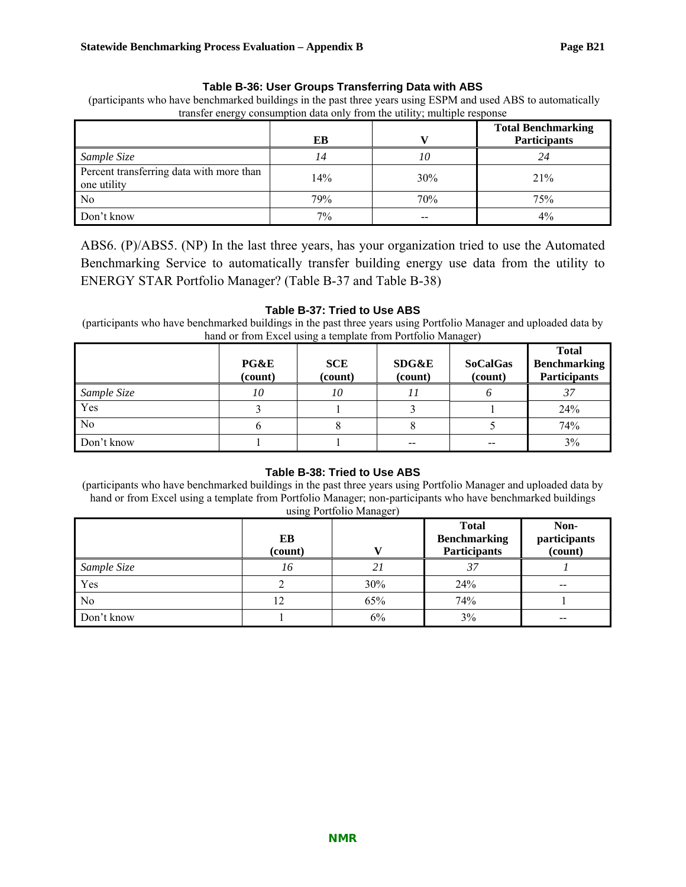**Table B-36: User Groups Transferring Data with ABS**

(participants who have benchmarked buildings in the past three years using ESPM and used ABS to automatically transfer energy consumption data only from the utility; multiple response

| | EB | V | Total Benchmarking Participants |
|---|---|---|---|
| *Sample Size* | *14* | *10* | *24* |
| Percent transferring data with more than one utility | 14% | 30% | 21% |
| No | 79% | 70% | 75% |
| Don't know | 7% | -- | 4% |

ABS6. (P)/ABS5. (NP) In the last three years, has your organization tried to use the Automated Benchmarking Service to automatically transfer building energy use data from the utility to ENERGY STAR Portfolio Manager? (Table B-37 and Table B-38)

**Table B-37: Tried to Use ABS**

(participants who have benchmarked buildings in the past three years using Portfolio Manager and uploaded data by hand or from Excel using a template from Portfolio Manager)

| | PG&E (count) | SCE (count) | SDG&E (count) | SoCalGas (count) | Total Benchmarking Participants |
|---|---|---|---|---|---|
| *Sample Size* | *10* | *10* | *11* | *6* | *37* |
| Yes | 3 | 1 | 3 | 1 | 24% |
| No | 6 | 8 | 8 | 5 | 74% |
| Don't know | 1 | 1 | -- | -- | 3% |

**Table B-38: Tried to Use ABS**

(participants who have benchmarked buildings in the past three years using Portfolio Manager and uploaded data by hand or from Excel using a template from Portfolio Manager; non-participants who have benchmarked buildings using Portfolio Manager)

| | EB (count) | V | Total Benchmarking Participants | Non-participants (count) |
|---|---|---|---|---|
| *Sample Size* | *16* | *21* | *37* | *1* |
| Yes | 2 | 30% | 24% | -- |
| No | 12 | 65% | 74% | 1 |
| Don't know | 1 | 6% | 3% | -- |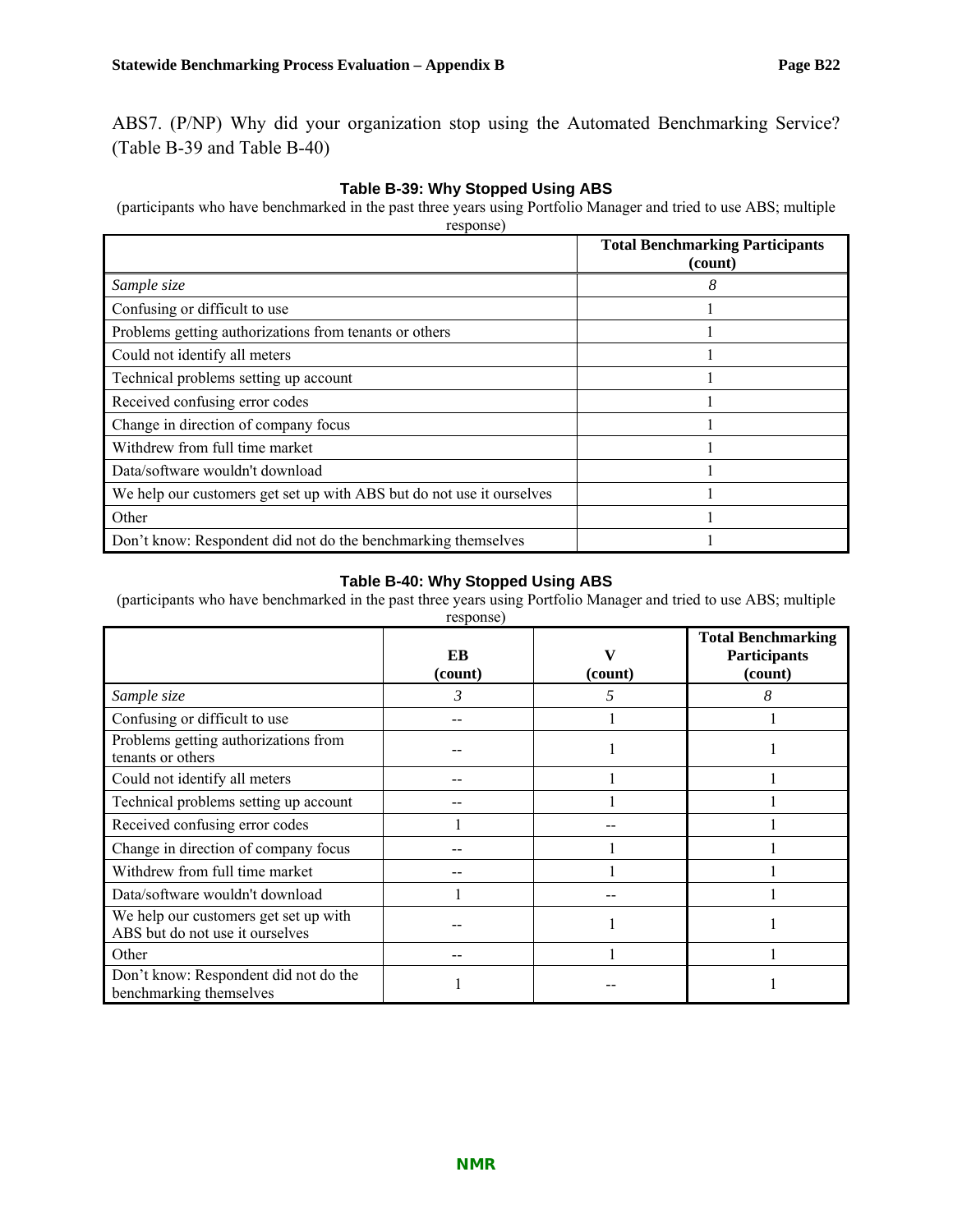ABS7. (P/NP) Why did your organization stop using the Automated Benchmarking Service? (Table B-39 and Table B-40)

**Table B-39: Why Stopped Using ABS**

(participants who have benchmarked in the past three years using Portfolio Manager and tried to use ABS; multiple response)

| | Total Benchmarking Participants (count) |
|---|---|
| *Sample size* | *8* |
| Confusing or difficult to use | 1 |
| Problems getting authorizations from tenants or others | 1 |
| Could not identify all meters | 1 |
| Technical problems setting up account | 1 |
| Received confusing error codes | 1 |
| Change in direction of company focus | 1 |
| Withdrew from full time market | 1 |
| Data/software wouldn't download | 1 |
| We help our customers get set up with ABS but do not use it ourselves | 1 |
| Other | 1 |
| Don't know: Respondent did not do the benchmarking themselves | 1 |

**Table B-40: Why Stopped Using ABS**

(participants who have benchmarked in the past three years using Portfolio Manager and tried to use ABS; multiple response)

| | EB (count) | V (count) | Total Benchmarking Participants (count) |
|---|---|---|---|
| *Sample size* | *3* | *5* | *8* |
| Confusing or difficult to use | -- | 1 | 1 |
| Problems getting authorizations from tenants or others | -- | 1 | 1 |
| Could not identify all meters | -- | 1 | 1 |
| Technical problems setting up account | -- | 1 | 1 |
| Received confusing error codes | 1 | -- | 1 |
| Change in direction of company focus | -- | 1 | 1 |
| Withdrew from full time market | -- | 1 | 1 |
| Data/software wouldn't download | 1 | -- | 1 |
| We help our customers get set up with ABS but do not use it ourselves | -- | 1 | 1 |
| Other | -- | 1 | 1 |
| Don't know: Respondent did not do the benchmarking themselves | 1 | -- | 1 |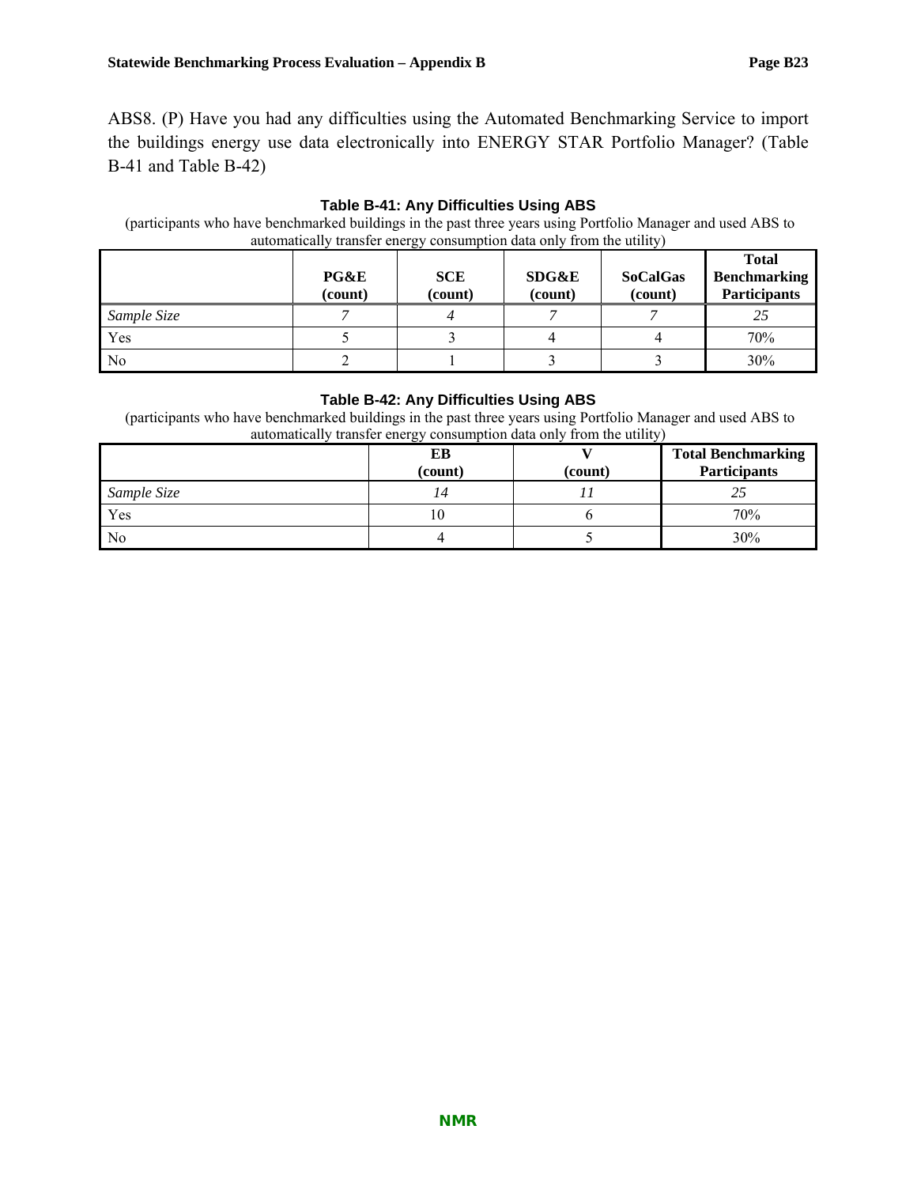ABS8. (P) Have you had any difficulties using the Automated Benchmarking Service to import the buildings energy use data electronically into ENERGY STAR Portfolio Manager? (Table B-41 and Table B-42)

**Table B-41: Any Difficulties Using ABS**

(participants who have benchmarked buildings in the past three years using Portfolio Manager and used ABS to automatically transfer energy consumption data only from the utility)

| | PG&E (count) | SCE (count) | SDG&E (count) | SoCalGas (count) | Total Benchmarking Participants |
|---|---|---|---|---|---|
| *Sample Size* | *7* | *4* | *7* | *7* | *25* |
| Yes | 5 | 3 | 4 | 4 | 70% |
| No | 2 | 1 | 3 | 3 | 30% |

**Table B-42: Any Difficulties Using ABS**

(participants who have benchmarked buildings in the past three years using Portfolio Manager and used ABS to automatically transfer energy consumption data only from the utility)

| | EB (count) | V (count) | Total Benchmarking Participants |
|---|---|---|---|
| *Sample Size* | *14* | *11* | *25* |
| Yes | 10 | 6 | 70% |
| No | 4 | 5 | 30% |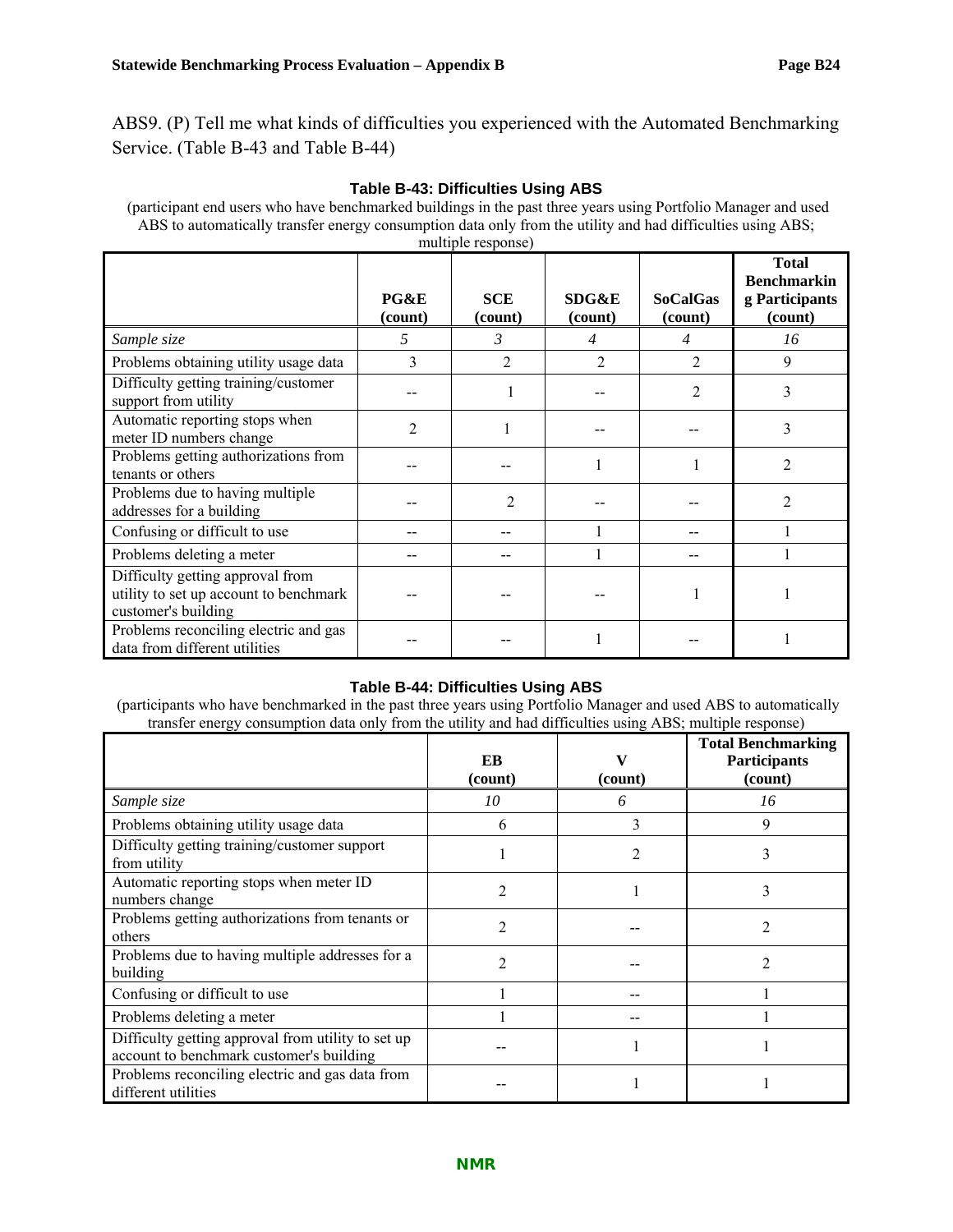ABS9. (P) Tell me what kinds of difficulties you experienced with the Automated Benchmarking Service. (Table B-43 and Table B-44)

**Table B-43: Difficulties Using ABS**

(participant end users who have benchmarked buildings in the past three years using Portfolio Manager and used ABS to automatically transfer energy consumption data only from the utility and had difficulties using ABS; multiple response)

| | PG&E (count) | SCE (count) | SDG&E (count) | SoCalGas (count) | Total Benchmarking Participants (count) |
|---|---|---|---|---|---|
| *Sample size* | *5* | *3* | *4* | *4* | *16* |
| Problems obtaining utility usage data | 3 | 2 | 2 | 2 | 9 |
| Difficulty getting training/customer support from utility | -- | 1 | -- | 2 | 3 |
| Automatic reporting stops when meter ID numbers change | 2 | 1 | -- | -- | 3 |
| Problems getting authorizations from tenants or others | -- | -- | 1 | 1 | 2 |
| Problems due to having multiple addresses for a building | -- | 2 | -- | -- | 2 |
| Confusing or difficult to use | -- | -- | 1 | -- | 1 |
| Problems deleting a meter | -- | -- | 1 | -- | 1 |
| Difficulty getting approval from utility to set up account to benchmark customer's building | -- | -- | -- | 1 | 1 |
| Problems reconciling electric and gas data from different utilities | -- | -- | 1 | -- | 1 |

**Table B-44: Difficulties Using ABS**

(participants who have benchmarked in the past three years using Portfolio Manager and used ABS to automatically transfer energy consumption data only from the utility and had difficulties using ABS; multiple response)

| | EB (count) | V (count) | Total Benchmarking Participants (count) |
|---|---|---|---|
| *Sample size* | *10* | *6* | *16* |
| Problems obtaining utility usage data | 6 | 3 | 9 |
| Difficulty getting training/customer support from utility | 1 | 2 | 3 |
| Automatic reporting stops when meter ID numbers change | 2 | 1 | 3 |
| Problems getting authorizations from tenants or others | 2 | -- | 2 |
| Problems due to having multiple addresses for a building | 2 | -- | 2 |
| Confusing or difficult to use | 1 | -- | 1 |
| Problems deleting a meter | 1 | -- | 1 |
| Difficulty getting approval from utility to set up account to benchmark customer's building | -- | 1 | 1 |
| Problems reconciling electric and gas data from different utilities | -- | 1 | 1 |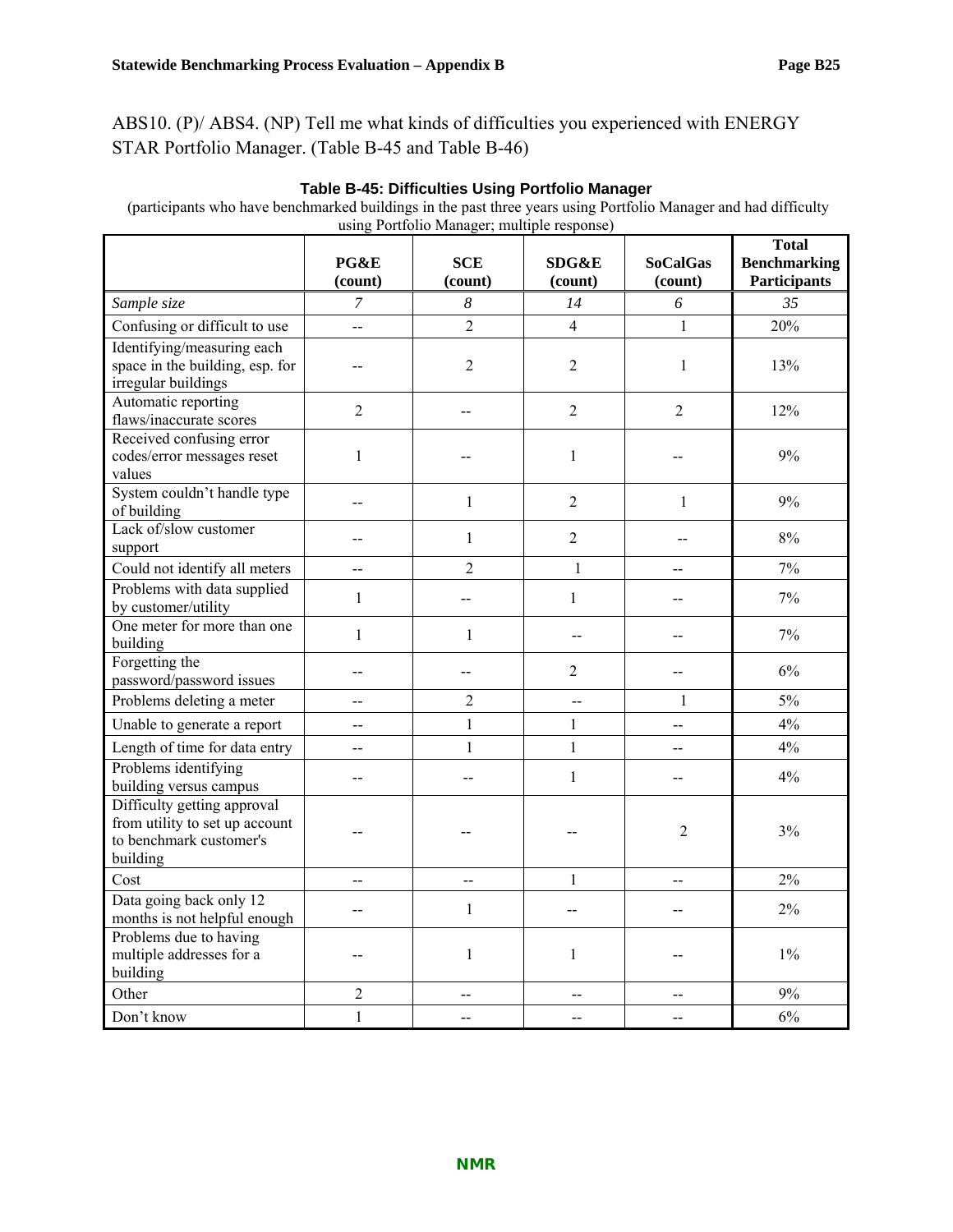ABS10. (P)/ ABS4. (NP) Tell me what kinds of difficulties you experienced with ENERGY STAR Portfolio Manager. (Table B-45 and Table B-46)

**Table B-45: Difficulties Using Portfolio Manager**

(participants who have benchmarked buildings in the past three years using Portfolio Manager and had difficulty using Portfolio Manager; multiple response)

| | PG&E (count) | SCE (count) | SDG&E (count) | SoCalGas (count) | Total Benchmarking Participants |
|---|---|---|---|---|---|
| *Sample size* | *7* | *8* | *14* | *6* | *35* |
| Confusing or difficult to use | -- | 2 | 4 | 1 | 20% |
| Identifying/measuring each space in the building, esp. for irregular buildings | -- | 2 | 2 | 1 | 13% |
| Automatic reporting flaws/inaccurate scores | 2 | -- | 2 | 2 | 12% |
| Received confusing error codes/error messages reset values | 1 | -- | 1 | -- | 9% |
| System couldn't handle type of building | -- | 1 | 2 | 1 | 9% |
| Lack of/slow customer support | -- | 1 | 2 | -- | 8% |
| Could not identify all meters | -- | 2 | 1 | -- | 7% |
| Problems with data supplied by customer/utility | 1 | -- | 1 | -- | 7% |
| One meter for more than one building | 1 | 1 | -- | -- | 7% |
| Forgetting the password/password issues | -- | -- | 2 | -- | 6% |
| Problems deleting a meter | -- | 2 | -- | 1 | 5% |
| Unable to generate a report | -- | 1 | 1 | -- | 4% |
| Length of time for data entry | -- | 1 | 1 | -- | 4% |
| Problems identifying building versus campus | -- | -- | 1 | -- | 4% |
| Difficulty getting approval from utility to set up account to benchmark customer's building | -- | -- | -- | 2 | 3% |
| Cost | -- | -- | 1 | -- | 2% |
| Data going back only 12 months is not helpful enough | -- | 1 | -- | -- | 2% |
| Problems due to having multiple addresses for a building | -- | 1 | 1 | -- | 1% |
| Other | 2 | -- | -- | -- | 9% |
| Don't know | 1 | -- | -- | -- | 6% |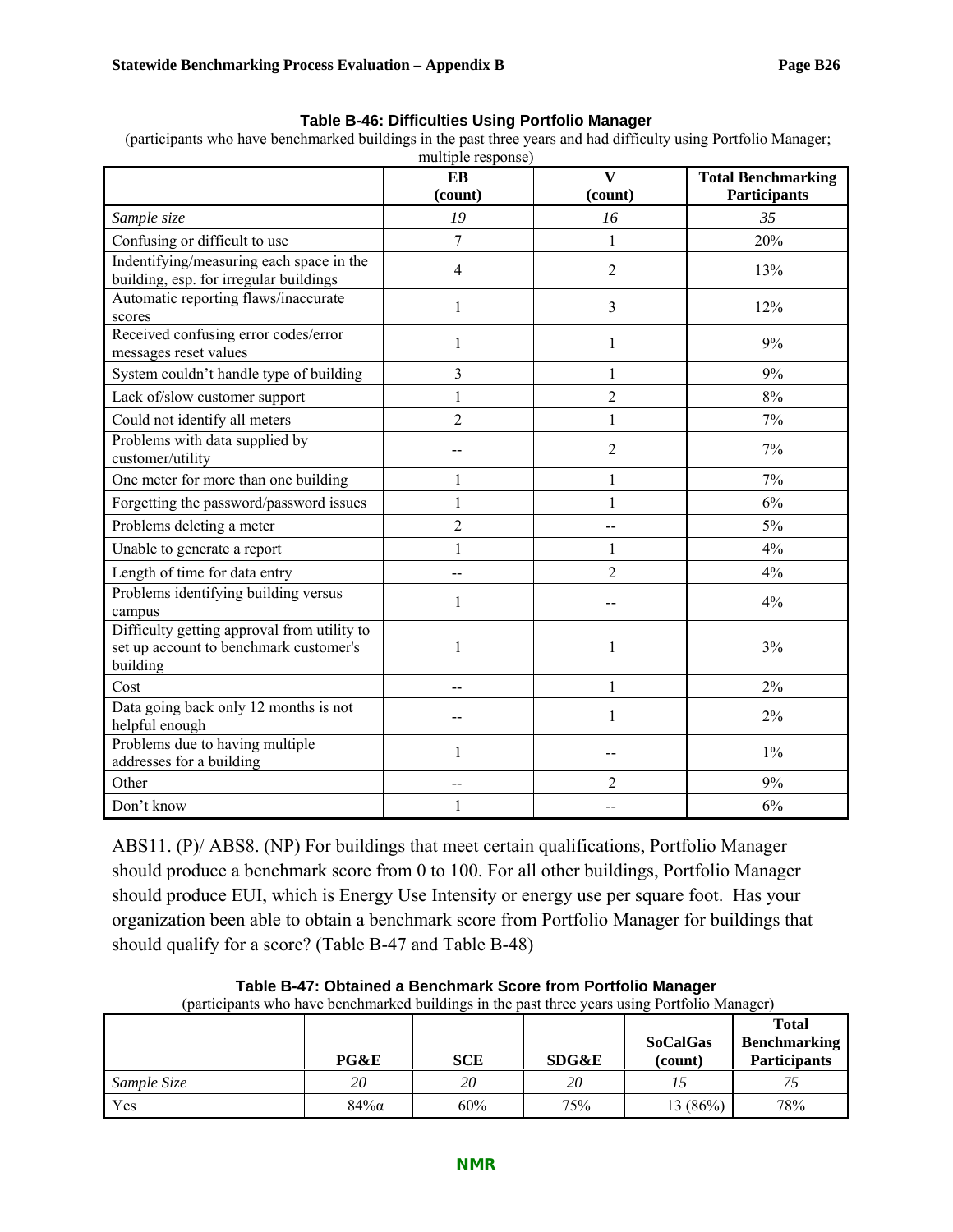**Table B-46: Difficulties Using Portfolio Manager**

(participants who have benchmarked buildings in the past three years and had difficulty using Portfolio Manager; multiple response)

| | EB (count) | V (count) | Total Benchmarking Participants |
|---|---|---|---|
| *Sample size* | *19* | *16* | *35* |
| Confusing or difficult to use | 7 | 1 | 20% |
| Indentifying/measuring each space in the building, esp. for irregular buildings | 4 | 2 | 13% |
| Automatic reporting flaws/inaccurate scores | 1 | 3 | 12% |
| Received confusing error codes/error messages reset values | 1 | 1 | 9% |
| System couldn't handle type of building | 3 | 1 | 9% |
| Lack of/slow customer support | 1 | 2 | 8% |
| Could not identify all meters | 2 | 1 | 7% |
| Problems with data supplied by customer/utility | -- | 2 | 7% |
| One meter for more than one building | 1 | 1 | 7% |
| Forgetting the password/password issues | 1 | 1 | 6% |
| Problems deleting a meter | 2 | -- | 5% |
| Unable to generate a report | 1 | 1 | 4% |
| Length of time for data entry | -- | 2 | 4% |
| Problems identifying building versus campus | 1 | -- | 4% |
| Difficulty getting approval from utility to set up account to benchmark customer's building | 1 | 1 | 3% |
| Cost | -- | 1 | 2% |
| Data going back only 12 months is not helpful enough | -- | 1 | 2% |
| Problems due to having multiple addresses for a building | 1 | -- | 1% |
| Other | -- | 2 | 9% |
| Don't know | 1 | -- | 6% |

ABS11. (P)/ ABS8. (NP) For buildings that meet certain qualifications, Portfolio Manager should produce a benchmark score from 0 to 100. For all other buildings, Portfolio Manager should produce EUI, which is Energy Use Intensity or energy use per square foot. Has your organization been able to obtain a benchmark score from Portfolio Manager for buildings that should qualify for a score? (Table B-47 and Table B-48)

**Table B-47: Obtained a Benchmark Score from Portfolio Manager**

(participants who have benchmarked buildings in the past three years using Portfolio Manager)

| | PG&E | SCE | SDG&E | SoCalGas (count) | Total Benchmarking Participants |
|---|---|---|---|---|---|
| *Sample Size* | *20* | *20* | *20* | *15* | *75* |
| Yes | 84%α | 60% | 75% | 13 (86%) | 78% |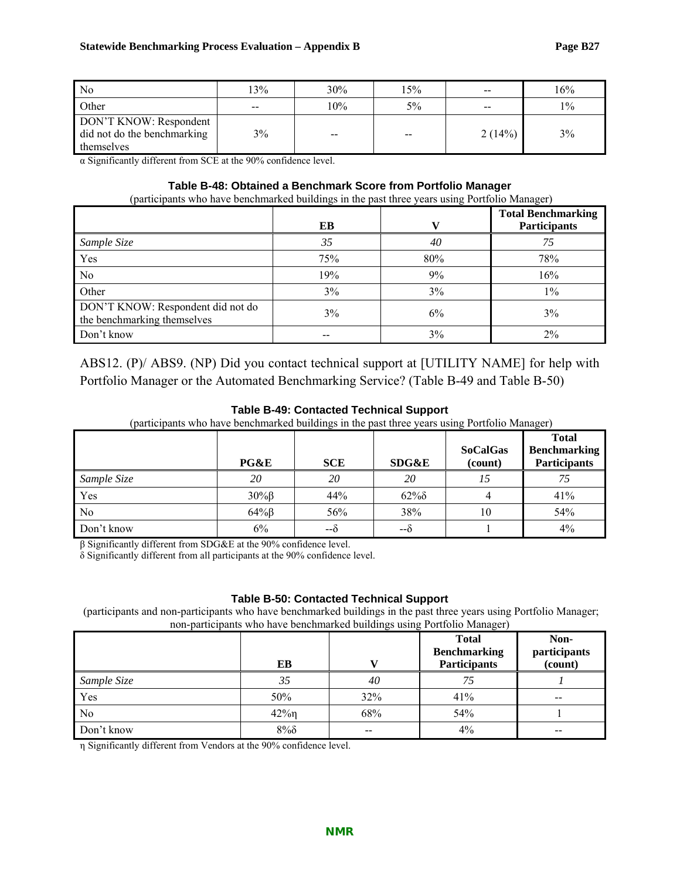| | | | | | |
|---|---|---|---|---|---|
| No | 13% | 30% | 15% | -- | 16% |
| Other | -- | 10% | 5% | -- | 1% |
| DON'T KNOW: Respondent did not do the benchmarking themselves | 3% | -- | -- | 2 (14%) | 3% |

α Significantly different from SCE at the 90% confidence level.

**Table B-48: Obtained a Benchmark Score from Portfolio Manager**

(participants who have benchmarked buildings in the past three years using Portfolio Manager)

| | EB | V | Total Benchmarking Participants |
|---|---|---|---|
| *Sample Size* | *35* | *40* | *75* |
| Yes | 75% | 80% | 78% |
| No | 19% | 9% | 16% |
| Other | 3% | 3% | 1% |
| DON'T KNOW: Respondent did not do the benchmarking themselves | 3% | 6% | 3% |
| Don't know | -- | 3% | 2% |

ABS12. (P)/ ABS9. (NP) Did you contact technical support at [UTILITY NAME] for help with Portfolio Manager or the Automated Benchmarking Service? (Table B-49 and Table B-50)

**Table B-49: Contacted Technical Support**

(participants who have benchmarked buildings in the past three years using Portfolio Manager)

| | PG&E | SCE | SDG&E | SoCalGas (count) | Total Benchmarking Participants |
|---|---|---|---|---|---|
| *Sample Size* | *20* | *20* | *20* | *15* | *75* |
| Yes | 30%β | 44% | 62%δ | 4 | 41% |
| No | 64%β | 56% | 38% | 10 | 54% |
| Don't know | 6% | --δ | --δ | 1 | 4% |

β Significantly different from SDG&E at the 90% confidence level.

δ Significantly different from all participants at the 90% confidence level.

**Table B-50: Contacted Technical Support**

(participants and non-participants who have benchmarked buildings in the past three years using Portfolio Manager; non-participants who have benchmarked buildings using Portfolio Manager)

| | EB | V | Total Benchmarking Participants | Non-participants (count) |
|---|---|---|---|---|
| *Sample Size* | *35* | *40* | *75* | *1* |
| Yes | 50% | 32% | 41% | -- |
| No | 42%η | 68% | 54% | 1 |
| Don't know | 8%δ | -- | 4% | -- |

η Significantly different from Vendors at the 90% confidence level.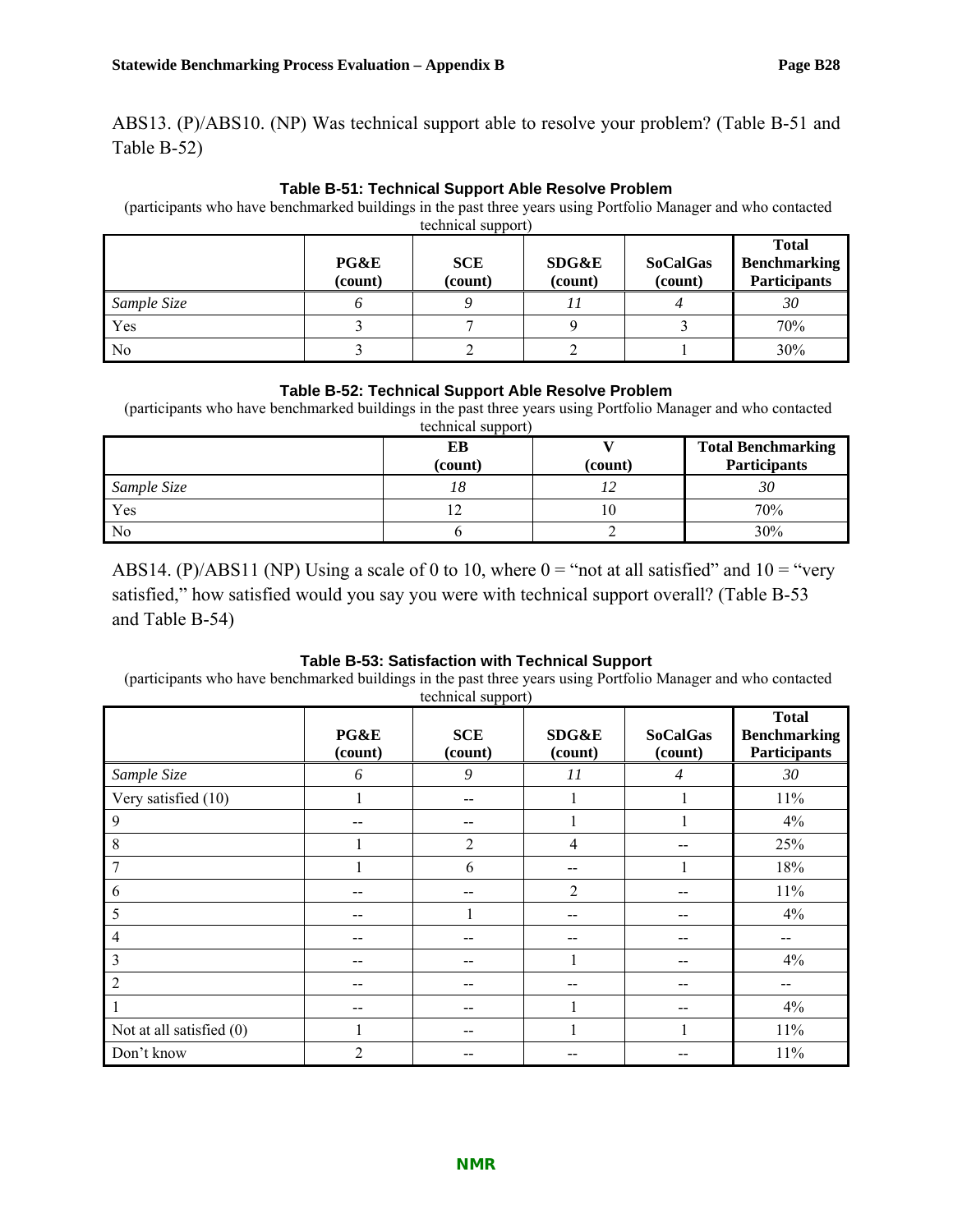ABS13. (P)/ABS10. (NP) Was technical support able to resolve your problem? (Table B-51 and Table B-52)

**Table B-51: Technical Support Able Resolve Problem**

(participants who have benchmarked buildings in the past three years using Portfolio Manager and who contacted technical support)

| | PG&E (count) | SCE (count) | SDG&E (count) | SoCalGas (count) | Total Benchmarking Participants |
|---|---|---|---|---|---|
| *Sample Size* | *6* | *9* | *11* | *4* | *30* |
| Yes | 3 | 7 | 9 | 3 | 70% |
| No | 3 | 2 | 2 | 1 | 30% |

**Table B-52: Technical Support Able Resolve Problem**

(participants who have benchmarked buildings in the past three years using Portfolio Manager and who contacted technical support)

| | EB (count) | V (count) | Total Benchmarking Participants |
|---|---|---|---|
| *Sample Size* | *18* | *12* | *30* |
| Yes | 12 | 10 | 70% |
| No | 6 | 2 | 30% |

ABS14. (P)/ABS11 (NP) Using a scale of 0 to 10, where 0 = "not at all satisfied" and 10 = "very satisfied," how satisfied would you say you were with technical support overall? (Table B-53 and Table B-54)

**Table B-53: Satisfaction with Technical Support**

(participants who have benchmarked buildings in the past three years using Portfolio Manager and who contacted technical support)

| | PG&E (count) | SCE (count) | SDG&E (count) | SoCalGas (count) | Total Benchmarking Participants |
|---|---|---|---|---|---|
| *Sample Size* | *6* | *9* | *11* | *4* | *30* |
| Very satisfied (10) | 1 | -- | 1 | 1 | 11% |
| 9 | -- | -- | 1 | 1 | 4% |
| 8 | 1 | 2 | 4 | -- | 25% |
| 7 | 1 | 6 | -- | 1 | 18% |
| 6 | -- | -- | 2 | -- | 11% |
| 5 | -- | 1 | -- | -- | 4% |
| 4 | -- | -- | -- | -- | -- |
| 3 | -- | -- | 1 | -- | 4% |
| 2 | -- | -- | -- | -- | -- |
| 1 | -- | -- | 1 | -- | 4% |
| Not at all satisfied (0) | 1 | -- | 1 | 1 | 11% |
| Don't know | 2 | -- | -- | -- | 11% |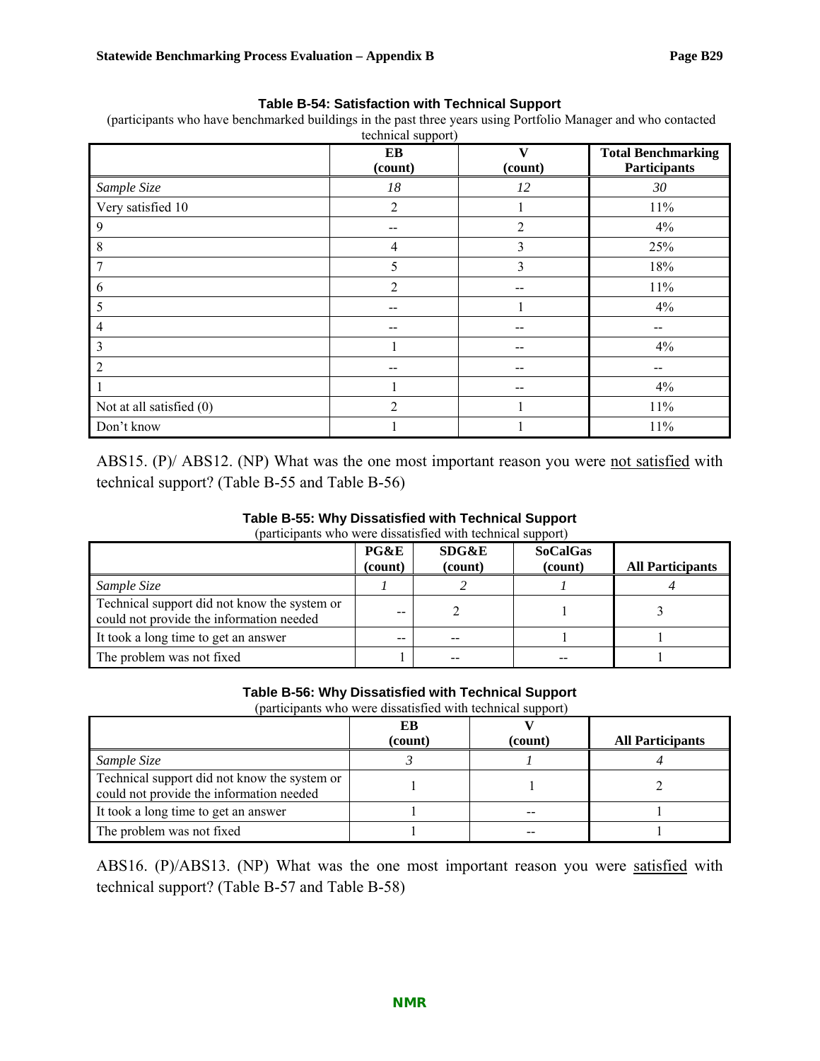**Table B-54: Satisfaction with Technical Support**

(participants who have benchmarked buildings in the past three years using Portfolio Manager and who contacted technical support)

| | EB (count) | V (count) | Total Benchmarking Participants |
|---|---|---|---|
| *Sample Size* | *18* | *12* | *30* |
| Very satisfied 10 | 2 | 1 | 11% |
| 9 | -- | 2 | 4% |
| 8 | 4 | 3 | 25% |
| 7 | 5 | 3 | 18% |
| 6 | 2 | -- | 11% |
| 5 | -- | 1 | 4% |
| 4 | -- | -- | -- |
| 3 | 1 | -- | 4% |
| 2 | -- | -- | -- |
| 1 | 1 | -- | 4% |
| Not at all satisfied (0) | 2 | 1 | 11% |
| Don't know | 1 | 1 | 11% |

ABS15. (P)/ ABS12. (NP) What was the one most important reason you were not satisfied with technical support? (Table B-55 and Table B-56)

**Table B-55: Why Dissatisfied with Technical Support**

(participants who were dissatisfied with technical support)

| | PG&E (count) | SDG&E (count) | SoCalGas (count) | All Participants |
|---|---|---|---|---|
| *Sample Size* | *1* | *2* | *1* | *4* |
| Technical support did not know the system or could not provide the information needed | -- | 2 | 1 | 3 |
| It took a long time to get an answer | -- | -- | 1 | 1 |
| The problem was not fixed | 1 | -- | -- | 1 |

**Table B-56: Why Dissatisfied with Technical Support**

(participants who were dissatisfied with technical support)

| | EB (count) | V (count) | All Participants |
|---|---|---|---|
| *Sample Size* | *3* | *1* | *4* |
| Technical support did not know the system or could not provide the information needed | 1 | 1 | 2 |
| It took a long time to get an answer | 1 | -- | 1 |
| The problem was not fixed | 1 | -- | 1 |

ABS16. (P)/ABS13. (NP) What was the one most important reason you were satisfied with technical support? (Table B-57 and Table B-58)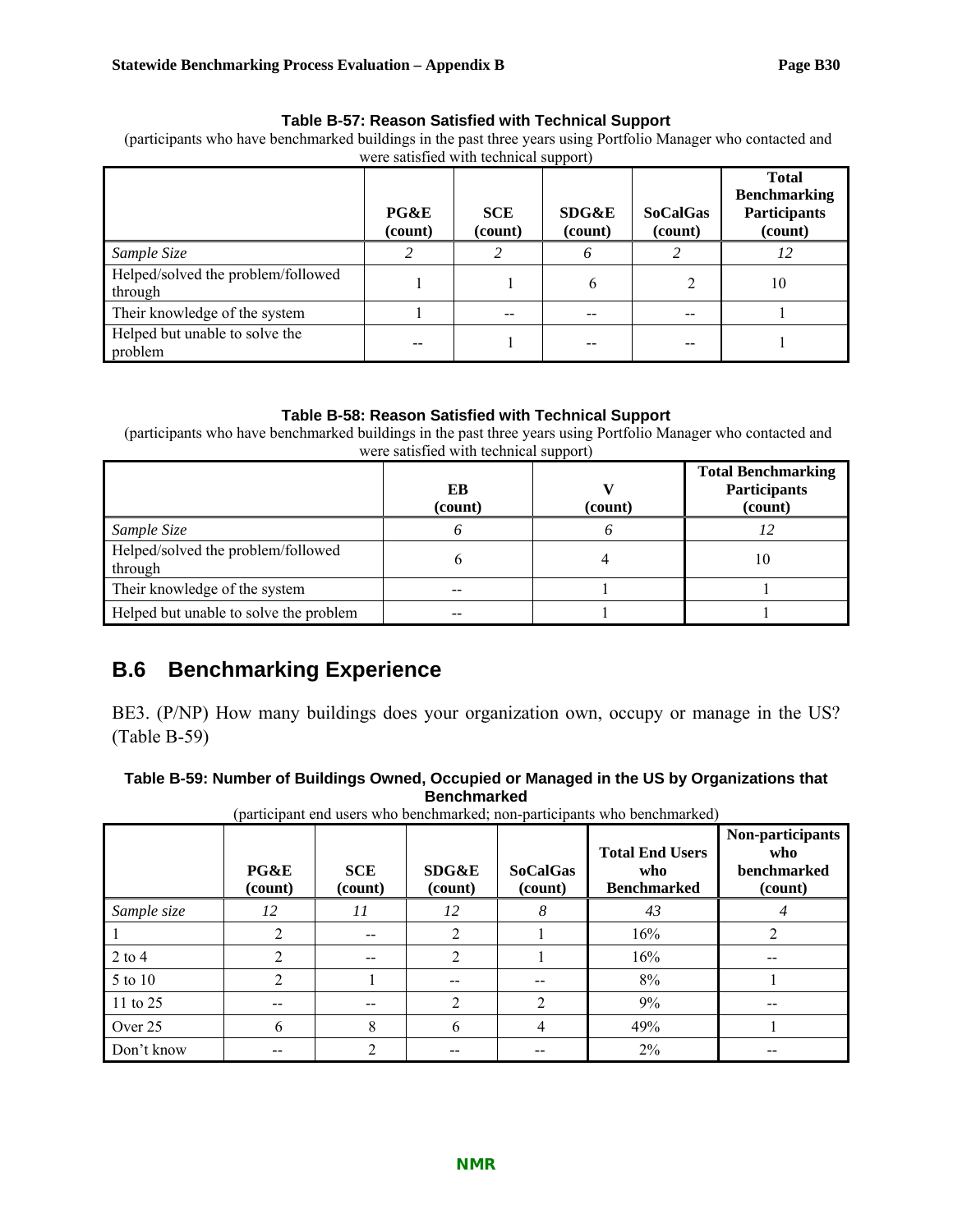**Table B-57: Reason Satisfied with Technical Support**

(participants who have benchmarked buildings in the past three years using Portfolio Manager who contacted and were satisfied with technical support)

| | PG&E (count) | SCE (count) | SDG&E (count) | SoCalGas (count) | Total Benchmarking Participants (count) |
|---|---|---|---|---|---|
| *Sample Size* | *2* | *2* | *6* | *2* | *12* |
| Helped/solved the problem/followed through | 1 | 1 | 6 | 2 | 10 |
| Their knowledge of the system | 1 | -- | -- | -- | 1 |
| Helped but unable to solve the problem | -- | 1 | -- | -- | 1 |

**Table B-58: Reason Satisfied with Technical Support**

(participants who have benchmarked buildings in the past three years using Portfolio Manager who contacted and were satisfied with technical support)

| | EB (count) | V (count) | Total Benchmarking Participants (count) |
|---|---|---|---|
| *Sample Size* | *6* | *6* | *12* |
| Helped/solved the problem/followed through | 6 | 4 | 10 |
| Their knowledge of the system | -- | 1 | 1 |
| Helped but unable to solve the problem | -- | 1 | 1 |

## B.6 Benchmarking Experience

BE3. (P/NP) How many buildings does your organization own, occupy or manage in the US? (Table B-59)

**Table B-59: Number of Buildings Owned, Occupied or Managed in the US by Organizations that Benchmarked**

(participant end users who benchmarked; non-participants who benchmarked)

| | PG&E (count) | SCE (count) | SDG&E (count) | SoCalGas (count) | Total End Users who Benchmarked | Non-participants who benchmarked (count) |
|---|---|---|---|---|---|---|
| *Sample size* | *12* | *11* | *12* | *8* | *43* | *4* |
| 1 | 2 | -- | 2 | 1 | 16% | 2 |
| 2 to 4 | 2 | -- | 2 | 1 | 16% | -- |
| 5 to 10 | 2 | 1 | -- | -- | 8% | 1 |
| 11 to 25 | -- | -- | 2 | 2 | 9% | -- |
| Over 25 | 6 | 8 | 6 | 4 | 49% | 1 |
| Don't know | -- | 2 | -- | -- | 2% | -- |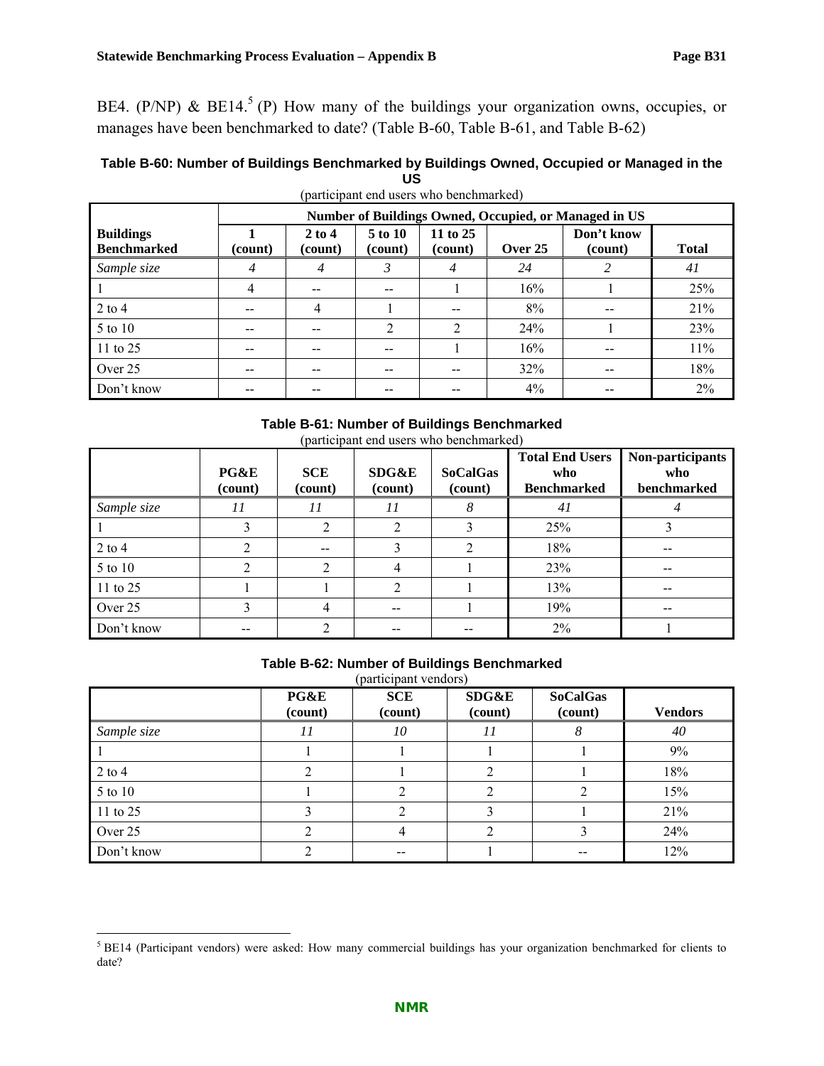BE4. (P/NP) & BE14.[5] (P) How many of the buildings your organization owns, occupies, or manages have been benchmarked to date? (Table B-60, Table B-61, and Table B-62)

**Table B-60: Number of Buildings Benchmarked by Buildings Owned, Occupied or Managed in the US**

(participant end users who benchmarked)

| | Number of Buildings Owned, Occupied, or Managed in US | | | | | | |
|---|---|---|---|---|---|---|---|
| **Buildings Benchmarked** | **1 (count)** | **2 to 4 (count)** | **5 to 10 (count)** | **11 to 25 (count)** | **Over 25** | **Don't know (count)** | **Total** |
| *Sample size* | *4* | *4* | *3* | *4* | *24* | *2* | *41* |
| 1 | 4 | -- | -- | 1 | 16% | 1 | 25% |
| 2 to 4 | -- | 4 | 1 | -- | 8% | -- | 21% |
| 5 to 10 | -- | -- | 2 | 2 | 24% | 1 | 23% |
| 11 to 25 | -- | -- | -- | 1 | 16% | -- | 11% |
| Over 25 | -- | -- | -- | -- | 32% | -- | 18% |
| Don't know | -- | -- | -- | -- | 4% | -- | 2% |

**Table B-61: Number of Buildings Benchmarked**

(participant end users who benchmarked)

| | PG&E (count) | SCE (count) | SDG&E (count) | SoCalGas (count) | Total End Users who Benchmarked | Non-participants who benchmarked |
|---|---|---|---|---|---|---|
| *Sample size* | *11* | *11* | *11* | *8* | *41* | *4* |
| 1 | 3 | 2 | 2 | 3 | 25% | 3 |
| 2 to 4 | 2 | -- | 3 | 2 | 18% | -- |
| 5 to 10 | 2 | 2 | 4 | 1 | 23% | -- |
| 11 to 25 | 1 | 1 | 2 | 1 | 13% | -- |
| Over 25 | 3 | 4 | -- | 1 | 19% | -- |
| Don't know | -- | 2 | -- | -- | 2% | 1 |

**Table B-62: Number of Buildings Benchmarked**

(participant vendors)

| | PG&E (count) | SCE (count) | SDG&E (count) | SoCalGas (count) | Vendors |
|---|---|---|---|---|---|
| *Sample size* | *11* | *10* | *11* | *8* | *40* |
| 1 | 1 | 1 | 1 | 1 | 9% |
| 2 to 4 | 2 | 1 | 2 | 1 | 18% |
| 5 to 10 | 1 | 2 | 2 | 2 | 15% |
| 11 to 25 | 3 | 2 | 3 | 1 | 21% |
| Over 25 | 2 | 4 | 2 | 3 | 24% |
| Don't know | 2 | -- | 1 | -- | 12% |

[5] BE14 (Participant vendors) were asked: How many commercial buildings has your organization benchmarked for clients to date?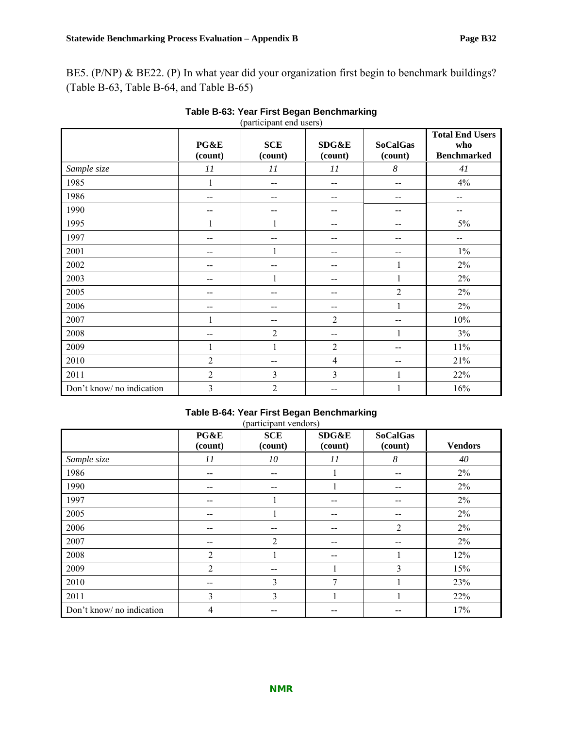BE5. (P/NP) & BE22. (P) In what year did your organization first begin to benchmark buildings? (Table B-63, Table B-64, and Table B-65)

**Table B-63: Year First Began Benchmarking**
(participant end users)

| | PG&E (count) | SCE (count) | SDG&E (count) | SoCalGas (count) | Total End Users who Benchmarked |
|---|---|---|---|---|---|
| *Sample size* | *11* | *11* | *11* | *8* | *41* |
| 1985 | 1 | -- | -- | -- | 4% |
| 1986 | -- | -- | -- | -- | -- |
| 1990 | -- | -- | -- | -- | -- |
| 1995 | 1 | 1 | -- | -- | 5% |
| 1997 | -- | -- | -- | -- | -- |
| 2001 | -- | 1 | -- | -- | 1% |
| 2002 | -- | -- | -- | 1 | 2% |
| 2003 | -- | 1 | -- | 1 | 2% |
| 2005 | -- | -- | -- | 2 | 2% |
| 2006 | -- | -- | -- | 1 | 2% |
| 2007 | 1 | -- | 2 | -- | 10% |
| 2008 | -- | 2 | -- | 1 | 3% |
| 2009 | 1 | 1 | 2 | -- | 11% |
| 2010 | 2 | -- | 4 | -- | 21% |
| 2011 | 2 | 3 | 3 | 1 | 22% |
| Don't know/ no indication | 3 | 2 | -- | 1 | 16% |

**Table B-64: Year First Began Benchmarking**
(participant vendors)

| | PG&E (count) | SCE (count) | SDG&E (count) | SoCalGas (count) | Vendors |
|---|---|---|---|---|---|
| *Sample size* | *11* | *10* | *11* | *8* | *40* |
| 1986 | -- | -- | 1 | -- | 2% |
| 1990 | -- | -- | 1 | -- | 2% |
| 1997 | -- | 1 | -- | -- | 2% |
| 2005 | -- | 1 | -- | -- | 2% |
| 2006 | -- | -- | -- | 2 | 2% |
| 2007 | -- | 2 | -- | -- | 2% |
| 2008 | 2 | 1 | -- | 1 | 12% |
| 2009 | 2 | -- | 1 | 3 | 15% |
| 2010 | -- | 3 | 7 | 1 | 23% |
| 2011 | 3 | 3 | 1 | 1 | 22% |
| Don't know/ no indication | 4 | -- | -- | -- | 17% |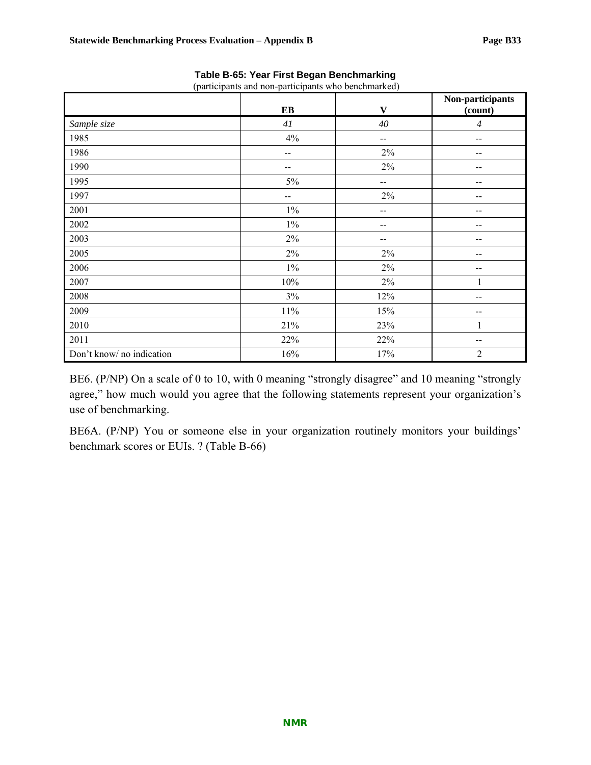**Table B-65: Year First Began Benchmarking**
(participants and non-participants who benchmarked)

| | EB | V | Non-participants (count) |
|---|---|---|---|
| *Sample size* | *41* | *40* | *4* |
| 1985 | 4% | -- | -- |
| 1986 | -- | 2% | -- |
| 1990 | -- | 2% | -- |
| 1995 | 5% | -- | -- |
| 1997 | -- | 2% | -- |
| 2001 | 1% | -- | -- |
| 2002 | 1% | -- | -- |
| 2003 | 2% | -- | -- |
| 2005 | 2% | 2% | -- |
| 2006 | 1% | 2% | -- |
| 2007 | 10% | 2% | 1 |
| 2008 | 3% | 12% | -- |
| 2009 | 11% | 15% | -- |
| 2010 | 21% | 23% | 1 |
| 2011 | 22% | 22% | -- |
| Don't know/ no indication | 16% | 17% | 2 |

BE6. (P/NP) On a scale of 0 to 10, with 0 meaning "strongly disagree" and 10 meaning "strongly agree," how much would you agree that the following statements represent your organization's use of benchmarking.

BE6A. (P/NP) You or someone else in your organization routinely monitors your buildings' benchmark scores or EUIs. ? (Table B-66)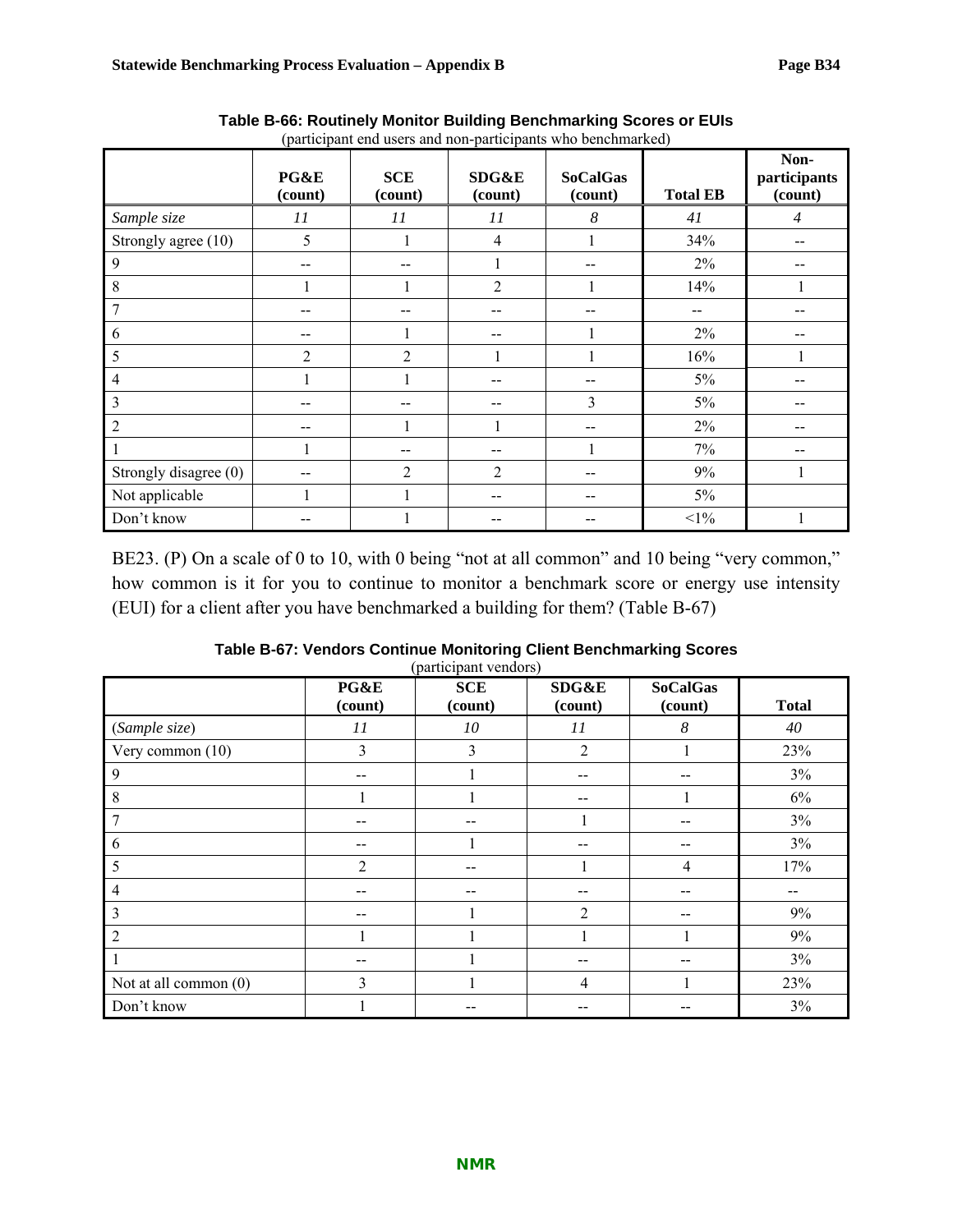**Table B-66: Routinely Monitor Building Benchmarking Scores or EUIs**
(participant end users and non-participants who benchmarked)

| | PG&E (count) | SCE (count) | SDG&E (count) | SoCalGas (count) | Total EB | Non-participants (count) |
|---|---|---|---|---|---|---|
| *Sample size* | *11* | *11* | *11* | *8* | *41* | *4* |
| Strongly agree (10) | 5 | 1 | 4 | 1 | 34% | -- |
| 9 | -- | -- | 1 | -- | 2% | -- |
| 8 | 1 | 1 | 2 | 1 | 14% | 1 |
| 7 | -- | -- | -- | -- | -- | -- |
| 6 | -- | 1 | -- | 1 | 2% | -- |
| 5 | 2 | 2 | 1 | 1 | 16% | 1 |
| 4 | 1 | 1 | -- | -- | 5% | -- |
| 3 | -- | -- | -- | 3 | 5% | -- |
| 2 | -- | 1 | 1 | -- | 2% | -- |
| 1 | 1 | -- | -- | 1 | 7% | -- |
| Strongly disagree (0) | -- | 2 | 2 | -- | 9% | 1 |
| Not applicable | 1 | 1 | -- | -- | 5% | |
| Don't know | -- | 1 | -- | -- | <1% | 1 |

BE23. (P) On a scale of 0 to 10, with 0 being "not at all common" and 10 being "very common," how common is it for you to continue to monitor a benchmark score or energy use intensity (EUI) for a client after you have benchmarked a building for them? (Table B-67)

**Table B-67: Vendors Continue Monitoring Client Benchmarking Scores**
(participant vendors)

| | PG&E (count) | SCE (count) | SDG&E (count) | SoCalGas (count) | Total |
|---|---|---|---|---|---|
| (*Sample size*) | *11* | *10* | *11* | *8* | *40* |
| Very common (10) | 3 | 3 | 2 | 1 | 23% |
| 9 | -- | 1 | -- | -- | 3% |
| 8 | 1 | 1 | -- | 1 | 6% |
| 7 | -- | -- | 1 | -- | 3% |
| 6 | -- | 1 | -- | -- | 3% |
| 5 | 2 | -- | 1 | 4 | 17% |
| 4 | -- | -- | -- | -- | -- |
| 3 | -- | 1 | 2 | -- | 9% |
| 2 | 1 | 1 | 1 | 1 | 9% |
| 1 | -- | 1 | -- | -- | 3% |
| Not at all common (0) | 3 | 1 | 4 | 1 | 23% |
| Don't know | 1 | -- | -- | -- | 3% |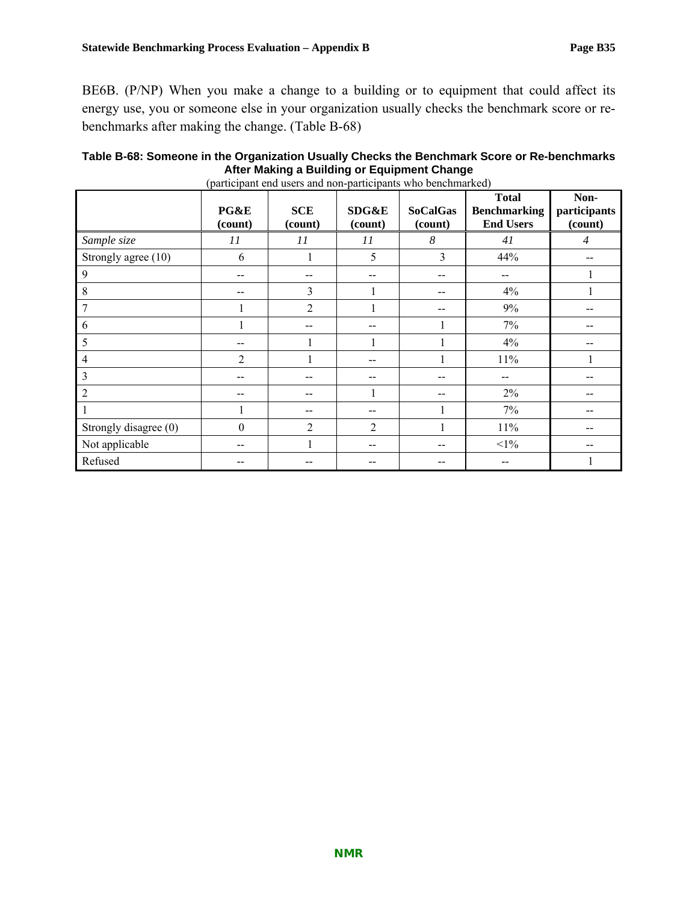BE6B. (P/NP) When you make a change to a building or to equipment that could affect its energy use, you or someone else in your organization usually checks the benchmark score or re-benchmarks after making the change. (Table B-68)

**Table B-68: Someone in the Organization Usually Checks the Benchmark Score or Re-benchmarks After Making a Building or Equipment Change**

(participant end users and non-participants who benchmarked)

| | PG&E (count) | SCE (count) | SDG&E (count) | SoCalGas (count) | Total Benchmarking End Users | Non-participants (count) |
|---|---|---|---|---|---|---|
| *Sample size* | *11* | *11* | *11* | *8* | *41* | *4* |
| Strongly agree (10) | 6 | 1 | 5 | 3 | 44% | -- |
| 9 | -- | -- | -- | -- | -- | 1 |
| 8 | -- | 3 | 1 | -- | 4% | 1 |
| 7 | 1 | 2 | 1 | -- | 9% | -- |
| 6 | 1 | -- | -- | 1 | 7% | -- |
| 5 | -- | 1 | 1 | 1 | 4% | -- |
| 4 | 2 | 1 | -- | 1 | 11% | 1 |
| 3 | -- | -- | -- | -- | -- | -- |
| 2 | -- | -- | 1 | -- | 2% | -- |
| 1 | 1 | -- | -- | 1 | 7% | -- |
| Strongly disagree (0) | 0 | 2 | 2 | 1 | 11% | -- |
| Not applicable | -- | 1 | -- | -- | <1% | -- |
| Refused | -- | -- | -- | -- | -- | 1 |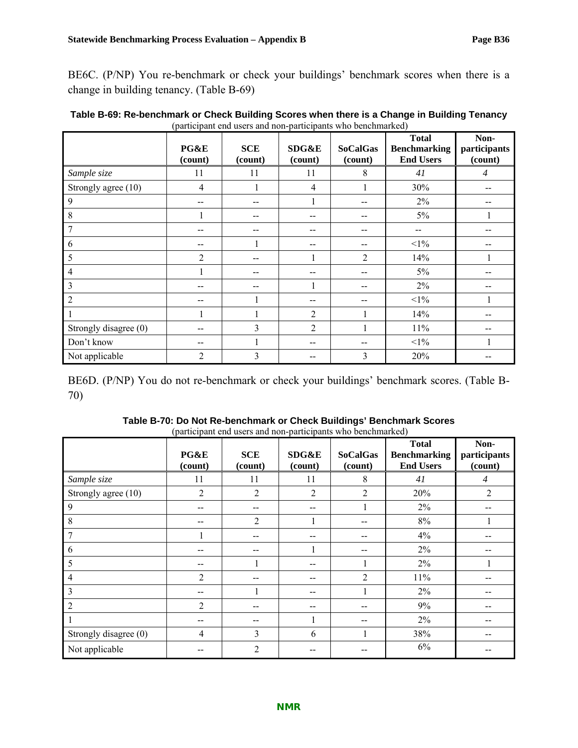BE6C. (P/NP) You re-benchmark or check your buildings' benchmark scores when there is a change in building tenancy. (Table B-69)

**Table B-69: Re-benchmark or Check Building Scores when there is a Change in Building Tenancy**
(participant end users and non-participants who benchmarked)

| | PG&E (count) | SCE (count) | SDG&E (count) | SoCalGas (count) | Total Benchmarking End Users | Non-participants (count) |
|---|---|---|---|---|---|---|
| *Sample size* | 11 | 11 | 11 | 8 | *41* | *4* |
| Strongly agree (10) | 4 | 1 | 4 | 1 | 30% | -- |
| 9 | -- | -- | 1 | -- | 2% | -- |
| 8 | 1 | -- | -- | -- | 5% | 1 |
| 7 | -- | -- | -- | -- | -- | -- |
| 6 | -- | 1 | -- | -- | <1% | -- |
| 5 | 2 | -- | 1 | 2 | 14% | 1 |
| 4 | 1 | -- | -- | -- | 5% | -- |
| 3 | -- | -- | 1 | -- | 2% | -- |
| 2 | -- | 1 | -- | -- | <1% | 1 |
| 1 | 1 | 1 | 2 | 1 | 14% | -- |
| Strongly disagree (0) | -- | 3 | 2 | 1 | 11% | -- |
| Don't know | -- | 1 | -- | -- | <1% | 1 |
| Not applicable | 2 | 3 | -- | 3 | 20% | -- |

BE6D. (P/NP) You do not re-benchmark or check your buildings' benchmark scores. (Table B-70)

**Table B-70: Do Not Re-benchmark or Check Buildings' Benchmark Scores**
(participant end users and non-participants who benchmarked)

| | PG&E (count) | SCE (count) | SDG&E (count) | SoCalGas (count) | Total Benchmarking End Users | Non-participants (count) |
|---|---|---|---|---|---|---|
| *Sample size* | 11 | 11 | 11 | 8 | *41* | *4* |
| Strongly agree (10) | 2 | 2 | 2 | 2 | 20% | 2 |
| 9 | -- | -- | -- | 1 | 2% | -- |
| 8 | -- | 2 | 1 | -- | 8% | 1 |
| 7 | 1 | -- | -- | -- | 4% | -- |
| 6 | -- | -- | 1 | -- | 2% | -- |
| 5 | -- | 1 | -- | 1 | 2% | 1 |
| 4 | 2 | -- | -- | 2 | 11% | -- |
| 3 | -- | 1 | -- | 1 | 2% | -- |
| 2 | 2 | -- | -- | -- | 9% | -- |
| 1 | -- | -- | 1 | -- | 2% | -- |
| Strongly disagree (0) | 4 | 3 | 6 | 1 | 38% | -- |
| Not applicable | -- | 2 | -- | -- | 6% | -- |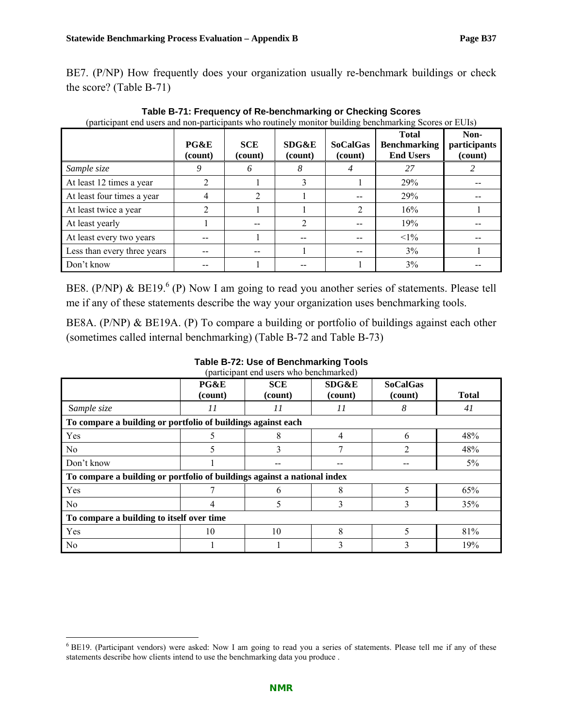BE7. (P/NP) How frequently does your organization usually re-benchmark buildings or check the score? (Table B-71)

**Table B-71: Frequency of Re-benchmarking or Checking Scores**

(participant end users and non-participants who routinely monitor building benchmarking Scores or EUIs)

| | PG&E (count) | SCE (count) | SDG&E (count) | SoCalGas (count) | Total Benchmarking End Users | Non-participants (count) |
|---|---|---|---|---|---|---|
| *Sample size* | *9* | *6* | *8* | *4* | *27* | *2* |
| At least 12 times a year | 2 | 1 | 3 | 1 | 29% | -- |
| At least four times a year | 4 | 2 | 1 | -- | 29% | -- |
| At least twice a year | 2 | 1 | 1 | 2 | 16% | 1 |
| At least yearly | 1 | -- | 2 | -- | 19% | -- |
| At least every two years | -- | 1 | -- | -- | <1% | -- |
| Less than every three years | -- | -- | 1 | -- | 3% | 1 |
| Don't know | -- | 1 | -- | 1 | 3% | -- |

BE8. (P/NP) & BE19.[6] (P) Now I am going to read you another series of statements. Please tell me if any of these statements describe the way your organization uses benchmarking tools.

BE8A. (P/NP) & BE19A. (P) To compare a building or portfolio of buildings against each other (sometimes called internal benchmarking) (Table B-72 and Table B-73)

**Table B-72: Use of Benchmarking Tools**

(participant end users who benchmarked)

| | PG&E (count) | SCE (count) | SDG&E (count) | SoCalGas (count) | Total |
|---|---|---|---|---|---|
| *Sample size* | *11* | *11* | *11* | *8* | *41* |
| **To compare a building or portfolio of buildings against each** | | | | | |
| Yes | 5 | 8 | 4 | 6 | 48% |
| No | 5 | 3 | 7 | 2 | 48% |
| Don't know | 1 | -- | -- | -- | 5% |
| **To compare a building or portfolio of buildings against a national index** | | | | | |
| Yes | 7 | 6 | 8 | 5 | 65% |
| No | 4 | 5 | 3 | 3 | 35% |
| **To compare a building to itself over time** | | | | | |
| Yes | 10 | 10 | 8 | 5 | 81% |
| No | 1 | 1 | 3 | 3 | 19% |

[6] BE19. (Participant vendors) were asked: Now I am going to read you a series of statements. Please tell me if any of these statements describe how clients intend to use the benchmarking data you produce .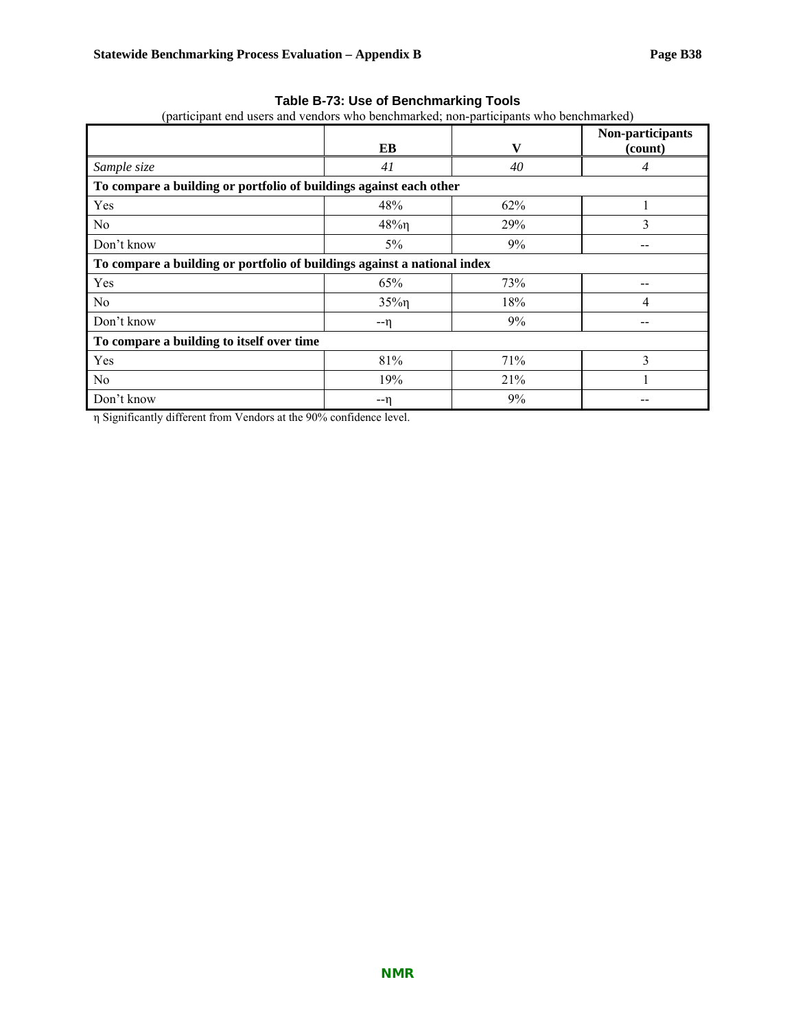**Table B-73: Use of Benchmarking Tools**

(participant end users and vendors who benchmarked; non-participants who benchmarked)

| | EB | V | Non-participants (count) |
|---|---|---|---|
| *Sample size* | *41* | *40* | *4* |
| **To compare a building or portfolio of buildings against each other** | | | |
| Yes | 48% | 62% | 1 |
| No | 48%η | 29% | 3 |
| Don't know | 5% | 9% | -- |
| **To compare a building or portfolio of buildings against a national index** | | | |
| Yes | 65% | 73% | -- |
| No | 35%η | 18% | 4 |
| Don't know | --η | 9% | -- |
| **To compare a building to itself over time** | | | |
| Yes | 81% | 71% | 3 |
| No | 19% | 21% | 1 |
| Don't know | --η | 9% | -- |

η Significantly different from Vendors at the 90% confidence level.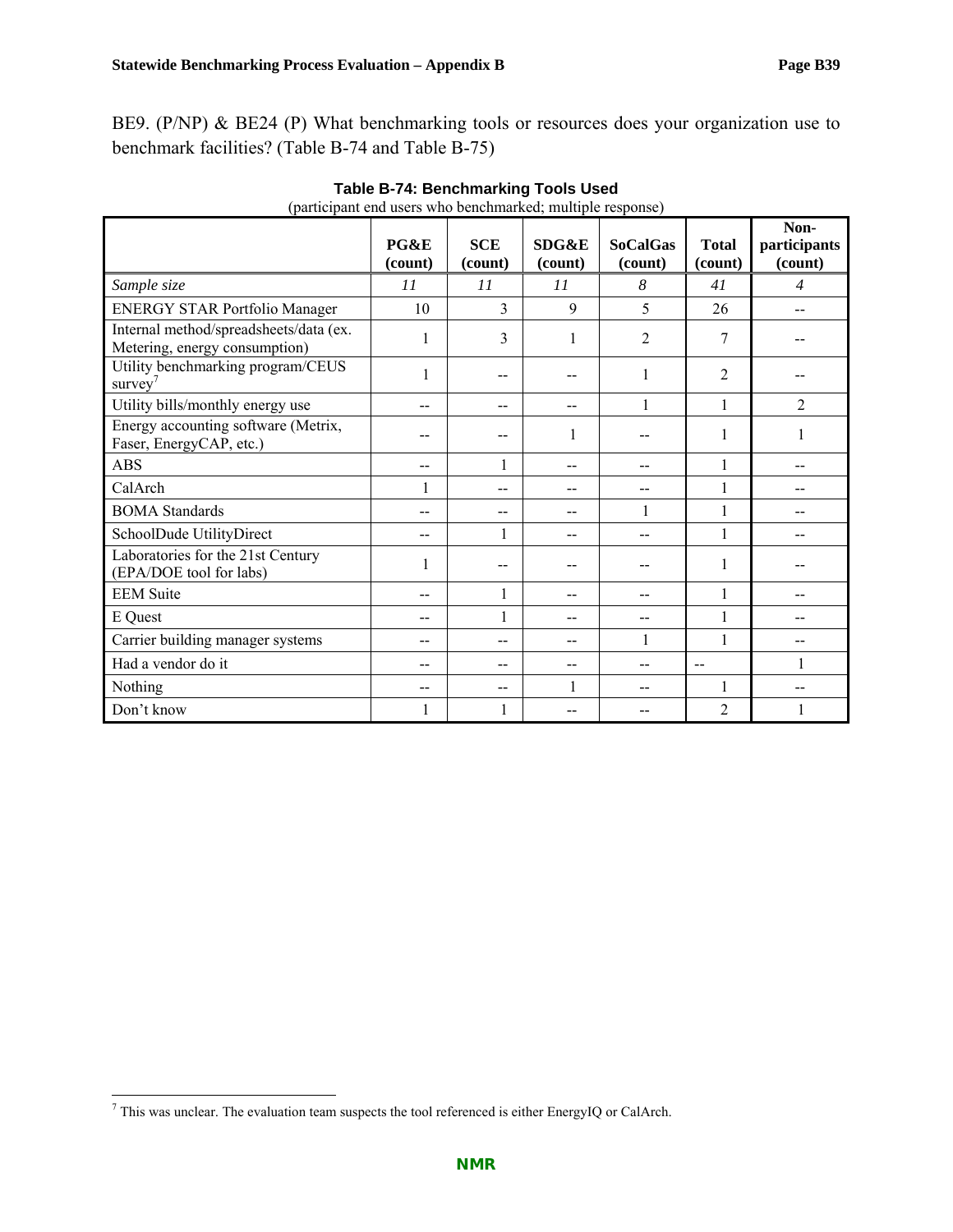BE9. (P/NP) & BE24 (P) What benchmarking tools or resources does your organization use to benchmark facilities? (Table B-74 and Table B-75)

**Table B-74: Benchmarking Tools Used**
(participant end users who benchmarked; multiple response)

| | PG&E (count) | SCE (count) | SDG&E (count) | SoCalGas (count) | Total (count) | Non-participants (count) |
|---|---|---|---|---|---|---|
| *Sample size* | *11* | *11* | *11* | *8* | *41* | *4* |
| ENERGY STAR Portfolio Manager | 10 | 3 | 9 | 5 | 26 | -- |
| Internal method/spreadsheets/data (ex. Metering, energy consumption) | 1 | 3 | 1 | 2 | 7 | -- |
| Utility benchmarking program/CEUS survey[7] | 1 | -- | -- | 1 | 2 | -- |
| Utility bills/monthly energy use | -- | -- | -- | 1 | 1 | 2 |
| Energy accounting software (Metrix, Faser, EnergyCAP, etc.) | -- | -- | 1 | -- | 1 | 1 |
| ABS | -- | 1 | -- | -- | 1 | -- |
| CalArch | 1 | -- | -- | -- | 1 | -- |
| BOMA Standards | -- | -- | -- | 1 | 1 | -- |
| SchoolDude UtilityDirect | -- | 1 | -- | -- | 1 | -- |
| Laboratories for the 21st Century (EPA/DOE tool for labs) | 1 | -- | -- | -- | 1 | -- |
| EEM Suite | -- | 1 | -- | -- | 1 | -- |
| E Quest | -- | 1 | -- | -- | 1 | -- |
| Carrier building manager systems | -- | -- | -- | 1 | 1 | -- |
| Had a vendor do it | -- | -- | -- | -- | -- | 1 |
| Nothing | -- | -- | 1 | -- | 1 | -- |
| Don't know | 1 | 1 | -- | -- | 2 | 1 |

[7] This was unclear. The evaluation team suspects the tool referenced is either EnergyIQ or CalArch.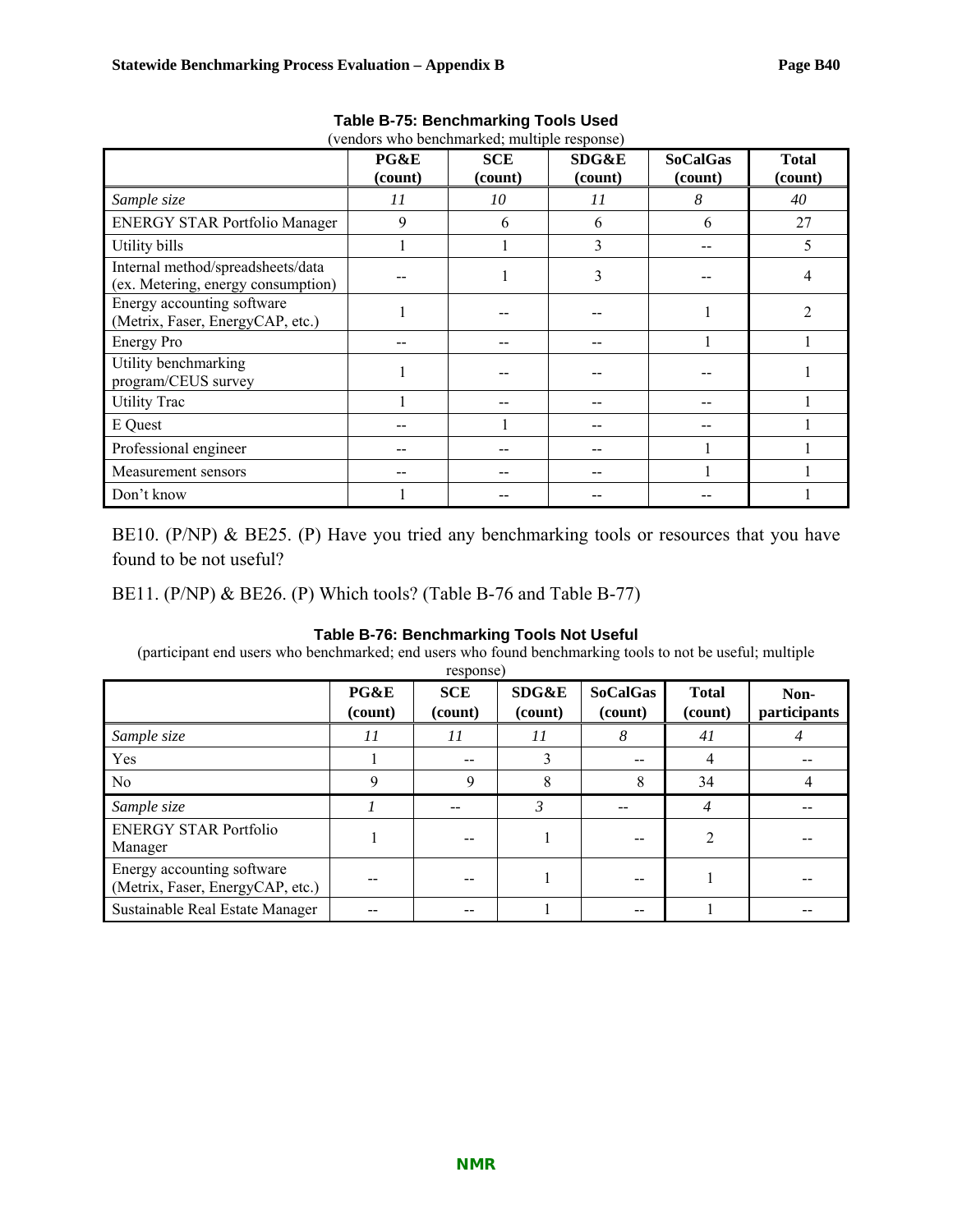**Table B-75: Benchmarking Tools Used**

(vendors who benchmarked; multiple response)

| | PG&E (count) | SCE (count) | SDG&E (count) | SoCalGas (count) | Total (count) |
|---|---|---|---|---|---|
| *Sample size* | *11* | *10* | *11* | *8* | *40* |
| ENERGY STAR Portfolio Manager | 9 | 6 | 6 | 6 | 27 |
| Utility bills | 1 | 1 | 3 | -- | 5 |
| Internal method/spreadsheets/data (ex. Metering, energy consumption) | -- | 1 | 3 | -- | 4 |
| Energy accounting software (Metrix, Faser, EnergyCAP, etc.) | 1 | -- | -- | 1 | 2 |
| Energy Pro | -- | -- | -- | 1 | 1 |
| Utility benchmarking program/CEUS survey | 1 | -- | -- | -- | 1 |
| Utility Trac | 1 | -- | -- | -- | 1 |
| E Quest | -- | 1 | -- | -- | 1 |
| Professional engineer | -- | -- | -- | 1 | 1 |
| Measurement sensors | -- | -- | -- | 1 | 1 |
| Don't know | 1 | -- | -- | -- | 1 |

BE10. (P/NP) & BE25. (P) Have you tried any benchmarking tools or resources that you have found to be not useful?

BE11. (P/NP) & BE26. (P) Which tools? (Table B-76 and Table B-77)

**Table B-76: Benchmarking Tools Not Useful**

(participant end users who benchmarked; end users who found benchmarking tools to not be useful; multiple response)

| | PG&E (count) | SCE (count) | SDG&E (count) | SoCalGas (count) | Total (count) | Non-participants |
|---|---|---|---|---|---|---|
| *Sample size* | *11* | *11* | *11* | *8* | *41* | *4* |
| Yes | 1 | -- | 3 | -- | 4 | -- |
| No | 9 | 9 | 8 | 8 | 34 | 4 |
| *Sample size* | *1* | -- | *3* | -- | *4* | -- |
| ENERGY STAR Portfolio Manager | 1 | -- | 1 | -- | 2 | -- |
| Energy accounting software (Metrix, Faser, EnergyCAP, etc.) | -- | -- | 1 | -- | 1 | -- |
| Sustainable Real Estate Manager | -- | -- | 1 | -- | 1 | -- |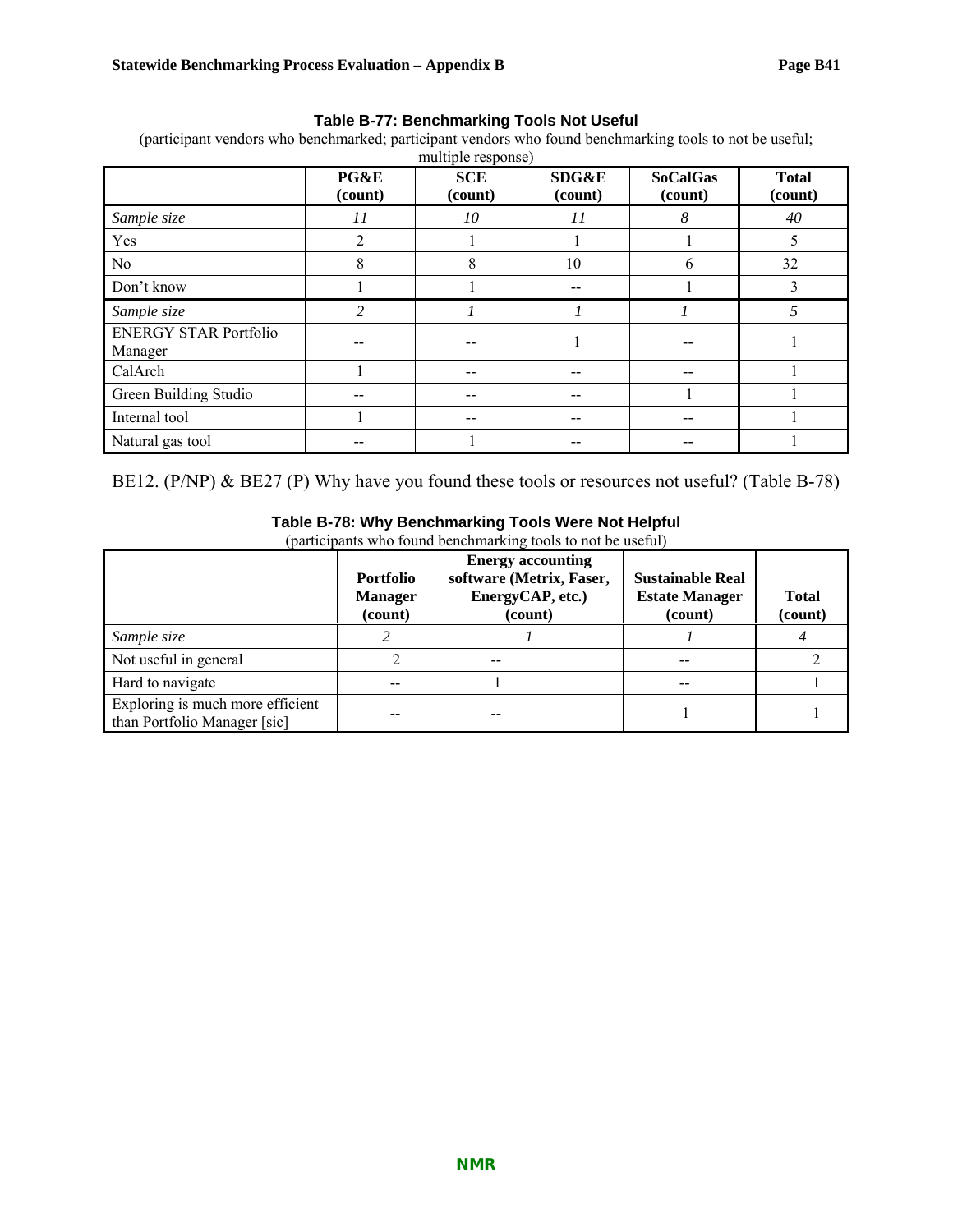**Table B-77: Benchmarking Tools Not Useful**

(participant vendors who benchmarked; participant vendors who found benchmarking tools to not be useful; multiple response)

| | PG&E (count) | SCE (count) | SDG&E (count) | SoCalGas (count) | Total (count) |
|---|---|---|---|---|---|
| *Sample size* | *11* | *10* | *11* | *8* | *40* |
| Yes | 2 | 1 | 1 | 1 | 5 |
| No | 8 | 8 | 10 | 6 | 32 |
| Don't know | 1 | 1 | -- | 1 | 3 |
| *Sample size* | *2* | *1* | *1* | *1* | *5* |
| ENERGY STAR Portfolio Manager | -- | -- | 1 | -- | 1 |
| CalArch | 1 | -- | -- | -- | 1 |
| Green Building Studio | -- | -- | -- | 1 | 1 |
| Internal tool | 1 | -- | -- | -- | 1 |
| Natural gas tool | -- | 1 | -- | -- | 1 |

BE12. (P/NP) & BE27 (P) Why have you found these tools or resources not useful? (Table B-78)

**Table B-78: Why Benchmarking Tools Were Not Helpful**

(participants who found benchmarking tools to not be useful)

| | Portfolio Manager (count) | Energy accounting software (Metrix, Faser, EnergyCAP, etc.) (count) | Sustainable Real Estate Manager (count) | Total (count) |
|---|---|---|---|---|
| *Sample size* | *2* | *1* | *1* | *4* |
| Not useful in general | 2 | -- | -- | 2 |
| Hard to navigate | -- | 1 | -- | 1 |
| Exploring is much more efficient than Portfolio Manager [sic] | -- | -- | 1 | 1 |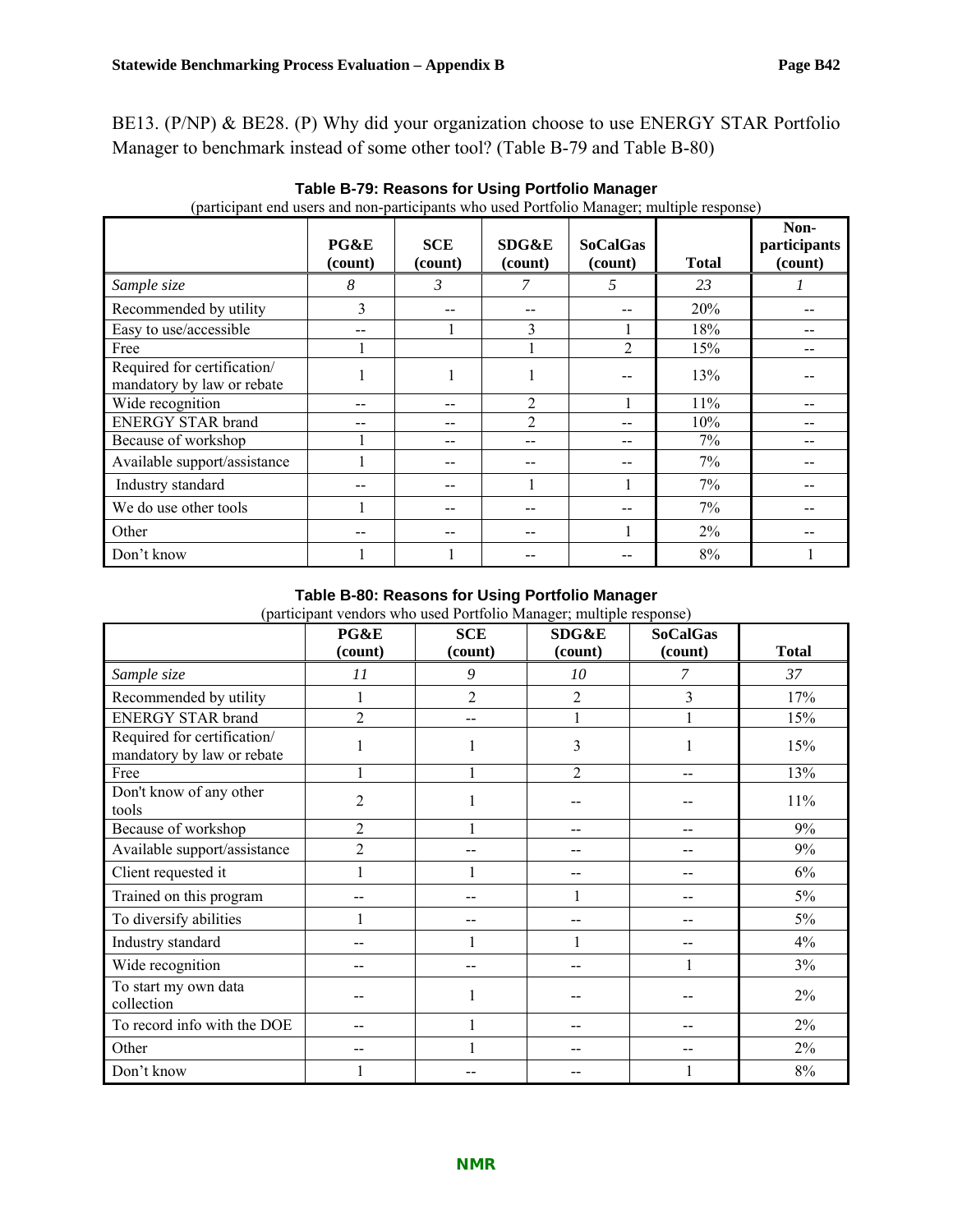BE13. (P/NP) & BE28. (P) Why did your organization choose to use ENERGY STAR Portfolio Manager to benchmark instead of some other tool? (Table B-79 and Table B-80)

**Table B-79: Reasons for Using Portfolio Manager**

(participant end users and non-participants who used Portfolio Manager; multiple response)

| | PG&E (count) | SCE (count) | SDG&E (count) | SoCalGas (count) | Total | Non-participants (count) |
|---|---|---|---|---|---|---|
| *Sample size* | *8* | *3* | *7* | *5* | *23* | *1* |
| Recommended by utility | 3 | -- | -- | -- | 20% | -- |
| Easy to use/accessible | -- | 1 | 3 | 1 | 18% | -- |
| Free | 1 | | 1 | 2 | 15% | -- |
| Required for certification/ mandatory by law or rebate | 1 | 1 | 1 | -- | 13% | -- |
| Wide recognition | -- | -- | 2 | 1 | 11% | -- |
| ENERGY STAR brand | -- | -- | 2 | -- | 10% | -- |
| Because of workshop | 1 | -- | -- | -- | 7% | -- |
| Available support/assistance | 1 | -- | -- | -- | 7% | -- |
| Industry standard | -- | -- | 1 | 1 | 7% | -- |
| We do use other tools | 1 | -- | -- | -- | 7% | -- |
| Other | -- | -- | -- | 1 | 2% | -- |
| Don't know | 1 | 1 | -- | -- | 8% | 1 |

**Table B-80: Reasons for Using Portfolio Manager**

(participant vendors who used Portfolio Manager; multiple response)

| | PG&E (count) | SCE (count) | SDG&E (count) | SoCalGas (count) | Total |
|---|---|---|---|---|---|
| *Sample size* | *11* | *9* | *10* | *7* | *37* |
| Recommended by utility | 1 | 2 | 2 | 3 | 17% |
| ENERGY STAR brand | 2 | -- | 1 | 1 | 15% |
| Required for certification/ mandatory by law or rebate | 1 | 1 | 3 | 1 | 15% |
| Free | 1 | 1 | 2 | -- | 13% |
| Don't know of any other tools | 2 | 1 | -- | -- | 11% |
| Because of workshop | 2 | 1 | -- | -- | 9% |
| Available support/assistance | 2 | -- | -- | -- | 9% |
| Client requested it | 1 | 1 | -- | -- | 6% |
| Trained on this program | -- | -- | 1 | -- | 5% |
| To diversify abilities | 1 | -- | -- | -- | 5% |
| Industry standard | -- | 1 | 1 | -- | 4% |
| Wide recognition | -- | -- | -- | 1 | 3% |
| To start my own data collection | -- | 1 | -- | -- | 2% |
| To record info with the DOE | -- | 1 | -- | -- | 2% |
| Other | -- | 1 | -- | -- | 2% |
| Don't know | 1 | -- | -- | 1 | 8% |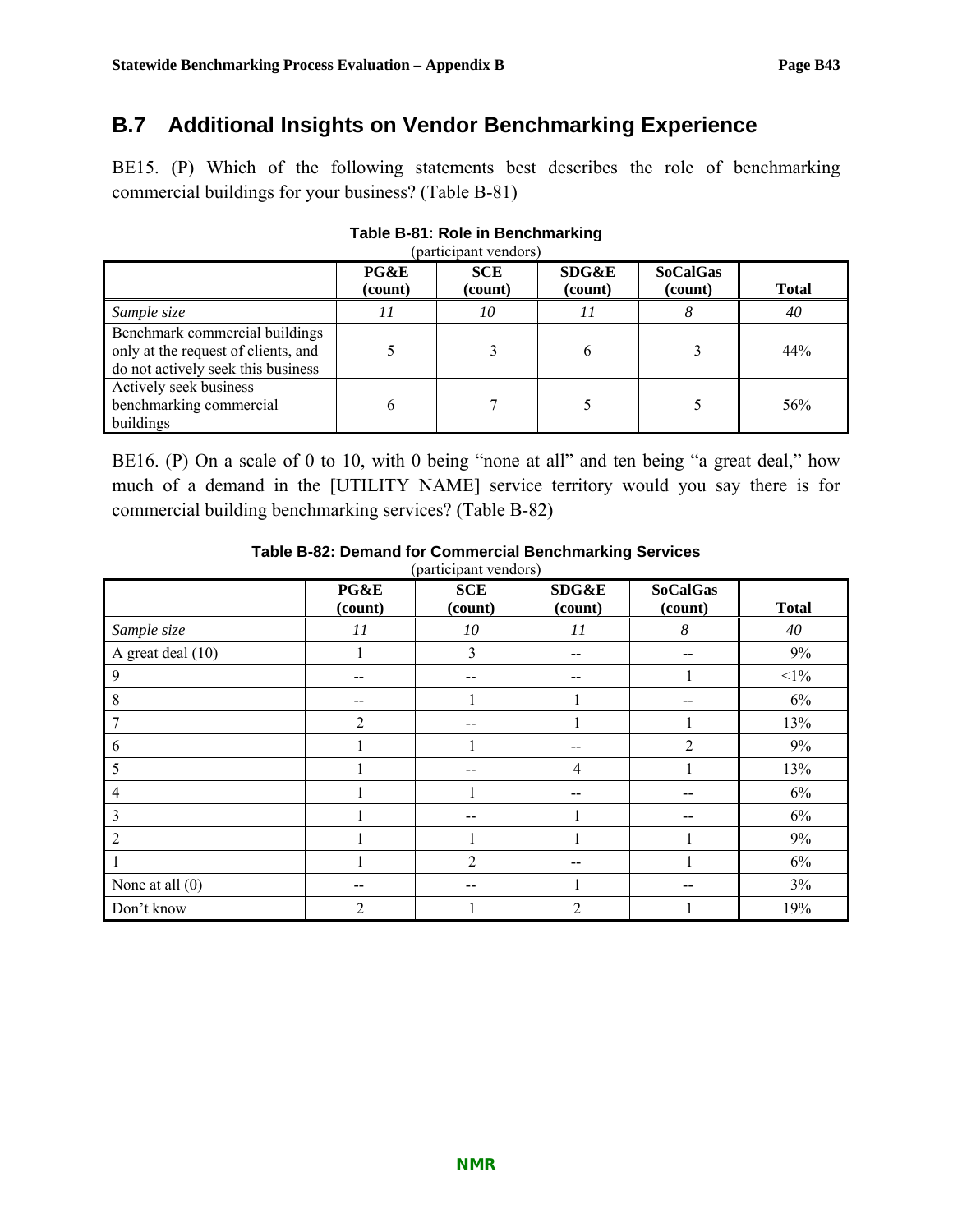## B.7 Additional Insights on Vendor Benchmarking Experience

BE15. (P) Which of the following statements best describes the role of benchmarking commercial buildings for your business? (Table B-81)

**Table B-81: Role in Benchmarking**
(participant vendors)

| | PG&E (count) | SCE (count) | SDG&E (count) | SoCalGas (count) | Total |
|---|---|---|---|---|---|
| *Sample size* | *11* | *10* | *11* | *8* | *40* |
| Benchmark commercial buildings only at the request of clients, and do not actively seek this business | 5 | 3 | 6 | 3 | 44% |
| Actively seek business benchmarking commercial buildings | 6 | 7 | 5 | 5 | 56% |

BE16. (P) On a scale of 0 to 10, with 0 being "none at all" and ten being "a great deal," how much of a demand in the [UTILITY NAME] service territory would you say there is for commercial building benchmarking services? (Table B-82)

**Table B-82: Demand for Commercial Benchmarking Services**
(participant vendors)

| | PG&E (count) | SCE (count) | SDG&E (count) | SoCalGas (count) | Total |
|---|---|---|---|---|---|
| *Sample size* | *11* | *10* | *11* | *8* | *40* |
| A great deal (10) | 1 | 3 | -- | -- | 9% |
| 9 | -- | -- | -- | 1 | <1% |
| 8 | -- | 1 | 1 | -- | 6% |
| 7 | 2 | -- | 1 | 1 | 13% |
| 6 | 1 | 1 | -- | 2 | 9% |
| 5 | 1 | -- | 4 | 1 | 13% |
| 4 | 1 | 1 | -- | -- | 6% |
| 3 | 1 | -- | 1 | -- | 6% |
| 2 | 1 | 1 | 1 | 1 | 9% |
| 1 | 1 | 2 | -- | 1 | 6% |
| None at all (0) | -- | -- | 1 | -- | 3% |
| Don't know | 2 | 1 | 2 | 1 | 19% |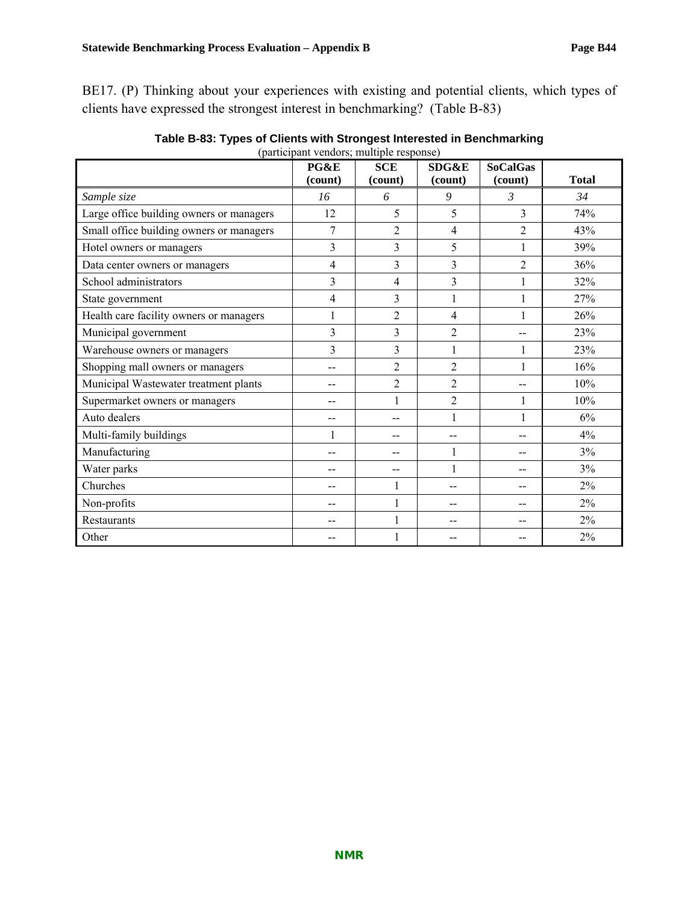BE17. (P) Thinking about your experiences with existing and potential clients, which types of clients have expressed the strongest interest in benchmarking? (Table B-83)

**Table B-83: Types of Clients with Strongest Interested in Benchmarking**
(participant vendors; multiple response)

| | PG&E (count) | SCE (count) | SDG&E (count) | SoCalGas (count) | Total |
|---|---|---|---|---|---|
| *Sample size* | *16* | *6* | *9* | *3* | *34* |
| Large office building owners or managers | 12 | 5 | 5 | 3 | 74% |
| Small office building owners or managers | 7 | 2 | 4 | 2 | 43% |
| Hotel owners or managers | 3 | 3 | 5 | 1 | 39% |
| Data center owners or managers | 4 | 3 | 3 | 2 | 36% |
| School administrators | 3 | 4 | 3 | 1 | 32% |
| State government | 4 | 3 | 1 | 1 | 27% |
| Health care facility owners or managers | 1 | 2 | 4 | 1 | 26% |
| Municipal government | 3 | 3 | 2 | -- | 23% |
| Warehouse owners or managers | 3 | 3 | 1 | 1 | 23% |
| Shopping mall owners or managers | -- | 2 | 2 | 1 | 16% |
| Municipal Wastewater treatment plants | -- | 2 | 2 | -- | 10% |
| Supermarket owners or managers | -- | 1 | 2 | 1 | 10% |
| Auto dealers | -- | -- | 1 | 1 | 6% |
| Multi-family buildings | 1 | -- | -- | -- | 4% |
| Manufacturing | -- | -- | 1 | -- | 3% |
| Water parks | -- | -- | 1 | -- | 3% |
| Churches | -- | 1 | -- | -- | 2% |
| Non-profits | -- | 1 | -- | -- | 2% |
| Restaurants | -- | 1 | -- | -- | 2% |
| Other | -- | 1 | -- | -- | 2% |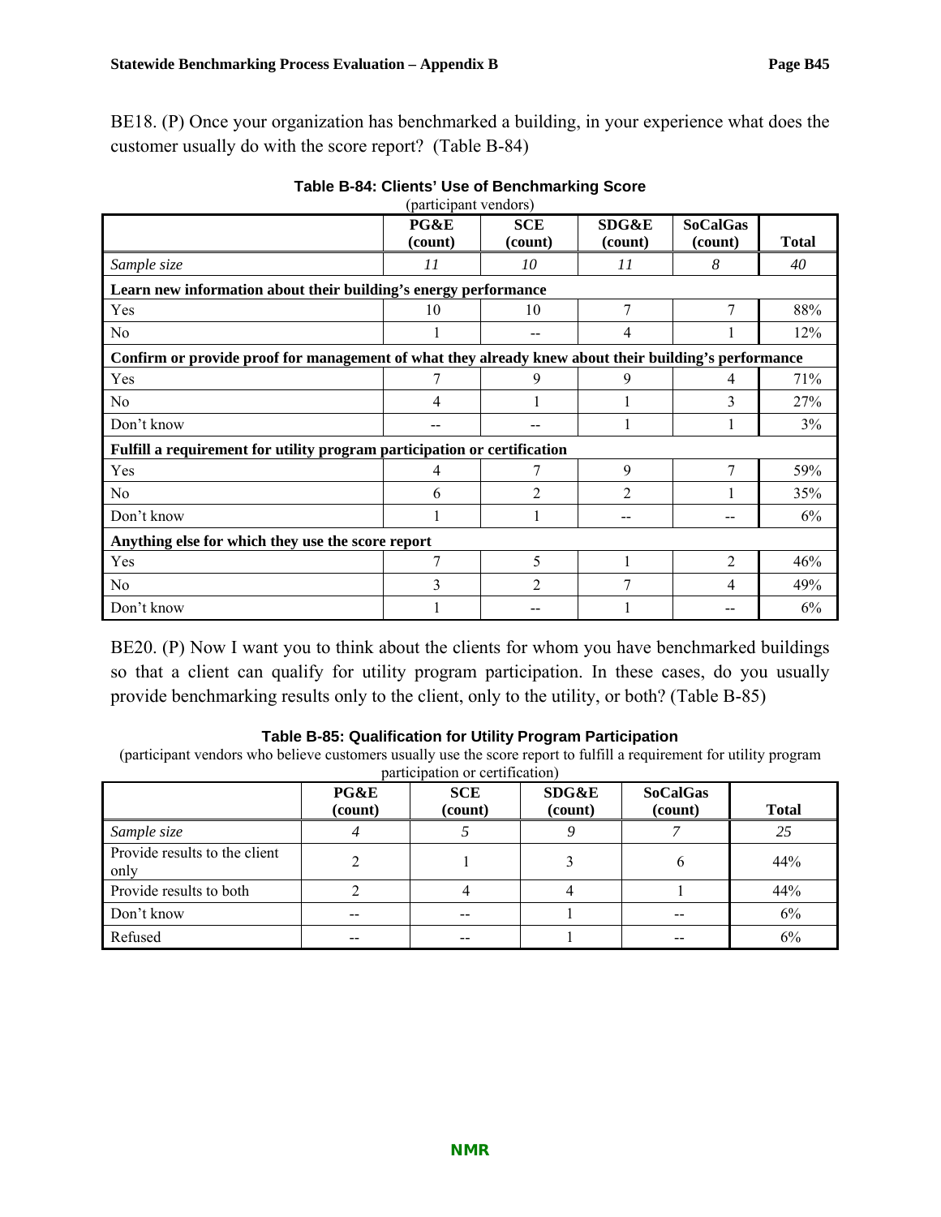BE18. (P) Once your organization has benchmarked a building, in your experience what does the customer usually do with the score report? (Table B-84)

**Table B-84: Clients' Use of Benchmarking Score**

(participant vendors)

| | PG&E (count) | SCE (count) | SDG&E (count) | SoCalGas (count) | Total |
|---|---|---|---|---|---|
| *Sample size* | *11* | *10* | *11* | *8* | *40* |
| **Learn new information about their building's energy performance** | | | | | |
| Yes | 10 | 10 | 7 | 7 | 88% |
| No | 1 | -- | 4 | 1 | 12% |
| **Confirm or provide proof for management of what they already knew about their building's performance** | | | | | |
| Yes | 7 | 9 | 9 | 4 | 71% |
| No | 4 | 1 | 1 | 3 | 27% |
| Don't know | -- | -- | 1 | 1 | 3% |
| **Fulfill a requirement for utility program participation or certification** | | | | | |
| Yes | 4 | 7 | 9 | 7 | 59% |
| No | 6 | 2 | 2 | 1 | 35% |
| Don't know | 1 | 1 | -- | -- | 6% |
| **Anything else for which they use the score report** | | | | | |
| Yes | 7 | 5 | 1 | 2 | 46% |
| No | 3 | 2 | 7 | 4 | 49% |
| Don't know | 1 | -- | 1 | -- | 6% |

BE20. (P) Now I want you to think about the clients for whom you have benchmarked buildings so that a client can qualify for utility program participation. In these cases, do you usually provide benchmarking results only to the client, only to the utility, or both? (Table B-85)

**Table B-85: Qualification for Utility Program Participation**

(participant vendors who believe customers usually use the score report to fulfill a requirement for utility program participation or certification)

| | PG&E (count) | SCE (count) | SDG&E (count) | SoCalGas (count) | Total |
|---|---|---|---|---|---|
| *Sample size* | *4* | *5* | *9* | *7* | *25* |
| Provide results to the client only | 2 | 1 | 3 | 6 | 44% |
| Provide results to both | 2 | 4 | 4 | 1 | 44% |
| Don't know | -- | -- | 1 | -- | 6% |
| Refused | -- | -- | 1 | -- | 6% |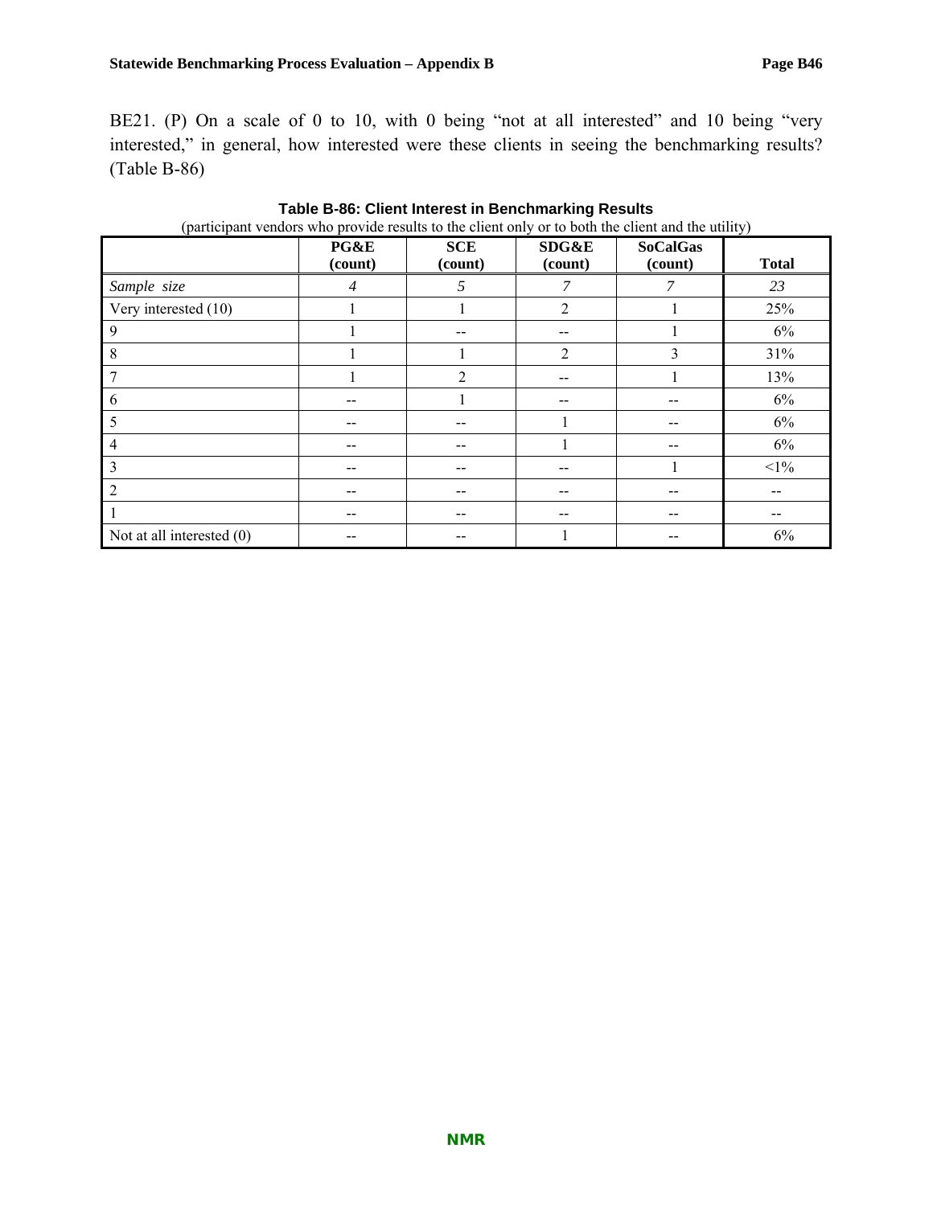BE21. (P) On a scale of 0 to 10, with 0 being "not at all interested" and 10 being "very interested," in general, how interested were these clients in seeing the benchmarking results? (Table B-86)

**Table B-86: Client Interest in Benchmarking Results**

(participant vendors who provide results to the client only or to both the client and the utility)

| | PG&E (count) | SCE (count) | SDG&E (count) | SoCalGas (count) | Total |
|---|---|---|---|---|---|
| *Sample size* | *4* | *5* | *7* | *7* | *23* |
| Very interested (10) | 1 | 1 | 2 | 1 | 25% |
| 9 | 1 | -- | -- | 1 | 6% |
| 8 | 1 | 1 | 2 | 3 | 31% |
| 7 | 1 | 2 | -- | 1 | 13% |
| 6 | -- | 1 | -- | -- | 6% |
| 5 | -- | -- | 1 | -- | 6% |
| 4 | -- | -- | 1 | -- | 6% |
| 3 | -- | -- | -- | 1 | <1% |
| 2 | -- | -- | -- | -- | -- |
| 1 | -- | -- | -- | -- | -- |
| Not at all interested (0) | -- | -- | 1 | -- | 6% |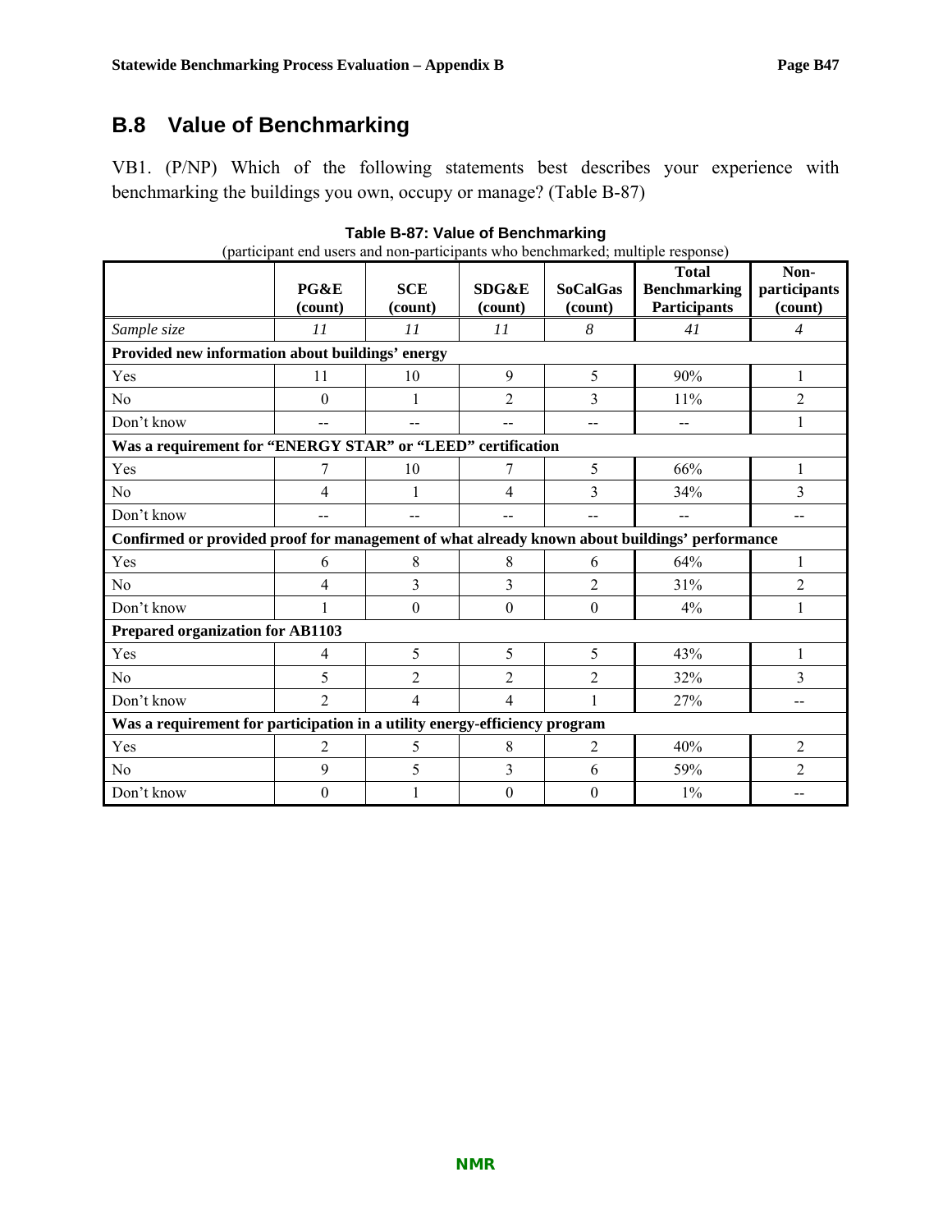## B.8 Value of Benchmarking

VB1. (P/NP) Which of the following statements best describes your experience with benchmarking the buildings you own, occupy or manage? (Table B-87)

**Table B-87: Value of Benchmarking**

(participant end users and non-participants who benchmarked; multiple response)

| | PG&E (count) | SCE (count) | SDG&E (count) | SoCalGas (count) | Total Benchmarking Participants | Non-participants (count) |
|---|---|---|---|---|---|---|
| *Sample size* | *11* | *11* | *11* | *8* | *41* | *4* |
| **Provided new information about buildings' energy** | | | | | | |
| Yes | 11 | 10 | 9 | 5 | 90% | 1 |
| No | 0 | 1 | 2 | 3 | 11% | 2 |
| Don't know | -- | -- | -- | -- | -- | 1 |
| **Was a requirement for "ENERGY STAR" or "LEED" certification** | | | | | | |
| Yes | 7 | 10 | 7 | 5 | 66% | 1 |
| No | 4 | 1 | 4 | 3 | 34% | 3 |
| Don't know | -- | -- | -- | -- | -- | -- |
| **Confirmed or provided proof for management of what already known about buildings' performance** | | | | | | |
| Yes | 6 | 8 | 8 | 6 | 64% | 1 |
| No | 4 | 3 | 3 | 2 | 31% | 2 |
| Don't know | 1 | 0 | 0 | 0 | 4% | 1 |
| **Prepared organization for AB1103** | | | | | | |
| Yes | 4 | 5 | 5 | 5 | 43% | 1 |
| No | 5 | 2 | 2 | 2 | 32% | 3 |
| Don't know | 2 | 4 | 4 | 1 | 27% | -- |
| **Was a requirement for participation in a utility energy-efficiency program** | | | | | | |
| Yes | 2 | 5 | 8 | 2 | 40% | 2 |
| No | 9 | 5 | 3 | 6 | 59% | 2 |
| Don't know | 0 | 1 | 0 | 0 | 1% | -- |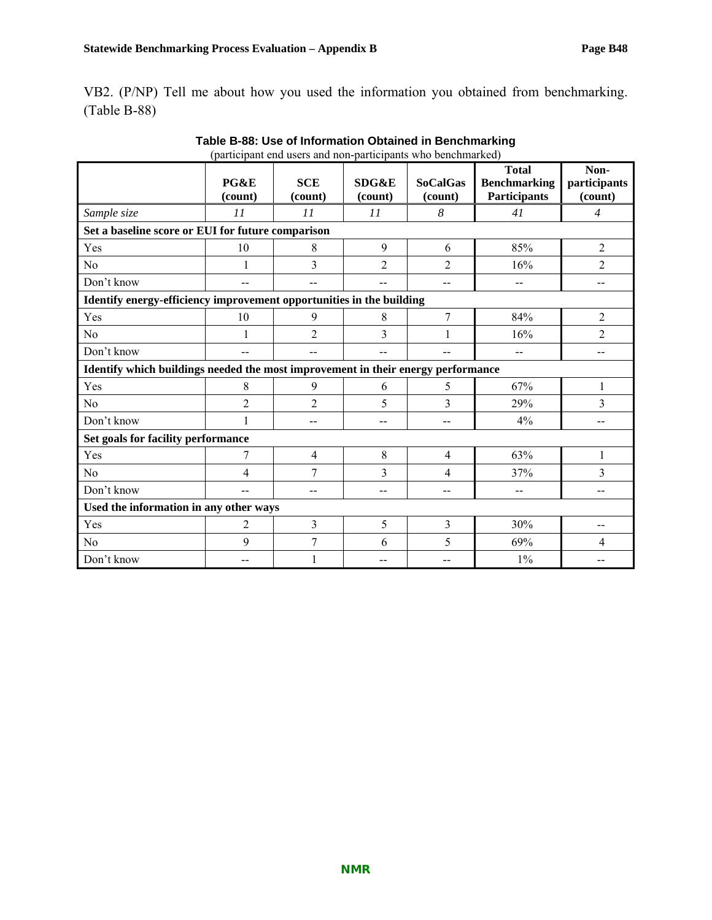VB2. (P/NP) Tell me about how you used the information you obtained from benchmarking. (Table B-88)

**Table B-88: Use of Information Obtained in Benchmarking**
(participant end users and non-participants who benchmarked)

| | PG&E (count) | SCE (count) | SDG&E (count) | SoCalGas (count) | Total Benchmarking Participants | Non-participants (count) |
|---|---|---|---|---|---|---|
| *Sample size* | *11* | *11* | *11* | *8* | *41* | *4* |
| **Set a baseline score or EUI for future comparison** | | | | | | |
| Yes | 10 | 8 | 9 | 6 | 85% | 2 |
| No | 1 | 3 | 2 | 2 | 16% | 2 |
| Don't know | -- | -- | -- | -- | -- | -- |
| **Identify energy-efficiency improvement opportunities in the building** | | | | | | |
| Yes | 10 | 9 | 8 | 7 | 84% | 2 |
| No | 1 | 2 | 3 | 1 | 16% | 2 |
| Don't know | -- | -- | -- | -- | -- | -- |
| **Identify which buildings needed the most improvement in their energy performance** | | | | | | |
| Yes | 8 | 9 | 6 | 5 | 67% | 1 |
| No | 2 | 2 | 5 | 3 | 29% | 3 |
| Don't know | 1 | -- | -- | -- | 4% | -- |
| **Set goals for facility performance** | | | | | | |
| Yes | 7 | 4 | 8 | 4 | 63% | 1 |
| No | 4 | 7 | 3 | 4 | 37% | 3 |
| Don't know | -- | -- | -- | -- | -- | -- |
| **Used the information in any other ways** | | | | | | |
| Yes | 2 | 3 | 5 | 3 | 30% | -- |
| No | 9 | 7 | 6 | 5 | 69% | 4 |
| Don't know | -- | 1 | -- | -- | 1% | -- |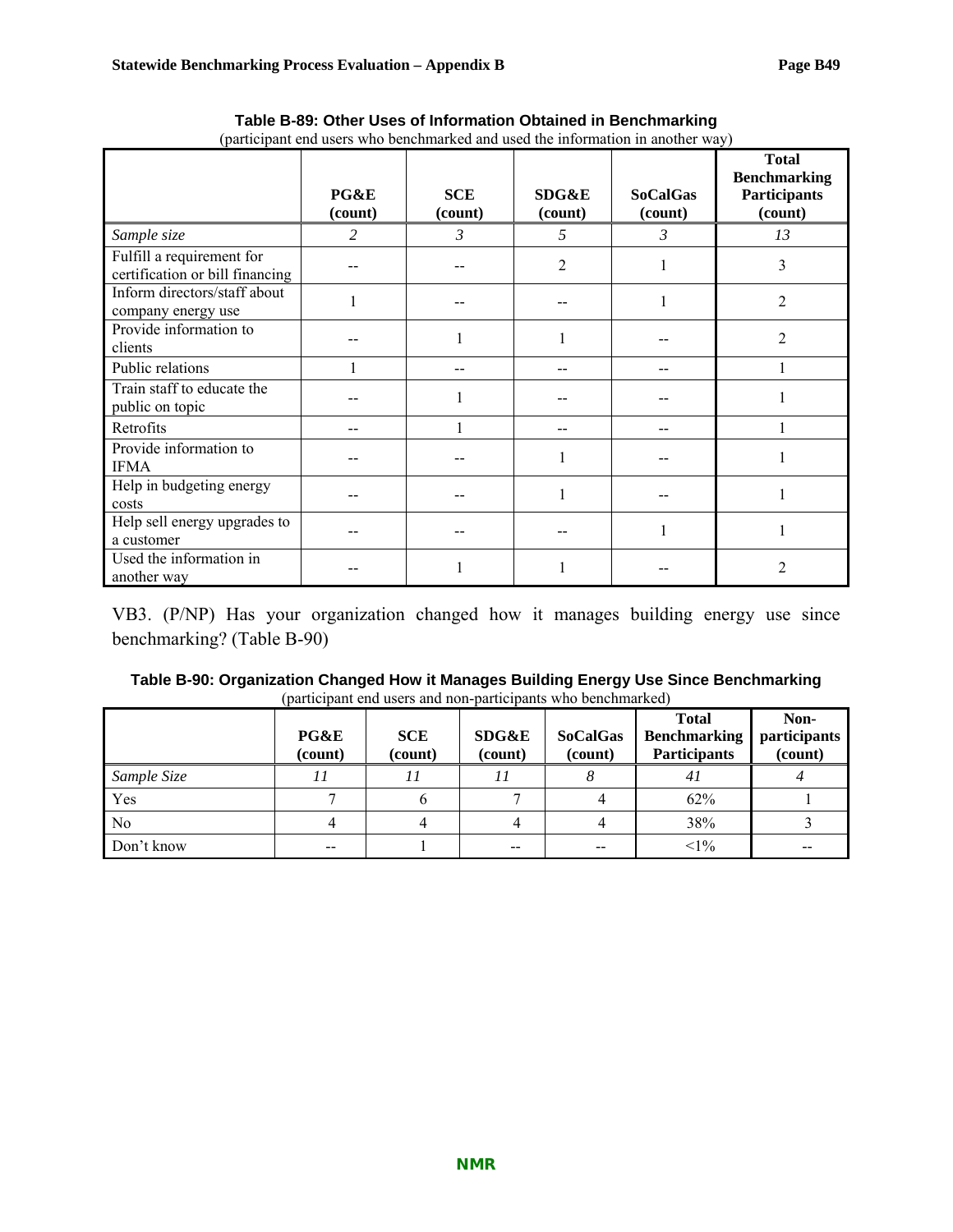**Table B-89: Other Uses of Information Obtained in Benchmarking**

(participant end users who benchmarked and used the information in another way)

| | PG&E (count) | SCE (count) | SDG&E (count) | SoCalGas (count) | Total Benchmarking Participants (count) |
|---|---|---|---|---|---|
| *Sample size* | *2* | *3* | *5* | *3* | *13* |
| Fulfill a requirement for certification or bill financing | -- | -- | 2 | 1 | 3 |
| Inform directors/staff about company energy use | 1 | -- | -- | 1 | 2 |
| Provide information to clients | -- | 1 | 1 | -- | 2 |
| Public relations | 1 | -- | -- | -- | 1 |
| Train staff to educate the public on topic | -- | 1 | -- | -- | 1 |
| Retrofits | -- | 1 | -- | -- | 1 |
| Provide information to IFMA | -- | -- | 1 | -- | 1 |
| Help in budgeting energy costs | -- | -- | 1 | -- | 1 |
| Help sell energy upgrades to a customer | -- | -- | -- | 1 | 1 |
| Used the information in another way | -- | 1 | 1 | -- | 2 |

VB3. (P/NP) Has your organization changed how it manages building energy use since benchmarking? (Table B-90)

**Table B-90: Organization Changed How it Manages Building Energy Use Since Benchmarking**

(participant end users and non-participants who benchmarked)

| | PG&E (count) | SCE (count) | SDG&E (count) | SoCalGas (count) | Total Benchmarking Participants | Non-participants (count) |
|---|---|---|---|---|---|---|
| *Sample Size* | *11* | *11* | *11* | *8* | *41* | *4* |
| Yes | 7 | 6 | 7 | 4 | 62% | 1 |
| No | 4 | 4 | 4 | 4 | 38% | 3 |
| Don't know | -- | 1 | -- | -- | <1% | -- |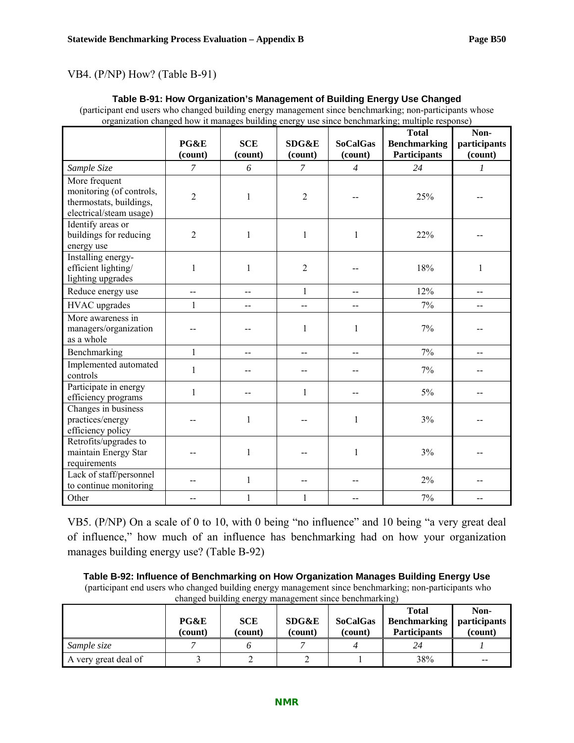VB4. (P/NP) How? (Table B-91)

**Table B-91: How Organization's Management of Building Energy Use Changed**

(participant end users who changed building energy management since benchmarking; non-participants whose organization changed how it manages building energy use since benchmarking; multiple response)

| | PG&E (count) | SCE (count) | SDG&E (count) | SoCalGas (count) | Total Benchmarking Participants | Non-participants (count) |
|---|---|---|---|---|---|---|
| *Sample Size* | *7* | *6* | *7* | *4* | *24* | *1* |
| More frequent monitoring (of controls, thermostats, buildings, electrical/steam usage) | 2 | 1 | 2 | -- | 25% | -- |
| Identify areas or buildings for reducing energy use | 2 | 1 | 1 | 1 | 22% | -- |
| Installing energy-efficient lighting/ lighting upgrades | 1 | 1 | 2 | -- | 18% | 1 |
| Reduce energy use | -- | -- | 1 | -- | 12% | -- |
| HVAC upgrades | 1 | -- | -- | -- | 7% | -- |
| More awareness in managers/organization as a whole | -- | -- | 1 | 1 | 7% | -- |
| Benchmarking | 1 | -- | -- | -- | 7% | -- |
| Implemented automated controls | 1 | -- | -- | -- | 7% | -- |
| Participate in energy efficiency programs | 1 | -- | 1 | -- | 5% | -- |
| Changes in business practices/energy efficiency policy | -- | 1 | -- | 1 | 3% | -- |
| Retrofits/upgrades to maintain Energy Star requirements | -- | 1 | -- | 1 | 3% | -- |
| Lack of staff/personnel to continue monitoring | -- | 1 | -- | -- | 2% | -- |
| Other | -- | 1 | 1 | -- | 7% | -- |

VB5. (P/NP) On a scale of 0 to 10, with 0 being "no influence" and 10 being "a very great deal of influence," how much of an influence has benchmarking had on how your organization manages building energy use? (Table B-92)

**Table B-92: Influence of Benchmarking on How Organization Manages Building Energy Use**

(participant end users who changed building energy management since benchmarking; non-participants who changed building energy management since benchmarking)

| | PG&E (count) | SCE (count) | SDG&E (count) | SoCalGas (count) | Total Benchmarking Participants | Non-participants (count) |
|---|---|---|---|---|---|---|
| *Sample size* | *7* | *6* | *7* | *4* | *24* | *1* |
| A very great deal of | 3 | 2 | 2 | 1 | 38% | -- |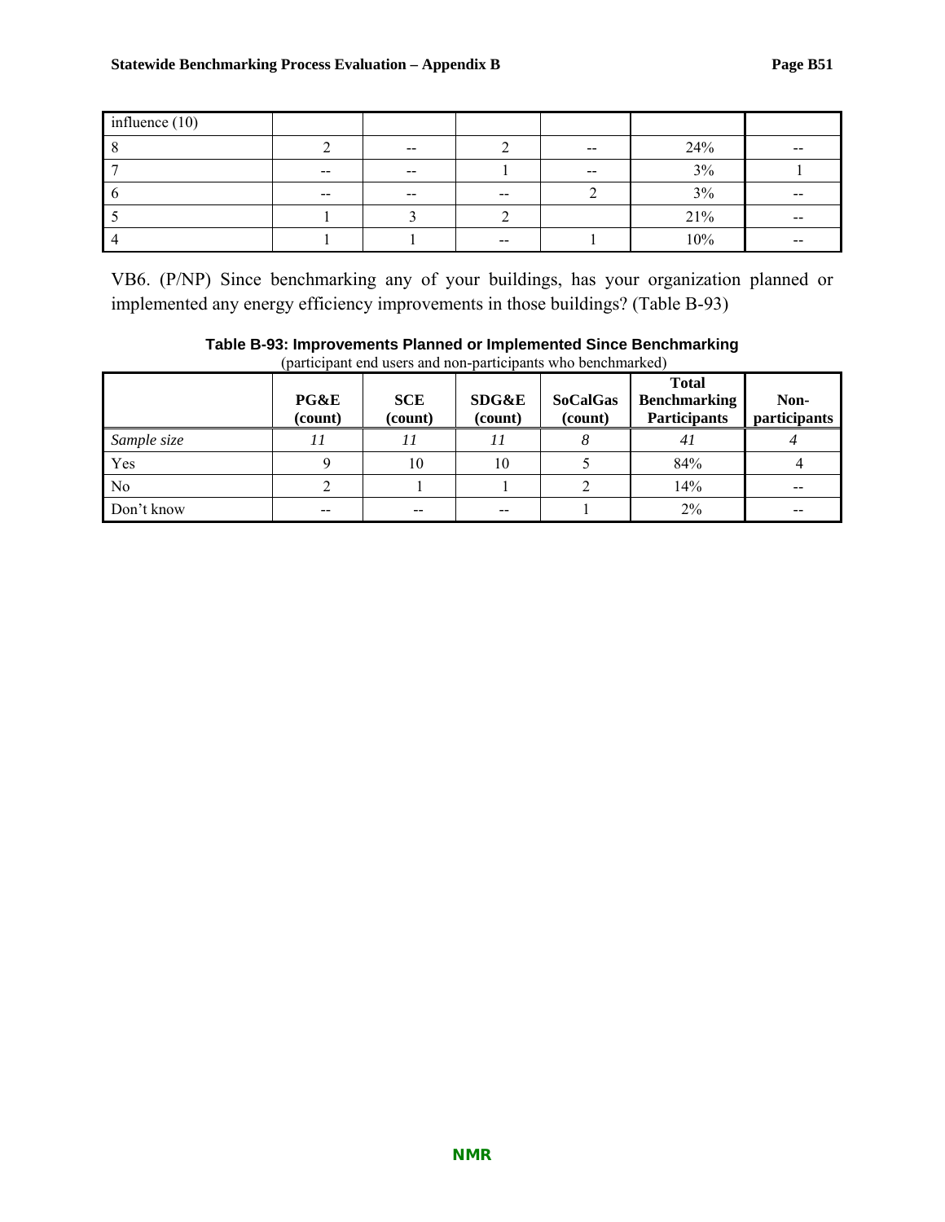| influence (10) | | | | | | |
|---|---|---|---|---|---|---|
| 8 | 2 | -- | 2 | -- | 24% | -- |
| 7 | -- | -- | 1 | -- | 3% | 1 |
| 6 | -- | -- | -- | 2 | 3% | -- |
| 5 | 1 | 3 | 2 | | 21% | -- |
| 4 | 1 | 1 | -- | 1 | 10% | -- |

VB6. (P/NP) Since benchmarking any of your buildings, has your organization planned or implemented any energy efficiency improvements in those buildings? (Table B-93)

**Table B-93: Improvements Planned or Implemented Since Benchmarking**

(participant end users and non-participants who benchmarked)

| | PG&E (count) | SCE (count) | SDG&E (count) | SoCalGas (count) | Total Benchmarking Participants | Non-participants |
|---|---|---|---|---|---|---|
| *Sample size* | *11* | *11* | *11* | *8* | *41* | *4* |
| Yes | 9 | 10 | 10 | 5 | 84% | 4 |
| No | 2 | 1 | 1 | 2 | 14% | -- |
| Don't know | -- | -- | -- | 1 | 2% | -- |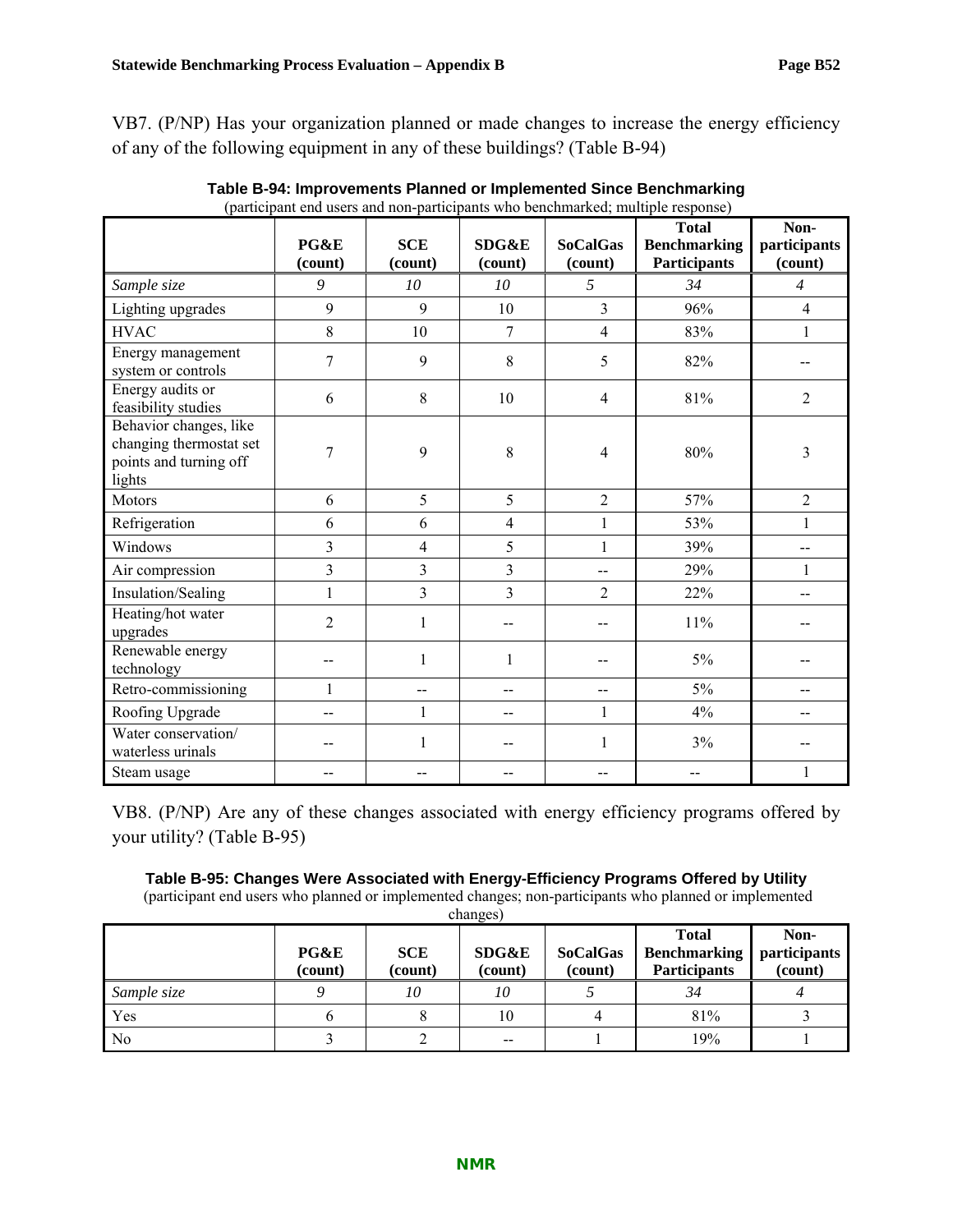VB7. (P/NP) Has your organization planned or made changes to increase the energy efficiency of any of the following equipment in any of these buildings? (Table B-94)

**Table B-94: Improvements Planned or Implemented Since Benchmarking**
(participant end users and non-participants who benchmarked; multiple response)

| | PG&E (count) | SCE (count) | SDG&E (count) | SoCalGas (count) | Total Benchmarking Participants | Non-participants (count) |
|---|---|---|---|---|---|---|
| *Sample size* | *9* | *10* | *10* | *5* | *34* | *4* |
| Lighting upgrades | 9 | 9 | 10 | 3 | 96% | 4 |
| HVAC | 8 | 10 | 7 | 4 | 83% | 1 |
| Energy management system or controls | 7 | 9 | 8 | 5 | 82% | -- |
| Energy audits or feasibility studies | 6 | 8 | 10 | 4 | 81% | 2 |
| Behavior changes, like changing thermostat set points and turning off lights | 7 | 9 | 8 | 4 | 80% | 3 |
| Motors | 6 | 5 | 5 | 2 | 57% | 2 |
| Refrigeration | 6 | 6 | 4 | 1 | 53% | 1 |
| Windows | 3 | 4 | 5 | 1 | 39% | -- |
| Air compression | 3 | 3 | 3 | -- | 29% | 1 |
| Insulation/Sealing | 1 | 3 | 3 | 2 | 22% | -- |
| Heating/hot water upgrades | 2 | 1 | -- | -- | 11% | -- |
| Renewable energy technology | -- | 1 | 1 | -- | 5% | -- |
| Retro-commissioning | 1 | -- | -- | -- | 5% | -- |
| Roofing Upgrade | -- | 1 | -- | 1 | 4% | -- |
| Water conservation/ waterless urinals | -- | 1 | -- | 1 | 3% | -- |
| Steam usage | -- | -- | -- | -- | -- | 1 |

VB8. (P/NP) Are any of these changes associated with energy efficiency programs offered by your utility? (Table B-95)

**Table B-95: Changes Were Associated with Energy-Efficiency Programs Offered by Utility**
(participant end users who planned or implemented changes; non-participants who planned or implemented changes)

| | PG&E (count) | SCE (count) | SDG&E (count) | SoCalGas (count) | Total Benchmarking Participants | Non-participants (count) |
|---|---|---|---|---|---|---|
| *Sample size* | *9* | *10* | *10* | *5* | *34* | *4* |
| Yes | 6 | 8 | 10 | 4 | 81% | 3 |
| No | 3 | 2 | -- | 1 | 19% | 1 |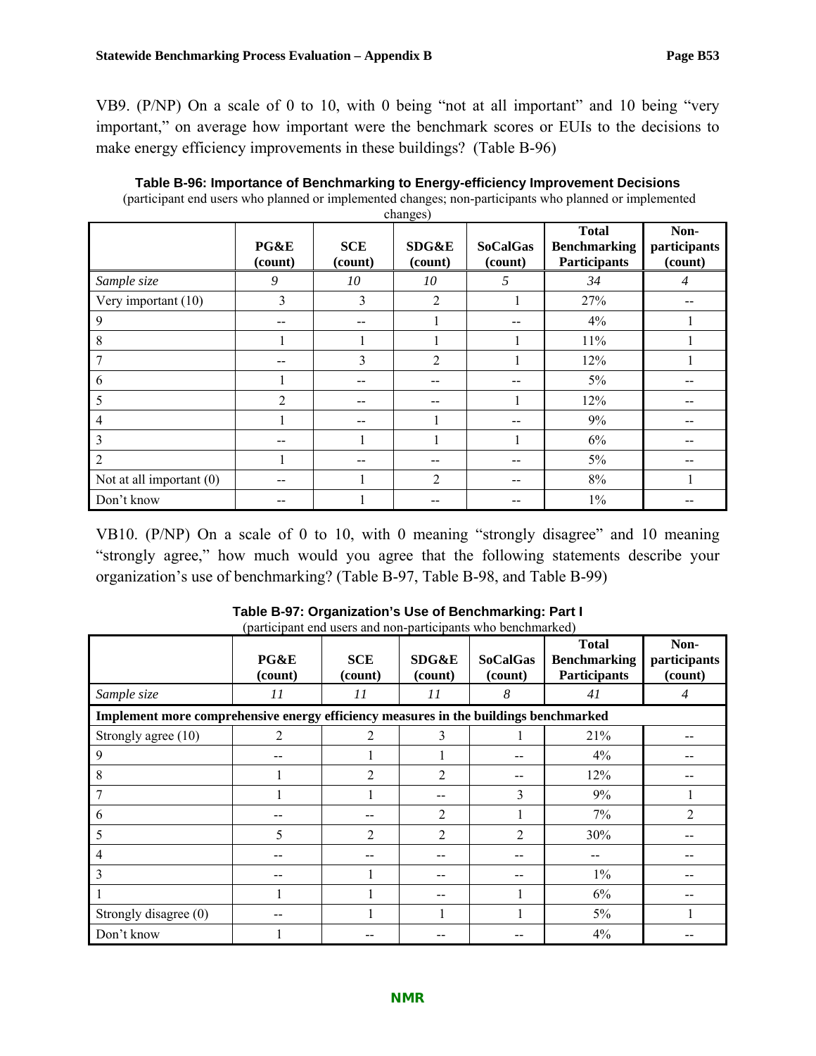VB9. (P/NP) On a scale of 0 to 10, with 0 being "not at all important" and 10 being "very important," on average how important were the benchmark scores or EUIs to the decisions to make energy efficiency improvements in these buildings? (Table B-96)

**Table B-96: Importance of Benchmarking to Energy-efficiency Improvement Decisions**
(participant end users who planned or implemented changes; non-participants who planned or implemented changes)

| | PG&E (count) | SCE (count) | SDG&E (count) | SoCalGas (count) | Total Benchmarking Participants | Non-participants (count) |
|---|---|---|---|---|---|---|
| *Sample size* | *9* | *10* | *10* | *5* | *34* | *4* |
| Very important (10) | 3 | 3 | 2 | 1 | 27% | -- |
| 9 | -- | -- | 1 | -- | 4% | 1 |
| 8 | 1 | 1 | 1 | 1 | 11% | 1 |
| 7 | -- | 3 | 2 | 1 | 12% | 1 |
| 6 | 1 | -- | -- | -- | 5% | -- |
| 5 | 2 | -- | -- | 1 | 12% | -- |
| 4 | 1 | -- | 1 | -- | 9% | -- |
| 3 | -- | 1 | 1 | 1 | 6% | -- |
| 2 | 1 | -- | -- | -- | 5% | -- |
| Not at all important (0) | -- | 1 | 2 | -- | 8% | 1 |
| Don't know | -- | 1 | -- | -- | 1% | -- |

VB10. (P/NP) On a scale of 0 to 10, with 0 meaning "strongly disagree" and 10 meaning "strongly agree," how much would you agree that the following statements describe your organization's use of benchmarking? (Table B-97, Table B-98, and Table B-99)

**Table B-97: Organization's Use of Benchmarking: Part I**
(participant end users and non-participants who benchmarked)

| | PG&E (count) | SCE (count) | SDG&E (count) | SoCalGas (count) | Total Benchmarking Participants | Non-participants (count) |
|---|---|---|---|---|---|---|
| *Sample size* | *11* | *11* | *11* | *8* | *41* | *4* |
| **Implement more comprehensive energy efficiency measures in the buildings benchmarked** | | | | | | |
| Strongly agree (10) | 2 | 2 | 3 | 1 | 21% | -- |
| 9 | -- | 1 | 1 | -- | 4% | -- |
| 8 | 1 | 2 | 2 | -- | 12% | -- |
| 7 | 1 | 1 | -- | 3 | 9% | 1 |
| 6 | -- | -- | 2 | 1 | 7% | 2 |
| 5 | 5 | 2 | 2 | 2 | 30% | -- |
| 4 | -- | -- | -- | -- | -- | -- |
| 3 | -- | 1 | -- | -- | 1% | -- |
| 1 | 1 | 1 | -- | 1 | 6% | -- |
| Strongly disagree (0) | -- | 1 | 1 | 1 | 5% | 1 |
| Don't know | 1 | -- | -- | -- | 4% | -- |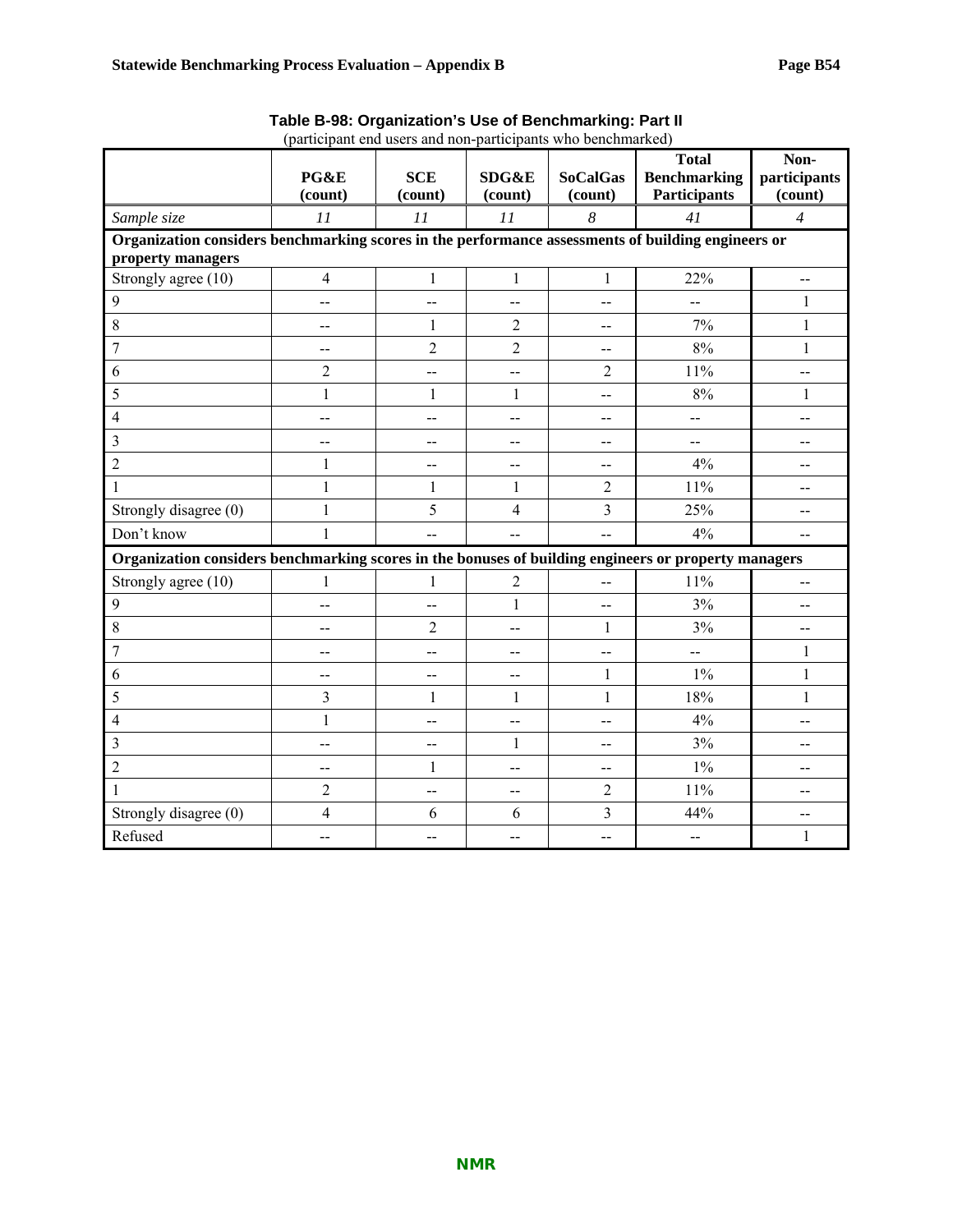**Table B-98: Organization's Use of Benchmarking: Part II**

(participant end users and non-participants who benchmarked)

| | PG&E (count) | SCE (count) | SDG&E (count) | SoCalGas (count) | Total Benchmarking Participants | Non-participants (count) |
|---|---|---|---|---|---|---|
| *Sample size* | *11* | *11* | *11* | *8* | *41* | *4* |
| **Organization considers benchmarking scores in the performance assessments of building engineers or property managers** | | | | | | |
| Strongly agree (10) | 4 | 1 | 1 | 1 | 22% | -- |
| 9 | -- | -- | -- | -- | -- | 1 |
| 8 | -- | 1 | 2 | -- | 7% | 1 |
| 7 | -- | 2 | 2 | -- | 8% | 1 |
| 6 | 2 | -- | -- | 2 | 11% | -- |
| 5 | 1 | 1 | 1 | -- | 8% | 1 |
| 4 | -- | -- | -- | -- | -- | -- |
| 3 | -- | -- | -- | -- | -- | -- |
| 2 | 1 | -- | -- | -- | 4% | -- |
| 1 | 1 | 1 | 1 | 2 | 11% | -- |
| Strongly disagree (0) | 1 | 5 | 4 | 3 | 25% | -- |
| Don't know | 1 | -- | -- | -- | 4% | -- |
| **Organization considers benchmarking scores in the bonuses of building engineers or property managers** | | | | | | |
| Strongly agree (10) | 1 | 1 | 2 | -- | 11% | -- |
| 9 | -- | -- | 1 | -- | 3% | -- |
| 8 | -- | 2 | -- | 1 | 3% | -- |
| 7 | -- | -- | -- | -- | -- | 1 |
| 6 | -- | -- | -- | 1 | 1% | 1 |
| 5 | 3 | 1 | 1 | 1 | 18% | 1 |
| 4 | 1 | -- | -- | -- | 4% | -- |
| 3 | -- | -- | 1 | -- | 3% | -- |
| 2 | -- | 1 | -- | -- | 1% | -- |
| 1 | 2 | -- | -- | 2 | 11% | -- |
| Strongly disagree (0) | 4 | 6 | 6 | 3 | 44% | -- |
| Refused | -- | -- | -- | -- | -- | 1 |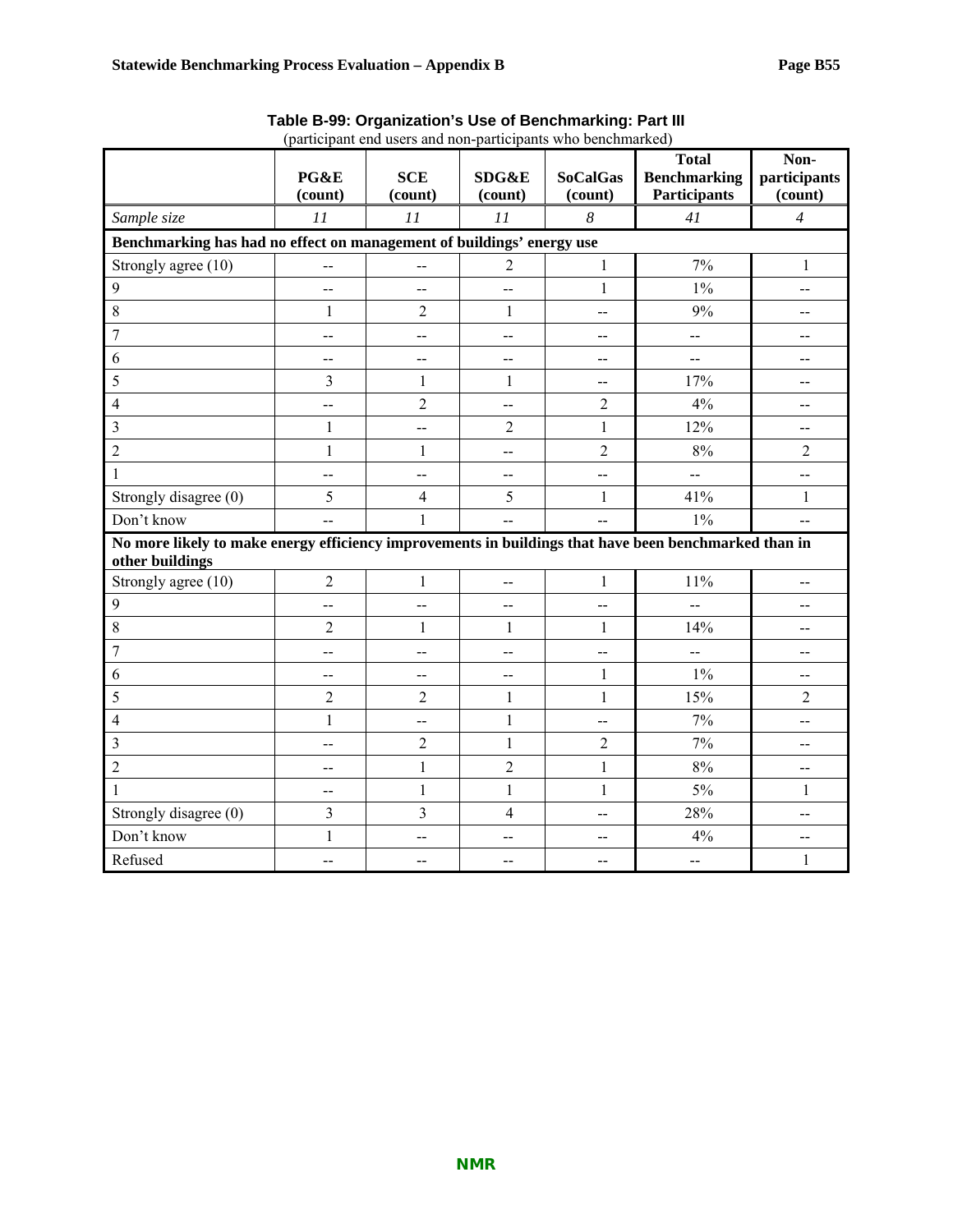**Table B-99: Organization's Use of Benchmarking: Part III**

(participant end users and non-participants who benchmarked)

| | PG&E (count) | SCE (count) | SDG&E (count) | SoCalGas (count) | Total Benchmarking Participants | Non-participants (count) |
|---|---|---|---|---|---|---|
| *Sample size* | *11* | *11* | *11* | *8* | *41* | *4* |
| **Benchmarking has had no effect on management of buildings' energy use** | | | | | | |
| Strongly agree (10) | -- | -- | 2 | 1 | 7% | 1 |
| 9 | -- | -- | -- | 1 | 1% | -- |
| 8 | 1 | 2 | 1 | -- | 9% | -- |
| 7 | -- | -- | -- | -- | -- | -- |
| 6 | -- | -- | -- | -- | -- | -- |
| 5 | 3 | 1 | 1 | -- | 17% | -- |
| 4 | -- | 2 | -- | 2 | 4% | -- |
| 3 | 1 | -- | 2 | 1 | 12% | -- |
| 2 | 1 | 1 | -- | 2 | 8% | 2 |
| 1 | -- | -- | -- | -- | -- | -- |
| Strongly disagree (0) | 5 | 4 | 5 | 1 | 41% | 1 |
| Don't know | -- | 1 | -- | -- | 1% | -- |
| **No more likely to make energy efficiency improvements in buildings that have been benchmarked than in other buildings** | | | | | | |
| Strongly agree (10) | 2 | 1 | -- | 1 | 11% | -- |
| 9 | -- | -- | -- | -- | -- | -- |
| 8 | 2 | 1 | 1 | 1 | 14% | -- |
| 7 | -- | -- | -- | -- | -- | -- |
| 6 | -- | -- | -- | 1 | 1% | -- |
| 5 | 2 | 2 | 1 | 1 | 15% | 2 |
| 4 | 1 | -- | 1 | -- | 7% | -- |
| 3 | -- | 2 | 1 | 2 | 7% | -- |
| 2 | -- | 1 | 2 | 1 | 8% | -- |
| 1 | -- | 1 | 1 | 1 | 5% | 1 |
| Strongly disagree (0) | 3 | 3 | 4 | -- | 28% | -- |
| Don't know | 1 | -- | -- | -- | 4% | -- |
| Refused | -- | -- | -- | -- | -- | 1 |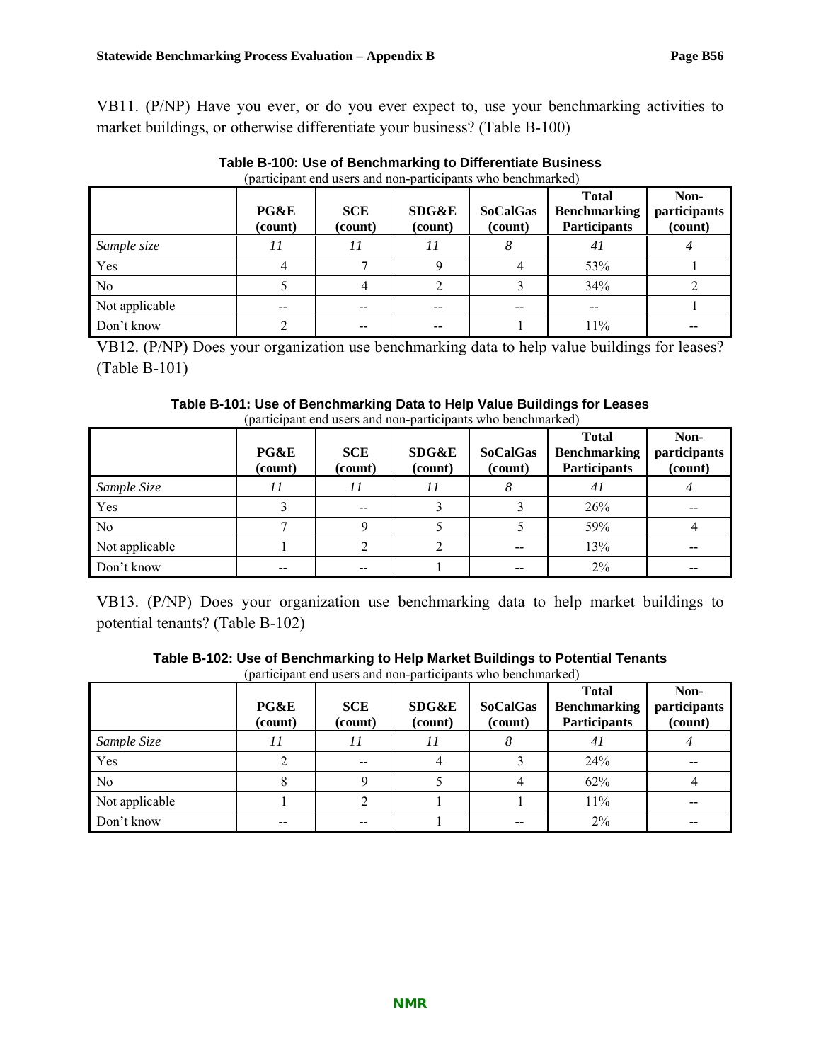VB11. (P/NP) Have you ever, or do you ever expect to, use your benchmarking activities to market buildings, or otherwise differentiate your business? (Table B-100)

**Table B-100: Use of Benchmarking to Differentiate Business**
(participant end users and non-participants who benchmarked)

| | PG&E (count) | SCE (count) | SDG&E (count) | SoCalGas (count) | Total Benchmarking Participants | Non-participants (count) |
|---|---|---|---|---|---|---|
| *Sample size* | *11* | *11* | *11* | *8* | *41* | *4* |
| Yes | 4 | 7 | 9 | 4 | 53% | 1 |
| No | 5 | 4 | 2 | 3 | 34% | 2 |
| Not applicable | -- | -- | -- | -- | -- | 1 |
| Don't know | 2 | -- | -- | 1 | 11% | -- |

VB12. (P/NP) Does your organization use benchmarking data to help value buildings for leases? (Table B-101)

**Table B-101: Use of Benchmarking Data to Help Value Buildings for Leases**
(participant end users and non-participants who benchmarked)

| | PG&E (count) | SCE (count) | SDG&E (count) | SoCalGas (count) | Total Benchmarking Participants | Non-participants (count) |
|---|---|---|---|---|---|---|
| *Sample Size* | *11* | *11* | *11* | *8* | *41* | *4* |
| Yes | 3 | -- | 3 | 3 | 26% | -- |
| No | 7 | 9 | 5 | 5 | 59% | 4 |
| Not applicable | 1 | 2 | 2 | -- | 13% | -- |
| Don't know | -- | -- | 1 | -- | 2% | -- |

VB13. (P/NP) Does your organization use benchmarking data to help market buildings to potential tenants? (Table B-102)

**Table B-102: Use of Benchmarking to Help Market Buildings to Potential Tenants**
(participant end users and non-participants who benchmarked)

| | PG&E (count) | SCE (count) | SDG&E (count) | SoCalGas (count) | Total Benchmarking Participants | Non-participants (count) |
|---|---|---|---|---|---|---|
| *Sample Size* | *11* | *11* | *11* | *8* | *41* | *4* |
| Yes | 2 | -- | 4 | 3 | 24% | -- |
| No | 8 | 9 | 5 | 4 | 62% | 4 |
| Not applicable | 1 | 2 | 1 | 1 | 11% | -- |
| Don't know | -- | -- | 1 | -- | 2% | -- |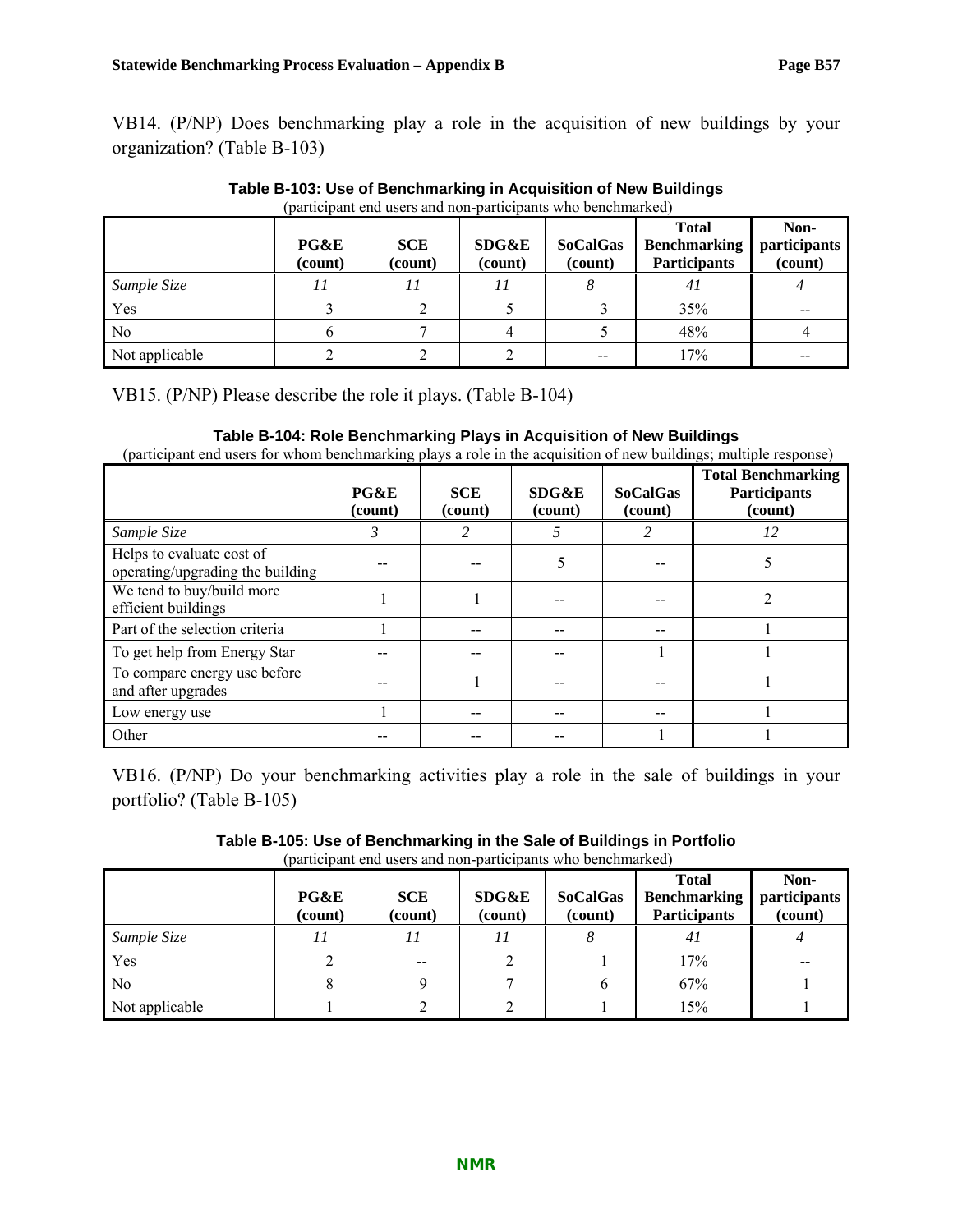VB14. (P/NP) Does benchmarking play a role in the acquisition of new buildings by your organization? (Table B-103)

**Table B-103: Use of Benchmarking in Acquisition of New Buildings**
(participant end users and non-participants who benchmarked)

| | PG&E (count) | SCE (count) | SDG&E (count) | SoCalGas (count) | Total Benchmarking Participants | Non-participants (count) |
|---|---|---|---|---|---|---|
| *Sample Size* | *11* | *11* | *11* | *8* | *41* | *4* |
| Yes | 3 | 2 | 5 | 3 | 35% | -- |
| No | 6 | 7 | 4 | 5 | 48% | 4 |
| Not applicable | 2 | 2 | 2 | -- | 17% | -- |

VB15. (P/NP) Please describe the role it plays. (Table B-104)

**Table B-104: Role Benchmarking Plays in Acquisition of New Buildings**
(participant end users for whom benchmarking plays a role in the acquisition of new buildings; multiple response)

| | PG&E (count) | SCE (count) | SDG&E (count) | SoCalGas (count) | Total Benchmarking Participants (count) |
|---|---|---|---|---|---|
| *Sample Size* | *3* | *2* | *5* | *2* | *12* |
| Helps to evaluate cost of operating/upgrading the building | -- | -- | 5 | -- | 5 |
| We tend to buy/build more efficient buildings | 1 | 1 | -- | -- | 2 |
| Part of the selection criteria | 1 | -- | -- | -- | 1 |
| To get help from Energy Star | -- | -- | -- | 1 | 1 |
| To compare energy use before and after upgrades | -- | 1 | -- | -- | 1 |
| Low energy use | 1 | -- | -- | -- | 1 |
| Other | -- | -- | -- | 1 | 1 |

VB16. (P/NP) Do your benchmarking activities play a role in the sale of buildings in your portfolio? (Table B-105)

**Table B-105: Use of Benchmarking in the Sale of Buildings in Portfolio**
(participant end users and non-participants who benchmarked)

| | PG&E (count) | SCE (count) | SDG&E (count) | SoCalGas (count) | Total Benchmarking Participants | Non-participants (count) |
|---|---|---|---|---|---|---|
| *Sample Size* | *11* | *11* | *11* | *8* | *41* | *4* |
| Yes | 2 | -- | 2 | 1 | 17% | -- |
| No | 8 | 9 | 7 | 6 | 67% | 1 |
| Not applicable | 1 | 2 | 2 | 1 | 15% | 1 |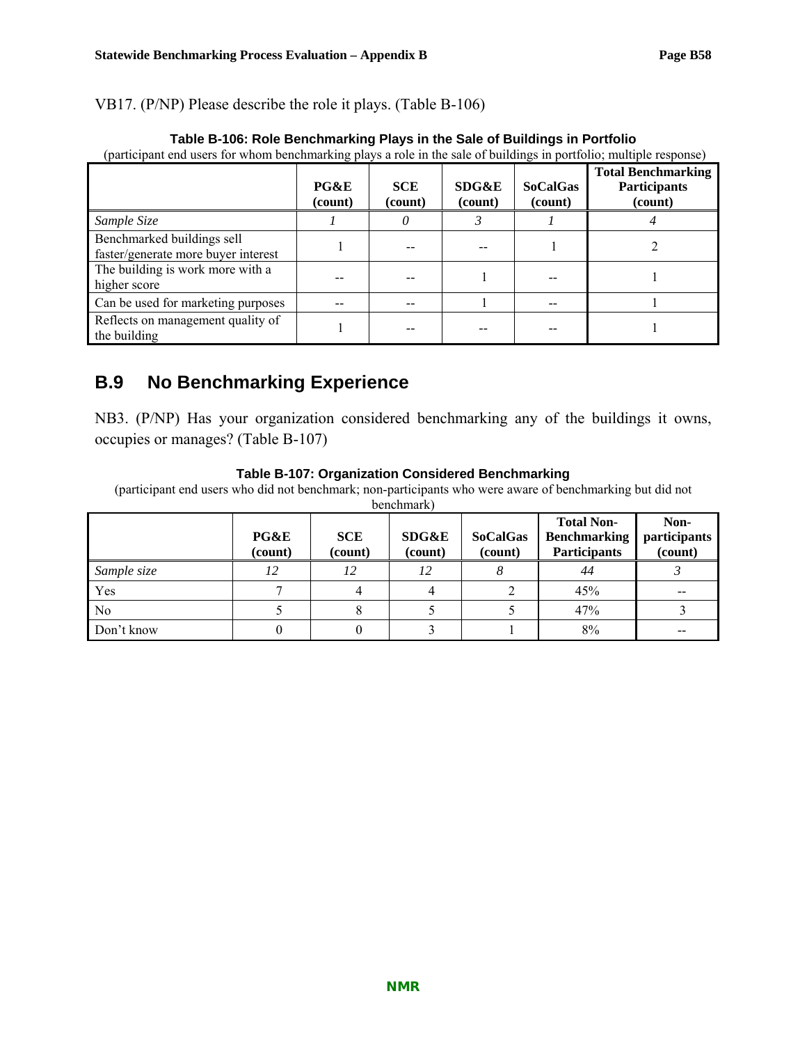VB17. (P/NP) Please describe the role it plays. (Table B-106)

**Table B-106: Role Benchmarking Plays in the Sale of Buildings in Portfolio**

(participant end users for whom benchmarking plays a role in the sale of buildings in portfolio; multiple response)

| | PG&E (count) | SCE (count) | SDG&E (count) | SoCalGas (count) | Total Benchmarking Participants (count) |
|---|---|---|---|---|---|
| *Sample Size* | *1* | *0* | *3* | *1* | *4* |
| Benchmarked buildings sell faster/generate more buyer interest | 1 | -- | -- | 1 | 2 |
| The building is work more with a higher score | -- | -- | 1 | -- | 1 |
| Can be used for marketing purposes | -- | -- | 1 | -- | 1 |
| Reflects on management quality of the building | 1 | -- | -- | -- | 1 |

## B.9 No Benchmarking Experience

NB3. (P/NP) Has your organization considered benchmarking any of the buildings it owns, occupies or manages? (Table B-107)

**Table B-107: Organization Considered Benchmarking**

(participant end users who did not benchmark; non-participants who were aware of benchmarking but did not benchmark)

| | PG&E (count) | SCE (count) | SDG&E (count) | SoCalGas (count) | Total Non-Benchmarking Participants | Non-participants (count) |
|---|---|---|---|---|---|---|
| *Sample size* | *12* | *12* | *12* | *8* | *44* | *3* |
| Yes | 7 | 4 | 4 | 2 | 45% | -- |
| No | 5 | 8 | 5 | 5 | 47% | 3 |
| Don't know | 0 | 0 | 3 | 1 | 8% | -- |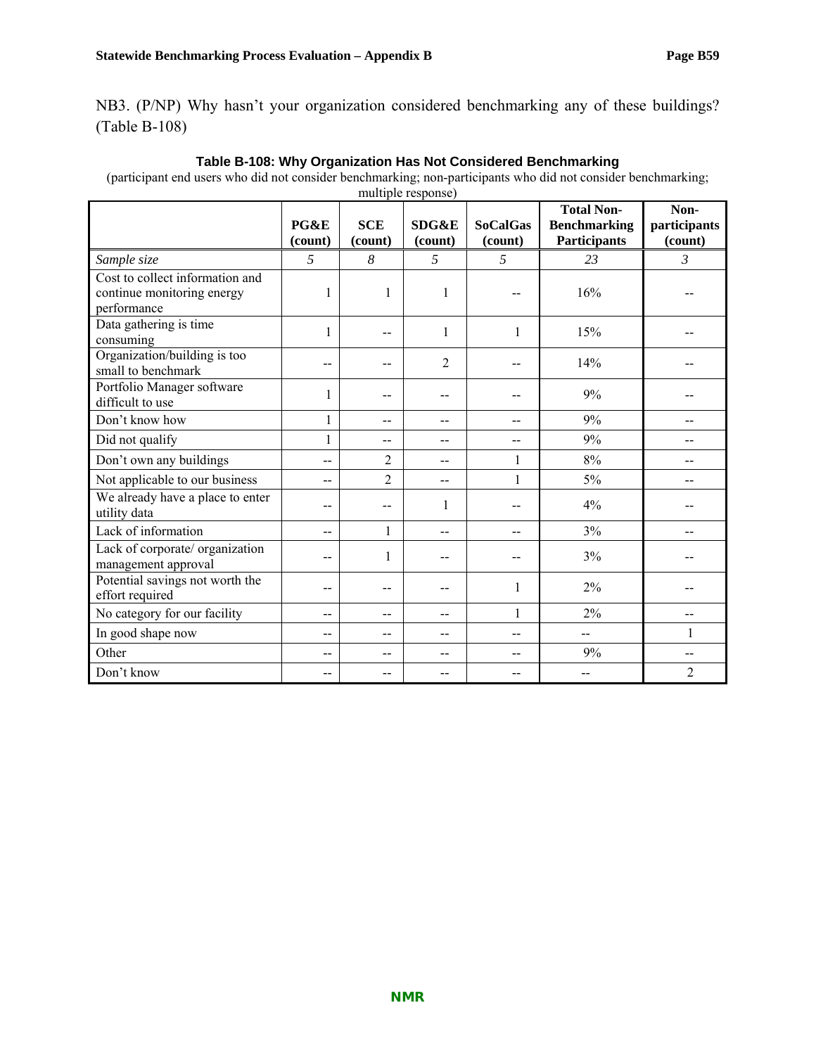NB3. (P/NP) Why hasn't your organization considered benchmarking any of these buildings? (Table B-108)

**Table B-108: Why Organization Has Not Considered Benchmarking**

(participant end users who did not consider benchmarking; non-participants who did not consider benchmarking; multiple response)

| | PG&E (count) | SCE (count) | SDG&E (count) | SoCalGas (count) | Total Non-Benchmarking Participants | Non-participants (count) |
|---|---|---|---|---|---|---|
| *Sample size* | *5* | *8* | *5* | *5* | *23* | *3* |
| Cost to collect information and continue monitoring energy performance | 1 | 1 | 1 | -- | 16% | -- |
| Data gathering is time consuming | 1 | -- | 1 | 1 | 15% | -- |
| Organization/building is too small to benchmark | -- | -- | 2 | -- | 14% | -- |
| Portfolio Manager software difficult to use | 1 | -- | -- | -- | 9% | -- |
| Don't know how | 1 | -- | -- | -- | 9% | -- |
| Did not qualify | 1 | -- | -- | -- | 9% | -- |
| Don't own any buildings | -- | 2 | -- | 1 | 8% | -- |
| Not applicable to our business | -- | 2 | -- | 1 | 5% | -- |
| We already have a place to enter utility data | -- | -- | 1 | -- | 4% | -- |
| Lack of information | -- | 1 | -- | -- | 3% | -- |
| Lack of corporate/ organization management approval | -- | 1 | -- | -- | 3% | -- |
| Potential savings not worth the effort required | -- | -- | -- | 1 | 2% | -- |
| No category for our facility | -- | -- | -- | 1 | 2% | -- |
| In good shape now | -- | -- | -- | -- | -- | 1 |
| Other | -- | -- | -- | -- | 9% | -- |
| Don't know | -- | -- | -- | -- | -- | 2 |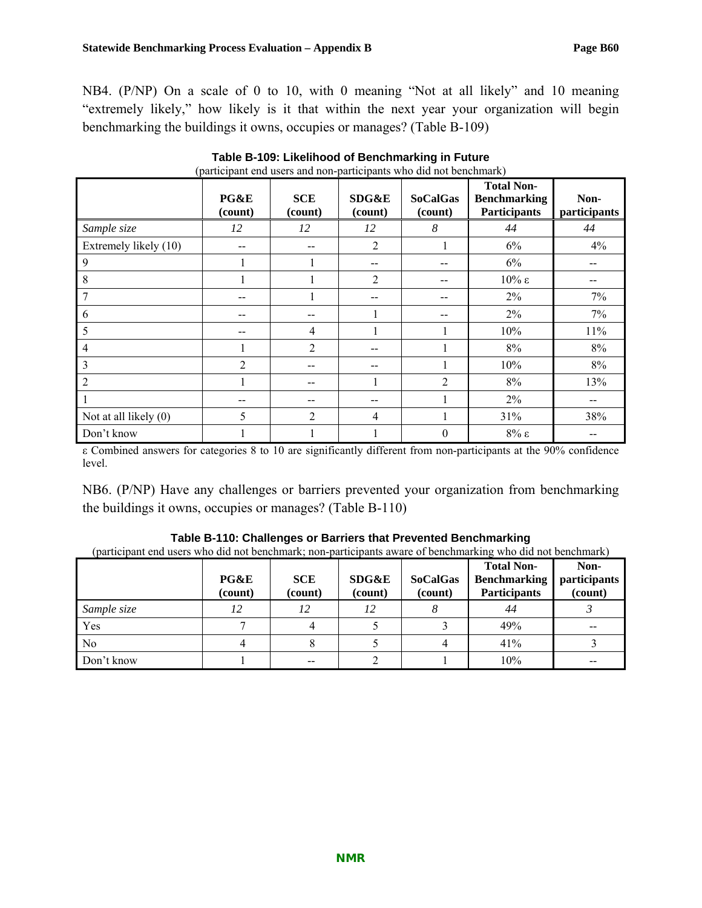NB4. (P/NP) On a scale of 0 to 10, with 0 meaning "Not at all likely" and 10 meaning "extremely likely," how likely is it that within the next year your organization will begin benchmarking the buildings it owns, occupies or manages? (Table B-109)

**Table B-109: Likelihood of Benchmarking in Future**
(participant end users and non-participants who did not benchmark)

| | PG&E (count) | SCE (count) | SDG&E (count) | SoCalGas (count) | Total Non-Benchmarking Participants | Non-participants |
|---|---|---|---|---|---|---|
| *Sample size* | *12* | *12* | *12* | *8* | *44* | *44* |
| Extremely likely (10) | -- | -- | 2 | 1 | 6% | 4% |
| 9 | 1 | 1 | -- | -- | 6% | -- |
| 8 | 1 | 1 | 2 | -- | 10% ε | -- |
| 7 | -- | 1 | -- | -- | 2% | 7% |
| 6 | -- | -- | 1 | -- | 2% | 7% |
| 5 | -- | 4 | 1 | 1 | 10% | 11% |
| 4 | 1 | 2 | -- | 1 | 8% | 8% |
| 3 | 2 | -- | -- | 1 | 10% | 8% |
| 2 | 1 | -- | 1 | 2 | 8% | 13% |
| 1 | -- | -- | -- | 1 | 2% | -- |
| Not at all likely (0) | 5 | 2 | 4 | 1 | 31% | 38% |
| Don't know | 1 | 1 | 1 | 0 | 8% ε | -- |

ε Combined answers for categories 8 to 10 are significantly different from non-participants at the 90% confidence level.

NB6. (P/NP) Have any challenges or barriers prevented your organization from benchmarking the buildings it owns, occupies or manages? (Table B-110)

**Table B-110: Challenges or Barriers that Prevented Benchmarking**
(participant end users who did not benchmark; non-participants aware of benchmarking who did not benchmark)

| | PG&E (count) | SCE (count) | SDG&E (count) | SoCalGas (count) | Total Non-Benchmarking Participants | Non-participants (count) |
|---|---|---|---|---|---|---|
| *Sample size* | *12* | *12* | *12* | *8* | *44* | *3* |
| Yes | 7 | 4 | 5 | 3 | 49% | -- |
| No | 4 | 8 | 5 | 4 | 41% | 3 |
| Don't know | 1 | -- | 2 | 1 | 10% | -- |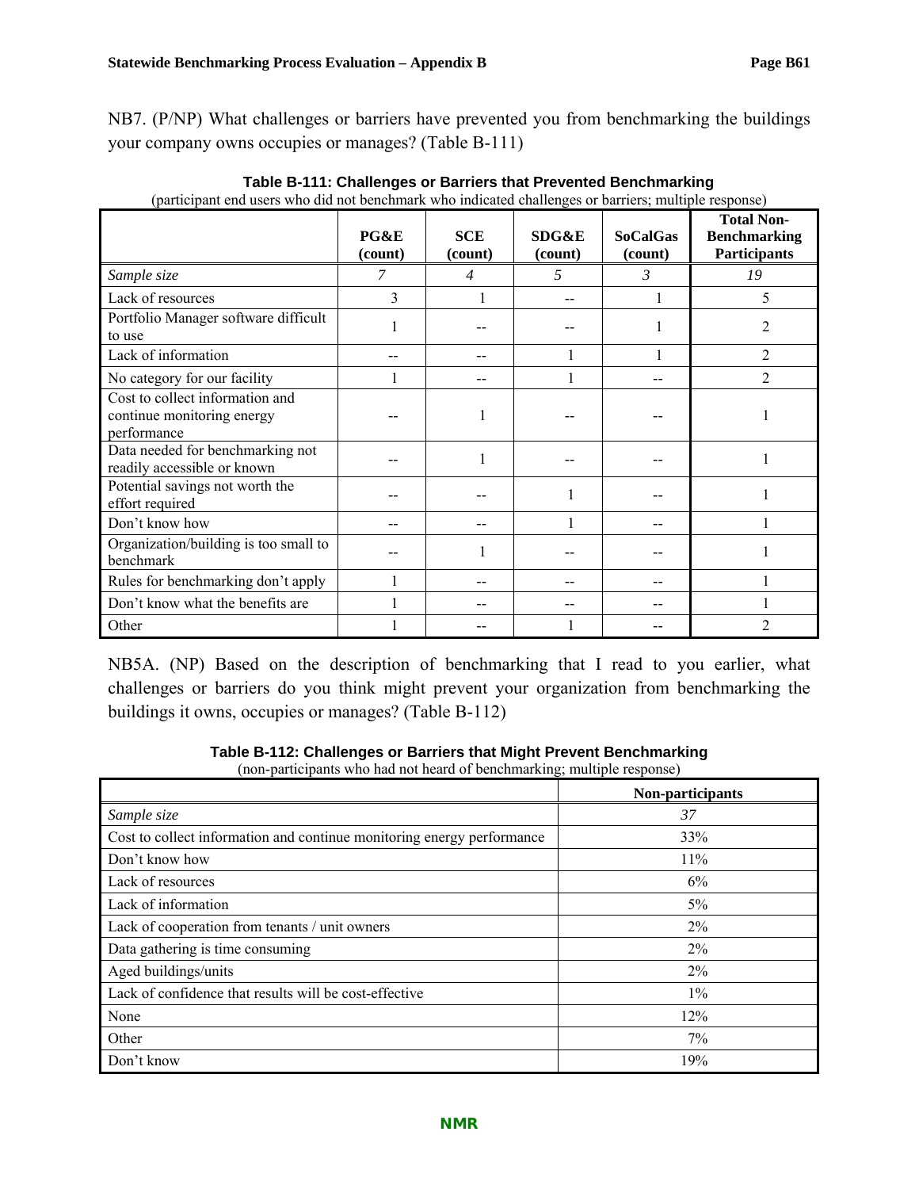NB7. (P/NP) What challenges or barriers have prevented you from benchmarking the buildings your company owns occupies or manages? (Table B-111)

**Table B-111: Challenges or Barriers that Prevented Benchmarking**

(participant end users who did not benchmark who indicated challenges or barriers; multiple response)

| | PG&E (count) | SCE (count) | SDG&E (count) | SoCalGas (count) | Total Non-Benchmarking Participants |
|---|---|---|---|---|---|
| *Sample size* | *7* | *4* | *5* | *3* | *19* |
| Lack of resources | 3 | 1 | -- | 1 | 5 |
| Portfolio Manager software difficult to use | 1 | -- | -- | 1 | 2 |
| Lack of information | -- | -- | 1 | 1 | 2 |
| No category for our facility | 1 | -- | 1 | -- | 2 |
| Cost to collect information and continue monitoring energy performance | -- | 1 | -- | -- | 1 |
| Data needed for benchmarking not readily accessible or known | -- | 1 | -- | -- | 1 |
| Potential savings not worth the effort required | -- | -- | 1 | -- | 1 |
| Don't know how | -- | -- | 1 | -- | 1 |
| Organization/building is too small to benchmark | -- | 1 | -- | -- | 1 |
| Rules for benchmarking don't apply | 1 | -- | -- | -- | 1 |
| Don't know what the benefits are | 1 | -- | -- | -- | 1 |
| Other | 1 | -- | 1 | -- | 2 |

NB5A. (NP) Based on the description of benchmarking that I read to you earlier, what challenges or barriers do you think might prevent your organization from benchmarking the buildings it owns, occupies or manages? (Table B-112)

**Table B-112: Challenges or Barriers that Might Prevent Benchmarking**

(non-participants who had not heard of benchmarking; multiple response)

| | Non-participants |
|---|---|
| *Sample size* | *37* |
| Cost to collect information and continue monitoring energy performance | 33% |
| Don't know how | 11% |
| Lack of resources | 6% |
| Lack of information | 5% |
| Lack of cooperation from tenants / unit owners | 2% |
| Data gathering is time consuming | 2% |
| Aged buildings/units | 2% |
| Lack of confidence that results will be cost-effective | 1% |
| None | 12% |
| Other | 7% |
| Don't know | 19% |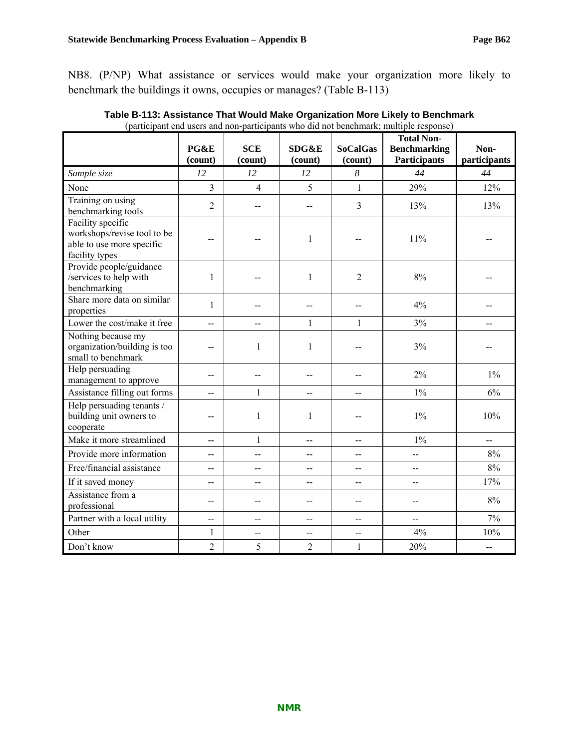NB8. (P/NP) What assistance or services would make your organization more likely to benchmark the buildings it owns, occupies or manages? (Table B-113)

**Table B-113: Assistance That Would Make Organization More Likely to Benchmark**
(participant end users and non-participants who did not benchmark; multiple response)

| | PG&E (count) | SCE (count) | SDG&E (count) | SoCalGas (count) | Total Non-Benchmarking Participants | Non-participants |
|---|---|---|---|---|---|---|
| *Sample size* | *12* | *12* | *12* | *8* | *44* | *44* |
| None | 3 | 4 | 5 | 1 | 29% | 12% |
| Training on using benchmarking tools | 2 | -- | -- | 3 | 13% | 13% |
| Facility specific workshops/revise tool to be able to use more specific facility types | -- | -- | 1 | -- | 11% | -- |
| Provide people/guidance /services to help with benchmarking | 1 | -- | 1 | 2 | 8% | -- |
| Share more data on similar properties | 1 | -- | -- | -- | 4% | -- |
| Lower the cost/make it free | -- | -- | 1 | 1 | 3% | -- |
| Nothing because my organization/building is too small to benchmark | -- | 1 | 1 | -- | 3% | -- |
| Help persuading management to approve | -- | -- | -- | -- | 2% | 1% |
| Assistance filling out forms | -- | 1 | -- | -- | 1% | 6% |
| Help persuading tenants / building unit owners to cooperate | -- | 1 | 1 | -- | 1% | 10% |
| Make it more streamlined | -- | 1 | -- | -- | 1% | -- |
| Provide more information | -- | -- | -- | -- | -- | 8% |
| Free/financial assistance | -- | -- | -- | -- | -- | 8% |
| If it saved money | -- | -- | -- | -- | -- | 17% |
| Assistance from a professional | -- | -- | -- | -- | -- | 8% |
| Partner with a local utility | -- | -- | -- | -- | -- | 7% |
| Other | 1 | -- | -- | -- | 4% | 10% |
| Don't know | 2 | 5 | 2 | 1 | 20% | -- |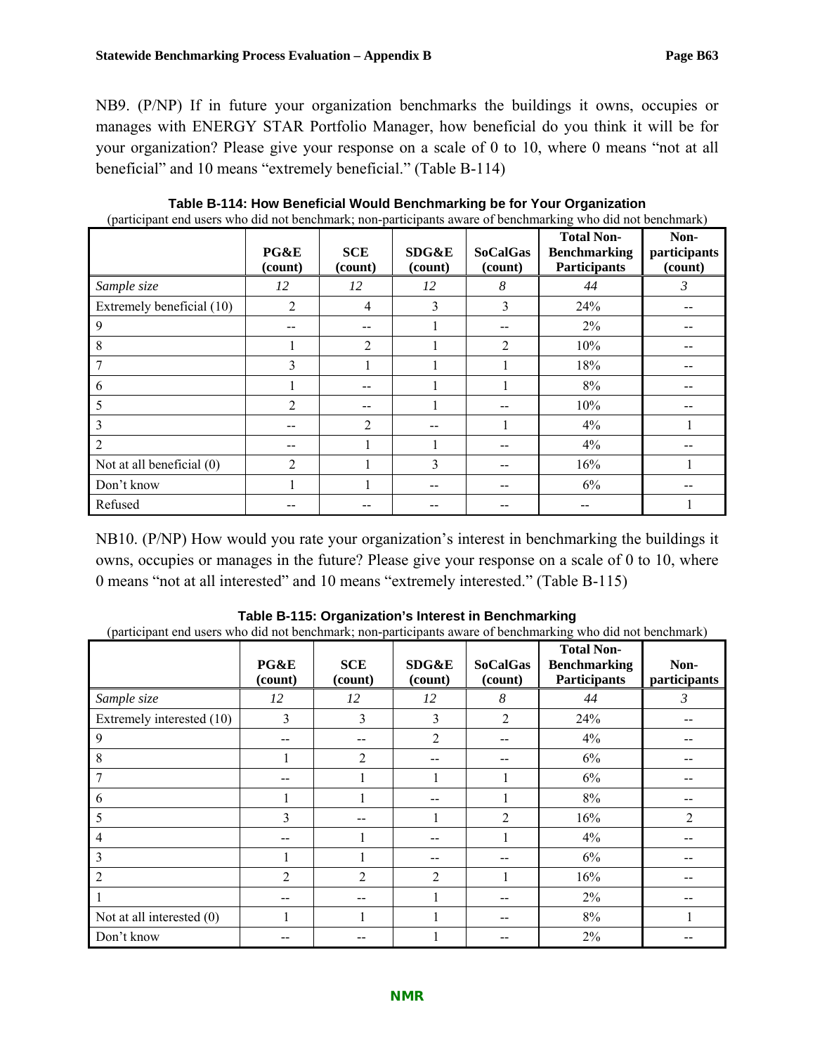NB9. (P/NP) If in future your organization benchmarks the buildings it owns, occupies or manages with ENERGY STAR Portfolio Manager, how beneficial do you think it will be for your organization? Please give your response on a scale of 0 to 10, where 0 means "not at all beneficial" and 10 means "extremely beneficial." (Table B-114)

**Table B-114: How Beneficial Would Benchmarking be for Your Organization**

(participant end users who did not benchmark; non-participants aware of benchmarking who did not benchmark)

| | PG&E (count) | SCE (count) | SDG&E (count) | SoCalGas (count) | Total Non-Benchmarking Participants | Non-participants (count) |
|---|---|---|---|---|---|---|
| *Sample size* | *12* | *12* | *12* | *8* | *44* | *3* |
| Extremely beneficial (10) | 2 | 4 | 3 | 3 | 24% | -- |
| 9 | -- | -- | 1 | -- | 2% | -- |
| 8 | 1 | 2 | 1 | 2 | 10% | -- |
| 7 | 3 | 1 | 1 | 1 | 18% | -- |
| 6 | 1 | -- | 1 | 1 | 8% | -- |
| 5 | 2 | -- | 1 | -- | 10% | -- |
| 3 | -- | 2 | -- | 1 | 4% | 1 |
| 2 | -- | 1 | 1 | -- | 4% | -- |
| Not at all beneficial (0) | 2 | 1 | 3 | -- | 16% | 1 |
| Don't know | 1 | 1 | -- | -- | 6% | -- |
| Refused | -- | -- | -- | -- | -- | 1 |

NB10. (P/NP) How would you rate your organization's interest in benchmarking the buildings it owns, occupies or manages in the future? Please give your response on a scale of 0 to 10, where 0 means "not at all interested" and 10 means "extremely interested." (Table B-115)

**Table B-115: Organization's Interest in Benchmarking**

(participant end users who did not benchmark; non-participants aware of benchmarking who did not benchmark)

| | PG&E (count) | SCE (count) | SDG&E (count) | SoCalGas (count) | Total Non-Benchmarking Participants | Non-participants |
|---|---|---|---|---|---|---|
| *Sample size* | *12* | *12* | *12* | *8* | *44* | *3* |
| Extremely interested (10) | 3 | 3 | 3 | 2 | 24% | -- |
| 9 | -- | -- | 2 | -- | 4% | -- |
| 8 | 1 | 2 | -- | -- | 6% | -- |
| 7 | -- | 1 | 1 | 1 | 6% | -- |
| 6 | 1 | 1 | -- | 1 | 8% | -- |
| 5 | 3 | -- | 1 | 2 | 16% | 2 |
| 4 | -- | 1 | -- | 1 | 4% | -- |
| 3 | 1 | 1 | -- | -- | 6% | -- |
| 2 | 2 | 2 | 2 | 1 | 16% | -- |
| 1 | -- | -- | 1 | -- | 2% | -- |
| Not at all interested (0) | 1 | 1 | 1 | -- | 8% | 1 |
| Don't know | -- | -- | 1 | -- | 2% | -- |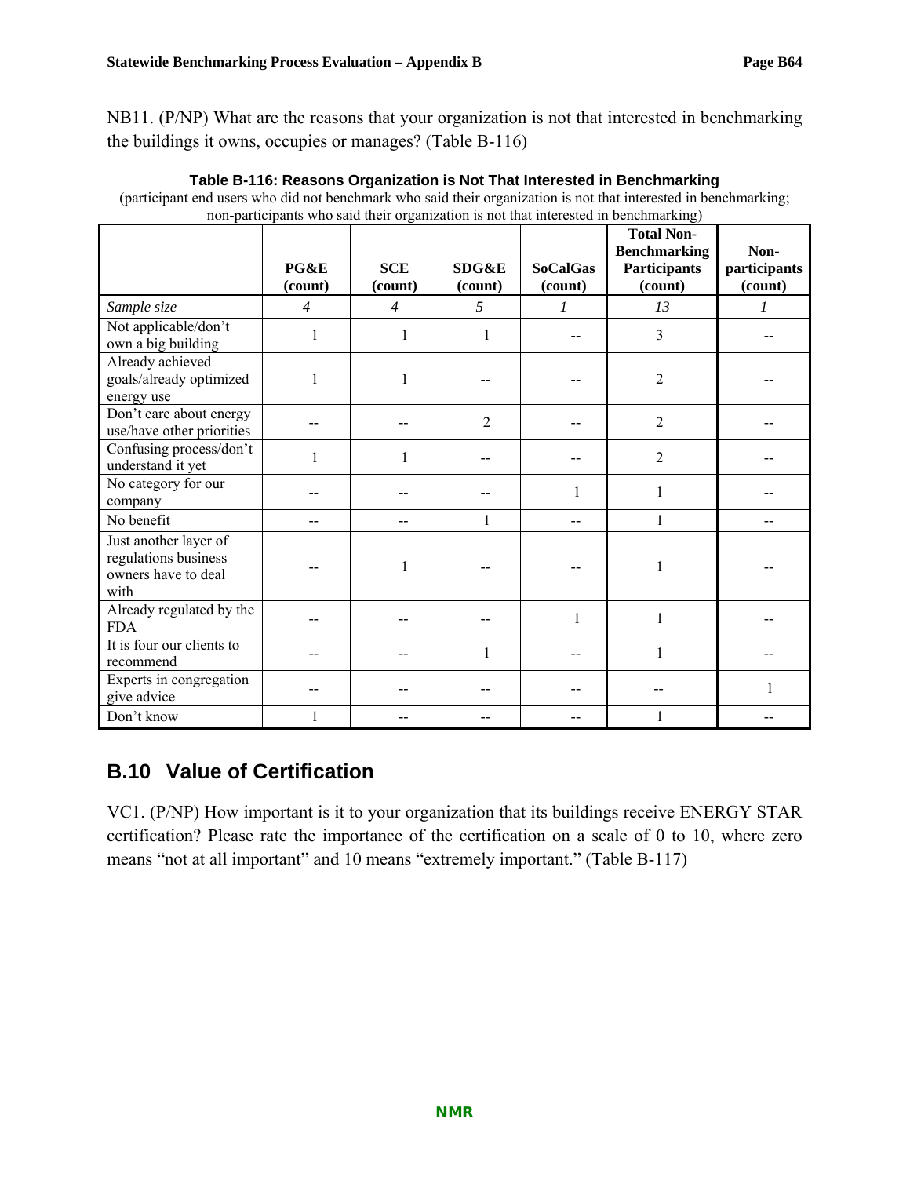NB11. (P/NP) What are the reasons that your organization is not that interested in benchmarking the buildings it owns, occupies or manages? (Table B-116)

**Table B-116: Reasons Organization is Not That Interested in Benchmarking**

(participant end users who did not benchmark who said their organization is not that interested in benchmarking; non-participants who said their organization is not that interested in benchmarking)

| | PG&E (count) | SCE (count) | SDG&E (count) | SoCalGas (count) | Total Non-Benchmarking Participants (count) | Non-participants (count) |
|---|---|---|---|---|---|---|
| *Sample size* | *4* | *4* | *5* | *1* | *13* | *1* |
| Not applicable/don't own a big building | 1 | 1 | 1 | -- | 3 | -- |
| Already achieved goals/already optimized energy use | 1 | 1 | -- | -- | 2 | -- |
| Don't care about energy use/have other priorities | -- | -- | 2 | -- | 2 | -- |
| Confusing process/don't understand it yet | 1 | 1 | -- | -- | 2 | -- |
| No category for our company | -- | -- | -- | 1 | 1 | -- |
| No benefit | -- | -- | 1 | -- | 1 | -- |
| Just another layer of regulations business owners have to deal with | -- | 1 | -- | -- | 1 | -- |
| Already regulated by the FDA | -- | -- | -- | 1 | 1 | -- |
| It is four our clients to recommend | -- | -- | 1 | -- | 1 | -- |
| Experts in congregation give advice | -- | -- | -- | -- | -- | 1 |
| Don't know | 1 | -- | -- | -- | 1 | -- |

## B.10 Value of Certification

VC1. (P/NP) How important is it to your organization that its buildings receive ENERGY STAR certification? Please rate the importance of the certification on a scale of 0 to 10, where zero means "not at all important" and 10 means "extremely important." (Table B-117)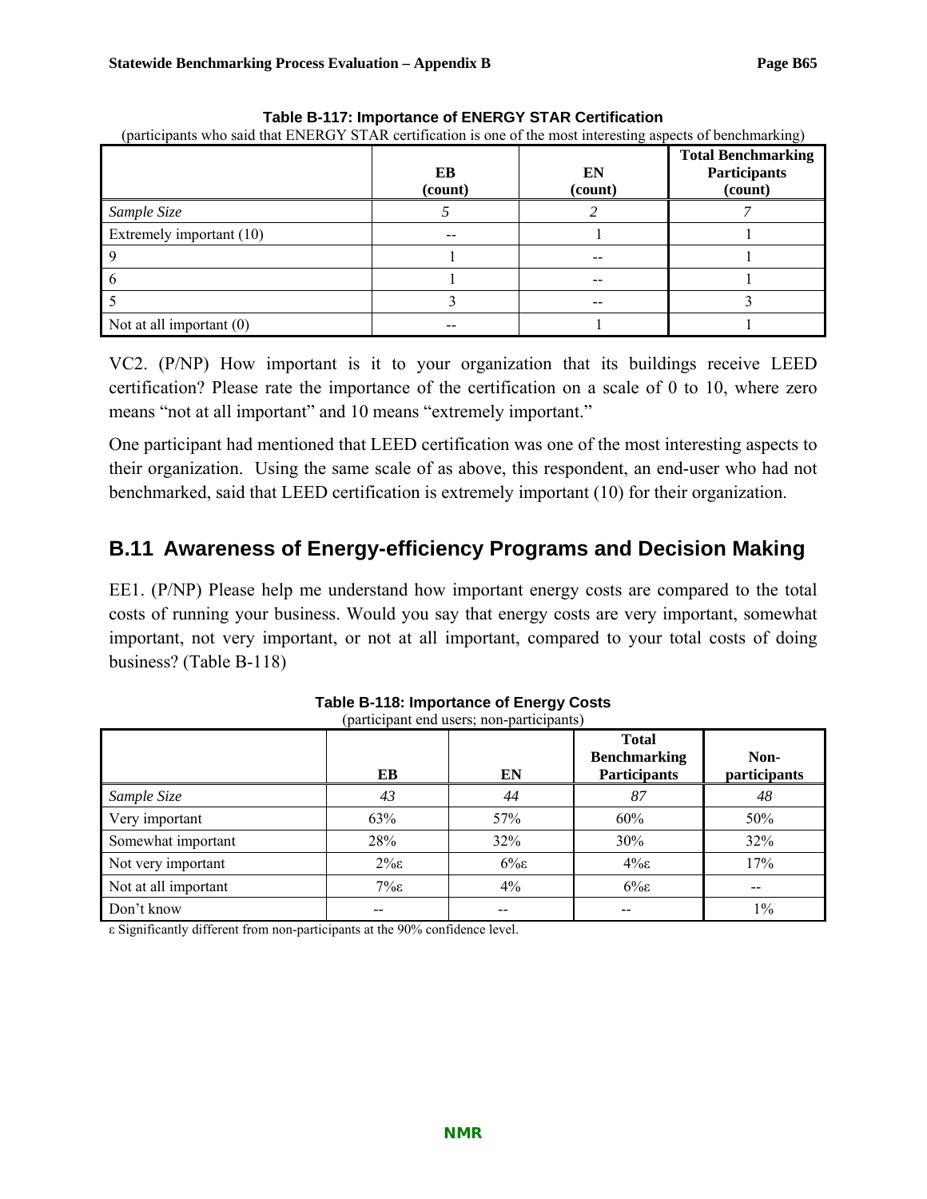**Table B-117: Importance of ENERGY STAR Certification**

(participants who said that ENERGY STAR certification is one of the most interesting aspects of benchmarking)

| | EB (count) | EN (count) | Total Benchmarking Participants (count) |
|---|---|---|---|
| *Sample Size* | *5* | *2* | *7* |
| Extremely important (10) | -- | 1 | 1 |
| 9 | 1 | -- | 1 |
| 6 | 1 | -- | 1 |
| 5 | 3 | -- | 3 |
| Not at all important (0) | -- | 1 | 1 |

VC2. (P/NP) How important is it to your organization that its buildings receive LEED certification? Please rate the importance of the certification on a scale of 0 to 10, where zero means "not at all important" and 10 means "extremely important."

One participant had mentioned that LEED certification was one of the most interesting aspects to their organization. Using the same scale of as above, this respondent, an end-user who had not benchmarked, said that LEED certification is extremely important (10) for their organization.

## B.11 Awareness of Energy-efficiency Programs and Decision Making

EE1. (P/NP) Please help me understand how important energy costs are compared to the total costs of running your business. Would you say that energy costs are very important, somewhat important, not very important, or not at all important, compared to your total costs of doing business? (Table B-118)

**Table B-118: Importance of Energy Costs**

(participant end users; non-participants)

| | EB | EN | Total Benchmarking Participants | Non-participants |
|---|---|---|---|---|
| *Sample Size* | *43* | *44* | *87* | *48* |
| Very important | 63% | 57% | 60% | 50% |
| Somewhat important | 28% | 32% | 30% | 32% |
| Not very important | 2%ε | 6%ε | 4%ε | 17% |
| Not at all important | 7%ε | 4% | 6%ε | -- |
| Don't know | -- | -- | -- | 1% |

ε Significantly different from non-participants at the 90% confidence level.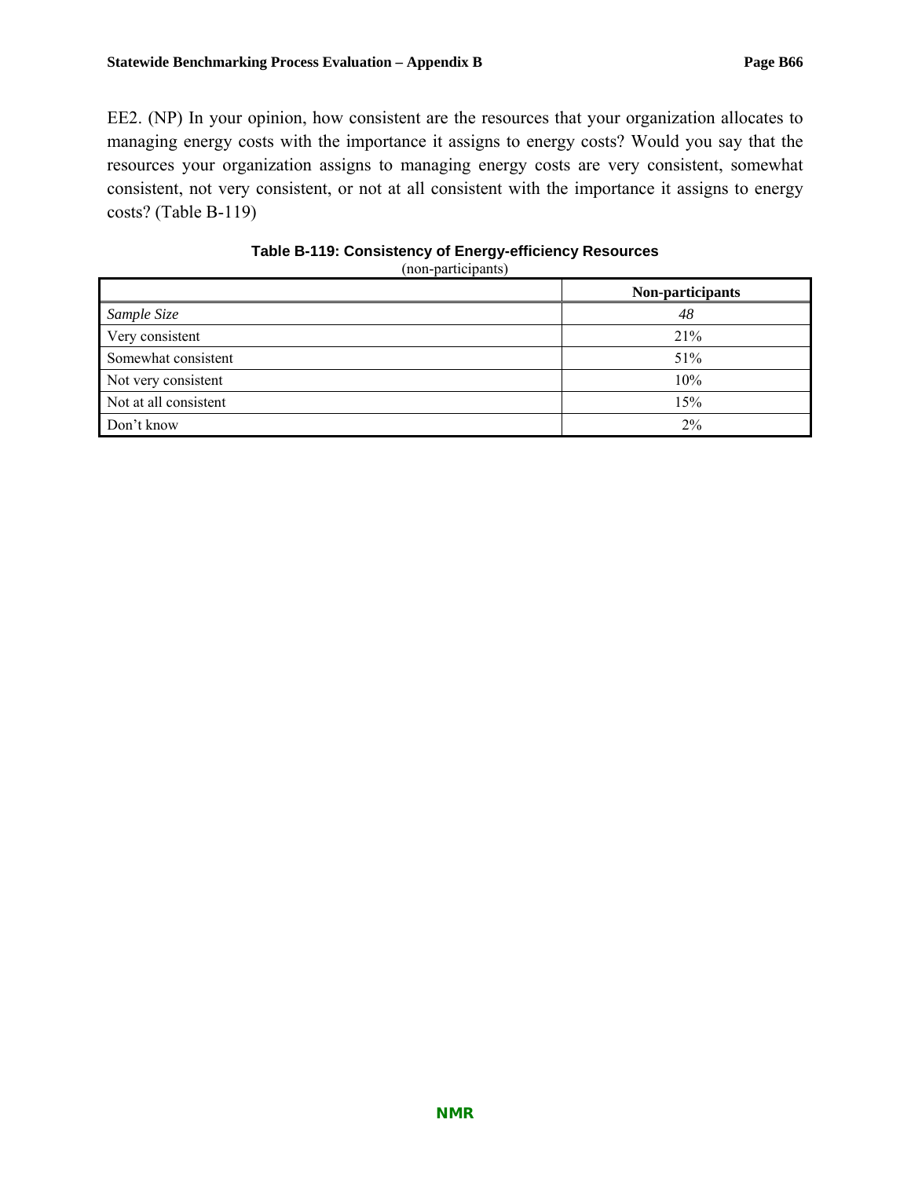EE2. (NP) In your opinion, how consistent are the resources that your organization allocates to managing energy costs with the importance it assigns to energy costs? Would you say that the resources your organization assigns to managing energy costs are very consistent, somewhat consistent, not very consistent, or not at all consistent with the importance it assigns to energy costs? (Table B-119)

**Table B-119: Consistency of Energy-efficiency Resources**
(non-participants)

| | Non-participants |
|---|---|
| *Sample Size* | *48* |
| Very consistent | 21% |
| Somewhat consistent | 51% |
| Not very consistent | 10% |
| Not at all consistent | 15% |
| Don't know | 2% |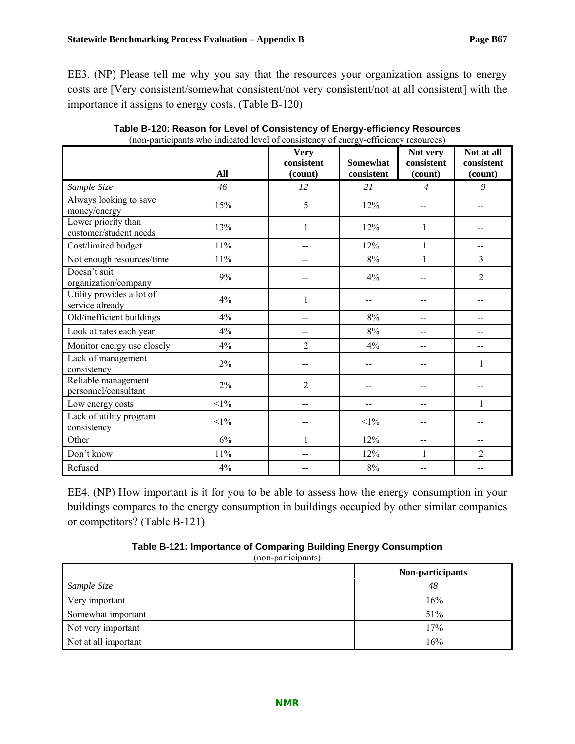EE3. (NP) Please tell me why you say that the resources your organization assigns to energy costs are [Very consistent/somewhat consistent/not very consistent/not at all consistent] with the importance it assigns to energy costs. (Table B-120)

**Table B-120: Reason for Level of Consistency of Energy-efficiency Resources**

(non-participants who indicated level of consistency of energy-efficiency resources)

| | All | Very consistent (count) | Somewhat consistent | Not very consistent (count) | Not at all consistent (count) |
|---|---|---|---|---|---|
| *Sample Size* | *46* | *12* | *21* | *4* | *9* |
| Always looking to save money/energy | 15% | 5 | 12% | -- | -- |
| Lower priority than customer/student needs | 13% | 1 | 12% | 1 | -- |
| Cost/limited budget | 11% | -- | 12% | 1 | -- |
| Not enough resources/time | 11% | -- | 8% | 1 | 3 |
| Doesn't suit organization/company | 9% | -- | 4% | -- | 2 |
| Utility provides a lot of service already | 4% | 1 | -- | -- | -- |
| Old/inefficient buildings | 4% | -- | 8% | -- | -- |
| Look at rates each year | 4% | -- | 8% | -- | -- |
| Monitor energy use closely | 4% | 2 | 4% | -- | -- |
| Lack of management consistency | 2% | -- | -- | -- | 1 |
| Reliable management personnel/consultant | 2% | 2 | -- | -- | -- |
| Low energy costs | <1% | -- | -- | -- | 1 |
| Lack of utility program consistency | <1% | -- | <1% | -- | -- |
| Other | 6% | 1 | 12% | -- | -- |
| Don't know | 11% | -- | 12% | 1 | 2 |
| Refused | 4% | -- | 8% | -- | -- |

EE4. (NP) How important is it for you to be able to assess how the energy consumption in your buildings compares to the energy consumption in buildings occupied by other similar companies or competitors? (Table B-121)

**Table B-121: Importance of Comparing Building Energy Consumption**

(non-participants)

| | Non-participants |
|---|---|
| *Sample Size* | *48* |
| Very important | 16% |
| Somewhat important | 51% |
| Not very important | 17% |
| Not at all important | 16% |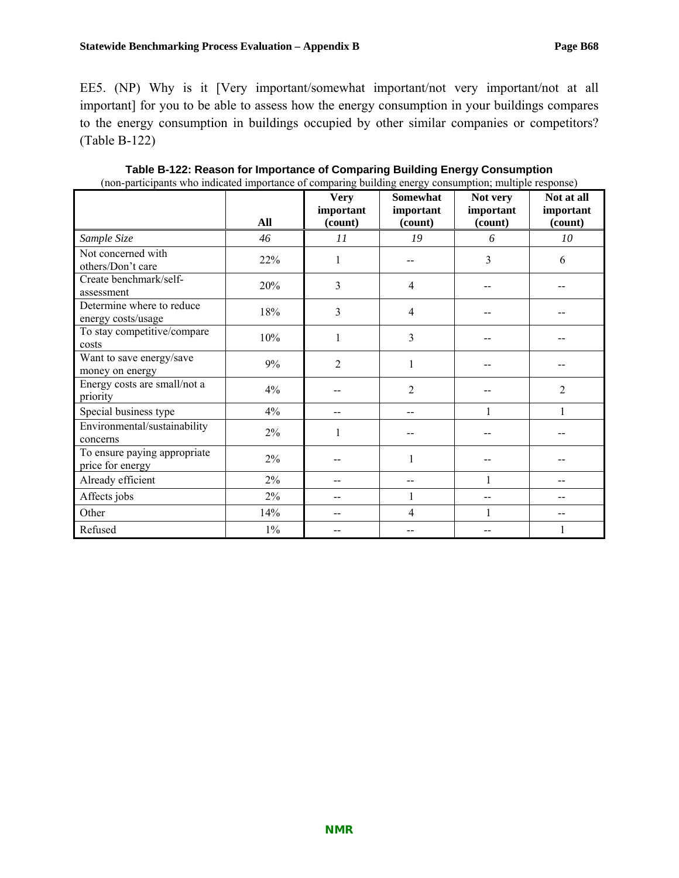EE5. (NP) Why is it [Very important/somewhat important/not very important/not at all important] for you to be able to assess how the energy consumption in your buildings compares to the energy consumption in buildings occupied by other similar companies or competitors? (Table B-122)

**Table B-122: Reason for Importance of Comparing Building Energy Consumption**

(non-participants who indicated importance of comparing building energy consumption; multiple response)

| | All | Very important (count) | Somewhat important (count) | Not very important (count) | Not at all important (count) |
|---|---|---|---|---|---|
| *Sample Size* | *46* | *11* | *19* | *6* | *10* |
| Not concerned with others/Don't care | 22% | 1 | -- | 3 | 6 |
| Create benchmark/self-assessment | 20% | 3 | 4 | -- | -- |
| Determine where to reduce energy costs/usage | 18% | 3 | 4 | -- | -- |
| To stay competitive/compare costs | 10% | 1 | 3 | -- | -- |
| Want to save energy/save money on energy | 9% | 2 | 1 | -- | -- |
| Energy costs are small/not a priority | 4% | -- | 2 | -- | 2 |
| Special business type | 4% | -- | -- | 1 | 1 |
| Environmental/sustainability concerns | 2% | 1 | -- | -- | -- |
| To ensure paying appropriate price for energy | 2% | -- | 1 | -- | -- |
| Already efficient | 2% | -- | -- | 1 | -- |
| Affects jobs | 2% | -- | 1 | -- | -- |
| Other | 14% | -- | 4 | 1 | -- |
| Refused | 1% | -- | -- | -- | 1 |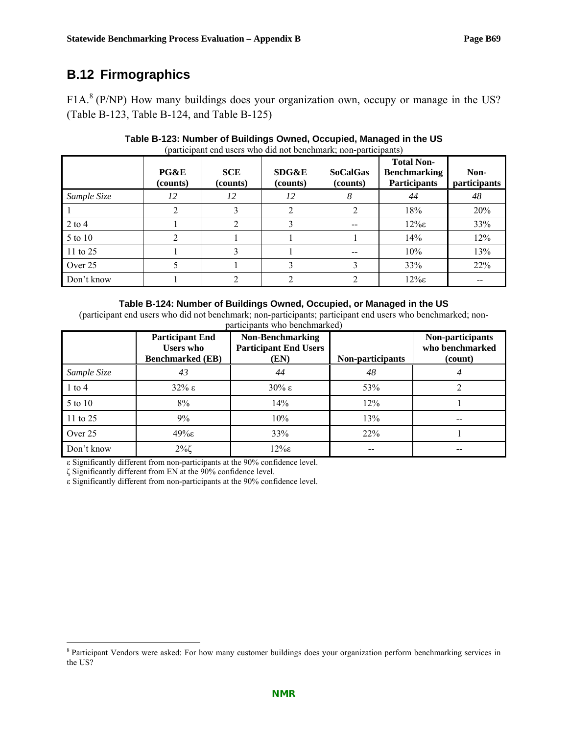## B.12 Firmographics

F1A.[8] (P/NP) How many buildings does your organization own, occupy or manage in the US? (Table B-123, Table B-124, and Table B-125)

**Table B-123: Number of Buildings Owned, Occupied, Managed in the US**

(participant end users who did not benchmark; non-participants)

| | PG&E (counts) | SCE (counts) | SDG&E (counts) | SoCalGas (counts) | Total Non-Benchmarking Participants | Non-participants |
|---|---|---|---|---|---|---|
| *Sample Size* | *12* | *12* | *12* | *8* | *44* | *48* |
| 1 | 2 | 3 | 2 | 2 | 18% | 20% |
| 2 to 4 | 1 | 2 | 3 | -- | 12%ε | 33% |
| 5 to 10 | 2 | 1 | 1 | 1 | 14% | 12% |
| 11 to 25 | 1 | 3 | 1 | -- | 10% | 13% |
| Over 25 | 5 | 1 | 3 | 3 | 33% | 22% |
| Don't know | 1 | 2 | 2 | 2 | 12%ε | -- |

**Table B-124: Number of Buildings Owned, Occupied, or Managed in the US**

(participant end users who did not benchmark; non-participants; participant end users who benchmarked; non-participants who benchmarked)

| | Participant End Users who Benchmarked (EB) | Non-Benchmarking Participant End Users (EN) | Non-participants | Non-participants who benchmarked (count) |
|---|---|---|---|---|
| *Sample Size* | *43* | *44* | *48* | *4* |
| 1 to 4 | 32% ε | 30% ε | 53% | 2 |
| 5 to 10 | 8% | 14% | 12% | 1 |
| 11 to 25 | 9% | 10% | 13% | -- |
| Over 25 | 49%ε | 33% | 22% | 1 |
| Don't know | 2%ζ | 12%ε | -- | -- |

ε Significantly different from non-participants at the 90% confidence level.
ζ Significantly different from EN at the 90% confidence level.
ε Significantly different from non-participants at the 90% confidence level.

[8] Participant Vendors were asked: For how many customer buildings does your organization perform benchmarking services in the US?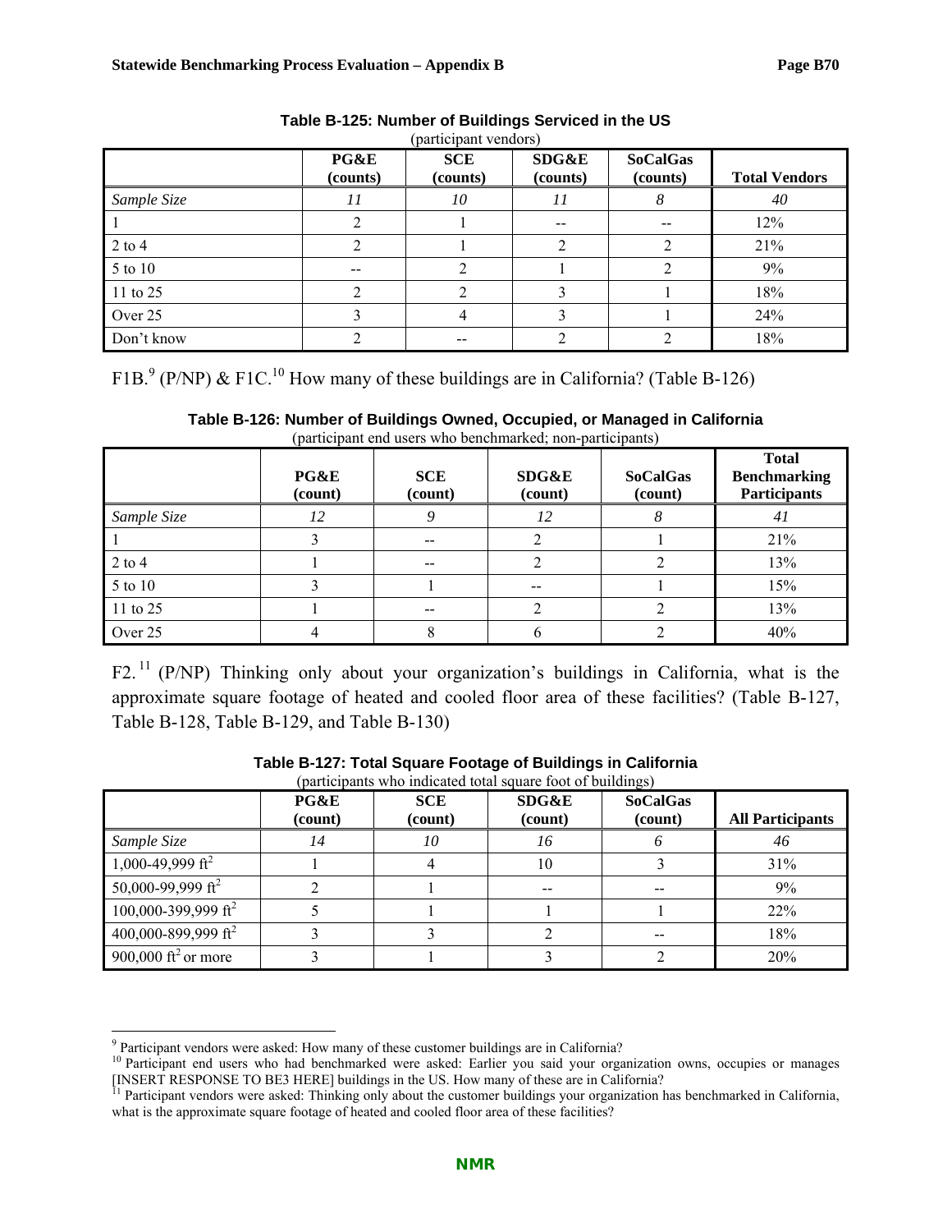**Table B-125: Number of Buildings Serviced in the US**

(participant vendors)

| | PG&E (counts) | SCE (counts) | SDG&E (counts) | SoCalGas (counts) | Total Vendors |
|---|---|---|---|---|---|
| *Sample Size* | *11* | *10* | *11* | *8* | *40* |
| 1 | 2 | 1 | -- | -- | 12% |
| 2 to 4 | 2 | 1 | 2 | 2 | 21% |
| 5 to 10 | -- | 2 | 1 | 2 | 9% |
| 11 to 25 | 2 | 2 | 3 | 1 | 18% |
| Over 25 | 3 | 4 | 3 | 1 | 24% |
| Don't know | 2 | -- | 2 | 2 | 18% |

F1B.[9] (P/NP) & F1C.[10] How many of these buildings are in California? (Table B-126)

**Table B-126: Number of Buildings Owned, Occupied, or Managed in California**

(participant end users who benchmarked; non-participants)

| | PG&E (count) | SCE (count) | SDG&E (count) | SoCalGas (count) | Total Benchmarking Participants |
|---|---|---|---|---|---|
| *Sample Size* | *12* | *9* | *12* | *8* | *41* |
| 1 | 3 | -- | 2 | 1 | 21% |
| 2 to 4 | 1 | -- | 2 | 2 | 13% |
| 5 to 10 | 3 | 1 | -- | 1 | 15% |
| 11 to 25 | 1 | -- | 2 | 2 | 13% |
| Over 25 | 4 | 8 | 6 | 2 | 40% |

F2.[11] (P/NP) Thinking only about your organization's buildings in California, what is the approximate square footage of heated and cooled floor area of these facilities? (Table B-127, Table B-128, Table B-129, and Table B-130)

**Table B-127: Total Square Footage of Buildings in California**

(participants who indicated total square foot of buildings)

| | PG&E (count) | SCE (count) | SDG&E (count) | SoCalGas (count) | All Participants |
|---|---|---|---|---|---|
| *Sample Size* | *14* | *10* | *16* | *6* | *46* |
| 1,000-49,999 $ft^2$ | 1 | 4 | 10 | 3 | 31% |
| 50,000-99,999 $ft^2$ | 2 | 1 | -- | -- | 9% |
| 100,000-399,999 $ft^2$ | 5 | 1 | 1 | 1 | 22% |
| 400,000-899,999 $ft^2$ | 3 | 3 | 2 | -- | 18% |
| 900,000 $ft^2$ or more | 3 | 1 | 3 | 2 | 20% |

[9] Participant vendors were asked: How many of these customer buildings are in California?

[10] Participant end users who had benchmarked were asked: Earlier you said your organization owns, occupies or manages [INSERT RESPONSE TO BE3 HERE] buildings in the US. How many of these are in California?

[11] Participant vendors were asked: Thinking only about the customer buildings your organization has benchmarked in California, what is the approximate square footage of heated and cooled floor area of these facilities?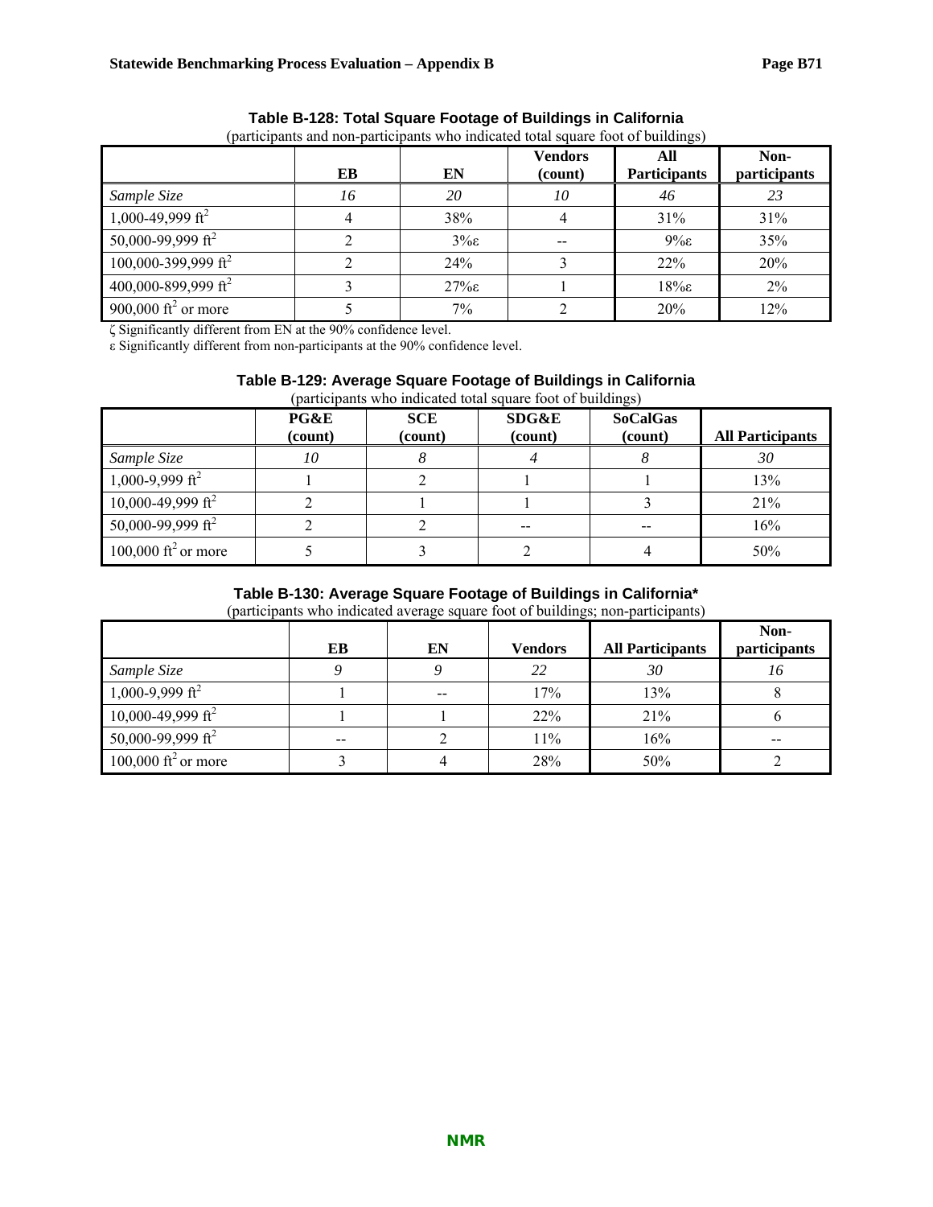**Table B-128: Total Square Footage of Buildings in California**

(participants and non-participants who indicated total square foot of buildings)

| | EB | EN | Vendors (count) | All Participants | Non-participants |
|---|---|---|---|---|---|
| *Sample Size* | *16* | *20* | *10* | *46* | *23* |
| 1,000-49,999 $ft^2$ | 4 | 38% | 4 | 31% | 31% |
| 50,000-99,999 $ft^2$ | 2 | 3%ε | -- | 9%ε | 35% |
| 100,000-399,999 $ft^2$ | 2 | 24% | 3 | 22% | 20% |
| 400,000-899,999 $ft^2$ | 3 | 27%ε | 1 | 18%ε | 2% |
| 900,000 $ft^2$ or more | 5 | 7% | 2 | 20% | 12% |

ζ Significantly different from EN at the 90% confidence level.

ε Significantly different from non-participants at the 90% confidence level.

**Table B-129: Average Square Footage of Buildings in California**

(participants who indicated total square foot of buildings)

| | PG&E (count) | SCE (count) | SDG&E (count) | SoCalGas (count) | All Participants |
|---|---|---|---|---|---|
| *Sample Size* | *10* | *8* | *4* | *8* | *30* |
| 1,000-9,999 $ft^2$ | 1 | 2 | 1 | 1 | 13% |
| 10,000-49,999 $ft^2$ | 2 | 1 | 1 | 3 | 21% |
| 50,000-99,999 $ft^2$ | 2 | 2 | -- | -- | 16% |
| 100,000 $ft^2$ or more | 5 | 3 | 2 | 4 | 50% |

**Table B-130: Average Square Footage of Buildings in California\***

(participants who indicated average square foot of buildings; non-participants)

| | EB | EN | Vendors | All Participants | Non-participants |
|---|---|---|---|---|---|
| *Sample Size* | *9* | *9* | *22* | *30* | *16* |
| 1,000-9,999 $ft^2$ | 1 | -- | 17% | 13% | 8 |
| 10,000-49,999 $ft^2$ | 1 | 1 | 22% | 21% | 6 |
| 50,000-99,999 $ft^2$ | -- | 2 | 11% | 16% | -- |
| 100,000 $ft^2$ or more | 3 | 4 | 28% | 50% | 2 |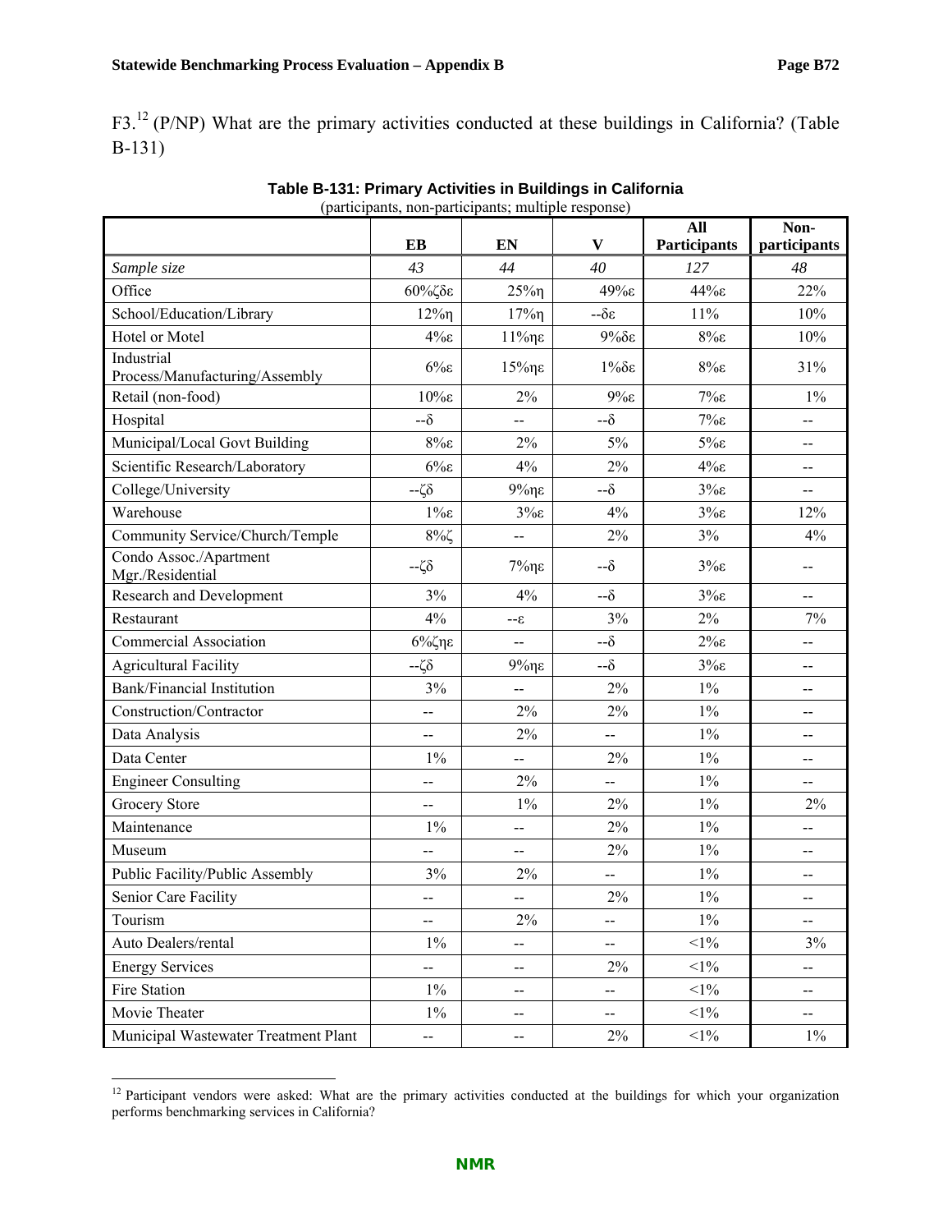F3.[12] (P/NP) What are the primary activities conducted at these buildings in California? (Table B-131)

**Table B-131: Primary Activities in Buildings in California**

(participants, non-participants; multiple response)

| | EB | EN | V | All Participants | Non-participants |
|---|---|---|---|---|---|
| *Sample size* | *43* | *44* | *40* | *127* | *48* |
| Office | 60%ζδε | 25%η | 49%ε | 44%ε | 22% |
| School/Education/Library | 12%η | 17%η | --δε | 11% | 10% |
| Hotel or Motel | 4%ε | 11%ηε | 9%δε | 8%ε | 10% |
| Industrial Process/Manufacturing/Assembly | 6%ε | 15%ηε | 1%δε | 8%ε | 31% |
| Retail (non-food) | 10%ε | 2% | 9%ε | 7%ε | 1% |
| Hospital | --δ | -- | --δ | 7%ε | -- |
| Municipal/Local Govt Building | 8%ε | 2% | 5% | 5%ε | -- |
| Scientific Research/Laboratory | 6%ε | 4% | 2% | 4%ε | -- |
| College/University | --ζδ | 9%ηε | --δ | 3%ε | -- |
| Warehouse | 1%ε | 3%ε | 4% | 3%ε | 12% |
| Community Service/Church/Temple | 8%ζ | -- | 2% | 3% | 4% |
| Condo Assoc./Apartment Mgr./Residential | --ζδ | 7%ηε | --δ | 3%ε | -- |
| Research and Development | 3% | 4% | --δ | 3%ε | -- |
| Restaurant | 4% | --ε | 3% | 2% | 7% |
| Commercial Association | 6%ζηε | -- | --δ | 2%ε | -- |
| Agricultural Facility | --ζδ | 9%ηε | --δ | 3%ε | -- |
| Bank/Financial Institution | 3% | -- | 2% | 1% | -- |
| Construction/Contractor | -- | 2% | 2% | 1% | -- |
| Data Analysis | -- | 2% | -- | 1% | -- |
| Data Center | 1% | -- | 2% | 1% | -- |
| Engineer Consulting | -- | 2% | -- | 1% | -- |
| Grocery Store | -- | 1% | 2% | 1% | 2% |
| Maintenance | 1% | -- | 2% | 1% | -- |
| Museum | -- | -- | 2% | 1% | -- |
| Public Facility/Public Assembly | 3% | 2% | -- | 1% | -- |
| Senior Care Facility | -- | -- | 2% | 1% | -- |
| Tourism | -- | 2% | -- | 1% | -- |
| Auto Dealers/rental | 1% | -- | -- | <1% | 3% |
| Energy Services | -- | -- | 2% | <1% | -- |
| Fire Station | 1% | -- | -- | <1% | -- |
| Movie Theater | 1% | -- | -- | <1% | -- |
| Municipal Wastewater Treatment Plant | -- | -- | 2% | <1% | 1% |

[12] Participant vendors were asked: What are the primary activities conducted at the buildings for which your organization performs benchmarking services in California?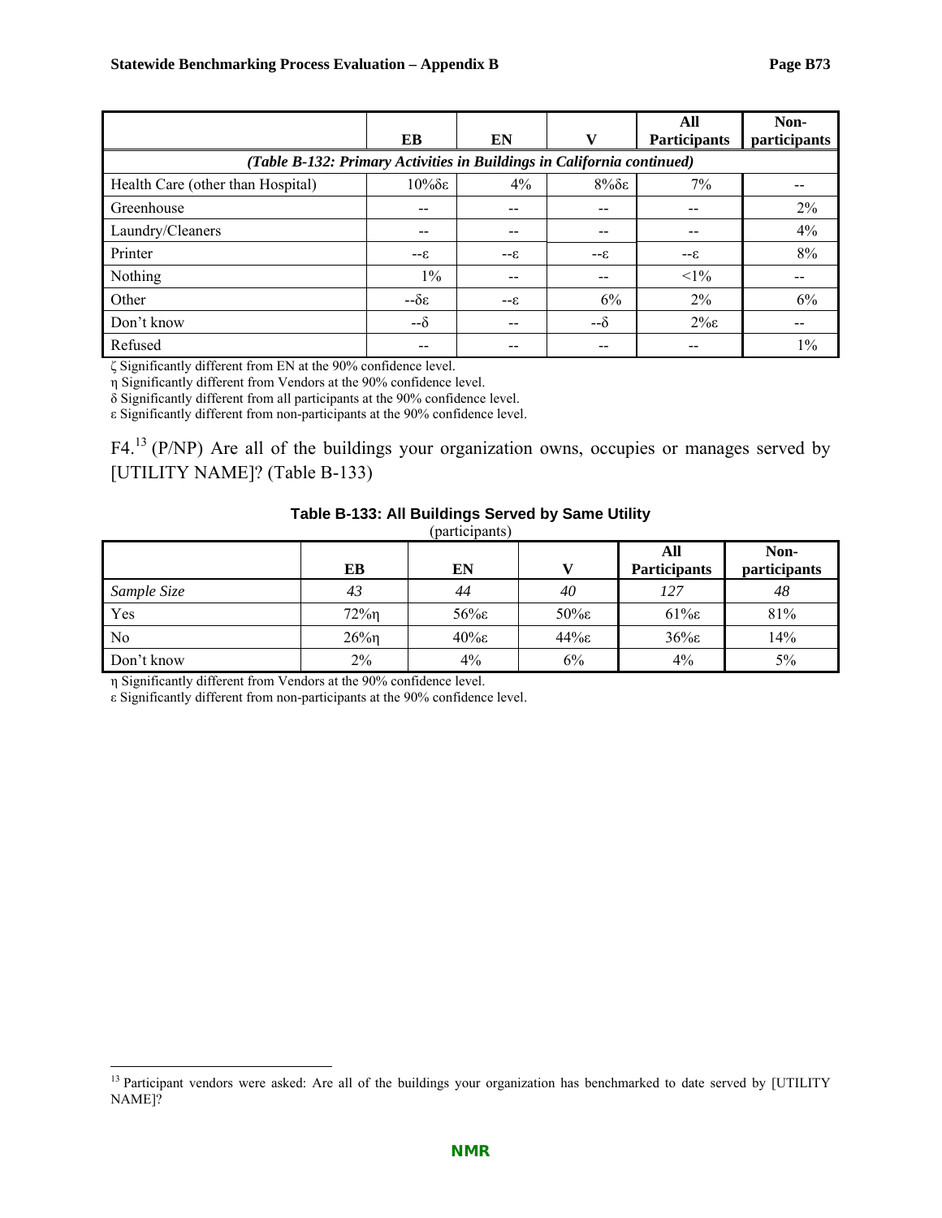| | EB | EN | V | All Participants | Non-participants |
|---|---|---|---|---|---|
| *(Table B-132: Primary Activities in Buildings in California continued)* | | | | | |
| Health Care (other than Hospital) | 10%δε | 4% | 8%δε | 7% | -- |
| Greenhouse | -- | -- | -- | -- | 2% |
| Laundry/Cleaners | -- | -- | -- | -- | 4% |
| Printer | --ε | --ε | --ε | --ε | 8% |
| Nothing | 1% | -- | -- | <1% | -- |
| Other | --δε | --ε | 6% | 2% | 6% |
| Don't know | --δ | -- | --δ | 2%ε | -- |
| Refused | -- | -- | -- | -- | 1% |

ζ Significantly different from EN at the 90% confidence level.
η Significantly different from Vendors at the 90% confidence level.
δ Significantly different from all participants at the 90% confidence level.
ε Significantly different from non-participants at the 90% confidence level.

F4.[13] (P/NP) Are all of the buildings your organization owns, occupies or manages served by [UTILITY NAME]? (Table B-133)

**Table B-133: All Buildings Served by Same Utility**
(participants)

| | EB | EN | V | All Participants | Non-participants |
|---|---|---|---|---|---|
| *Sample Size* | *43* | *44* | *40* | *127* | *48* |
| Yes | 72%η | 56%ε | 50%ε | 61%ε | 81% |
| No | 26%η | 40%ε | 44%ε | 36%ε | 14% |
| Don't know | 2% | 4% | 6% | 4% | 5% |

η Significantly different from Vendors at the 90% confidence level.
ε Significantly different from non-participants at the 90% confidence level.

[13] Participant vendors were asked: Are all of the buildings your organization has benchmarked to date served by [UTILITY NAME]?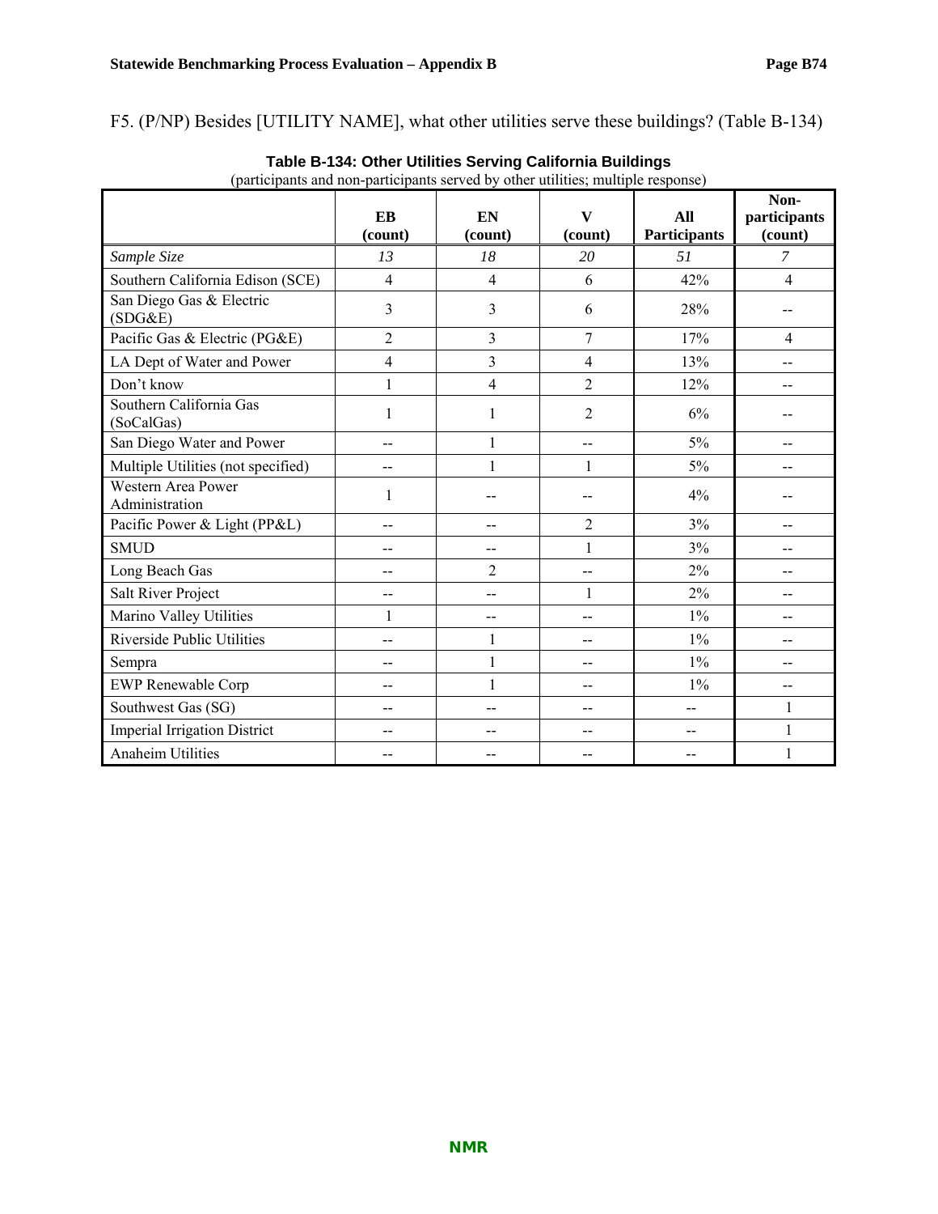F5. (P/NP) Besides [UTILITY NAME], what other utilities serve these buildings? (Table B-134)

**Table B-134: Other Utilities Serving California Buildings**

(participants and non-participants served by other utilities; multiple response)

| | EB (count) | EN (count) | V (count) | All Participants | Non-participants (count) |
|---|---|---|---|---|---|
| *Sample Size* | *13* | *18* | *20* | *51* | *7* |
| Southern California Edison (SCE) | 4 | 4 | 6 | 42% | 4 |
| San Diego Gas & Electric (SDG&E) | 3 | 3 | 6 | 28% | -- |
| Pacific Gas & Electric (PG&E) | 2 | 3 | 7 | 17% | 4 |
| LA Dept of Water and Power | 4 | 3 | 4 | 13% | -- |
| Don't know | 1 | 4 | 2 | 12% | -- |
| Southern California Gas (SoCalGas) | 1 | 1 | 2 | 6% | -- |
| San Diego Water and Power | -- | 1 | -- | 5% | -- |
| Multiple Utilities (not specified) | -- | 1 | 1 | 5% | -- |
| Western Area Power Administration | 1 | -- | -- | 4% | -- |
| Pacific Power & Light (PP&L) | -- | -- | 2 | 3% | -- |
| SMUD | -- | -- | 1 | 3% | -- |
| Long Beach Gas | -- | 2 | -- | 2% | -- |
| Salt River Project | -- | -- | 1 | 2% | -- |
| Marino Valley Utilities | 1 | -- | -- | 1% | -- |
| Riverside Public Utilities | -- | 1 | -- | 1% | -- |
| Sempra | -- | 1 | -- | 1% | -- |
| EWP Renewable Corp | -- | 1 | -- | 1% | -- |
| Southwest Gas (SG) | -- | -- | -- | -- | 1 |
| Imperial Irrigation District | -- | -- | -- | -- | 1 |
| Anaheim Utilities | -- | -- | -- | -- | 1 |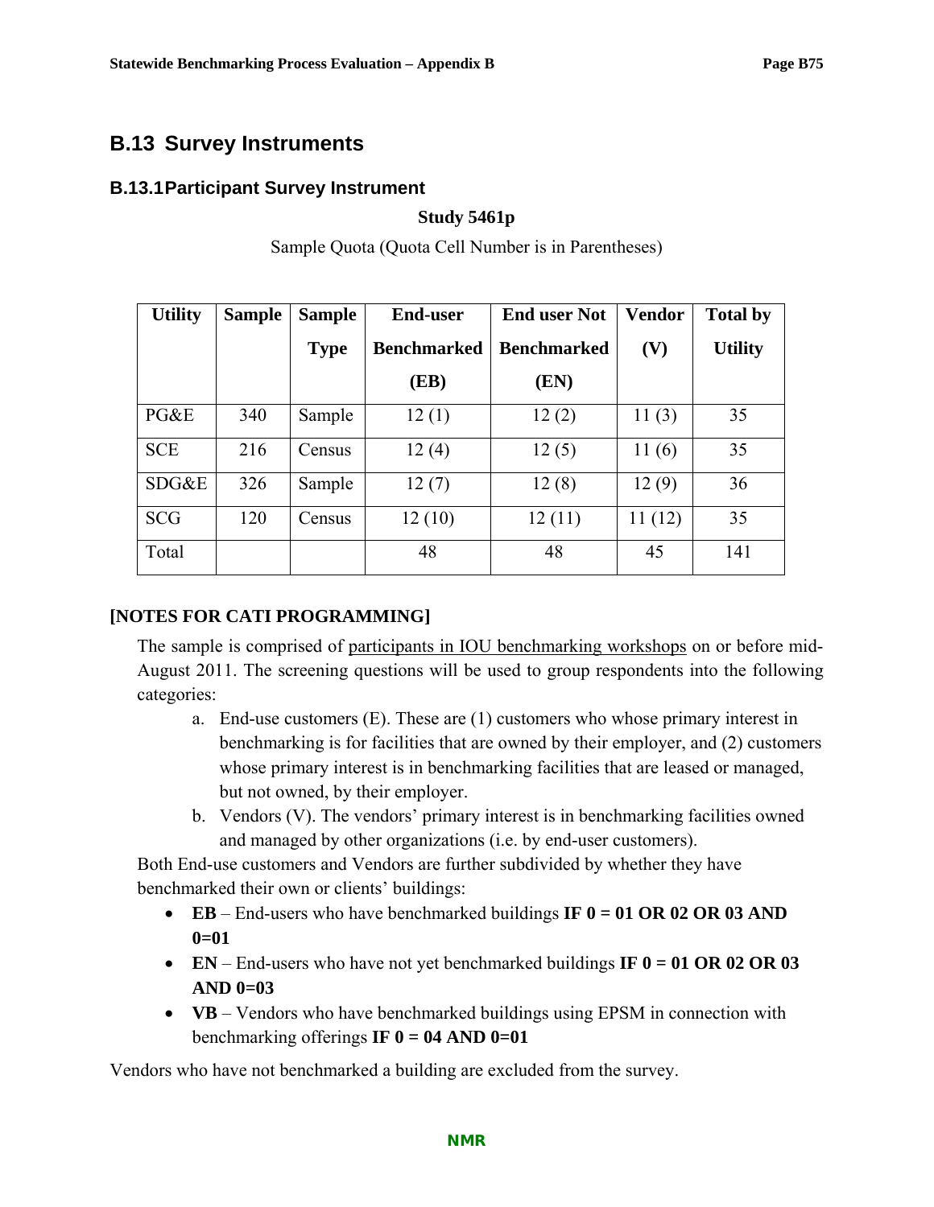## B.13 Survey Instruments

### B.13.1 Participant Survey Instrument

**Study 5461p**

Sample Quota (Quota Cell Number is in Parentheses)

| Utility | Sample | Sample Type | End-user Benchmarked (EB) | End user Not Benchmarked (EN) | Vendor (V) | Total by Utility |
|---|---|---|---|---|---|---|
| PG&E | 340 | Sample | 12 (1) | 12 (2) | 11 (3) | 35 |
| SCE | 216 | Census | 12 (4) | 12 (5) | 11 (6) | 35 |
| SDG&E | 326 | Sample | 12 (7) | 12 (8) | 12 (9) | 36 |
| SCG | 120 | Census | 12 (10) | 12 (11) | 11 (12) | 35 |
| Total | | | 48 | 48 | 45 | 141 |

**[NOTES FOR CATI PROGRAMMING]**

The sample is comprised of participants in IOU benchmarking workshops on or before mid-August 2011. The screening questions will be used to group respondents into the following categories:

a. End-use customers (E). These are (1) customers who whose primary interest in benchmarking is for facilities that are owned by their employer, and (2) customers whose primary interest is in benchmarking facilities that are leased or managed, but not owned, by their employer.
b. Vendors (V). The vendors' primary interest is in benchmarking facilities owned and managed by other organizations (i.e. by end-user customers).

Both End-use customers and Vendors are further subdivided by whether they have benchmarked their own or clients' buildings:

- **EB** – End-users who have benchmarked buildings **IF 0 = 01 OR 02 OR 03 AND 0=01**
- **EN** – End-users who have not yet benchmarked buildings **IF 0 = 01 OR 02 OR 03 AND 0=03**
- **VB** – Vendors who have benchmarked buildings using EPSM in connection with benchmarking offerings **IF 0 = 04 AND 0=01**

Vendors who have not benchmarked a building are excluded from the survey.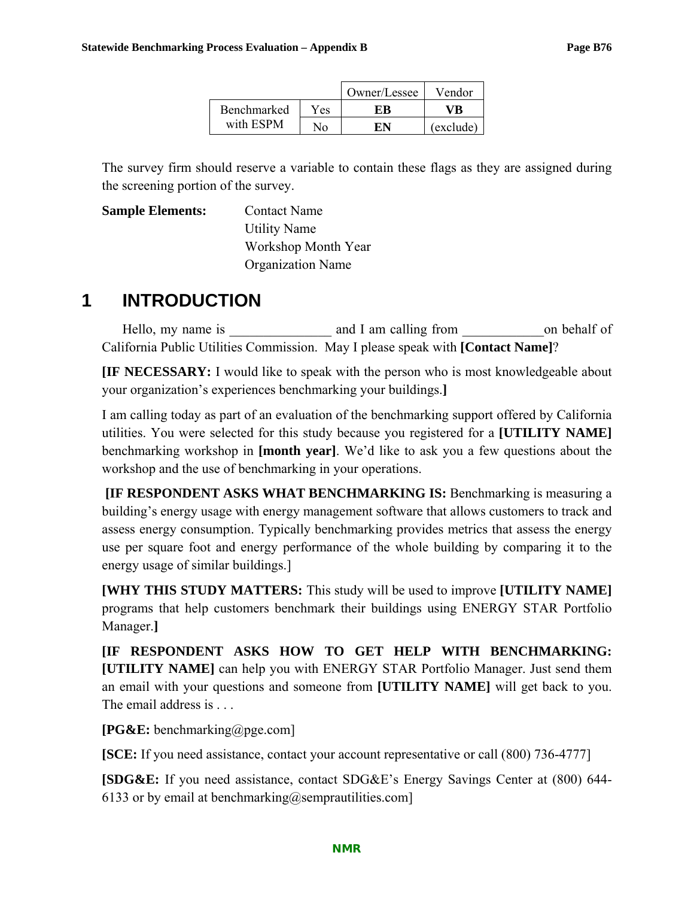| | | Owner/Lessee | Vendor |
|---|---|---|---|
| Benchmarked with ESPM | Yes | **EB** | **VB** |
| | No | **EN** | (exclude) |

The survey firm should reserve a variable to contain these flags as they are assigned during the screening portion of the survey.

**Sample Elements:**
- Contact Name
- Utility Name
- Workshop Month Year
- Organization Name

# 1 INTRODUCTION

Hello, my name is _______________ and I am calling from ____________on behalf of California Public Utilities Commission. May I please speak with **[Contact Name]**?

**[IF NECESSARY:** I would like to speak with the person who is most knowledgeable about your organization's experiences benchmarking your buildings.**]**

I am calling today as part of an evaluation of the benchmarking support offered by California utilities. You were selected for this study because you registered for a **[UTILITY NAME]** benchmarking workshop in **[month year]**. We'd like to ask you a few questions about the workshop and the use of benchmarking in your operations.

**[IF RESPONDENT ASKS WHAT BENCHMARKING IS:** Benchmarking is measuring a building's energy usage with energy management software that allows customers to track and assess energy consumption. Typically benchmarking provides metrics that assess the energy use per square foot and energy performance of the whole building by comparing it to the energy usage of similar buildings.]

**[WHY THIS STUDY MATTERS:** This study will be used to improve **[UTILITY NAME]** programs that help customers benchmark their buildings using ENERGY STAR Portfolio Manager.**]**

**[IF RESPONDENT ASKS HOW TO GET HELP WITH BENCHMARKING: [UTILITY NAME]** can help you with ENERGY STAR Portfolio Manager. Just send them an email with your questions and someone from **[UTILITY NAME]** will get back to you. The email address is . . .

**[PG&E:** benchmarking@pge.com]

**[SCE:** If you need assistance, contact your account representative or call (800) 736-4777]

**[SDG&E:** If you need assistance, contact SDG&E's Energy Savings Center at (800) 644-6133 or by email at benchmarking@semprautilities.com]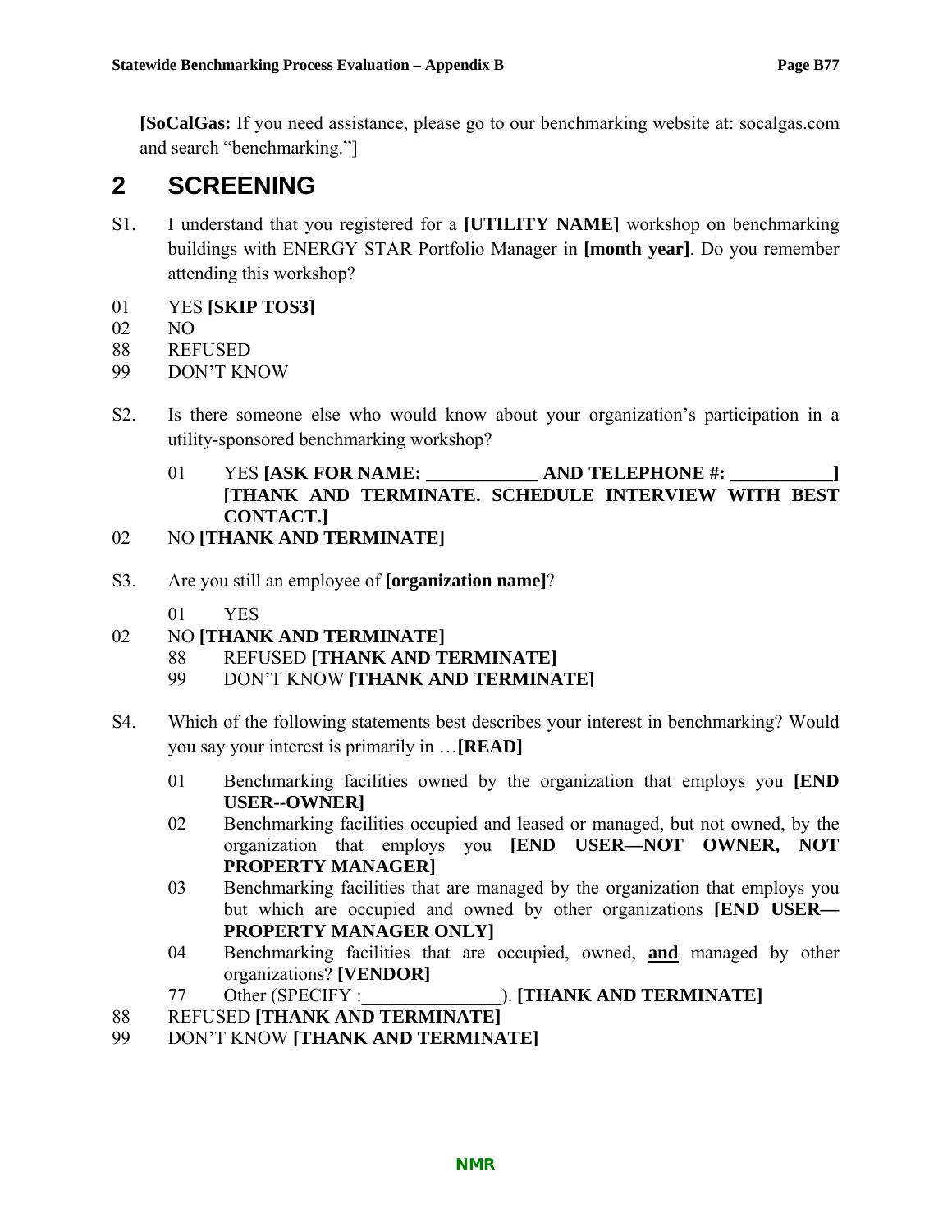**[SoCalGas:** If you need assistance, please go to our benchmarking website at: socalgas.com and search "benchmarking."]

## 2 SCREENING

S1. I understand that you registered for a **[UTILITY NAME]** workshop on benchmarking buildings with ENERGY STAR Portfolio Manager in **[month year]**. Do you remember attending this workshop?

01 YES **[SKIP TOS3]**
02 NO
88 REFUSED
99 DON'T KNOW

S2. Is there someone else who would know about your organization's participation in a utility-sponsored benchmarking workshop?

01 YES **[ASK FOR NAME: ____________ AND TELEPHONE #: ___________] [THANK AND TERMINATE. SCHEDULE INTERVIEW WITH BEST CONTACT.]**
02 NO **[THANK AND TERMINATE]**

S3. Are you still an employee of **[organization name]**?

01 YES
02 NO **[THANK AND TERMINATE]**
88 REFUSED **[THANK AND TERMINATE]**
99 DON'T KNOW **[THANK AND TERMINATE]**

S4. Which of the following statements best describes your interest in benchmarking? Would you say your interest is primarily in …**[READ]**

01 Benchmarking facilities owned by the organization that employs you **[END USER--OWNER]**
02 Benchmarking facilities occupied and leased or managed, but not owned, by the organization that employs you **[END USER—NOT OWNER, NOT PROPERTY MANAGER]**
03 Benchmarking facilities that are managed by the organization that employs you but which are occupied and owned by other organizations **[END USER—PROPERTY MANAGER ONLY]**
04 Benchmarking facilities that are occupied, owned, **<u>and</u>** managed by other organizations? **[VENDOR]**
77 Other (SPECIFY :_______________). **[THANK AND TERMINATE]**
88 REFUSED **[THANK AND TERMINATE]**
99 DON'T KNOW **[THANK AND TERMINATE]**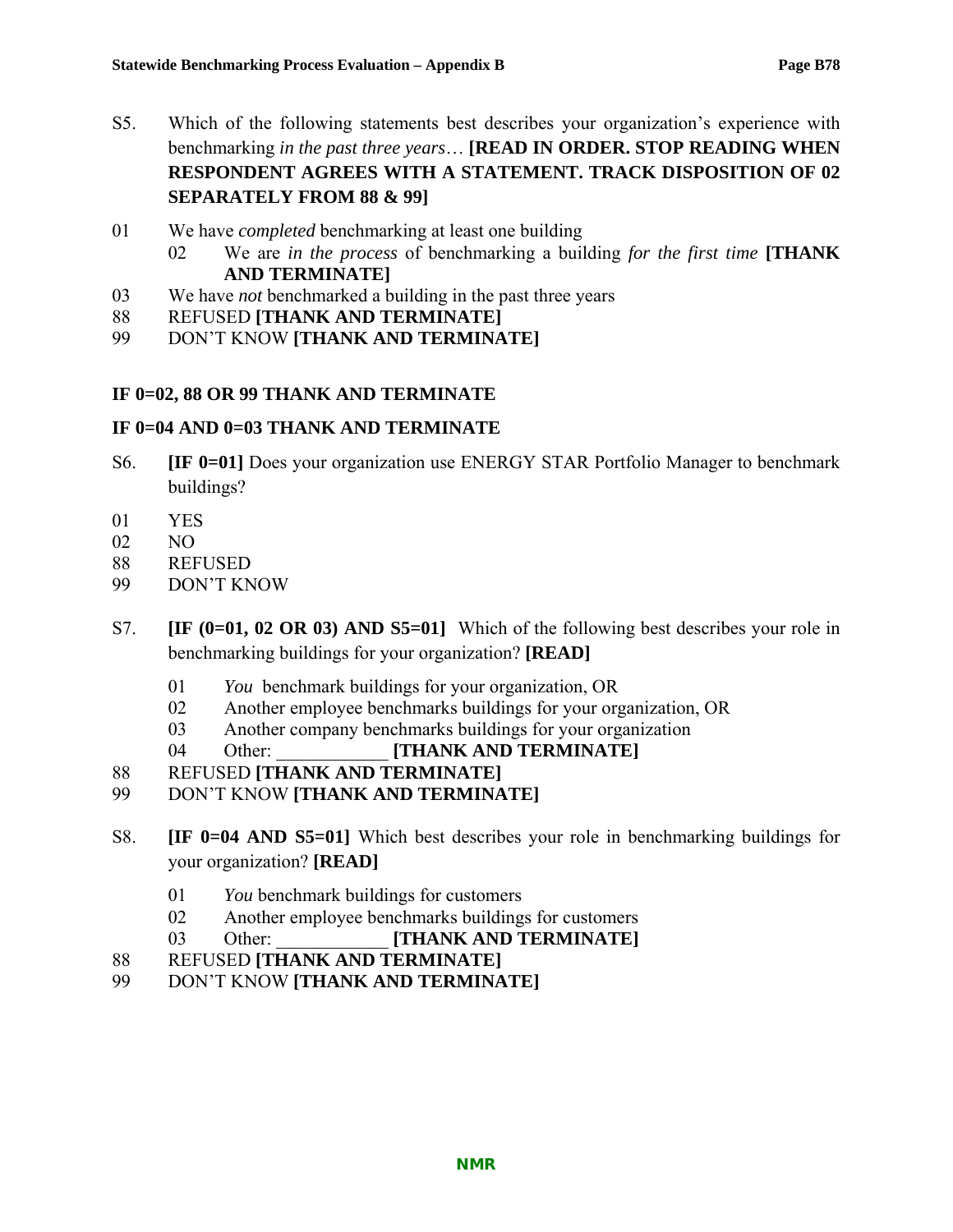S5. Which of the following statements best describes your organization's experience with benchmarking *in the past three years*… **[READ IN ORDER. STOP READING WHEN RESPONDENT AGREES WITH A STATEMENT. TRACK DISPOSITION OF 02 SEPARATELY FROM 88 & 99]**

01 We have *completed* benchmarking at least one building
  02 We are *in the process* of benchmarking a building *for the first time* **[THANK AND TERMINATE]**
03 We have *not* benchmarked a building in the past three years
88 REFUSED **[THANK AND TERMINATE]**
99 DON'T KNOW **[THANK AND TERMINATE]**

**IF 0=02, 88 OR 99 THANK AND TERMINATE**

**IF 0=04 AND 0=03 THANK AND TERMINATE**

S6. **[IF 0=01]** Does your organization use ENERGY STAR Portfolio Manager to benchmark buildings?

01 YES
02 NO
88 REFUSED
99 DON'T KNOW

S7. **[IF (0=01, 02 OR 03) AND S5=01]** Which of the following best describes your role in benchmarking buildings for your organization? **[READ]**

  01 *You* benchmark buildings for your organization, OR
  02 Another employee benchmarks buildings for your organization, OR
  03 Another company benchmarks buildings for your organization
  04 Other: ____________ **[THANK AND TERMINATE]**
88 REFUSED **[THANK AND TERMINATE]**
99 DON'T KNOW **[THANK AND TERMINATE]**

S8. **[IF 0=04 AND S5=01]** Which best describes your role in benchmarking buildings for your organization? **[READ]**

  01 *You* benchmark buildings for customers
  02 Another employee benchmarks buildings for customers
  03 Other: ____________ **[THANK AND TERMINATE]**
88 REFUSED **[THANK AND TERMINATE]**
99 DON'T KNOW **[THANK AND TERMINATE]**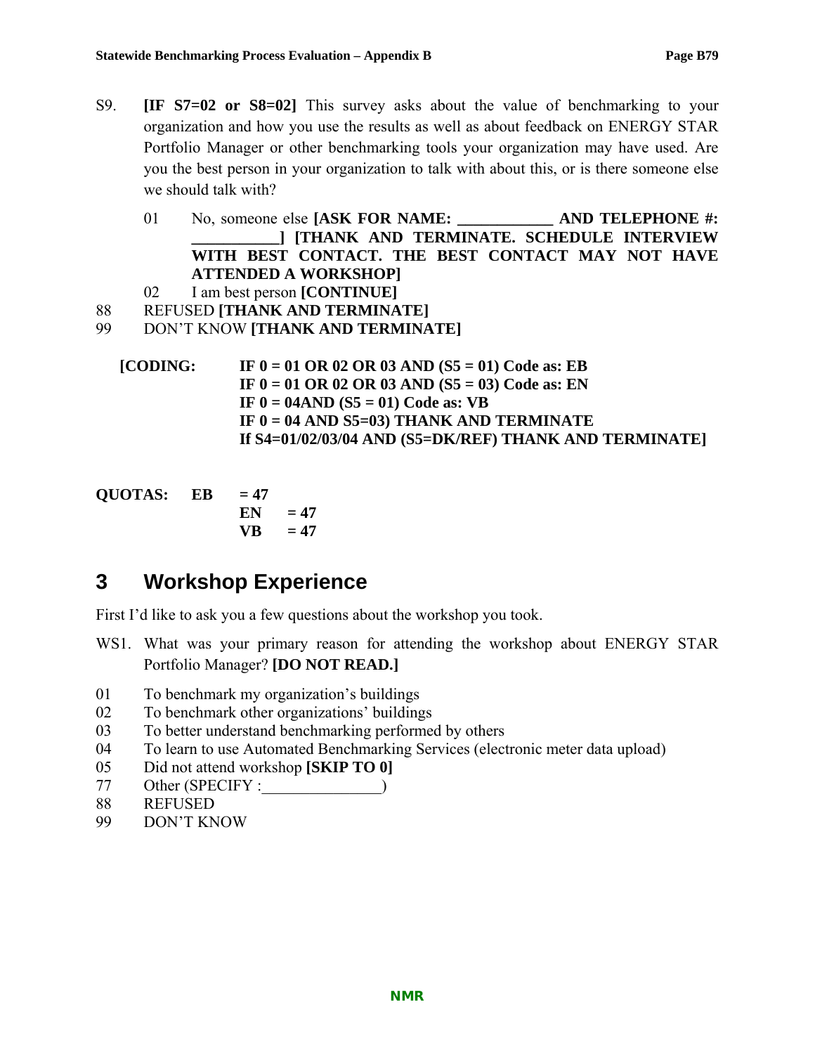S9. **[IF S7=02 or S8=02]** This survey asks about the value of benchmarking to your organization and how you use the results as well as about feedback on ENERGY STAR Portfolio Manager or other benchmarking tools your organization may have used. Are you the best person in your organization to talk with about this, or is there someone else we should talk with?

01 No, someone else **[ASK FOR NAME: ____________ AND TELEPHONE #: ___________] [THANK AND TERMINATE. SCHEDULE INTERVIEW WITH BEST CONTACT. THE BEST CONTACT MAY NOT HAVE ATTENDED A WORKSHOP]**
02 I am best person **[CONTINUE]**
88 REFUSED **[THANK AND TERMINATE]**
99 DON'T KNOW **[THANK AND TERMINATE]**

**[CODING: IF 0 = 01 OR 02 OR 03 AND (S5 = 01) Code as: EB**
**IF 0 = 01 OR 02 OR 03 AND (S5 = 03) Code as: EN**
**IF 0 = 04AND (S5 = 01) Code as: VB**
**IF 0 = 04 AND S5=03) THANK AND TERMINATE**
**If S4=01/02/03/04 AND (S5=DK/REF) THANK AND TERMINATE]**

**QUOTAS: EB = 47**
**EN = 47**
**VB = 47**

# 3 Workshop Experience

First I'd like to ask you a few questions about the workshop you took.

WS1. What was your primary reason for attending the workshop about ENERGY STAR Portfolio Manager? **[DO NOT READ.]**

01 To benchmark my organization's buildings
02 To benchmark other organizations' buildings
03 To better understand benchmarking performed by others
04 To learn to use Automated Benchmarking Services (electronic meter data upload)
05 Did not attend workshop **[SKIP TO 0]**
77 Other (SPECIFY :_______________)
88 REFUSED
99 DON'T KNOW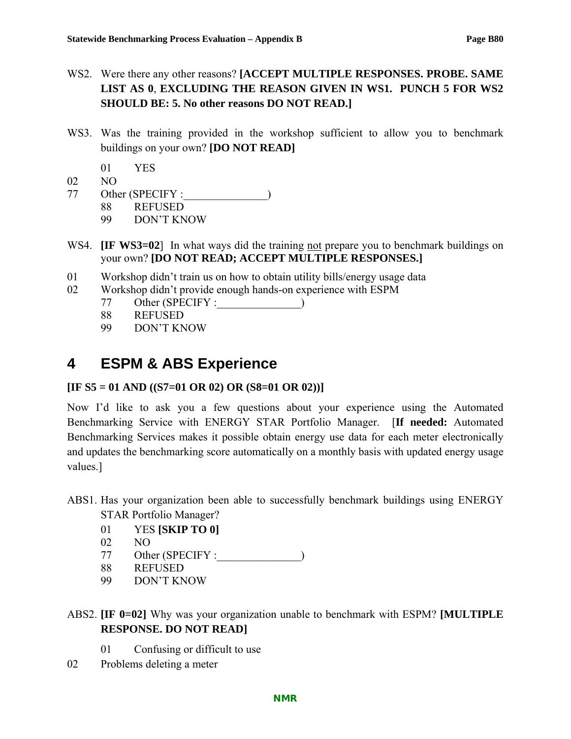WS2. Were there any other reasons? **[ACCEPT MULTIPLE RESPONSES. PROBE. SAME LIST AS 0, EXCLUDING THE REASON GIVEN IN WS1. PUNCH 5 FOR WS2 SHOULD BE: 5. No other reasons DO NOT READ.]**

WS3. Was the training provided in the workshop sufficient to allow you to benchmark buildings on your own? **[DO NOT READ]**

- 01 YES
- 02 NO
- 77 Other (SPECIFY :_______________)
- 88 REFUSED
- 99 DON'T KNOW

WS4. **[IF WS3=02]** In what ways did the training not prepare you to benchmark buildings on your own? **[DO NOT READ; ACCEPT MULTIPLE RESPONSES.]**

- 01 Workshop didn't train us on how to obtain utility bills/energy usage data
- 02 Workshop didn't provide enough hands-on experience with ESPM
- 77 Other (SPECIFY :_______________)
- 88 REFUSED
- 99 DON'T KNOW

# 4 ESPM & ABS Experience

**[IF S5 = 01 AND ((S7=01 OR 02) OR (S8=01 OR 02))]**

Now I'd like to ask you a few questions about your experience using the Automated Benchmarking Service with ENERGY STAR Portfolio Manager. [**If needed:** Automated Benchmarking Services makes it possible obtain energy use data for each meter electronically and updates the benchmarking score automatically on a monthly basis with updated energy usage values.]

ABS1. Has your organization been able to successfully benchmark buildings using ENERGY STAR Portfolio Manager?

- 01 YES **[SKIP TO 0]**
- 02 NO
- 77 Other (SPECIFY :_______________)
- 88 REFUSED
- 99 DON'T KNOW

ABS2. **[IF 0=02]** Why was your organization unable to benchmark with ESPM? **[MULTIPLE RESPONSE. DO NOT READ]**

- 01 Confusing or difficult to use
- 02 Problems deleting a meter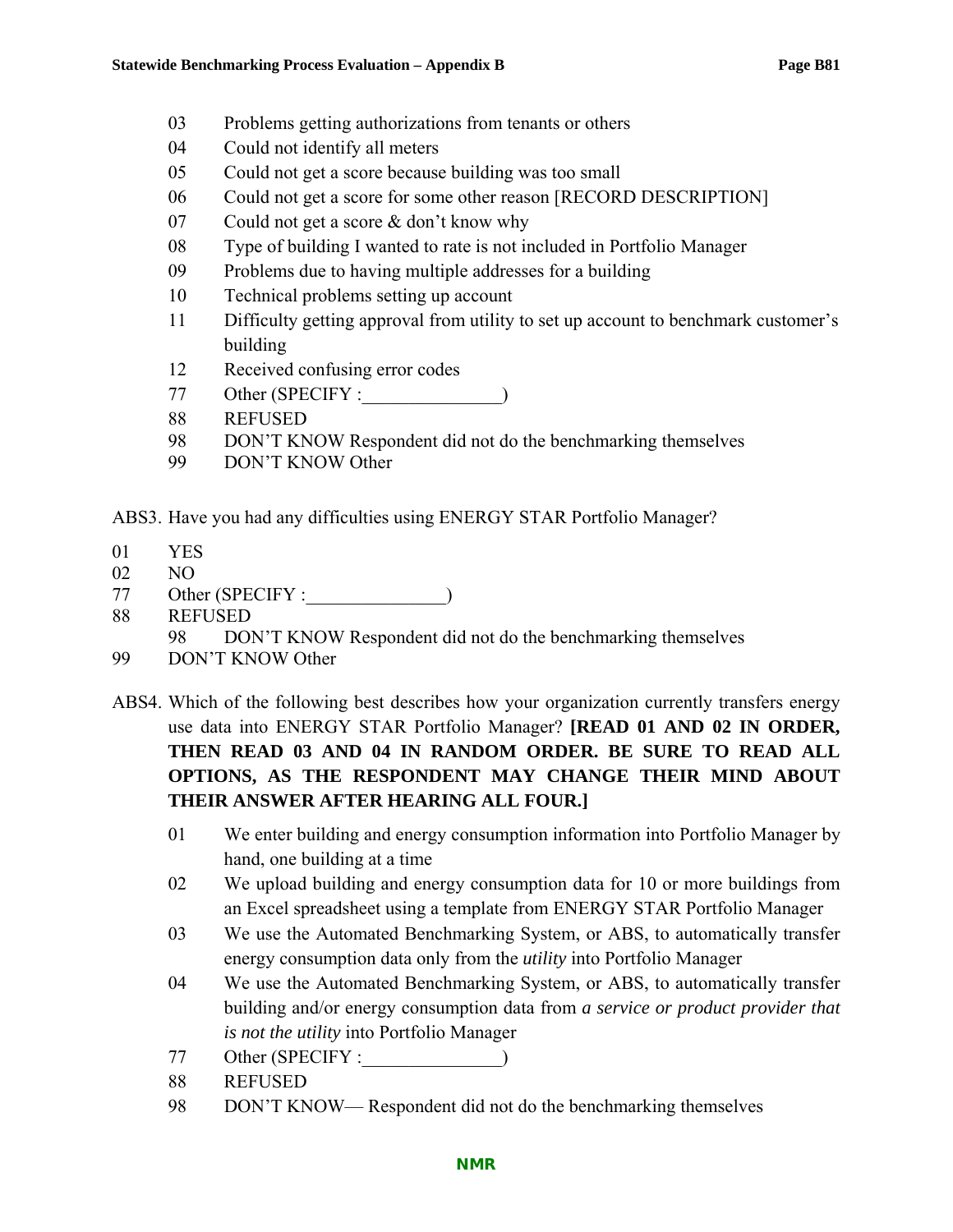03 Problems getting authorizations from tenants or others
04 Could not identify all meters
05 Could not get a score because building was too small
06 Could not get a score for some other reason [RECORD DESCRIPTION]
07 Could not get a score & don't know why
08 Type of building I wanted to rate is not included in Portfolio Manager
09 Problems due to having multiple addresses for a building
10 Technical problems setting up account
11 Difficulty getting approval from utility to set up account to benchmark customer's building
12 Received confusing error codes
77 Other (SPECIFY :_______________)
88 REFUSED
98 DON'T KNOW Respondent did not do the benchmarking themselves
99 DON'T KNOW Other

ABS3. Have you had any difficulties using ENERGY STAR Portfolio Manager?

01 YES
02 NO
77 Other (SPECIFY :_______________)
88 REFUSED
98 DON'T KNOW Respondent did not do the benchmarking themselves
99 DON'T KNOW Other

ABS4. Which of the following best describes how your organization currently transfers energy use data into ENERGY STAR Portfolio Manager? **[READ 01 AND 02 IN ORDER, THEN READ 03 AND 04 IN RANDOM ORDER. BE SURE TO READ ALL OPTIONS, AS THE RESPONDENT MAY CHANGE THEIR MIND ABOUT THEIR ANSWER AFTER HEARING ALL FOUR.]**

01 We enter building and energy consumption information into Portfolio Manager by hand, one building at a time
02 We upload building and energy consumption data for 10 or more buildings from an Excel spreadsheet using a template from ENERGY STAR Portfolio Manager
03 We use the Automated Benchmarking System, or ABS, to automatically transfer energy consumption data only from the *utility* into Portfolio Manager
04 We use the Automated Benchmarking System, or ABS, to automatically transfer building and/or energy consumption data from *a service or product provider that is not the utility* into Portfolio Manager
77 Other (SPECIFY :_______________)
88 REFUSED
98 DON'T KNOW— Respondent did not do the benchmarking themselves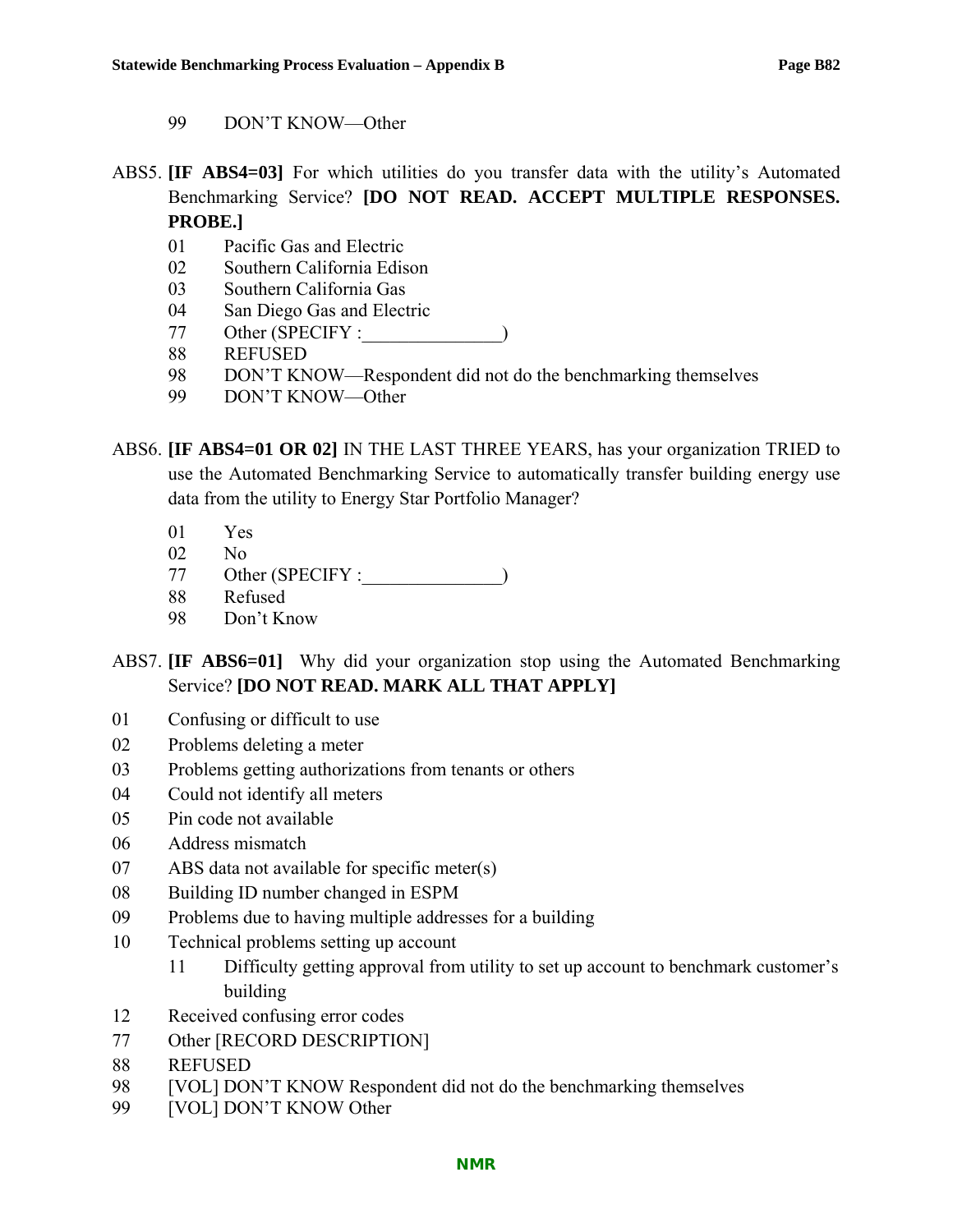99 DON'T KNOW—Other

ABS5. **[IF ABS4=03]** For which utilities do you transfer data with the utility's Automated Benchmarking Service? **[DO NOT READ. ACCEPT MULTIPLE RESPONSES. PROBE.]**

01 Pacific Gas and Electric
02 Southern California Edison
03 Southern California Gas
04 San Diego Gas and Electric
77 Other (SPECIFY :_______________)
88 REFUSED
98 DON'T KNOW—Respondent did not do the benchmarking themselves
99 DON'T KNOW—Other

ABS6. **[IF ABS4=01 OR 02]** IN THE LAST THREE YEARS, has your organization TRIED to use the Automated Benchmarking Service to automatically transfer building energy use data from the utility to Energy Star Portfolio Manager?

01 Yes
02 No
77 Other (SPECIFY :_______________)
88 Refused
98 Don't Know

ABS7. **[IF ABS6=01]** Why did your organization stop using the Automated Benchmarking Service? **[DO NOT READ. MARK ALL THAT APPLY]**

01 Confusing or difficult to use
02 Problems deleting a meter
03 Problems getting authorizations from tenants or others
04 Could not identify all meters
05 Pin code not available
06 Address mismatch
07 ABS data not available for specific meter(s)
08 Building ID number changed in ESPM
09 Problems due to having multiple addresses for a building
10 Technical problems setting up account
11 Difficulty getting approval from utility to set up account to benchmark customer's building
12 Received confusing error codes
77 Other [RECORD DESCRIPTION]
88 REFUSED
98 [VOL] DON'T KNOW Respondent did not do the benchmarking themselves
99 [VOL] DON'T KNOW Other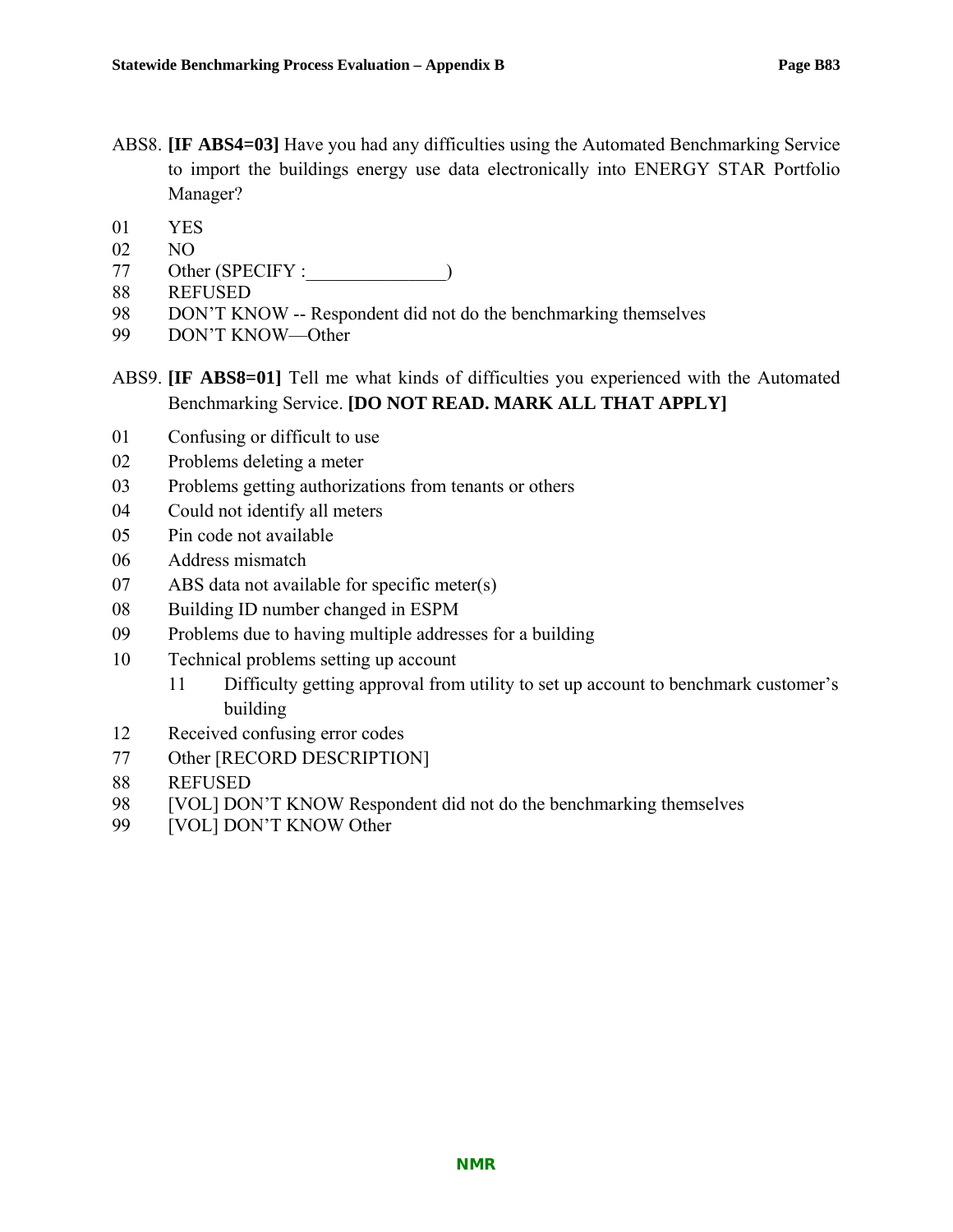ABS8. **[IF ABS4=03]** Have you had any difficulties using the Automated Benchmarking Service to import the buildings energy use data electronically into ENERGY STAR Portfolio Manager?

01 YES
02 NO
77 Other (SPECIFY :_______________)
88 REFUSED
98 DON'T KNOW -- Respondent did not do the benchmarking themselves
99 DON'T KNOW—Other

ABS9. **[IF ABS8=01]** Tell me what kinds of difficulties you experienced with the Automated Benchmarking Service. **[DO NOT READ. MARK ALL THAT APPLY]**

01 Confusing or difficult to use
02 Problems deleting a meter
03 Problems getting authorizations from tenants or others
04 Could not identify all meters
05 Pin code not available
06 Address mismatch
07 ABS data not available for specific meter(s)
08 Building ID number changed in ESPM
09 Problems due to having multiple addresses for a building
10 Technical problems setting up account
11 Difficulty getting approval from utility to set up account to benchmark customer's building
12 Received confusing error codes
77 Other [RECORD DESCRIPTION]
88 REFUSED
98 [VOL] DON'T KNOW Respondent did not do the benchmarking themselves
99 [VOL] DON'T KNOW Other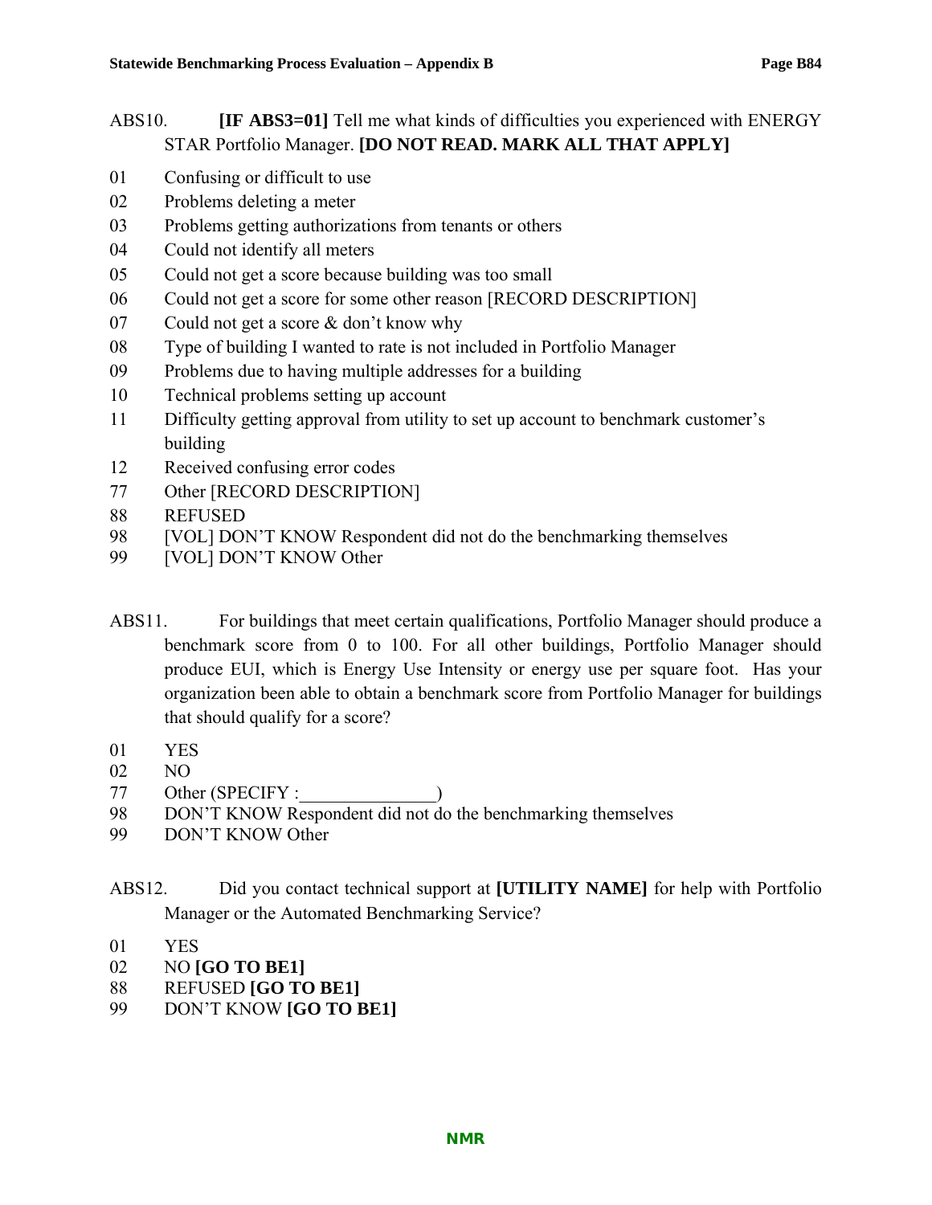ABS10. **[IF ABS3=01]** Tell me what kinds of difficulties you experienced with ENERGY STAR Portfolio Manager. **[DO NOT READ. MARK ALL THAT APPLY]**

01 Confusing or difficult to use
02 Problems deleting a meter
03 Problems getting authorizations from tenants or others
04 Could not identify all meters
05 Could not get a score because building was too small
06 Could not get a score for some other reason [RECORD DESCRIPTION]
07 Could not get a score & don't know why
08 Type of building I wanted to rate is not included in Portfolio Manager
09 Problems due to having multiple addresses for a building
10 Technical problems setting up account
11 Difficulty getting approval from utility to set up account to benchmark customer's building
12 Received confusing error codes
77 Other [RECORD DESCRIPTION]
88 REFUSED
98 [VOL] DON'T KNOW Respondent did not do the benchmarking themselves
99 [VOL] DON'T KNOW Other

ABS11. For buildings that meet certain qualifications, Portfolio Manager should produce a benchmark score from 0 to 100. For all other buildings, Portfolio Manager should produce EUI, which is Energy Use Intensity or energy use per square foot. Has your organization been able to obtain a benchmark score from Portfolio Manager for buildings that should qualify for a score?

01 YES
02 NO
77 Other (SPECIFY :_______________)
98 DON'T KNOW Respondent did not do the benchmarking themselves
99 DON'T KNOW Other

ABS12. Did you contact technical support at **[UTILITY NAME]** for help with Portfolio Manager or the Automated Benchmarking Service?

01 YES
02 NO **[GO TO BE1]**
88 REFUSED **[GO TO BE1]**
99 DON'T KNOW **[GO TO BE1]**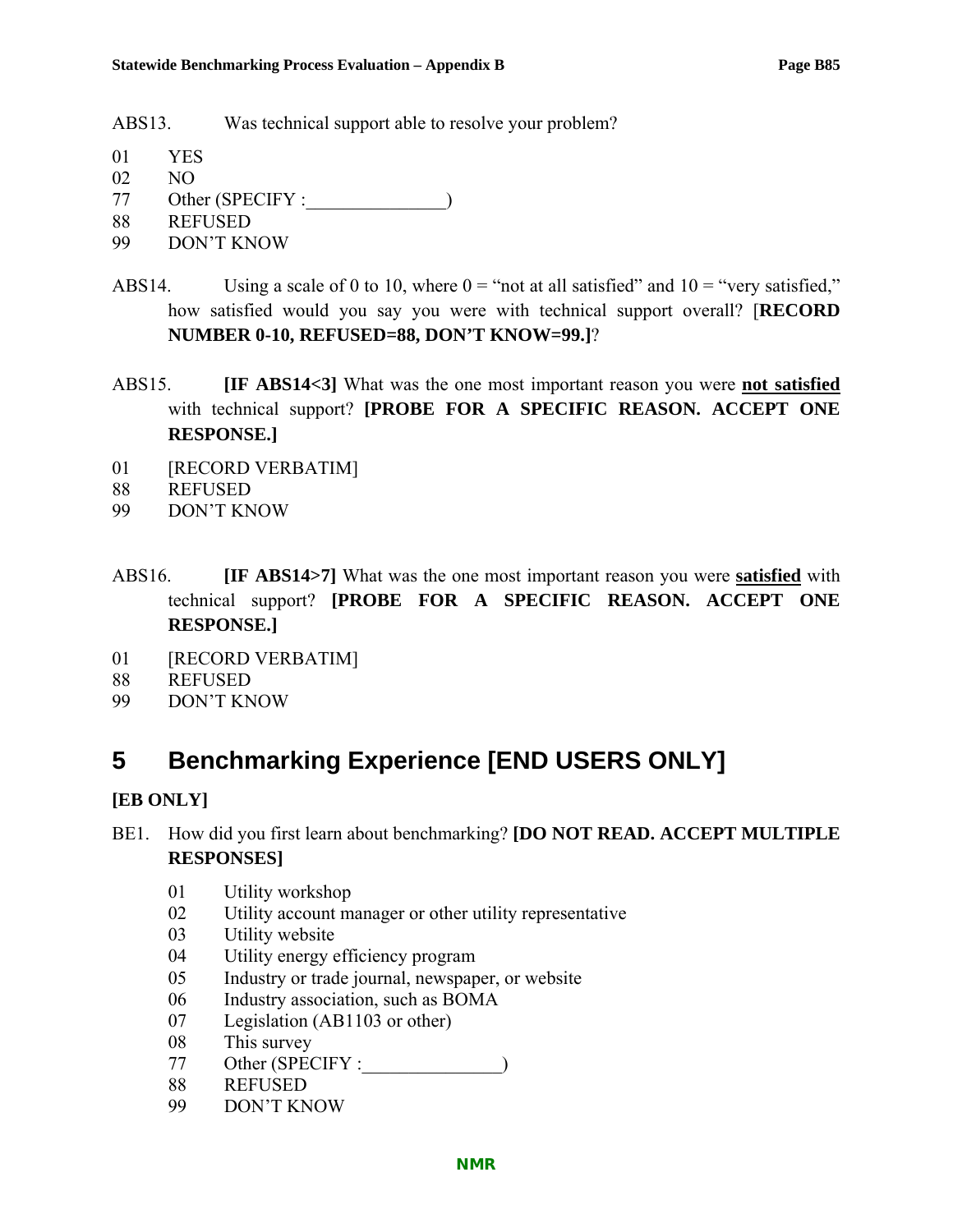ABS13. Was technical support able to resolve your problem?

01 YES
02 NO
77 Other (SPECIFY :_______________)
88 REFUSED
99 DON'T KNOW

ABS14. Using a scale of 0 to 10, where 0 = "not at all satisfied" and 10 = "very satisfied," how satisfied would you say you were with technical support overall? [**RECORD NUMBER 0-10, REFUSED=88, DON'T KNOW=99.]**?

ABS15. **[IF ABS14<3]** What was the one most important reason you were **not satisfied** with technical support? **[PROBE FOR A SPECIFIC REASON. ACCEPT ONE RESPONSE.]**

01 [RECORD VERBATIM]
88 REFUSED
99 DON'T KNOW

ABS16. **[IF ABS14>7]** What was the one most important reason you were **satisfied** with technical support? **[PROBE FOR A SPECIFIC REASON. ACCEPT ONE RESPONSE.]**

01 [RECORD VERBATIM]
88 REFUSED
99 DON'T KNOW

# 5 Benchmarking Experience [END USERS ONLY]

**[EB ONLY]**

BE1. How did you first learn about benchmarking? **[DO NOT READ. ACCEPT MULTIPLE RESPONSES]**

01 Utility workshop
02 Utility account manager or other utility representative
03 Utility website
04 Utility energy efficiency program
05 Industry or trade journal, newspaper, or website
06 Industry association, such as BOMA
07 Legislation (AB1103 or other)
08 This survey
77 Other (SPECIFY :_______________)
88 REFUSED
99 DON'T KNOW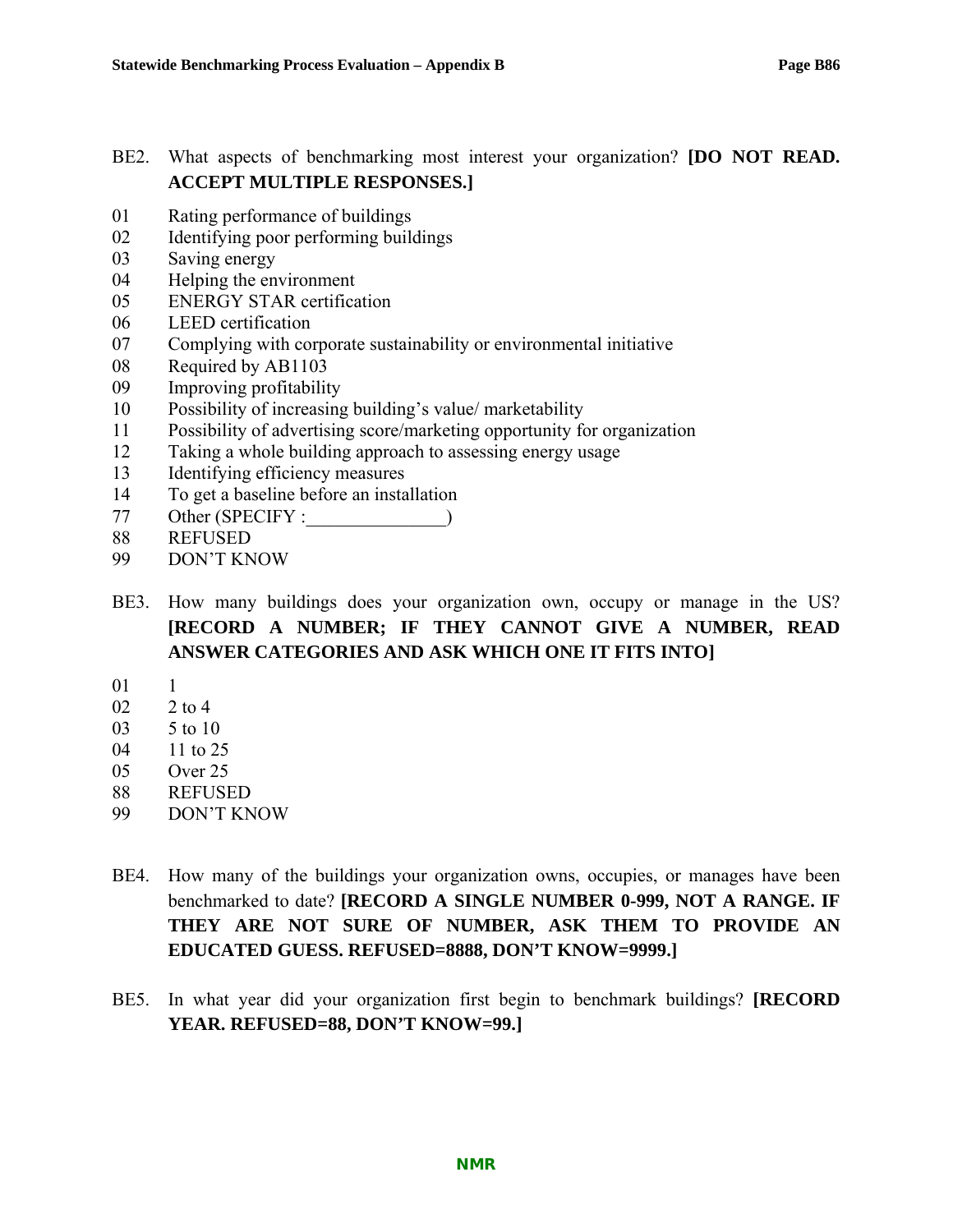BE2. What aspects of benchmarking most interest your organization? **[DO NOT READ. ACCEPT MULTIPLE RESPONSES.]**

01 Rating performance of buildings
02 Identifying poor performing buildings
03 Saving energy
04 Helping the environment
05 ENERGY STAR certification
06 LEED certification
07 Complying with corporate sustainability or environmental initiative
08 Required by AB1103
09 Improving profitability
10 Possibility of increasing building's value/ marketability
11 Possibility of advertising score/marketing opportunity for organization
12 Taking a whole building approach to assessing energy usage
13 Identifying efficiency measures
14 To get a baseline before an installation
77 Other (SPECIFY :_______________)
88 REFUSED
99 DON'T KNOW

BE3. How many buildings does your organization own, occupy or manage in the US? **[RECORD A NUMBER; IF THEY CANNOT GIVE A NUMBER, READ ANSWER CATEGORIES AND ASK WHICH ONE IT FITS INTO]**

01 1
02 2 to 4
03 5 to 10
04 11 to 25
05 Over 25
88 REFUSED
99 DON'T KNOW

BE4. How many of the buildings your organization owns, occupies, or manages have been benchmarked to date? **[RECORD A SINGLE NUMBER 0-999, NOT A RANGE. IF THEY ARE NOT SURE OF NUMBER, ASK THEM TO PROVIDE AN EDUCATED GUESS. REFUSED=8888, DON'T KNOW=9999.]**

BE5. In what year did your organization first begin to benchmark buildings? **[RECORD YEAR. REFUSED=88, DON'T KNOW=99.]**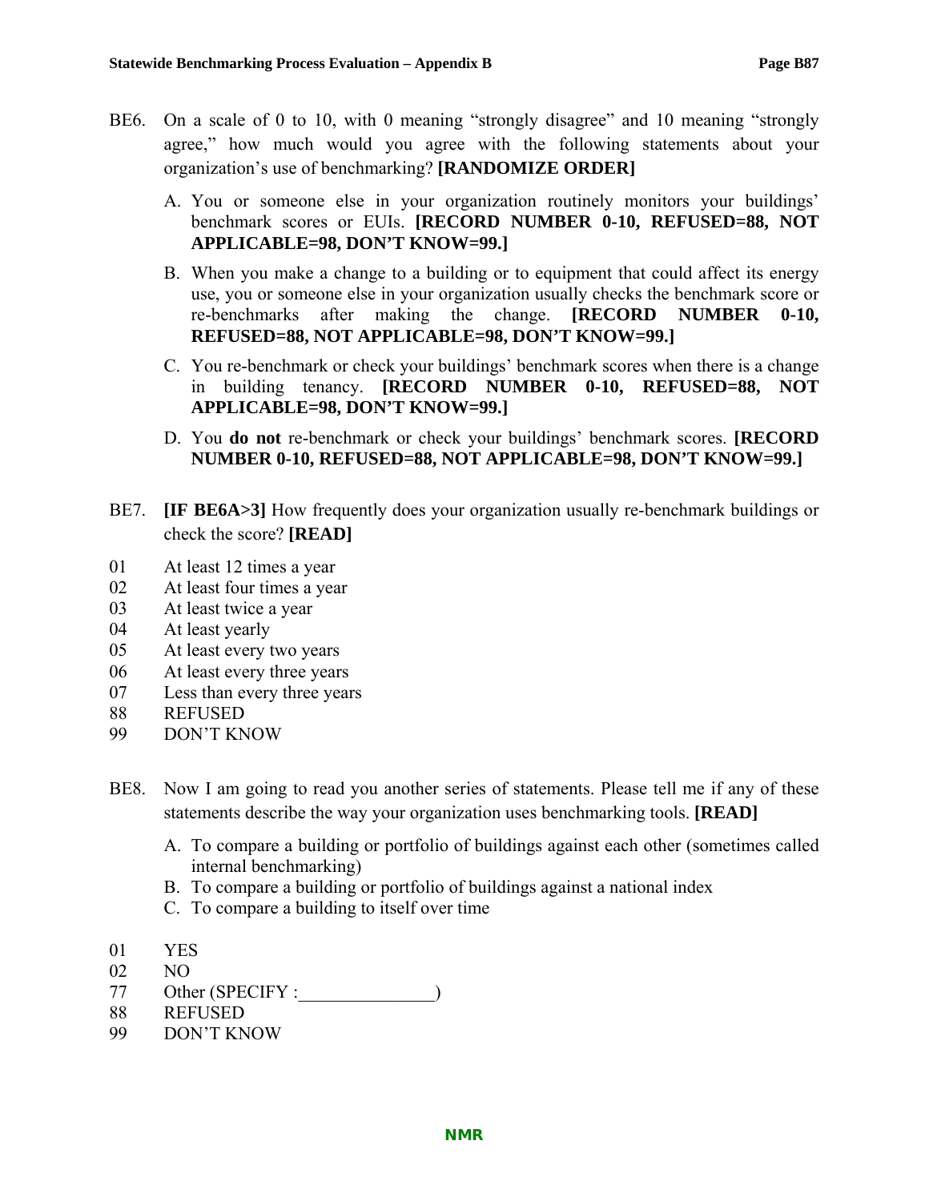BE6. On a scale of 0 to 10, with 0 meaning "strongly disagree" and 10 meaning "strongly agree," how much would you agree with the following statements about your organization's use of benchmarking? **[RANDOMIZE ORDER]**

A. You or someone else in your organization routinely monitors your buildings' benchmark scores or EUIs. **[RECORD NUMBER 0-10, REFUSED=88, NOT APPLICABLE=98, DON'T KNOW=99.]**

B. When you make a change to a building or to equipment that could affect its energy use, you or someone else in your organization usually checks the benchmark score or re-benchmarks after making the change. **[RECORD NUMBER 0-10, REFUSED=88, NOT APPLICABLE=98, DON'T KNOW=99.]**

C. You re-benchmark or check your buildings' benchmark scores when there is a change in building tenancy. **[RECORD NUMBER 0-10, REFUSED=88, NOT APPLICABLE=98, DON'T KNOW=99.]**

D. You **do not** re-benchmark or check your buildings' benchmark scores. **[RECORD NUMBER 0-10, REFUSED=88, NOT APPLICABLE=98, DON'T KNOW=99.]**

BE7. **[IF BE6A>3]** How frequently does your organization usually re-benchmark buildings or check the score? **[READ]**

01 At least 12 times a year
02 At least four times a year
03 At least twice a year
04 At least yearly
05 At least every two years
06 At least every three years
07 Less than every three years
88 REFUSED
99 DON'T KNOW

BE8. Now I am going to read you another series of statements. Please tell me if any of these statements describe the way your organization uses benchmarking tools. **[READ]**

A. To compare a building or portfolio of buildings against each other (sometimes called internal benchmarking)
B. To compare a building or portfolio of buildings against a national index
C. To compare a building to itself over time

01 YES
02 NO
77 Other (SPECIFY :_______________)
88 REFUSED
99 DON'T KNOW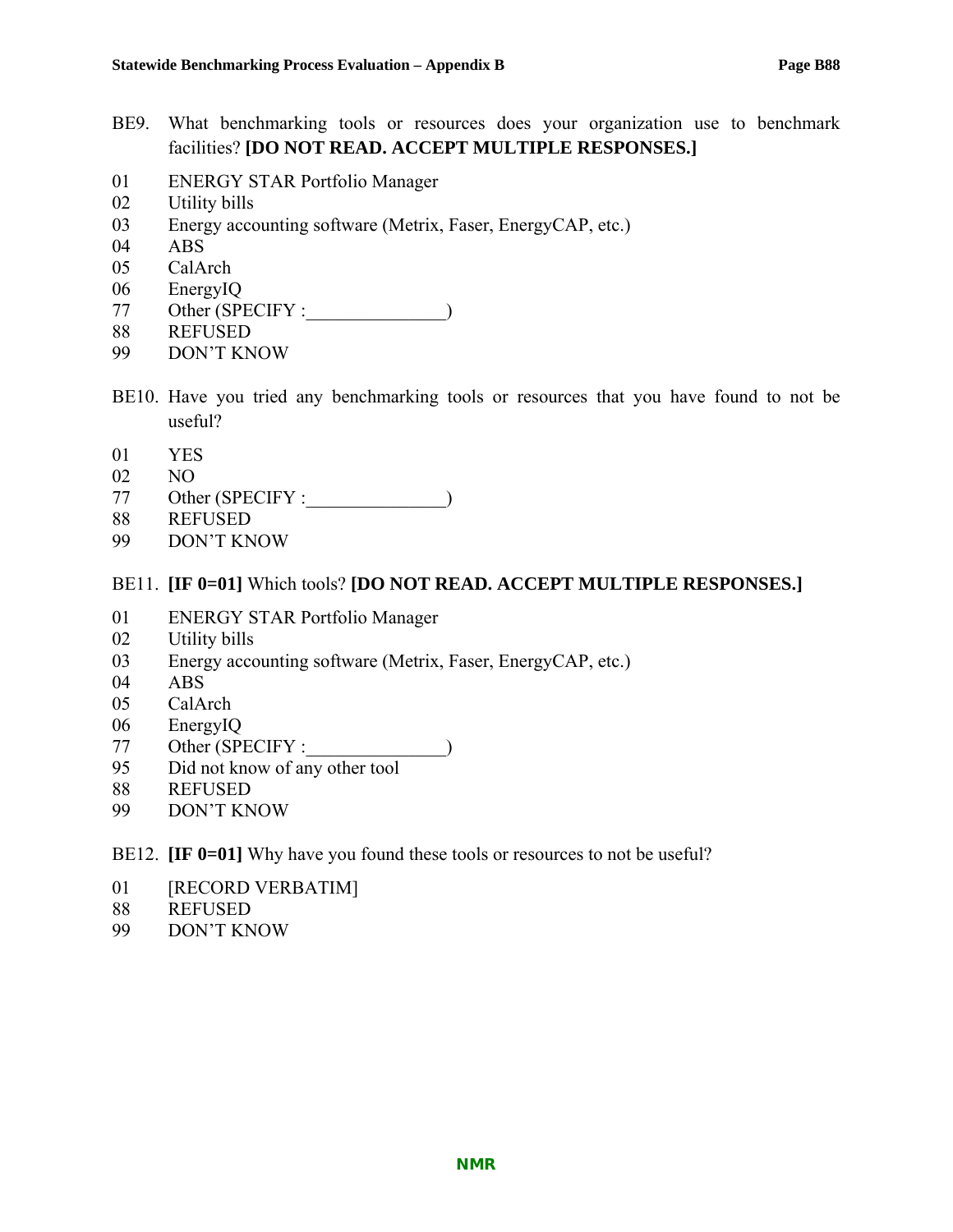BE9. What benchmarking tools or resources does your organization use to benchmark facilities? **[DO NOT READ. ACCEPT MULTIPLE RESPONSES.]**

01 ENERGY STAR Portfolio Manager
02 Utility bills
03 Energy accounting software (Metrix, Faser, EnergyCAP, etc.)
04 ABS
05 CalArch
06 EnergyIQ
77 Other (SPECIFY :_______________)
88 REFUSED
99 DON'T KNOW

BE10. Have you tried any benchmarking tools or resources that you have found to not be useful?

01 YES
02 NO
77 Other (SPECIFY :_______________)
88 REFUSED
99 DON'T KNOW

BE11. **[IF 0=01]** Which tools? **[DO NOT READ. ACCEPT MULTIPLE RESPONSES.]**

01 ENERGY STAR Portfolio Manager
02 Utility bills
03 Energy accounting software (Metrix, Faser, EnergyCAP, etc.)
04 ABS
05 CalArch
06 EnergyIQ
77 Other (SPECIFY :_______________)
95 Did not know of any other tool
88 REFUSED
99 DON'T KNOW

BE12. **[IF 0=01]** Why have you found these tools or resources to not be useful?

01 [RECORD VERBATIM]
88 REFUSED
99 DON'T KNOW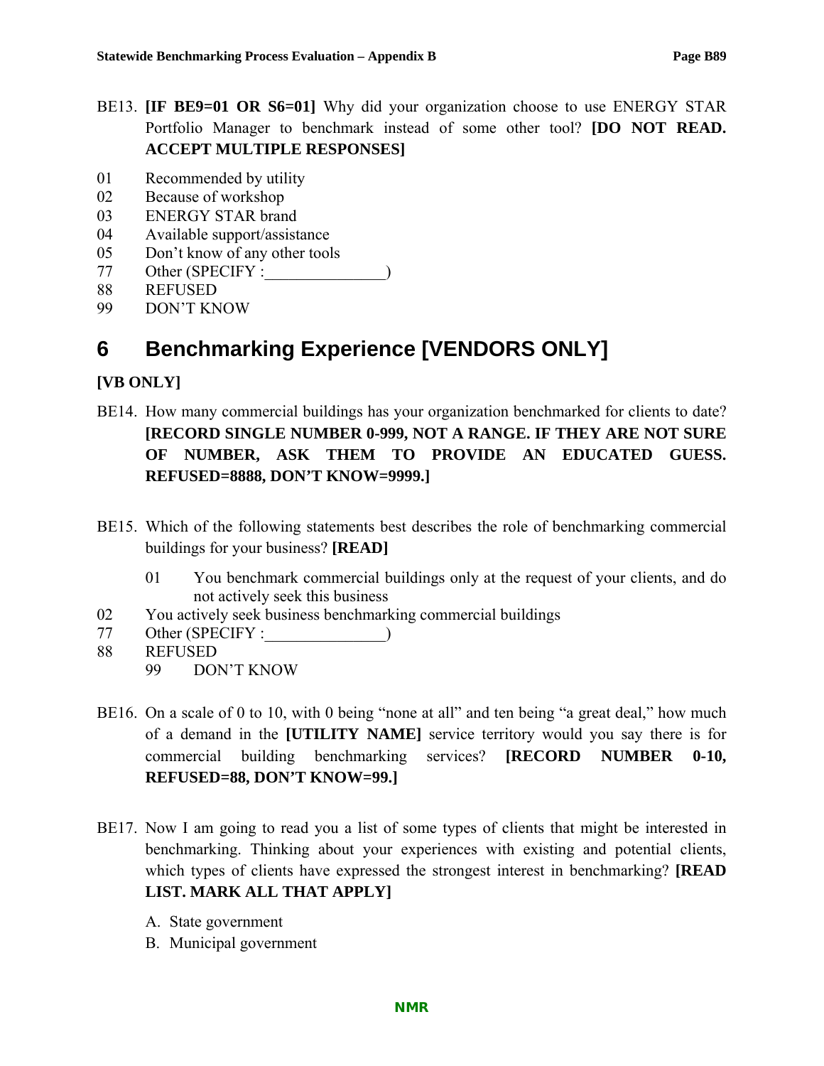BE13. **[IF BE9=01 OR S6=01]** Why did your organization choose to use ENERGY STAR Portfolio Manager to benchmark instead of some other tool? **[DO NOT READ. ACCEPT MULTIPLE RESPONSES]**

01 Recommended by utility
02 Because of workshop
03 ENERGY STAR brand
04 Available support/assistance
05 Don't know of any other tools
77 Other (SPECIFY :_______________)
88 REFUSED
99 DON'T KNOW

# 6 Benchmarking Experience [VENDORS ONLY]

**[VB ONLY]**

BE14. How many commercial buildings has your organization benchmarked for clients to date? **[RECORD SINGLE NUMBER 0-999, NOT A RANGE. IF THEY ARE NOT SURE OF NUMBER, ASK THEM TO PROVIDE AN EDUCATED GUESS. REFUSED=8888, DON'T KNOW=9999.]**

BE15. Which of the following statements best describes the role of benchmarking commercial buildings for your business? **[READ]**

01 You benchmark commercial buildings only at the request of your clients, and do not actively seek this business
02 You actively seek business benchmarking commercial buildings
77 Other (SPECIFY :_______________)
88 REFUSED
99 DON'T KNOW

BE16. On a scale of 0 to 10, with 0 being "none at all" and ten being "a great deal," how much of a demand in the **[UTILITY NAME]** service territory would you say there is for commercial building benchmarking services? **[RECORD NUMBER 0-10, REFUSED=88, DON'T KNOW=99.]**

BE17. Now I am going to read you a list of some types of clients that might be interested in benchmarking. Thinking about your experiences with existing and potential clients, which types of clients have expressed the strongest interest in benchmarking? **[READ LIST. MARK ALL THAT APPLY]**

A. State government
B. Municipal government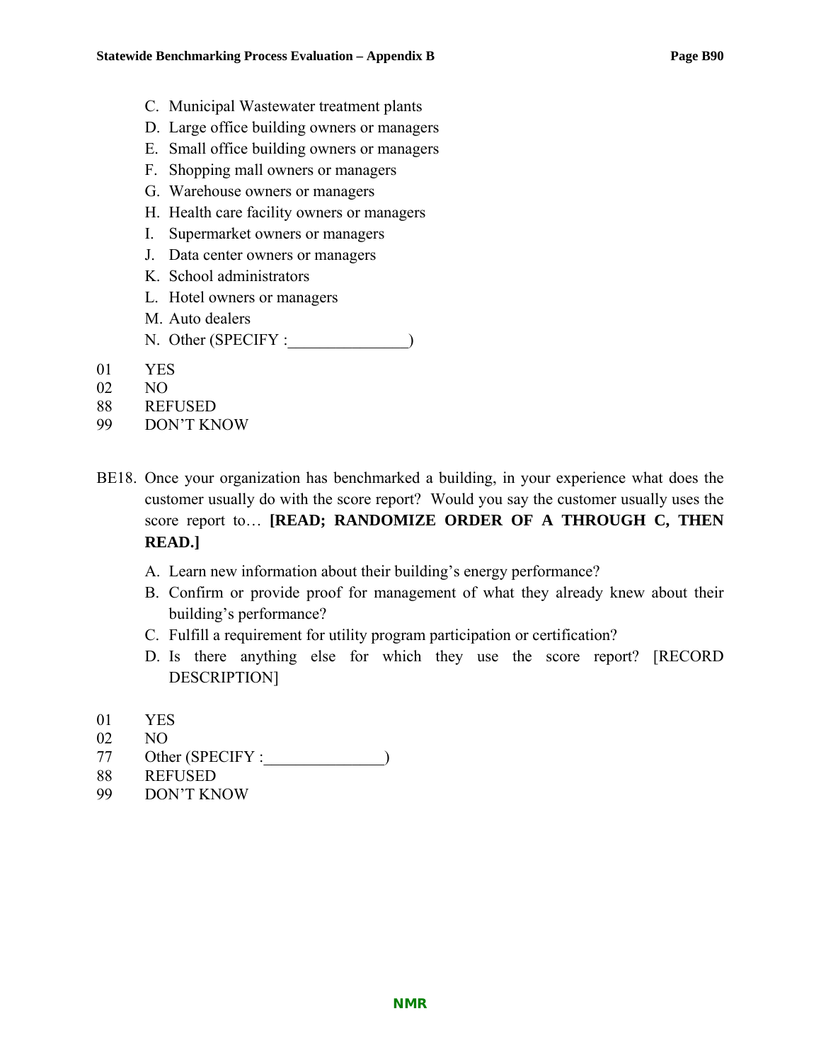C. Municipal Wastewater treatment plants
D. Large office building owners or managers
E. Small office building owners or managers
F. Shopping mall owners or managers
G. Warehouse owners or managers
H. Health care facility owners or managers
I. Supermarket owners or managers
J. Data center owners or managers
K. School administrators
L. Hotel owners or managers
M. Auto dealers
N. Other (SPECIFY :_______________)

01 YES
02 NO
88 REFUSED
99 DON'T KNOW

BE18. Once your organization has benchmarked a building, in your experience what does the customer usually do with the score report? Would you say the customer usually uses the score report to… **[READ; RANDOMIZE ORDER OF A THROUGH C, THEN READ.]**

A. Learn new information about their building's energy performance?
B. Confirm or provide proof for management of what they already knew about their building's performance?
C. Fulfill a requirement for utility program participation or certification?
D. Is there anything else for which they use the score report? [RECORD DESCRIPTION]

01 YES
02 NO
77 Other (SPECIFY :_______________)
88 REFUSED
99 DON'T KNOW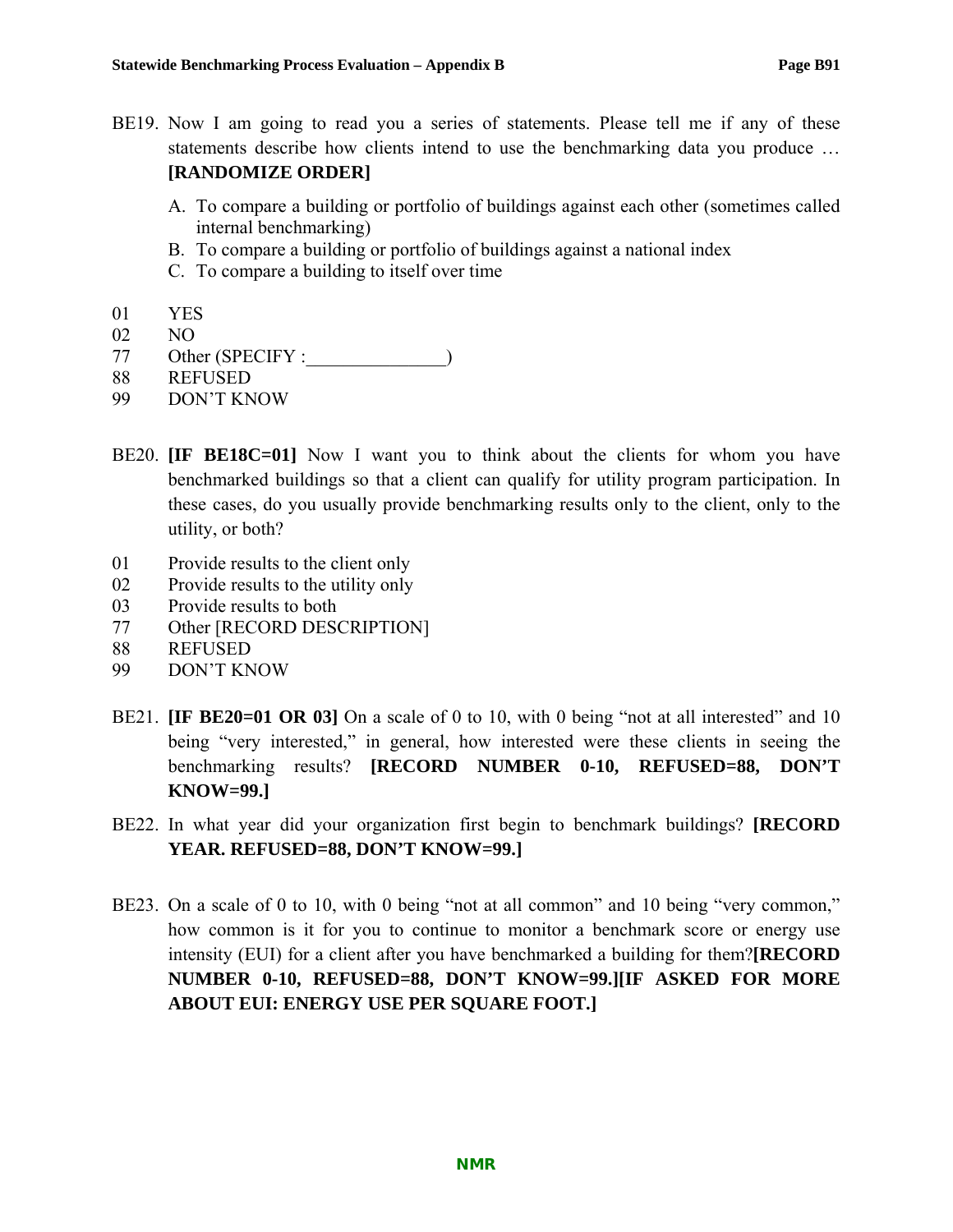BE19. Now I am going to read you a series of statements. Please tell me if any of these statements describe how clients intend to use the benchmarking data you produce … **[RANDOMIZE ORDER]**

A. To compare a building or portfolio of buildings against each other (sometimes called internal benchmarking)
B. To compare a building or portfolio of buildings against a national index
C. To compare a building to itself over time

01 YES
02 NO
77 Other (SPECIFY :_______________)
88 REFUSED
99 DON'T KNOW

BE20. **[IF BE18C=01]** Now I want you to think about the clients for whom you have benchmarked buildings so that a client can qualify for utility program participation. In these cases, do you usually provide benchmarking results only to the client, only to the utility, or both?

01 Provide results to the client only
02 Provide results to the utility only
03 Provide results to both
77 Other [RECORD DESCRIPTION]
88 REFUSED
99 DON'T KNOW

BE21. **[IF BE20=01 OR 03]** On a scale of 0 to 10, with 0 being "not at all interested" and 10 being "very interested," in general, how interested were these clients in seeing the benchmarking results? **[RECORD NUMBER 0-10, REFUSED=88, DON'T KNOW=99.]**

BE22. In what year did your organization first begin to benchmark buildings? **[RECORD YEAR. REFUSED=88, DON'T KNOW=99.]**

BE23. On a scale of 0 to 10, with 0 being "not at all common" and 10 being "very common," how common is it for you to continue to monitor a benchmark score or energy use intensity (EUI) for a client after you have benchmarked a building for them?**[RECORD NUMBER 0-10, REFUSED=88, DON'T KNOW=99.][IF ASKED FOR MORE ABOUT EUI: ENERGY USE PER SQUARE FOOT.]**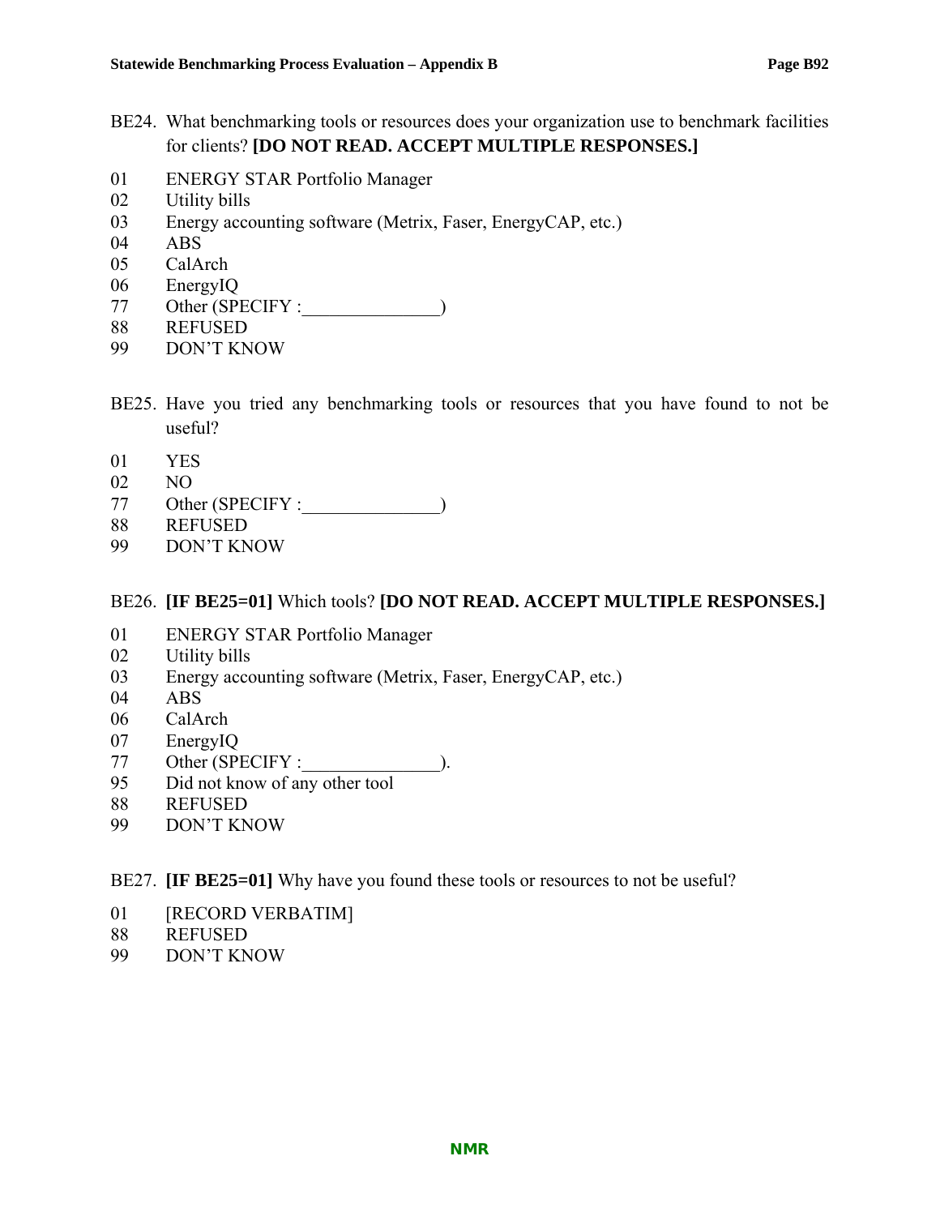BE24. What benchmarking tools or resources does your organization use to benchmark facilities for clients? **[DO NOT READ. ACCEPT MULTIPLE RESPONSES.]**

01 ENERGY STAR Portfolio Manager
02 Utility bills
03 Energy accounting software (Metrix, Faser, EnergyCAP, etc.)
04 ABS
05 CalArch
06 EnergyIQ
77 Other (SPECIFY :_______________)
88 REFUSED
99 DON'T KNOW

BE25. Have you tried any benchmarking tools or resources that you have found to not be useful?

01 YES
02 NO
77 Other (SPECIFY :_______________)
88 REFUSED
99 DON'T KNOW

BE26. **[IF BE25=01]** Which tools? **[DO NOT READ. ACCEPT MULTIPLE RESPONSES.]**

01 ENERGY STAR Portfolio Manager
02 Utility bills
03 Energy accounting software (Metrix, Faser, EnergyCAP, etc.)
04 ABS
06 CalArch
07 EnergyIQ
77 Other (SPECIFY :_______________).
95 Did not know of any other tool
88 REFUSED
99 DON'T KNOW

BE27. **[IF BE25=01]** Why have you found these tools or resources to not be useful?

01 [RECORD VERBATIM]
88 REFUSED
99 DON'T KNOW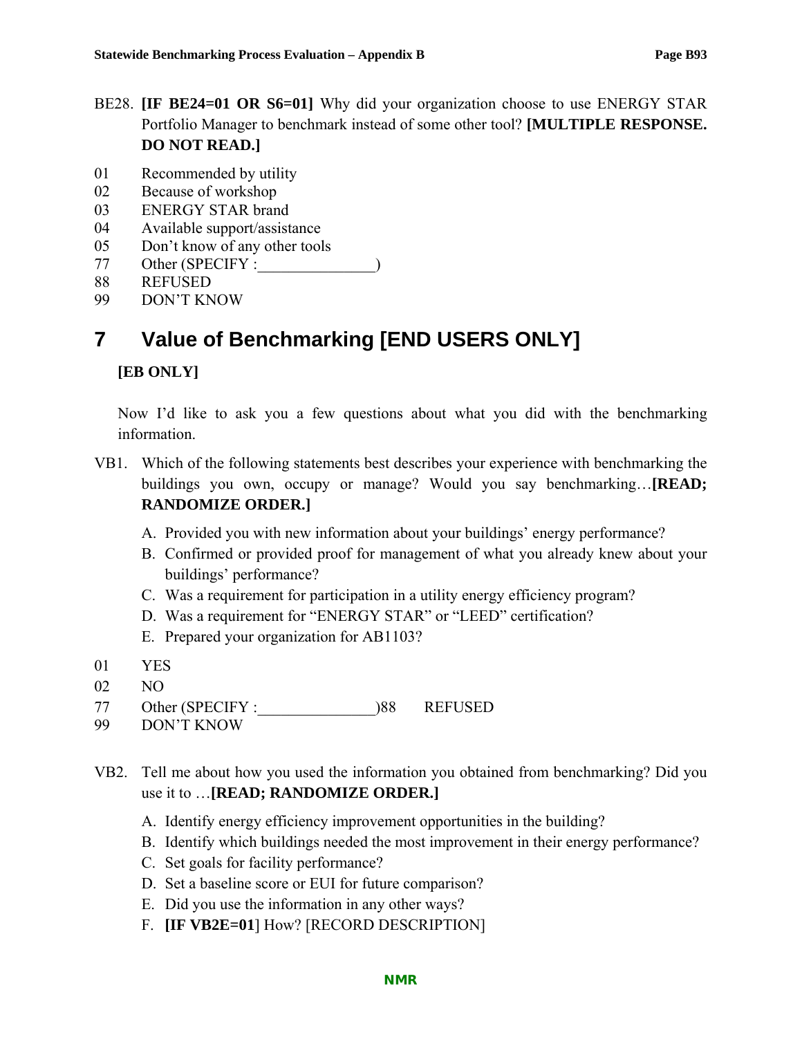BE28. **[IF BE24=01 OR S6=01]** Why did your organization choose to use ENERGY STAR Portfolio Manager to benchmark instead of some other tool? **[MULTIPLE RESPONSE. DO NOT READ.]**

01 Recommended by utility
02 Because of workshop
03 ENERGY STAR brand
04 Available support/assistance
05 Don't know of any other tools
77 Other (SPECIFY :_______________)
88 REFUSED
99 DON'T KNOW

# 7 Value of Benchmarking [END USERS ONLY]

**[EB ONLY]**

Now I'd like to ask you a few questions about what you did with the benchmarking information.

VB1. Which of the following statements best describes your experience with benchmarking the buildings you own, occupy or manage? Would you say benchmarking…**[READ; RANDOMIZE ORDER.]**

A. Provided you with new information about your buildings' energy performance?
B. Confirmed or provided proof for management of what you already knew about your buildings' performance?
C. Was a requirement for participation in a utility energy efficiency program?
D. Was a requirement for "ENERGY STAR" or "LEED" certification?
E. Prepared your organization for AB1103?

01 YES
02 NO
77 Other (SPECIFY :_______________)88 REFUSED
99 DON'T KNOW

VB2. Tell me about how you used the information you obtained from benchmarking? Did you use it to …**[READ; RANDOMIZE ORDER.]**

A. Identify energy efficiency improvement opportunities in the building?
B. Identify which buildings needed the most improvement in their energy performance?
C. Set goals for facility performance?
D. Set a baseline score or EUI for future comparison?
E. Did you use the information in any other ways?
F. **[IF VB2E=01]** How? [RECORD DESCRIPTION]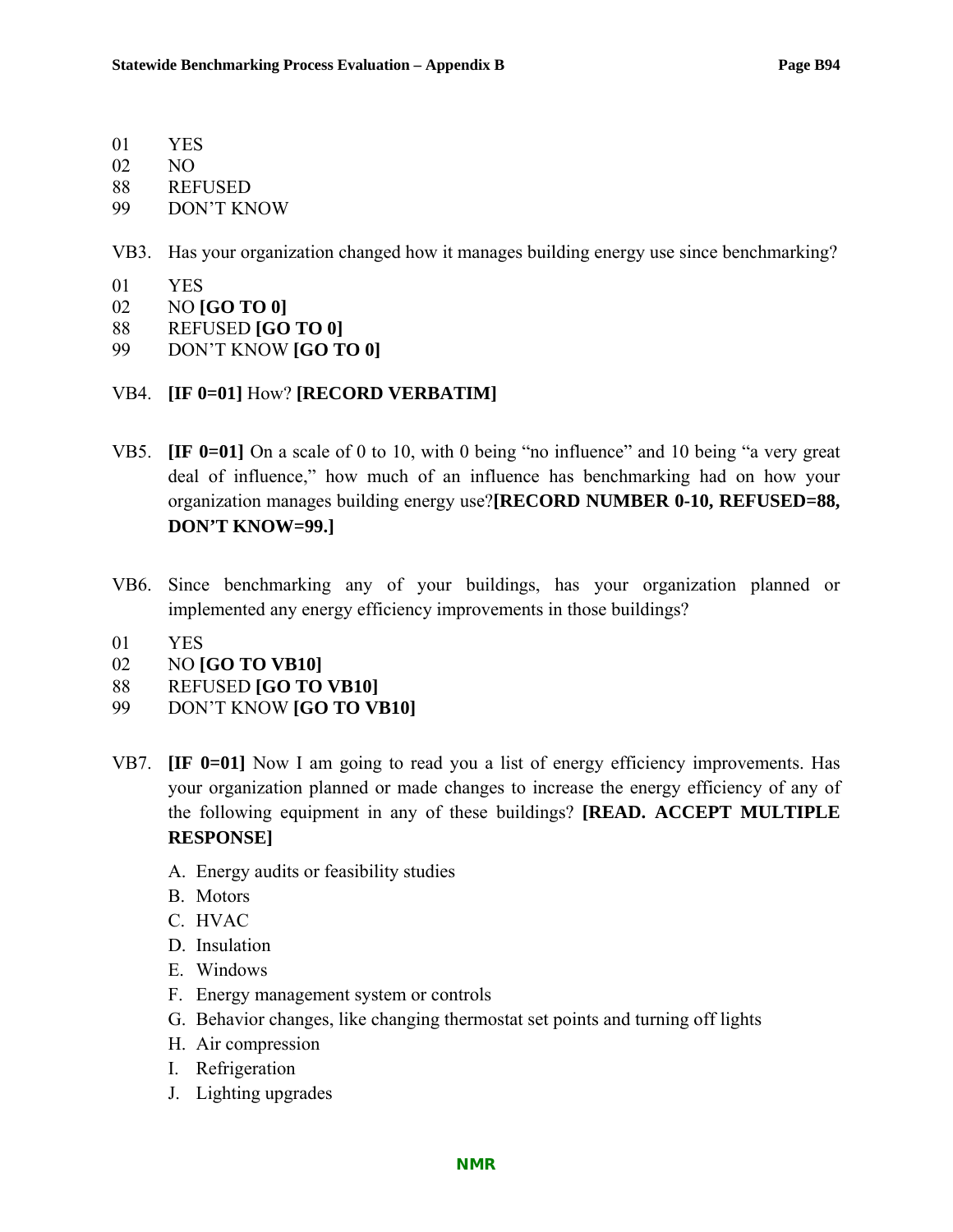01 YES
02 NO
88 REFUSED
99 DON'T KNOW

VB3. Has your organization changed how it manages building energy use since benchmarking?

01 YES
02 NO **[GO TO 0]**
88 REFUSED **[GO TO 0]**
99 DON'T KNOW **[GO TO 0]**

VB4. **[IF 0=01]** How? **[RECORD VERBATIM]**

VB5. **[IF 0=01]** On a scale of 0 to 10, with 0 being "no influence" and 10 being "a very great deal of influence," how much of an influence has benchmarking had on how your organization manages building energy use?**[RECORD NUMBER 0-10, REFUSED=88, DON'T KNOW=99.]**

VB6. Since benchmarking any of your buildings, has your organization planned or implemented any energy efficiency improvements in those buildings?

01 YES
02 NO **[GO TO VB10]**
88 REFUSED **[GO TO VB10]**
99 DON'T KNOW **[GO TO VB10]**

VB7. **[IF 0=01]** Now I am going to read you a list of energy efficiency improvements. Has your organization planned or made changes to increase the energy efficiency of any of the following equipment in any of these buildings? **[READ. ACCEPT MULTIPLE RESPONSE]**

A. Energy audits or feasibility studies
B. Motors
C. HVAC
D. Insulation
E. Windows
F. Energy management system or controls
G. Behavior changes, like changing thermostat set points and turning off lights
H. Air compression
I. Refrigeration
J. Lighting upgrades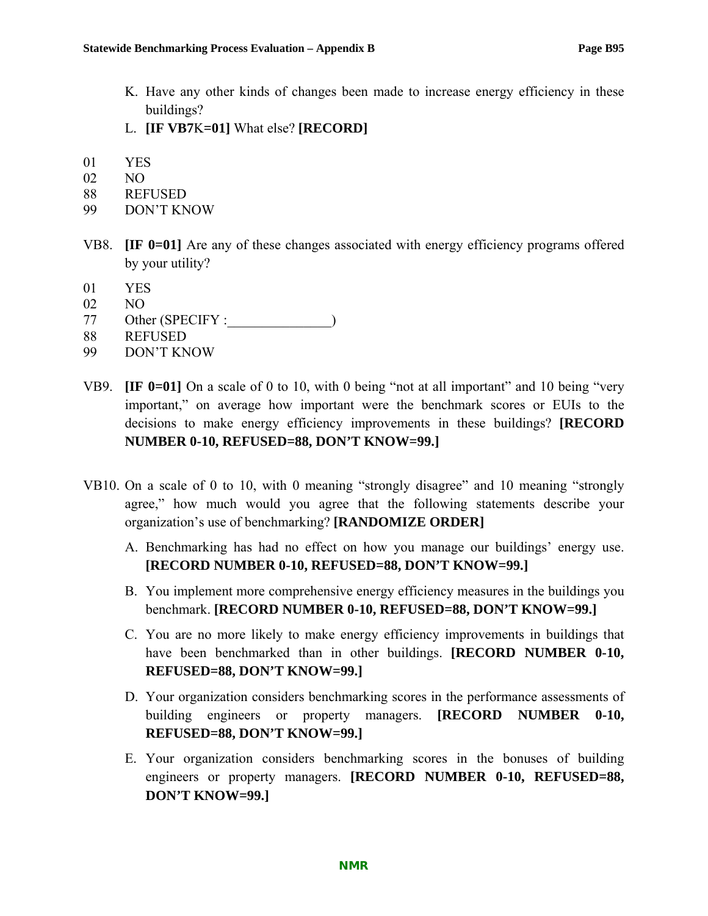K. Have any other kinds of changes been made to increase energy efficiency in these buildings?

L. **[IF VB7**K**=01]** What else? **[RECORD]**

01 YES
02 NO
88 REFUSED
99 DON'T KNOW

VB8. **[IF 0=01]** Are any of these changes associated with energy efficiency programs offered by your utility?

01 YES
02 NO
77 Other (SPECIFY :_______________)
88 REFUSED
99 DON'T KNOW

VB9. **[IF 0=01]** On a scale of 0 to 10, with 0 being "not at all important" and 10 being "very important," on average how important were the benchmark scores or EUIs to the decisions to make energy efficiency improvements in these buildings? **[RECORD NUMBER 0-10, REFUSED=88, DON'T KNOW=99.]**

VB10. On a scale of 0 to 10, with 0 meaning "strongly disagree" and 10 meaning "strongly agree," how much would you agree that the following statements describe your organization's use of benchmarking? **[RANDOMIZE ORDER]**

A. Benchmarking has had no effect on how you manage our buildings' energy use. **[RECORD NUMBER 0-10, REFUSED=88, DON'T KNOW=99.]**

B. You implement more comprehensive energy efficiency measures in the buildings you benchmark. **[RECORD NUMBER 0-10, REFUSED=88, DON'T KNOW=99.]**

C. You are no more likely to make energy efficiency improvements in buildings that have been benchmarked than in other buildings. **[RECORD NUMBER 0-10, REFUSED=88, DON'T KNOW=99.]**

D. Your organization considers benchmarking scores in the performance assessments of building engineers or property managers. **[RECORD NUMBER 0-10, REFUSED=88, DON'T KNOW=99.]**

E. Your organization considers benchmarking scores in the bonuses of building engineers or property managers. **[RECORD NUMBER 0-10, REFUSED=88, DON'T KNOW=99.]**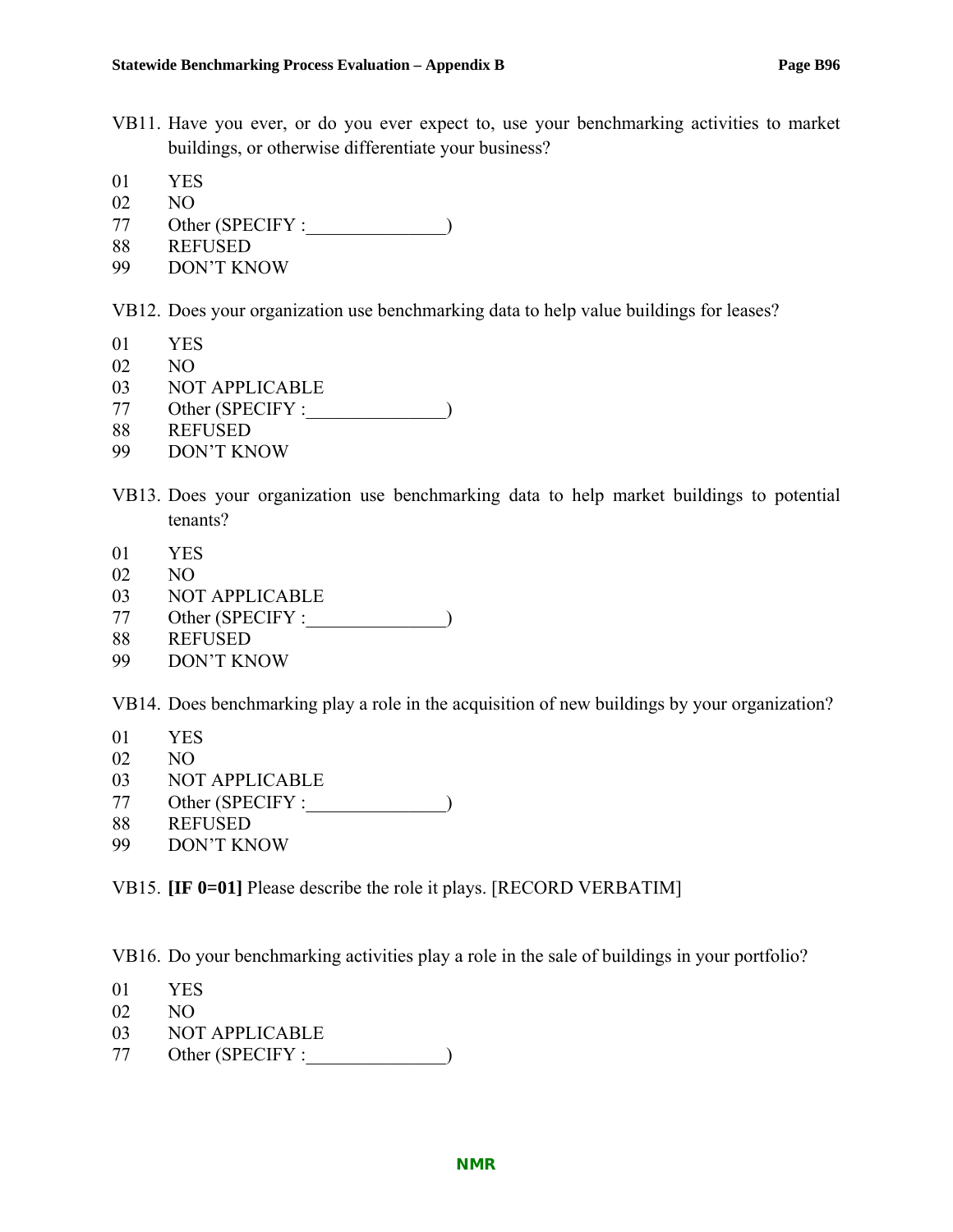VB11. Have you ever, or do you ever expect to, use your benchmarking activities to market buildings, or otherwise differentiate your business?

01 YES
02 NO
77 Other (SPECIFY :_______________)
88 REFUSED
99 DON'T KNOW

VB12. Does your organization use benchmarking data to help value buildings for leases?

01 YES
02 NO
03 NOT APPLICABLE
77 Other (SPECIFY :_______________)
88 REFUSED
99 DON'T KNOW

VB13. Does your organization use benchmarking data to help market buildings to potential tenants?

01 YES
02 NO
03 NOT APPLICABLE
77 Other (SPECIFY :_______________)
88 REFUSED
99 DON'T KNOW

VB14. Does benchmarking play a role in the acquisition of new buildings by your organization?

01 YES
02 NO
03 NOT APPLICABLE
77 Other (SPECIFY :_______________)
88 REFUSED
99 DON'T KNOW

VB15. **[IF 0=01]** Please describe the role it plays. [RECORD VERBATIM]

VB16. Do your benchmarking activities play a role in the sale of buildings in your portfolio?

01 YES
02 NO
03 NOT APPLICABLE
77 Other (SPECIFY :_______________)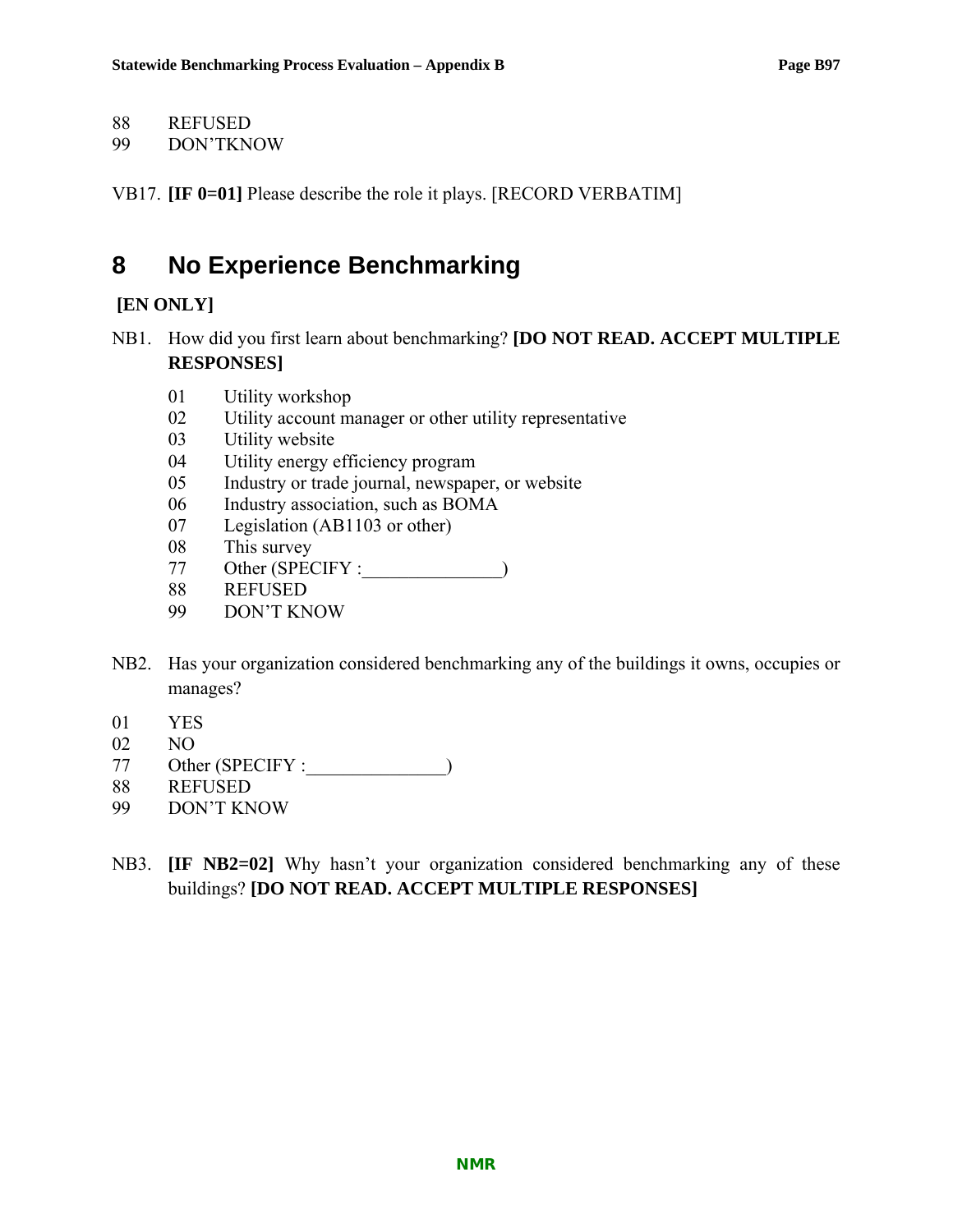88 REFUSED
99 DON'TKNOW

VB17. **[IF 0=01]** Please describe the role it plays. [RECORD VERBATIM]

# 8 No Experience Benchmarking

**[EN ONLY]**

NB1. How did you first learn about benchmarking? **[DO NOT READ. ACCEPT MULTIPLE RESPONSES]**

01 Utility workshop
02 Utility account manager or other utility representative
03 Utility website
04 Utility energy efficiency program
05 Industry or trade journal, newspaper, or website
06 Industry association, such as BOMA
07 Legislation (AB1103 or other)
08 This survey
77 Other (SPECIFY :_______________)
88 REFUSED
99 DON'T KNOW

NB2. Has your organization considered benchmarking any of the buildings it owns, occupies or manages?

01 YES
02 NO
77 Other (SPECIFY :_______________)
88 REFUSED
99 DON'T KNOW

NB3. **[IF NB2=02]** Why hasn't your organization considered benchmarking any of these buildings? **[DO NOT READ. ACCEPT MULTIPLE RESPONSES]**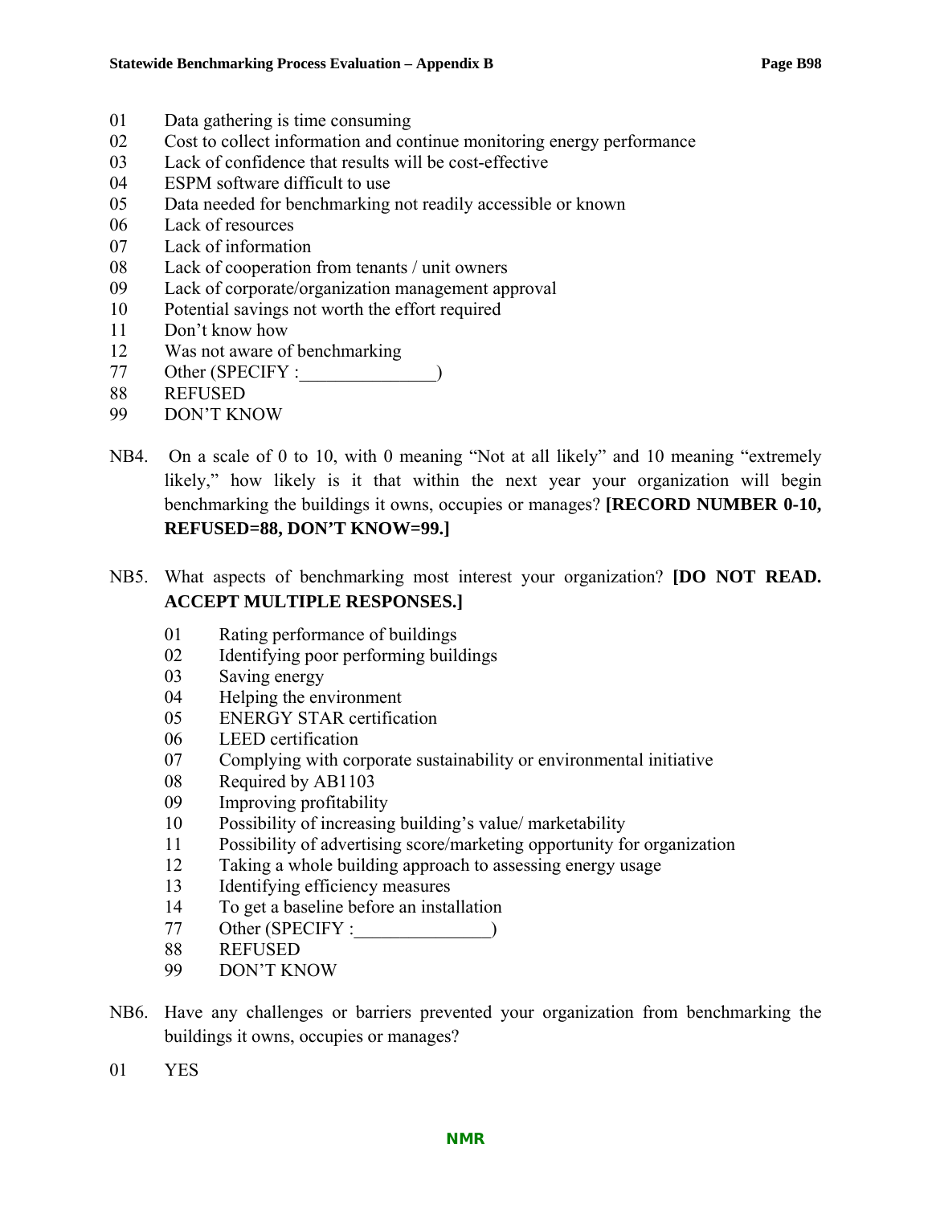01 Data gathering is time consuming
02 Cost to collect information and continue monitoring energy performance
03 Lack of confidence that results will be cost-effective
04 ESPM software difficult to use
05 Data needed for benchmarking not readily accessible or known
06 Lack of resources
07 Lack of information
08 Lack of cooperation from tenants / unit owners
09 Lack of corporate/organization management approval
10 Potential savings not worth the effort required
11 Don't know how
12 Was not aware of benchmarking
77 Other (SPECIFY :_______________)
88 REFUSED
99 DON'T KNOW

NB4. On a scale of 0 to 10, with 0 meaning "Not at all likely" and 10 meaning "extremely likely," how likely is it that within the next year your organization will begin benchmarking the buildings it owns, occupies or manages? **[RECORD NUMBER 0-10, REFUSED=88, DON'T KNOW=99.]**

NB5. What aspects of benchmarking most interest your organization? **[DO NOT READ. ACCEPT MULTIPLE RESPONSES.]**

01 Rating performance of buildings
02 Identifying poor performing buildings
03 Saving energy
04 Helping the environment
05 ENERGY STAR certification
06 LEED certification
07 Complying with corporate sustainability or environmental initiative
08 Required by AB1103
09 Improving profitability
10 Possibility of increasing building's value/ marketability
11 Possibility of advertising score/marketing opportunity for organization
12 Taking a whole building approach to assessing energy usage
13 Identifying efficiency measures
14 To get a baseline before an installation
77 Other (SPECIFY :_______________)
88 REFUSED
99 DON'T KNOW

NB6. Have any challenges or barriers prevented your organization from benchmarking the buildings it owns, occupies or manages?

01 YES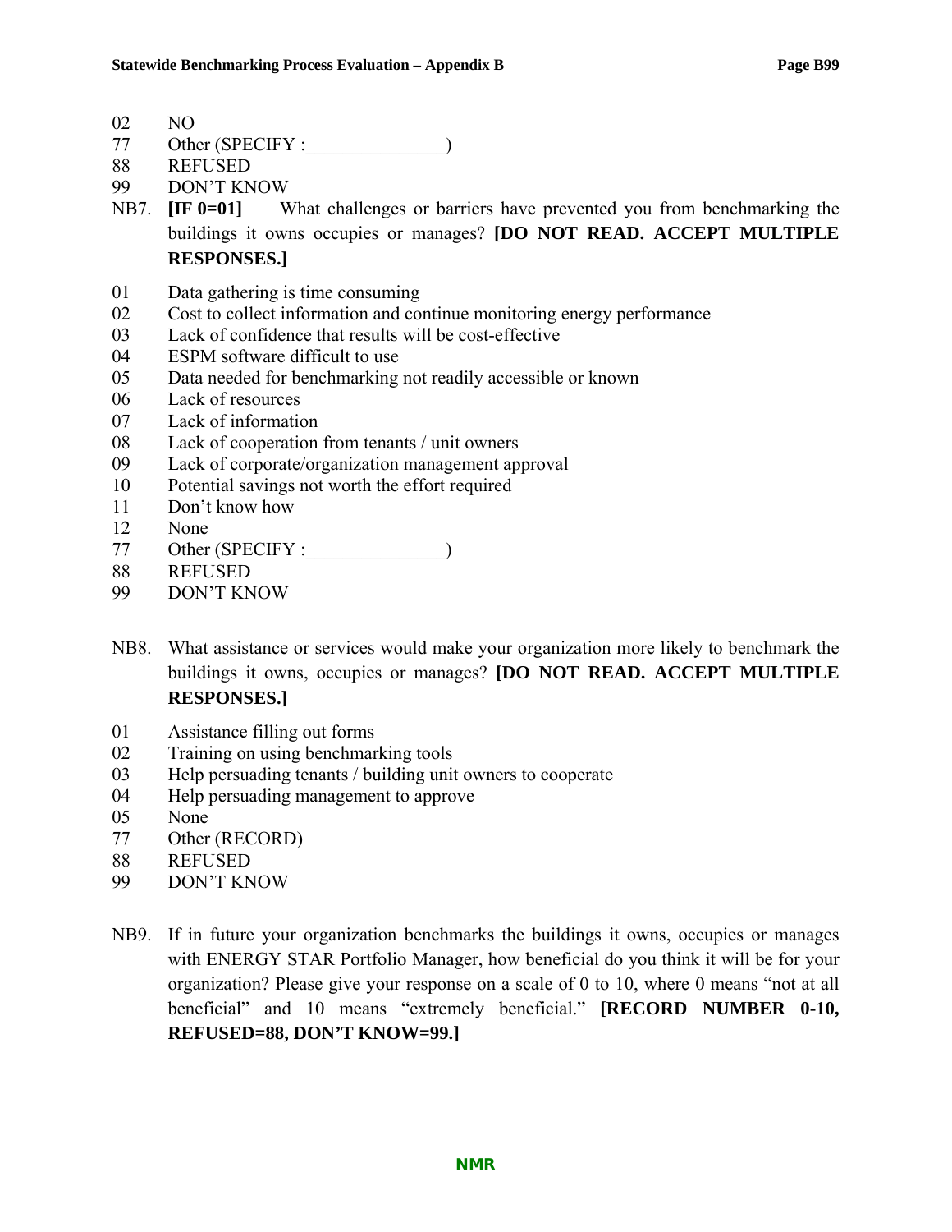02 NO
77 Other (SPECIFY :_______________)
88 REFUSED
99 DON'T KNOW

NB7. **[IF 0=01]** What challenges or barriers have prevented you from benchmarking the buildings it owns occupies or manages? **[DO NOT READ. ACCEPT MULTIPLE RESPONSES.]**

01 Data gathering is time consuming
02 Cost to collect information and continue monitoring energy performance
03 Lack of confidence that results will be cost-effective
04 ESPM software difficult to use
05 Data needed for benchmarking not readily accessible or known
06 Lack of resources
07 Lack of information
08 Lack of cooperation from tenants / unit owners
09 Lack of corporate/organization management approval
10 Potential savings not worth the effort required
11 Don't know how
12 None
77 Other (SPECIFY :_______________)
88 REFUSED
99 DON'T KNOW

NB8. What assistance or services would make your organization more likely to benchmark the buildings it owns, occupies or manages? **[DO NOT READ. ACCEPT MULTIPLE RESPONSES.]**

01 Assistance filling out forms
02 Training on using benchmarking tools
03 Help persuading tenants / building unit owners to cooperate
04 Help persuading management to approve
05 None
77 Other (RECORD)
88 REFUSED
99 DON'T KNOW

NB9. If in future your organization benchmarks the buildings it owns, occupies or manages with ENERGY STAR Portfolio Manager, how beneficial do you think it will be for your organization? Please give your response on a scale of 0 to 10, where 0 means "not at all beneficial" and 10 means "extremely beneficial." **[RECORD NUMBER 0-10, REFUSED=88, DON'T KNOW=99.]**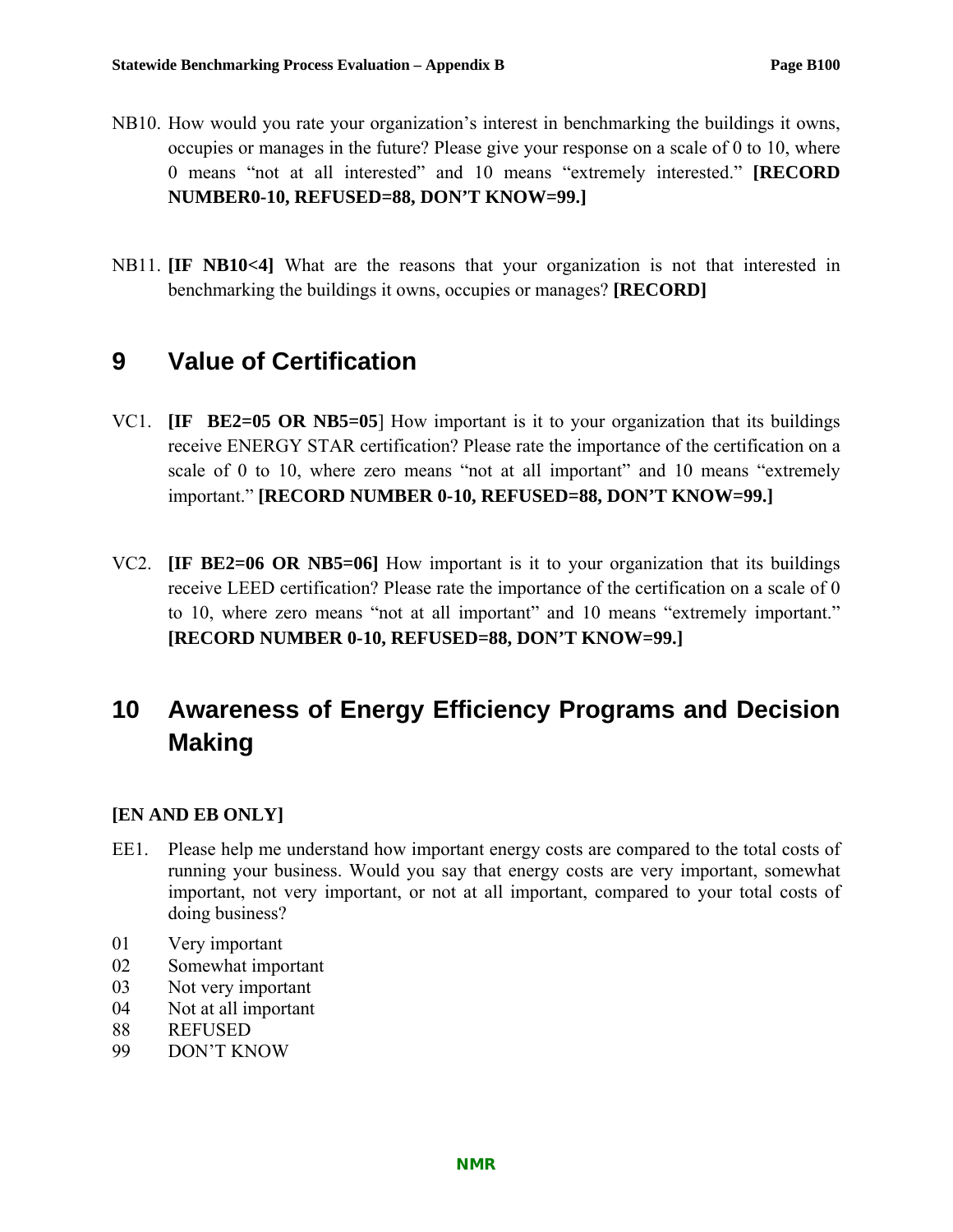NB10. How would you rate your organization's interest in benchmarking the buildings it owns, occupies or manages in the future? Please give your response on a scale of 0 to 10, where 0 means "not at all interested" and 10 means "extremely interested." **[RECORD NUMBER0-10, REFUSED=88, DON'T KNOW=99.]**

NB11. **[IF NB10<4]** What are the reasons that your organization is not that interested in benchmarking the buildings it owns, occupies or manages? **[RECORD]**

# 9 Value of Certification

VC1. **[IF BE2=05 OR NB5=05**] How important is it to your organization that its buildings receive ENERGY STAR certification? Please rate the importance of the certification on a scale of 0 to 10, where zero means "not at all important" and 10 means "extremely important." **[RECORD NUMBER 0-10, REFUSED=88, DON'T KNOW=99.]**

VC2. **[IF BE2=06 OR NB5=06]** How important is it to your organization that its buildings receive LEED certification? Please rate the importance of the certification on a scale of 0 to 10, where zero means "not at all important" and 10 means "extremely important." **[RECORD NUMBER 0-10, REFUSED=88, DON'T KNOW=99.]**

# 10 Awareness of Energy Efficiency Programs and Decision Making

**[EN AND EB ONLY]**

EE1. Please help me understand how important energy costs are compared to the total costs of running your business. Would you say that energy costs are very important, somewhat important, not very important, or not at all important, compared to your total costs of doing business?

01 Very important
02 Somewhat important
03 Not very important
04 Not at all important
88 REFUSED
99 DON'T KNOW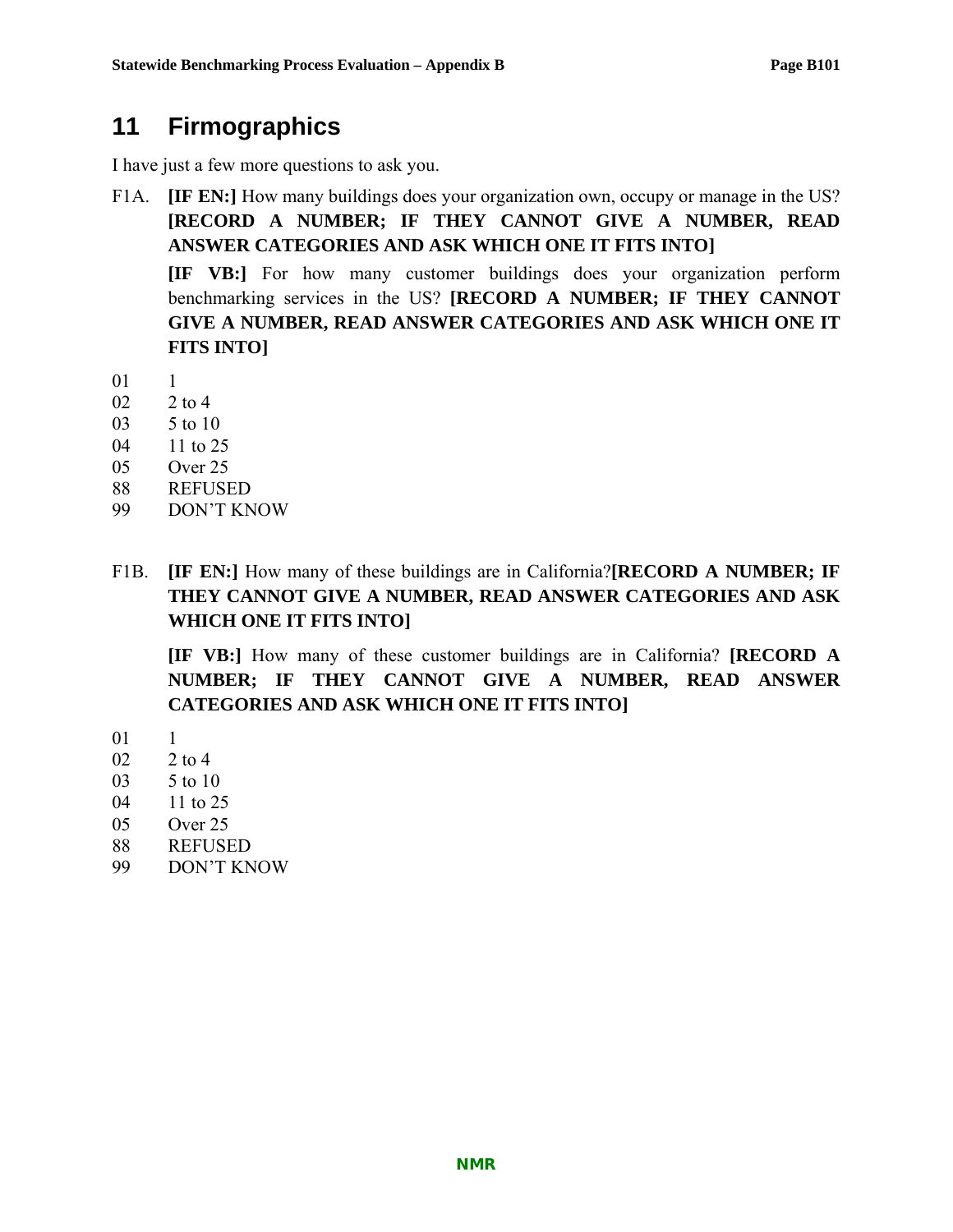# 11 Firmographics

I have just a few more questions to ask you.

F1A. **[IF EN:]** How many buildings does your organization own, occupy or manage in the US? **[RECORD A NUMBER; IF THEY CANNOT GIVE A NUMBER, READ ANSWER CATEGORIES AND ASK WHICH ONE IT FITS INTO]**

**[IF VB:]** For how many customer buildings does your organization perform benchmarking services in the US? **[RECORD A NUMBER; IF THEY CANNOT GIVE A NUMBER, READ ANSWER CATEGORIES AND ASK WHICH ONE IT FITS INTO]**

01 1
02 2 to 4
03 5 to 10
04 11 to 25
05 Over 25
88 REFUSED
99 DON'T KNOW

F1B. **[IF EN:]** How many of these buildings are in California?**[RECORD A NUMBER; IF THEY CANNOT GIVE A NUMBER, READ ANSWER CATEGORIES AND ASK WHICH ONE IT FITS INTO]**

**[IF VB:]** How many of these customer buildings are in California? **[RECORD A NUMBER; IF THEY CANNOT GIVE A NUMBER, READ ANSWER CATEGORIES AND ASK WHICH ONE IT FITS INTO]**

01 1
02 2 to 4
03 5 to 10
04 11 to 25
05 Over 25
88 REFUSED
99 DON'T KNOW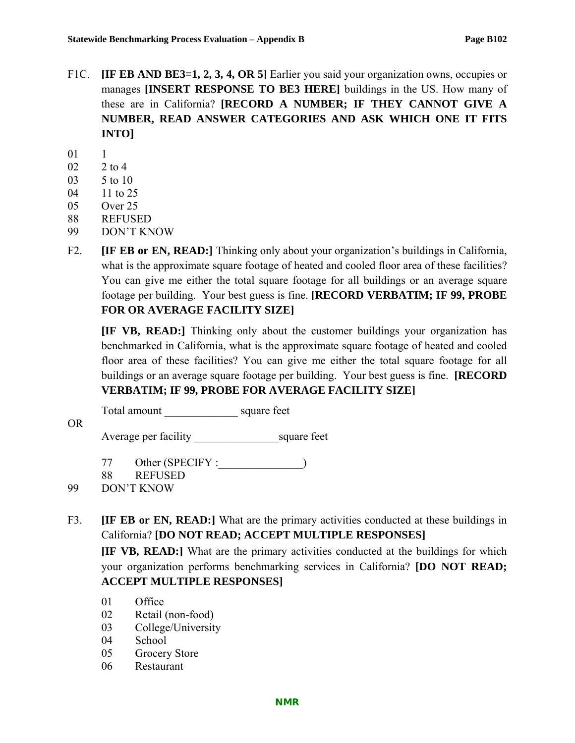F1C. **[IF EB AND BE3=1, 2, 3, 4, OR 5]** Earlier you said your organization owns, occupies or manages **[INSERT RESPONSE TO BE3 HERE]** buildings in the US. How many of these are in California? **[RECORD A NUMBER; IF THEY CANNOT GIVE A NUMBER, READ ANSWER CATEGORIES AND ASK WHICH ONE IT FITS INTO]**

01 1
02 2 to 4
03 5 to 10
04 11 to 25
05 Over 25
88 REFUSED
99 DON'T KNOW

F2. **[IF EB or EN, READ:]** Thinking only about your organization's buildings in California, what is the approximate square footage of heated and cooled floor area of these facilities? You can give me either the total square footage for all buildings or an average square footage per building. Your best guess is fine. **[RECORD VERBATIM; IF 99, PROBE FOR OR AVERAGE FACILITY SIZE]**

**[IF VB, READ:]** Thinking only about the customer buildings your organization has benchmarked in California, what is the approximate square footage of heated and cooled floor area of these facilities? You can give me either the total square footage for all buildings or an average square footage per building. Your best guess is fine. **[RECORD VERBATIM; IF 99, PROBE FOR AVERAGE FACILITY SIZE]**

Total amount _____________ square feet

OR

Average per facility _______________square feet

77 Other (SPECIFY :_______________)
88 REFUSED
99 DON'T KNOW

F3. **[IF EB or EN, READ:]** What are the primary activities conducted at these buildings in California? **[DO NOT READ; ACCEPT MULTIPLE RESPONSES]**

**[IF VB, READ:]** What are the primary activities conducted at the buildings for which your organization performs benchmarking services in California? **[DO NOT READ; ACCEPT MULTIPLE RESPONSES]**

01 Office
02 Retail (non-food)
03 College/University
04 School
05 Grocery Store
06 Restaurant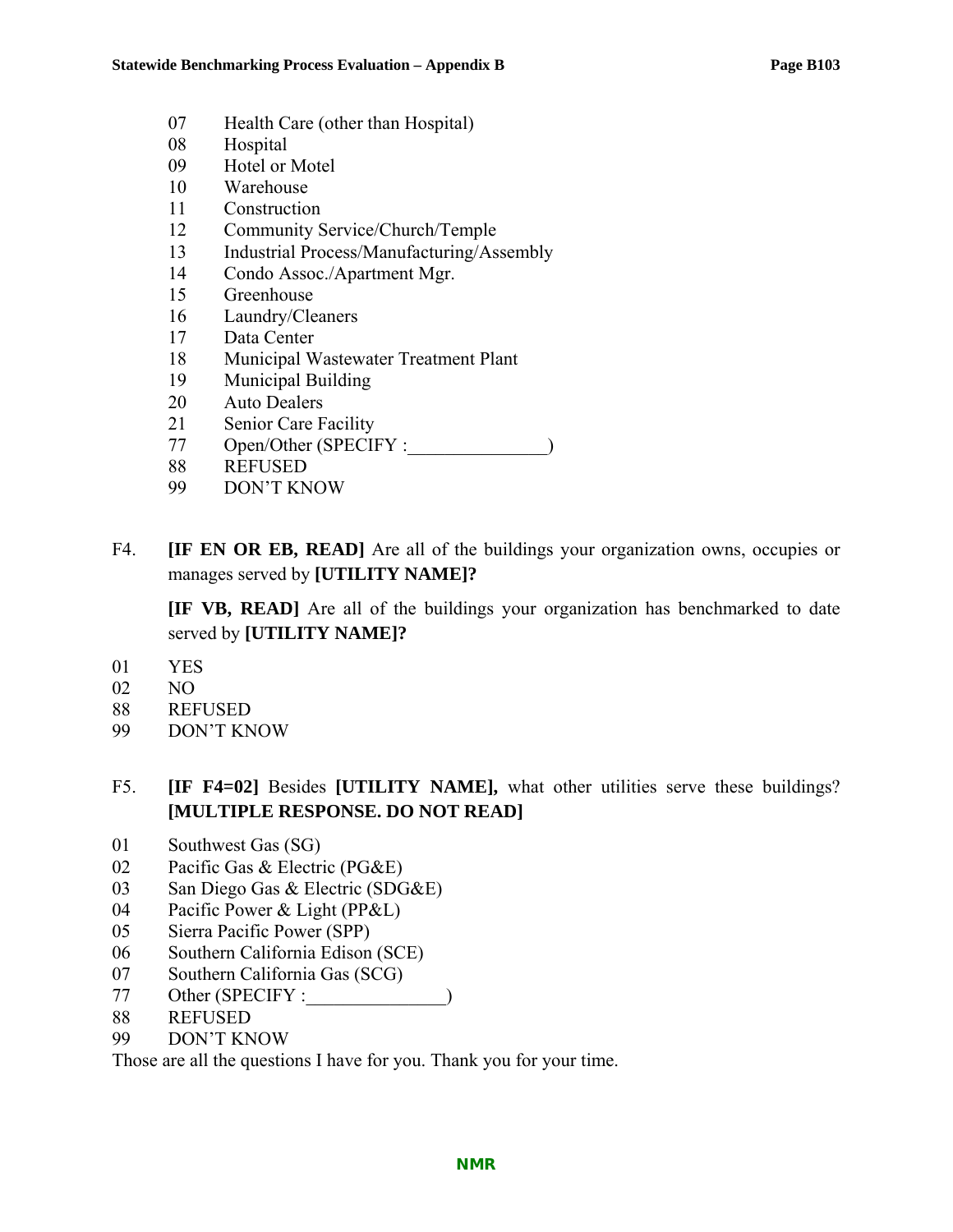07 Health Care (other than Hospital)
08 Hospital
09 Hotel or Motel
10 Warehouse
11 Construction
12 Community Service/Church/Temple
13 Industrial Process/Manufacturing/Assembly
14 Condo Assoc./Apartment Mgr.
15 Greenhouse
16 Laundry/Cleaners
17 Data Center
18 Municipal Wastewater Treatment Plant
19 Municipal Building
20 Auto Dealers
21 Senior Care Facility
77 Open/Other (SPECIFY :_______________)
88 REFUSED
99 DON'T KNOW

F4. **[IF EN OR EB, READ]** Are all of the buildings your organization owns, occupies or manages served by **[UTILITY NAME]?**

**[IF VB, READ]** Are all of the buildings your organization has benchmarked to date served by **[UTILITY NAME]?**

01 YES
02 NO
88 REFUSED
99 DON'T KNOW

F5. **[IF F4=02]** Besides **[UTILITY NAME],** what other utilities serve these buildings? **[MULTIPLE RESPONSE. DO NOT READ]**

01 Southwest Gas (SG)
02 Pacific Gas & Electric (PG&E)
03 San Diego Gas & Electric (SDG&E)
04 Pacific Power & Light (PP&L)
05 Sierra Pacific Power (SPP)
06 Southern California Edison (SCE)
07 Southern California Gas (SCG)
77 Other (SPECIFY :_______________)
88 REFUSED
99 DON'T KNOW

Those are all the questions I have for you. Thank you for your time.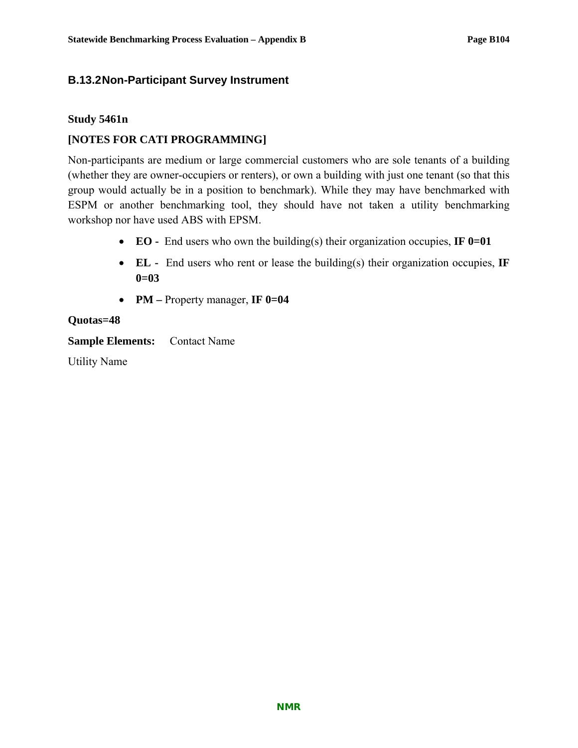### B.13.2 Non-Participant Survey Instrument

**Study 5461n**

**[NOTES FOR CATI PROGRAMMING]**

Non-participants are medium or large commercial customers who are sole tenants of a building (whether they are owner-occupiers or renters), or own a building with just one tenant (so that this group would actually be in a position to benchmark). While they may have benchmarked with ESPM or another benchmarking tool, they should have not taken a utility benchmarking workshop nor have used ABS with EPSM.

- **EO -** End users who own the building(s) their organization occupies, **IF 0=01**
- **EL -** End users who rent or lease the building(s) their organization occupies, **IF 0=03**
- **PM –** Property manager, **IF 0=04**

**Quotas=48**

**Sample Elements:** Contact Name

Utility Name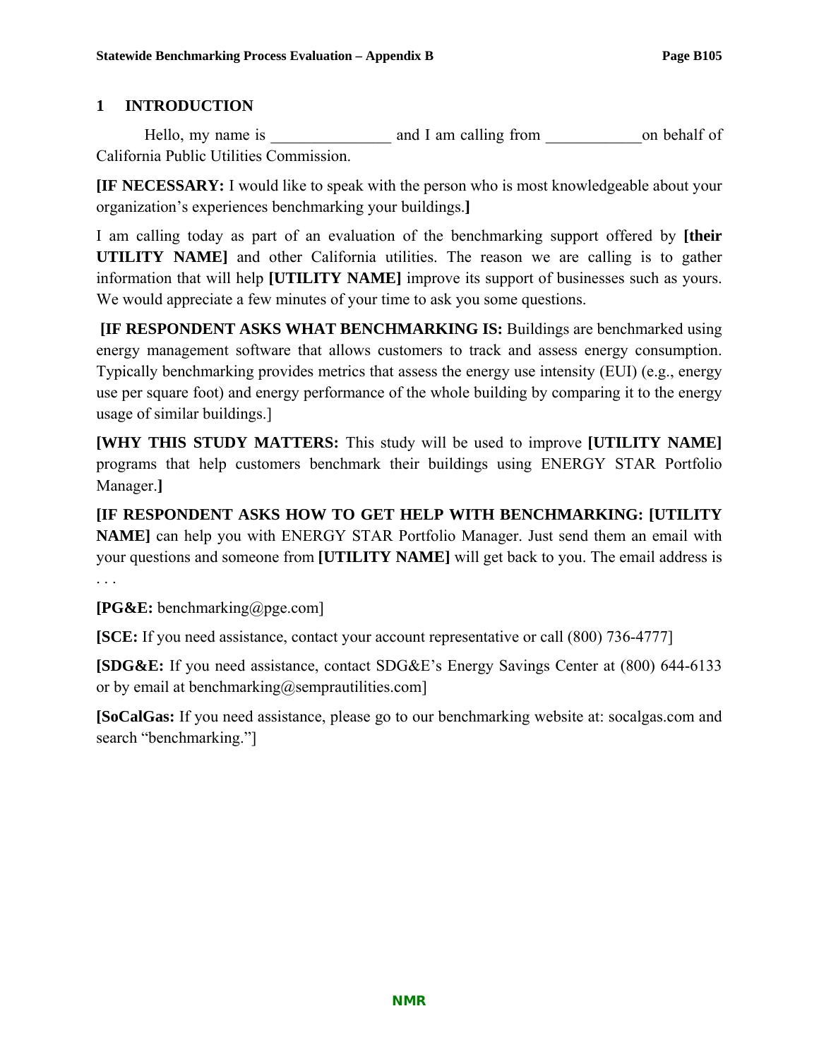# 1 INTRODUCTION

Hello, my name is _______________ and I am calling from ____________on behalf of California Public Utilities Commission.

**[IF NECESSARY:** I would like to speak with the person who is most knowledgeable about your organization's experiences benchmarking your buildings.**]**

I am calling today as part of an evaluation of the benchmarking support offered by **[their UTILITY NAME]** and other California utilities. The reason we are calling is to gather information that will help **[UTILITY NAME]** improve its support of businesses such as yours. We would appreciate a few minutes of your time to ask you some questions.

**[IF RESPONDENT ASKS WHAT BENCHMARKING IS:** Buildings are benchmarked using energy management software that allows customers to track and assess energy consumption. Typically benchmarking provides metrics that assess the energy use intensity (EUI) (e.g., energy use per square foot) and energy performance of the whole building by comparing it to the energy usage of similar buildings.]

**[WHY THIS STUDY MATTERS:** This study will be used to improve **[UTILITY NAME]** programs that help customers benchmark their buildings using ENERGY STAR Portfolio Manager.**]**

**[IF RESPONDENT ASKS HOW TO GET HELP WITH BENCHMARKING: [UTILITY NAME]** can help you with ENERGY STAR Portfolio Manager. Just send them an email with your questions and someone from **[UTILITY NAME]** will get back to you. The email address is . . .

**[PG&E:** benchmarking@pge.com]

**[SCE:** If you need assistance, contact your account representative or call (800) 736-4777]

**[SDG&E:** If you need assistance, contact SDG&E's Energy Savings Center at (800) 644-6133 or by email at benchmarking@semprautilities.com]

**[SoCalGas:** If you need assistance, please go to our benchmarking website at: socalgas.com and search "benchmarking."]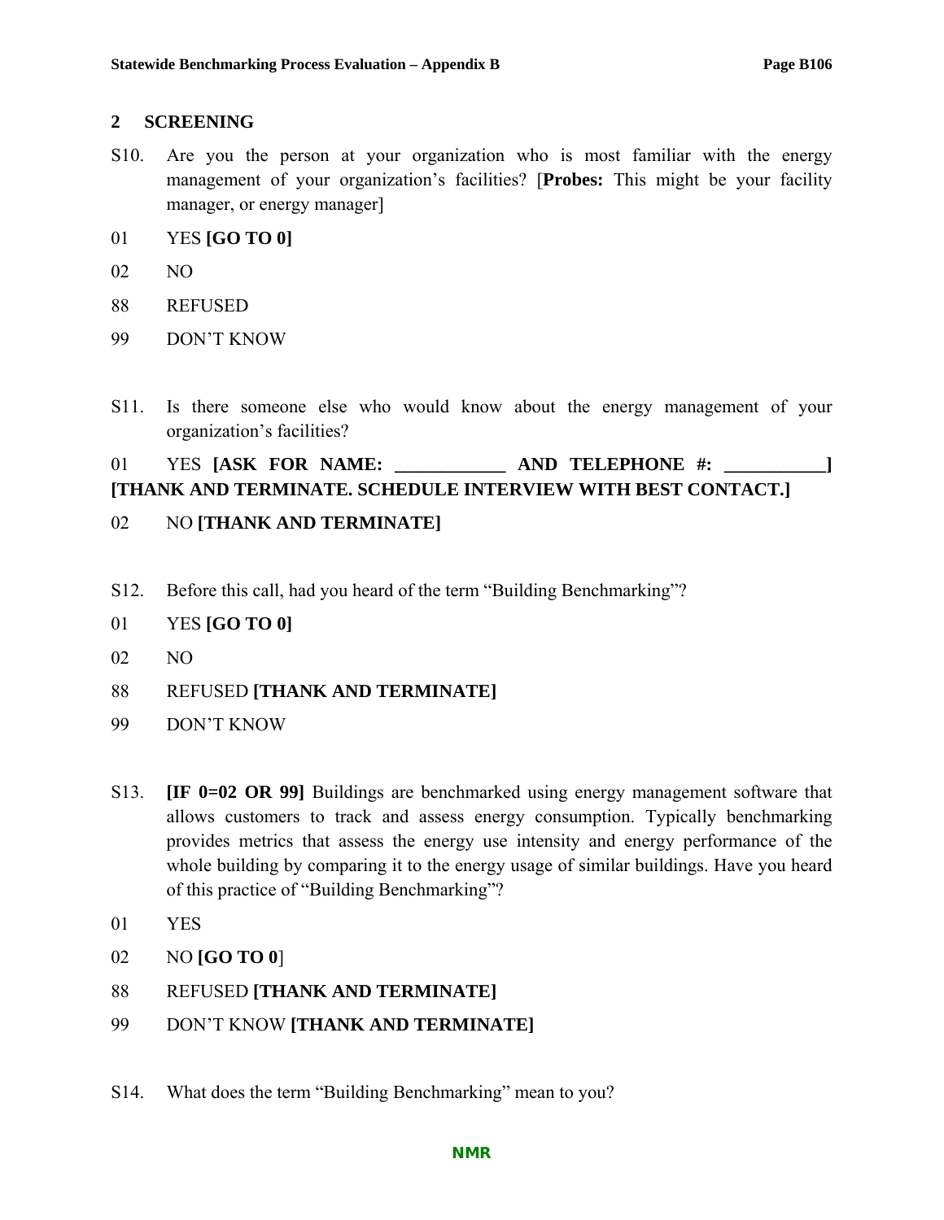## 2 SCREENING

S10. Are you the person at your organization who is most familiar with the energy management of your organization's facilities? [**Probes:** This might be your facility manager, or energy manager]

01 YES **[GO TO 0]**

02 NO

88 REFUSED

99 DON'T KNOW

S11. Is there someone else who would know about the energy management of your organization's facilities?

01 YES **[ASK FOR NAME: ____________ AND TELEPHONE #: ___________] [THANK AND TERMINATE. SCHEDULE INTERVIEW WITH BEST CONTACT.]**

02 NO **[THANK AND TERMINATE]**

S12. Before this call, had you heard of the term "Building Benchmarking"?

01 YES **[GO TO 0]**

02 NO

88 REFUSED **[THANK AND TERMINATE]**

99 DON'T KNOW

S13. **[IF 0=02 OR 99]** Buildings are benchmarked using energy management software that allows customers to track and assess energy consumption. Typically benchmarking provides metrics that assess the energy use intensity and energy performance of the whole building by comparing it to the energy usage of similar buildings. Have you heard of this practice of "Building Benchmarking"?

01 YES

02 NO **[GO TO 0**]

88 REFUSED **[THANK AND TERMINATE]**

99 DON'T KNOW **[THANK AND TERMINATE]**

S14. What does the term "Building Benchmarking" mean to you?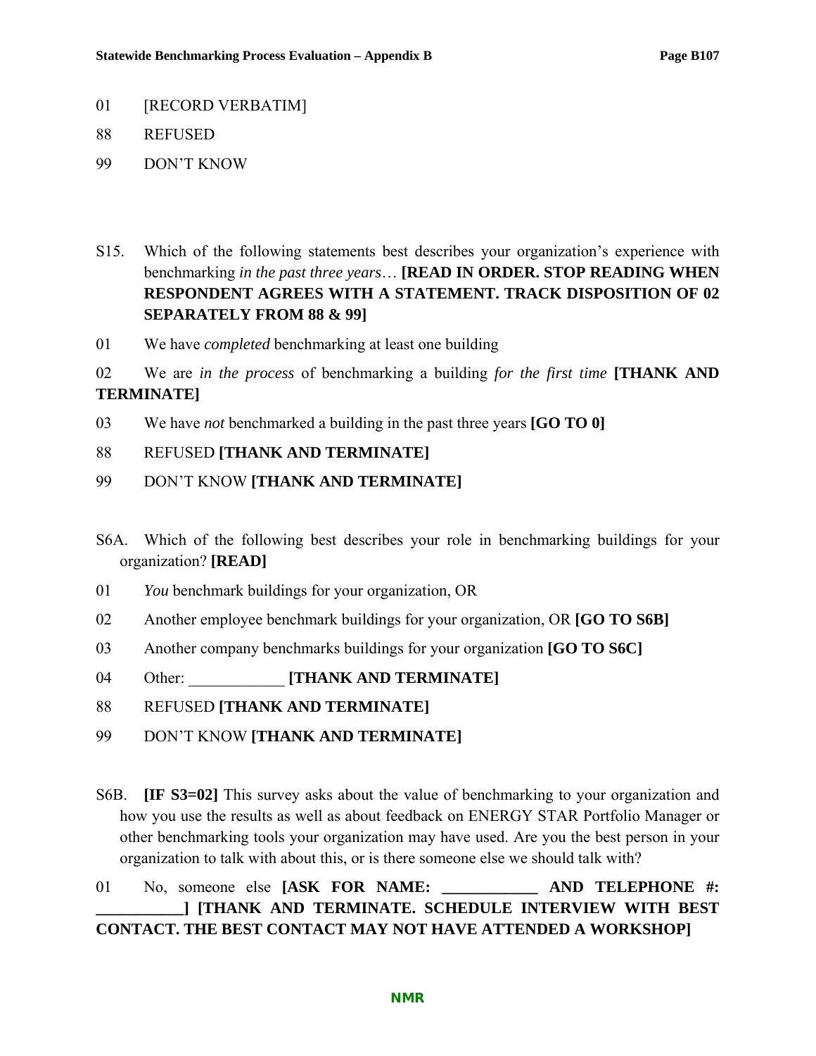01 [RECORD VERBATIM]

88 REFUSED

99 DON'T KNOW

S15. Which of the following statements best describes your organization's experience with benchmarking *in the past three years*… **[READ IN ORDER. STOP READING WHEN RESPONDENT AGREES WITH A STATEMENT. TRACK DISPOSITION OF 02 SEPARATELY FROM 88 & 99]**

01 We have *completed* benchmarking at least one building

02 We are *in the process* of benchmarking a building *for the first time* **[THANK AND TERMINATE]**

03 We have *not* benchmarked a building in the past three years **[GO TO 0]**

88 REFUSED **[THANK AND TERMINATE]**

99 DON'T KNOW **[THANK AND TERMINATE]**

S6A. Which of the following best describes your role in benchmarking buildings for your organization? **[READ]**

01 *You* benchmark buildings for your organization, OR

02 Another employee benchmark buildings for your organization, OR **[GO TO S6B]**

03 Another company benchmarks buildings for your organization **[GO TO S6C]**

04 Other: ____________ **[THANK AND TERMINATE]**

88 REFUSED **[THANK AND TERMINATE]**

99 DON'T KNOW **[THANK AND TERMINATE]**

S6B. **[IF S3=02]** This survey asks about the value of benchmarking to your organization and how you use the results as well as about feedback on ENERGY STAR Portfolio Manager or other benchmarking tools your organization may have used. Are you the best person in your organization to talk with about this, or is there someone else we should talk with?

01 No, someone else **[ASK FOR NAME: ____________ AND TELEPHONE #: ___________] [THANK AND TERMINATE. SCHEDULE INTERVIEW WITH BEST CONTACT. THE BEST CONTACT MAY NOT HAVE ATTENDED A WORKSHOP]**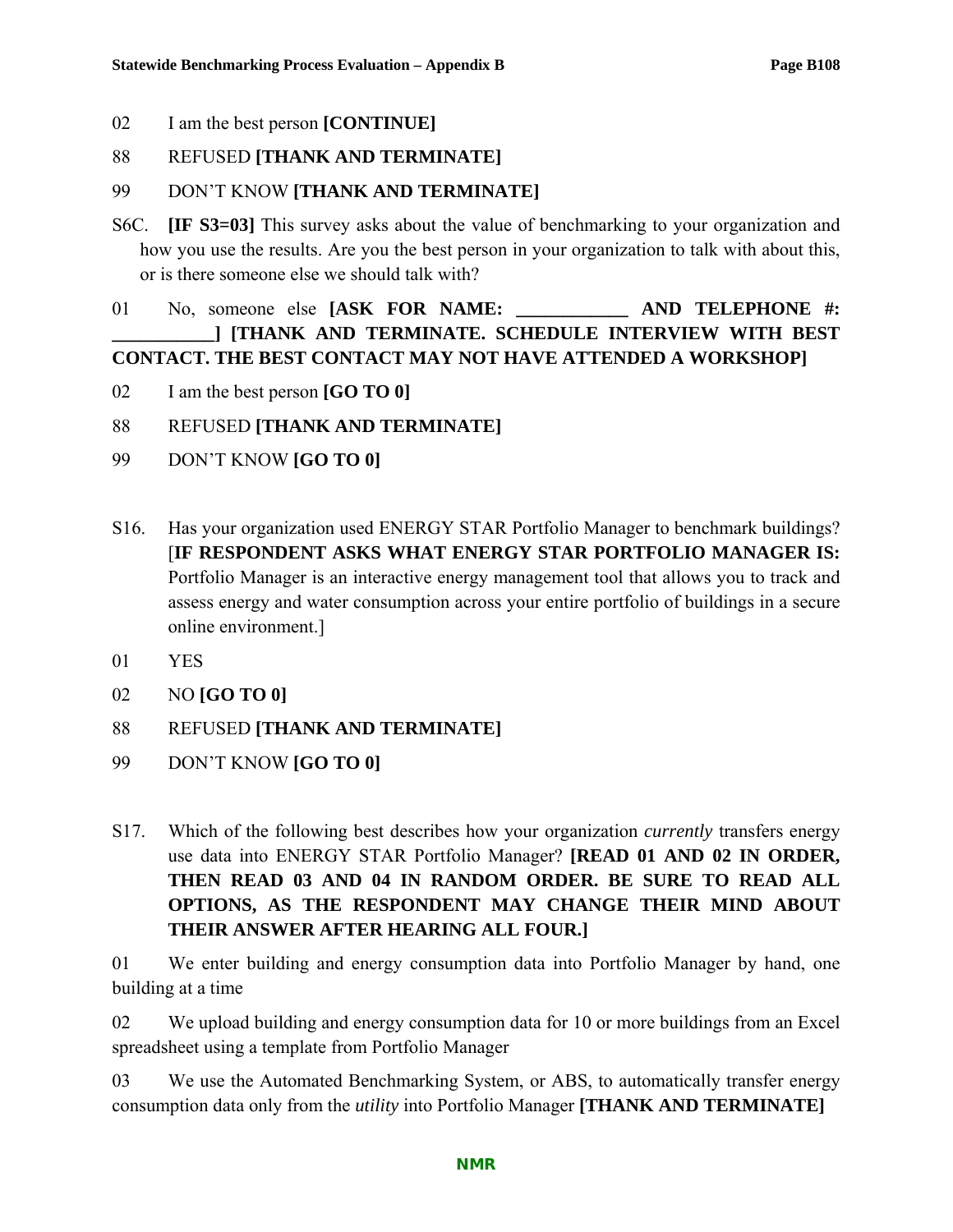02 I am the best person **[CONTINUE]**

88 REFUSED **[THANK AND TERMINATE]**

99 DON'T KNOW **[THANK AND TERMINATE]**

S6C. **[IF S3=03]** This survey asks about the value of benchmarking to your organization and how you use the results. Are you the best person in your organization to talk with about this, or is there someone else we should talk with?

01 No, someone else **[ASK FOR NAME: ____________ AND TELEPHONE #: ___________] [THANK AND TERMINATE. SCHEDULE INTERVIEW WITH BEST CONTACT. THE BEST CONTACT MAY NOT HAVE ATTENDED A WORKSHOP]**

02 I am the best person **[GO TO 0]**

88 REFUSED **[THANK AND TERMINATE]**

99 DON'T KNOW **[GO TO 0]**

S16. Has your organization used ENERGY STAR Portfolio Manager to benchmark buildings? [**IF RESPONDENT ASKS WHAT ENERGY STAR PORTFOLIO MANAGER IS:** Portfolio Manager is an interactive energy management tool that allows you to track and assess energy and water consumption across your entire portfolio of buildings in a secure online environment.]

01 YES

02 NO **[GO TO 0]**

88 REFUSED **[THANK AND TERMINATE]**

99 DON'T KNOW **[GO TO 0]**

S17. Which of the following best describes how your organization *currently* transfers energy use data into ENERGY STAR Portfolio Manager? **[READ 01 AND 02 IN ORDER, THEN READ 03 AND 04 IN RANDOM ORDER. BE SURE TO READ ALL OPTIONS, AS THE RESPONDENT MAY CHANGE THEIR MIND ABOUT THEIR ANSWER AFTER HEARING ALL FOUR.]**

01 We enter building and energy consumption data into Portfolio Manager by hand, one building at a time

02 We upload building and energy consumption data for 10 or more buildings from an Excel spreadsheet using a template from Portfolio Manager

03 We use the Automated Benchmarking System, or ABS, to automatically transfer energy consumption data only from the *utility* into Portfolio Manager **[THANK AND TERMINATE]**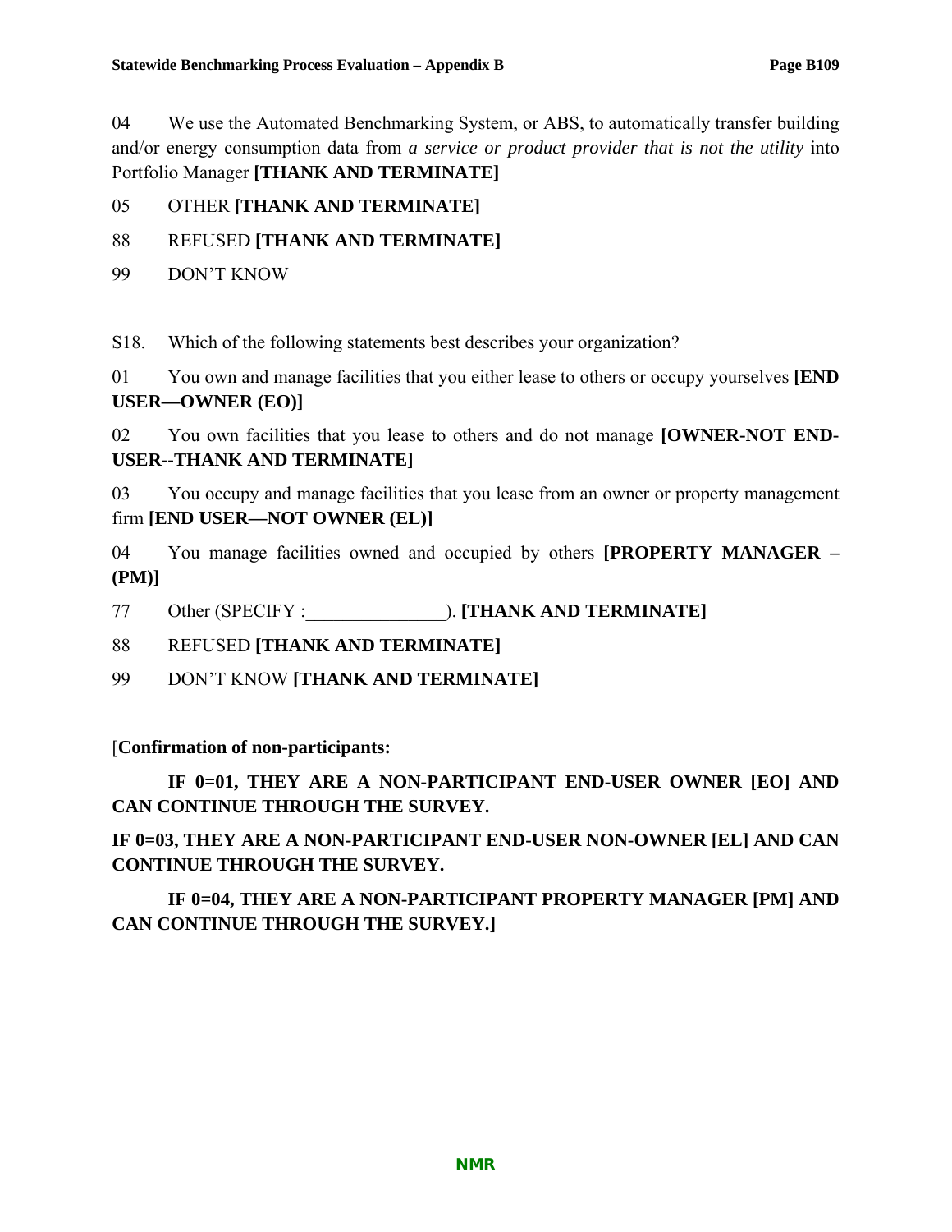04 We use the Automated Benchmarking System, or ABS, to automatically transfer building and/or energy consumption data from *a service or product provider that is not the utility* into Portfolio Manager **[THANK AND TERMINATE]**

05 OTHER **[THANK AND TERMINATE]**

88 REFUSED **[THANK AND TERMINATE]**

99 DON'T KNOW

S18. Which of the following statements best describes your organization?

01 You own and manage facilities that you either lease to others or occupy yourselves **[END USER—OWNER (EO)]**

02 You own facilities that you lease to others and do not manage **[OWNER-NOT END-USER--THANK AND TERMINATE]**

03 You occupy and manage facilities that you lease from an owner or property management firm **[END USER—NOT OWNER (EL)]**

04 You manage facilities owned and occupied by others **[PROPERTY MANAGER – (PM)]**

77 Other (SPECIFY :_______________). **[THANK AND TERMINATE]**

88 REFUSED **[THANK AND TERMINATE]**

99 DON'T KNOW **[THANK AND TERMINATE]**

[**Confirmation of non-participants:**

**IF 0=01, THEY ARE A NON-PARTICIPANT END-USER OWNER [EO] AND CAN CONTINUE THROUGH THE SURVEY.**

**IF 0=03, THEY ARE A NON-PARTICIPANT END-USER NON-OWNER [EL] AND CAN CONTINUE THROUGH THE SURVEY.**

**IF 0=04, THEY ARE A NON-PARTICIPANT PROPERTY MANAGER [PM] AND CAN CONTINUE THROUGH THE SURVEY.]**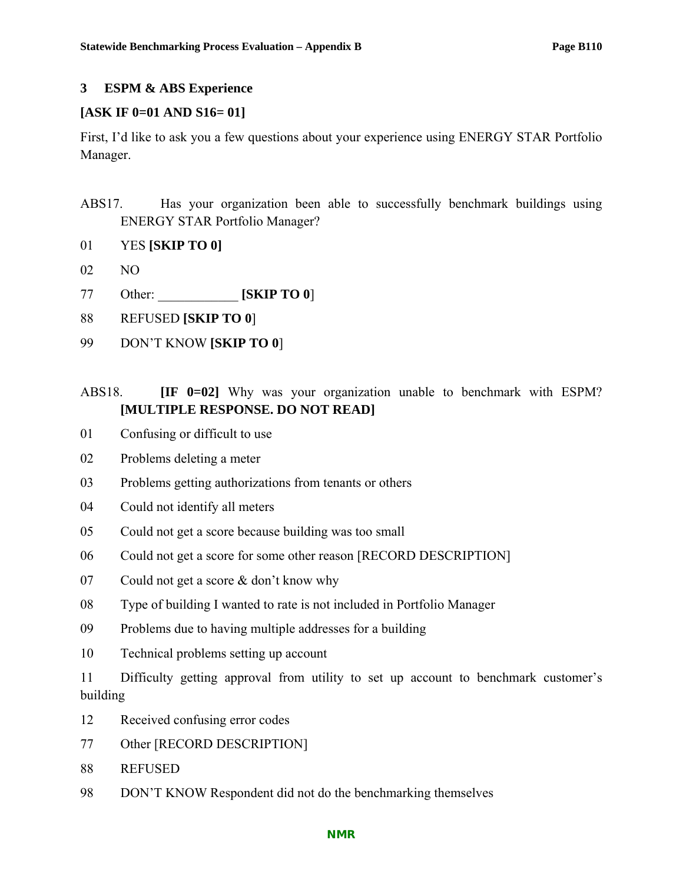## 3 ESPM & ABS Experience

**[ASK IF 0=01 AND S16= 01]**

First, I'd like to ask you a few questions about your experience using ENERGY STAR Portfolio Manager.

ABS17. Has your organization been able to successfully benchmark buildings using ENERGY STAR Portfolio Manager?

01 YES **[SKIP TO 0]**

02 NO

77 Other: ____________ **[SKIP TO 0]**

88 REFUSED **[SKIP TO 0]**

99 DON'T KNOW **[SKIP TO 0]**

ABS18. **[IF 0=02]** Why was your organization unable to benchmark with ESPM? **[MULTIPLE RESPONSE. DO NOT READ]**

01 Confusing or difficult to use

02 Problems deleting a meter

03 Problems getting authorizations from tenants or others

04 Could not identify all meters

05 Could not get a score because building was too small

06 Could not get a score for some other reason [RECORD DESCRIPTION]

07 Could not get a score & don't know why

08 Type of building I wanted to rate is not included in Portfolio Manager

09 Problems due to having multiple addresses for a building

10 Technical problems setting up account

11 Difficulty getting approval from utility to set up account to benchmark customer's building

12 Received confusing error codes

77 Other [RECORD DESCRIPTION]

88 REFUSED

98 DON'T KNOW Respondent did not do the benchmarking themselves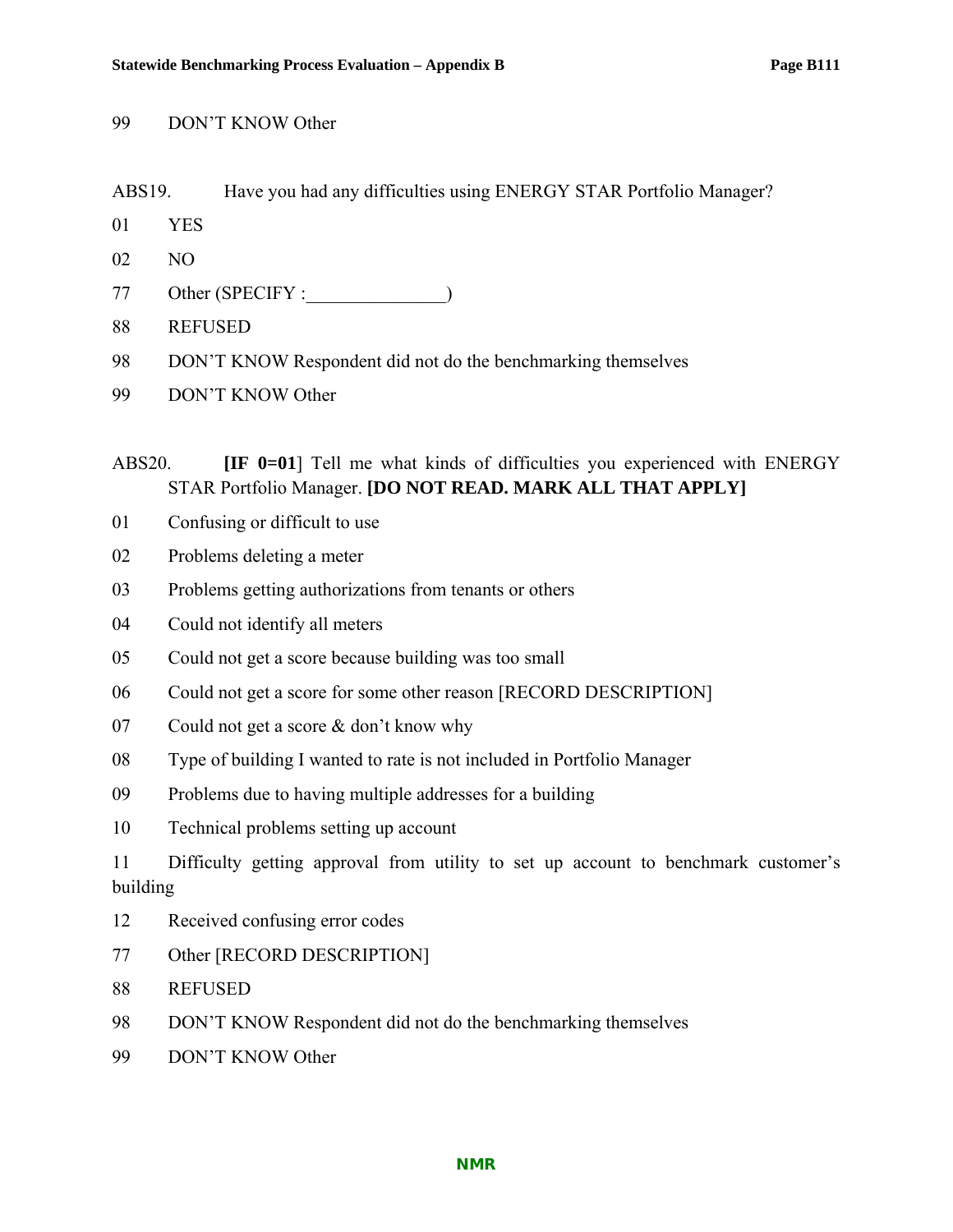99 DON'T KNOW Other

ABS19. Have you had any difficulties using ENERGY STAR Portfolio Manager?

01 YES

02 NO

77 Other (SPECIFY :_______________)

88 REFUSED

98 DON'T KNOW Respondent did not do the benchmarking themselves

99 DON'T KNOW Other

ABS20. **[IF 0=01]** Tell me what kinds of difficulties you experienced with ENERGY STAR Portfolio Manager. **[DO NOT READ. MARK ALL THAT APPLY]**

01 Confusing or difficult to use

02 Problems deleting a meter

03 Problems getting authorizations from tenants or others

04 Could not identify all meters

05 Could not get a score because building was too small

06 Could not get a score for some other reason [RECORD DESCRIPTION]

07 Could not get a score & don't know why

08 Type of building I wanted to rate is not included in Portfolio Manager

09 Problems due to having multiple addresses for a building

10 Technical problems setting up account

11 Difficulty getting approval from utility to set up account to benchmark customer's building

12 Received confusing error codes

77 Other [RECORD DESCRIPTION]

88 REFUSED

98 DON'T KNOW Respondent did not do the benchmarking themselves

99 DON'T KNOW Other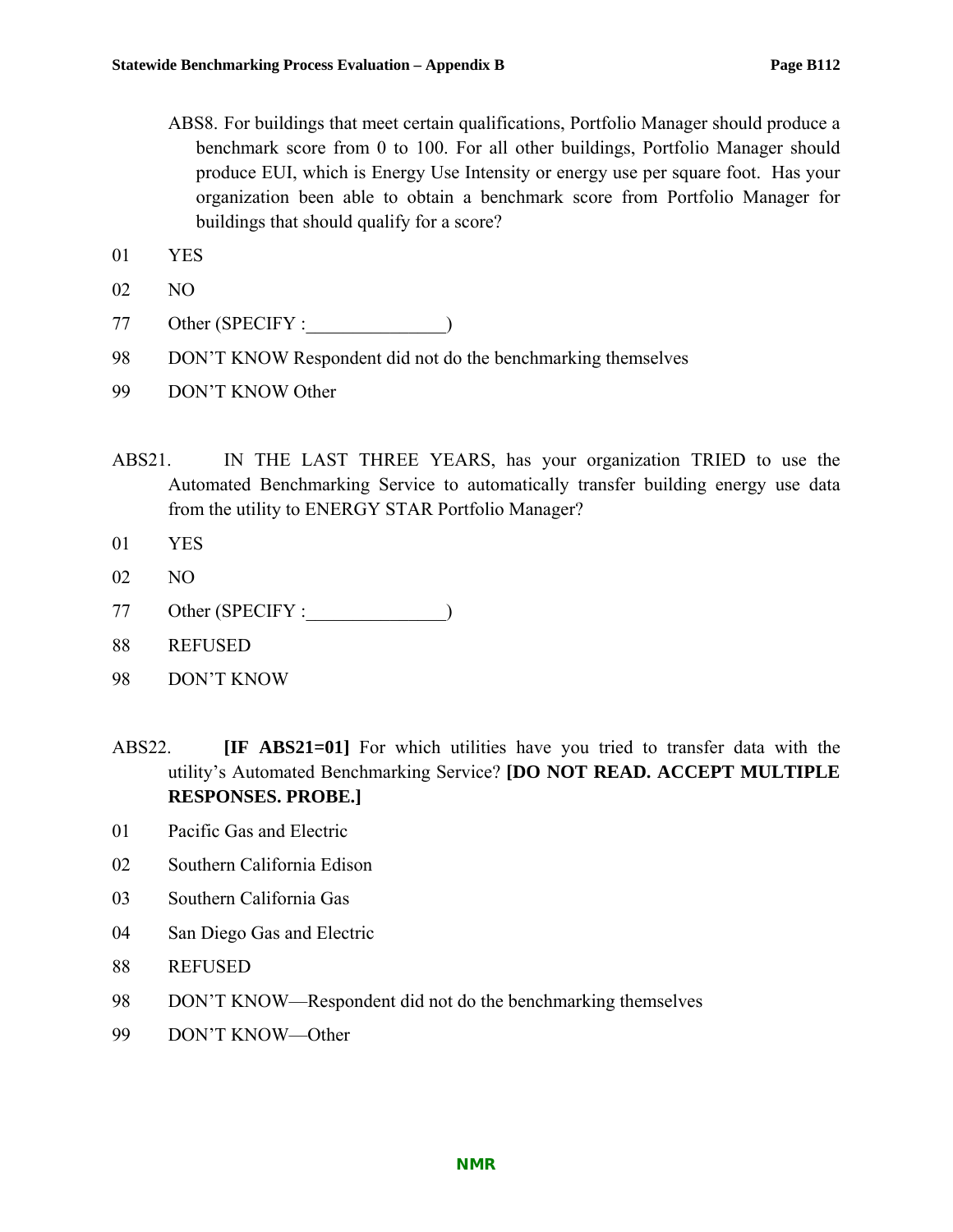ABS8. For buildings that meet certain qualifications, Portfolio Manager should produce a benchmark score from 0 to 100. For all other buildings, Portfolio Manager should produce EUI, which is Energy Use Intensity or energy use per square foot. Has your organization been able to obtain a benchmark score from Portfolio Manager for buildings that should qualify for a score?

01 YES

02 NO

77 Other (SPECIFY :_______________)

98 DON'T KNOW Respondent did not do the benchmarking themselves

99 DON'T KNOW Other

ABS21. IN THE LAST THREE YEARS, has your organization TRIED to use the Automated Benchmarking Service to automatically transfer building energy use data from the utility to ENERGY STAR Portfolio Manager?

01 YES

02 NO

77 Other (SPECIFY :_______________)

88 REFUSED

98 DON'T KNOW

ABS22. **[IF ABS21=01]** For which utilities have you tried to transfer data with the utility's Automated Benchmarking Service? **[DO NOT READ. ACCEPT MULTIPLE RESPONSES. PROBE.]**

01 Pacific Gas and Electric

02 Southern California Edison

03 Southern California Gas

04 San Diego Gas and Electric

88 REFUSED

98 DON'T KNOW—Respondent did not do the benchmarking themselves

99 DON'T KNOW—Other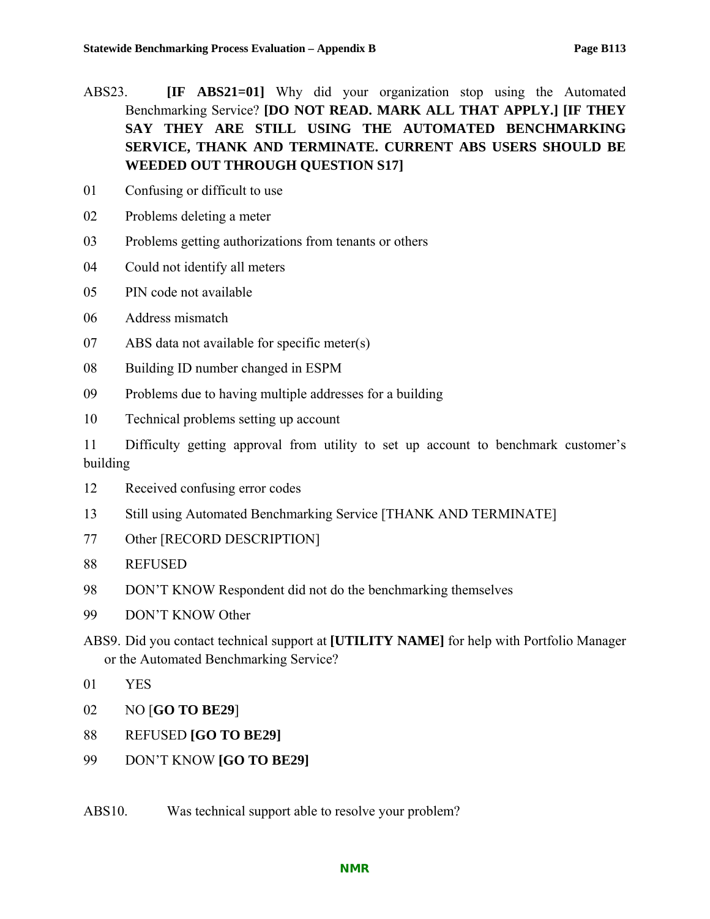ABS23. **[IF ABS21=01]** Why did your organization stop using the Automated Benchmarking Service? **[DO NOT READ. MARK ALL THAT APPLY.] [IF THEY SAY THEY ARE STILL USING THE AUTOMATED BENCHMARKING SERVICE, THANK AND TERMINATE. CURRENT ABS USERS SHOULD BE WEEDED OUT THROUGH QUESTION S17]**

01 Confusing or difficult to use

02 Problems deleting a meter

03 Problems getting authorizations from tenants or others

04 Could not identify all meters

05 PIN code not available

06 Address mismatch

07 ABS data not available for specific meter(s)

08 Building ID number changed in ESPM

09 Problems due to having multiple addresses for a building

10 Technical problems setting up account

11 Difficulty getting approval from utility to set up account to benchmark customer's building

12 Received confusing error codes

13 Still using Automated Benchmarking Service [THANK AND TERMINATE]

77 Other [RECORD DESCRIPTION]

88 REFUSED

98 DON'T KNOW Respondent did not do the benchmarking themselves

99 DON'T KNOW Other

ABS9. Did you contact technical support at **[UTILITY NAME]** for help with Portfolio Manager or the Automated Benchmarking Service?

01 YES

02 NO [**GO TO BE29**]

88 REFUSED **[GO TO BE29]**

99 DON'T KNOW **[GO TO BE29]**

ABS10. Was technical support able to resolve your problem?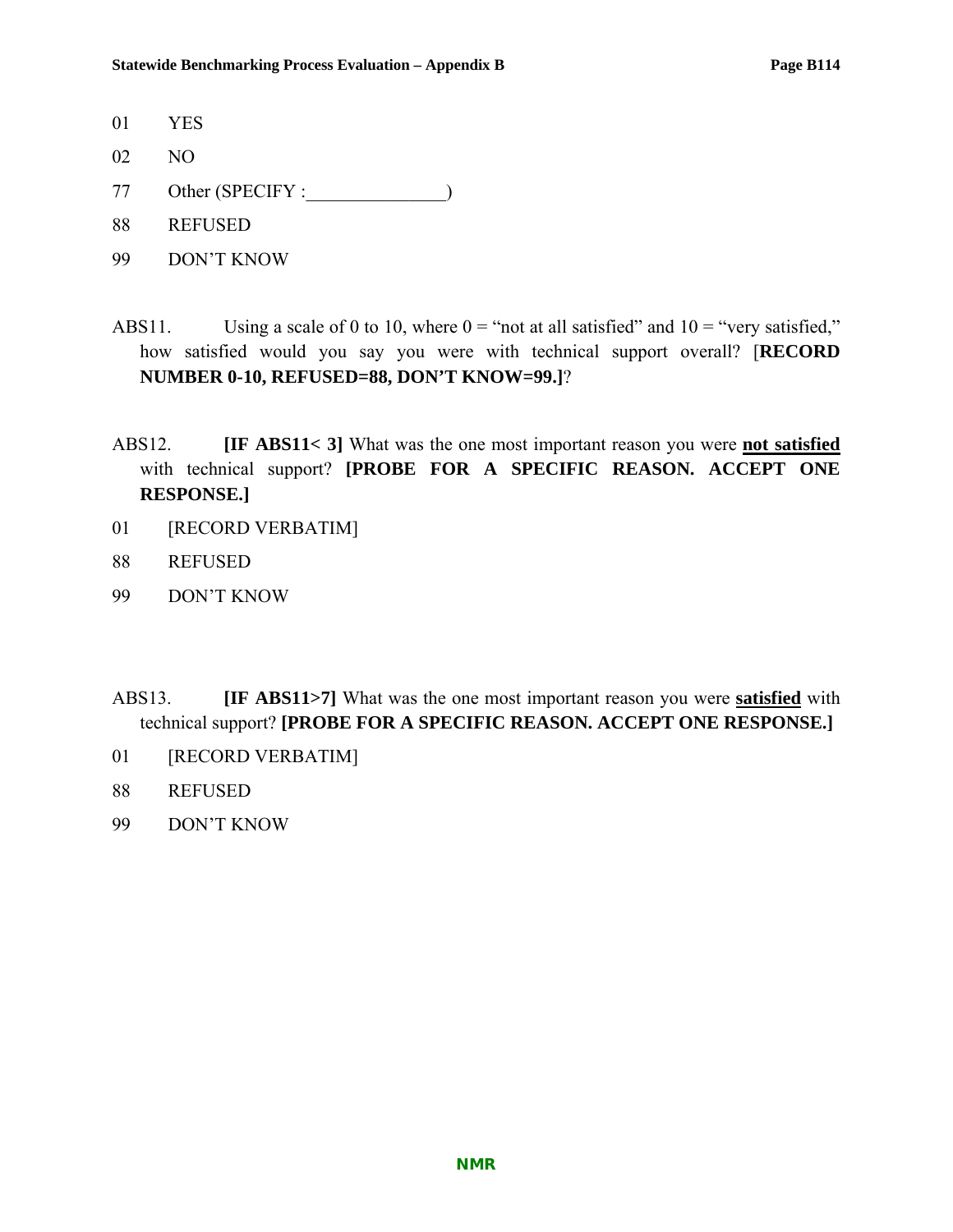01 YES

02 NO

77 Other (SPECIFY :_______________)

88 REFUSED

99 DON'T KNOW

ABS11. Using a scale of 0 to 10, where 0 = "not at all satisfied" and 10 = "very satisfied," how satisfied would you say you were with technical support overall? [**RECORD NUMBER 0-10, REFUSED=88, DON'T KNOW=99.]**?

ABS12. **[IF ABS11< 3]** What was the one most important reason you were **<u>not satisfied</u>** with technical support? **[PROBE FOR A SPECIFIC REASON. ACCEPT ONE RESPONSE.]**

01 [RECORD VERBATIM]

88 REFUSED

99 DON'T KNOW

ABS13. **[IF ABS11>7]** What was the one most important reason you were **<u>satisfied</u>** with technical support? **[PROBE FOR A SPECIFIC REASON. ACCEPT ONE RESPONSE.]**

01 [RECORD VERBATIM]

88 REFUSED

99 DON'T KNOW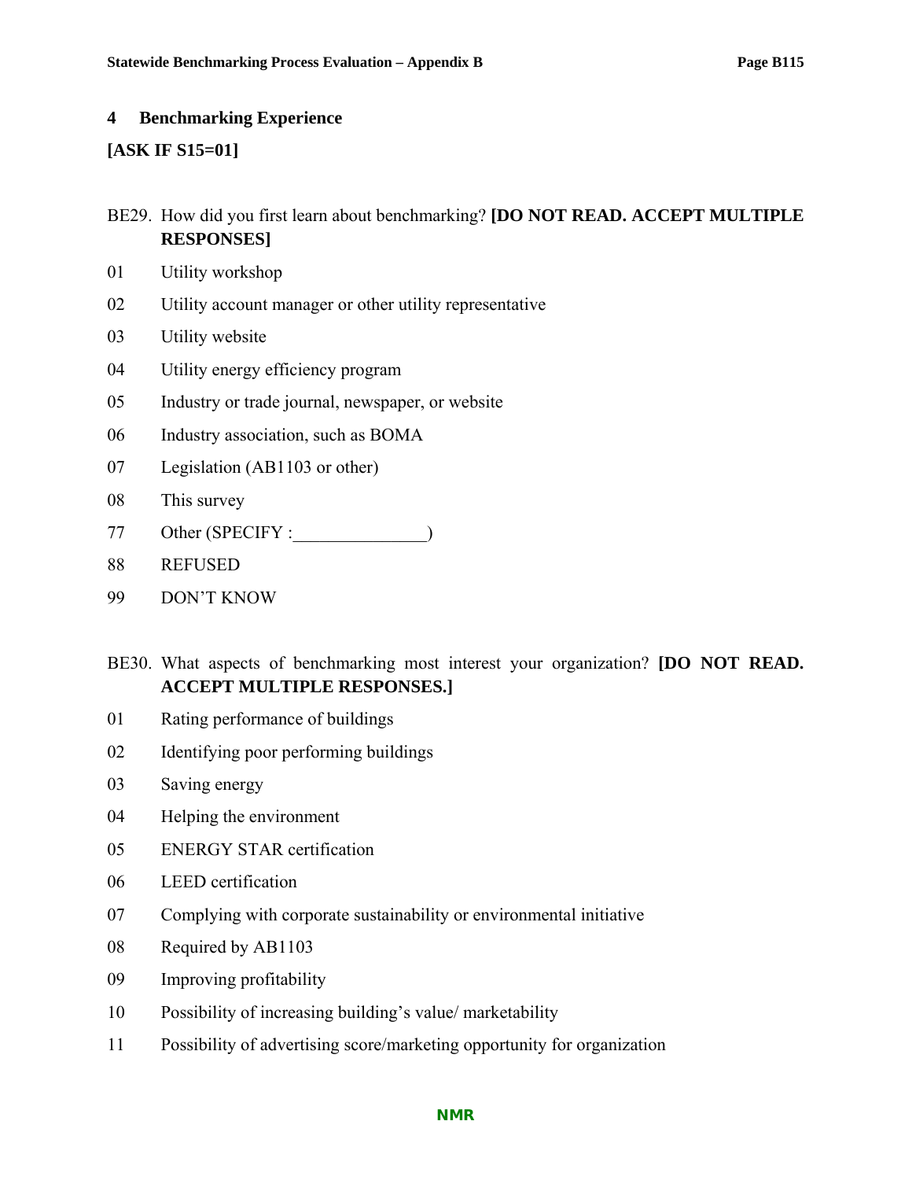## 4 Benchmarking Experience

**[ASK IF S15=01]**

BE29. How did you first learn about benchmarking? **[DO NOT READ. ACCEPT MULTIPLE RESPONSES]**

01 Utility workshop

02 Utility account manager or other utility representative

03 Utility website

04 Utility energy efficiency program

05 Industry or trade journal, newspaper, or website

06 Industry association, such as BOMA

07 Legislation (AB1103 or other)

08 This survey

77 Other (SPECIFY :_______________)

88 REFUSED

99 DON'T KNOW

BE30. What aspects of benchmarking most interest your organization? **[DO NOT READ. ACCEPT MULTIPLE RESPONSES.]**

01 Rating performance of buildings

02 Identifying poor performing buildings

03 Saving energy

04 Helping the environment

05 ENERGY STAR certification

06 LEED certification

07 Complying with corporate sustainability or environmental initiative

08 Required by AB1103

09 Improving profitability

10 Possibility of increasing building's value/ marketability

11 Possibility of advertising score/marketing opportunity for organization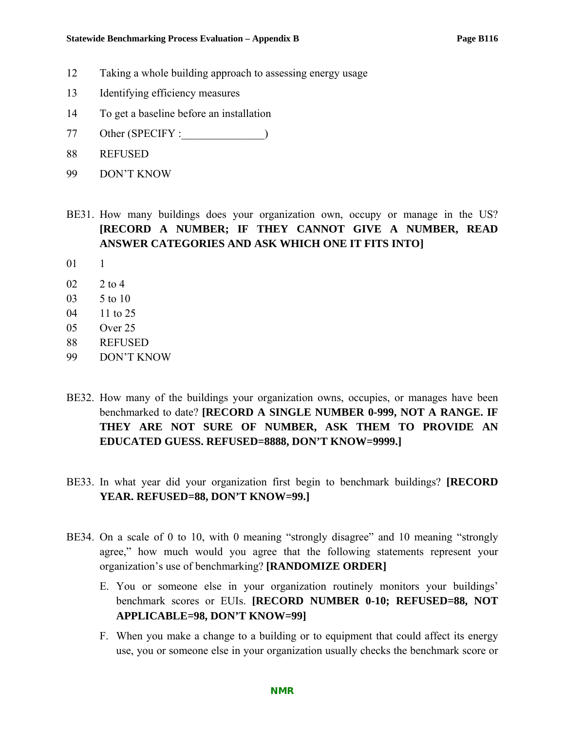12 Taking a whole building approach to assessing energy usage

13 Identifying efficiency measures

14 To get a baseline before an installation

77 Other (SPECIFY :_______________)

88 REFUSED

99 DON'T KNOW

BE31. How many buildings does your organization own, occupy or manage in the US? **[RECORD A NUMBER; IF THEY CANNOT GIVE A NUMBER, READ ANSWER CATEGORIES AND ASK WHICH ONE IT FITS INTO]**

01 1

02 2 to 4

03 5 to 10

04 11 to 25

05 Over 25

88 REFUSED

99 DON'T KNOW

BE32. How many of the buildings your organization owns, occupies, or manages have been benchmarked to date? **[RECORD A SINGLE NUMBER 0-999, NOT A RANGE. IF THEY ARE NOT SURE OF NUMBER, ASK THEM TO PROVIDE AN EDUCATED GUESS. REFUSED=8888, DON'T KNOW=9999.]**

BE33. In what year did your organization first begin to benchmark buildings? **[RECORD YEAR. REFUSED=88, DON'T KNOW=99.]**

BE34. On a scale of 0 to 10, with 0 meaning "strongly disagree" and 10 meaning "strongly agree," how much would you agree that the following statements represent your organization's use of benchmarking? **[RANDOMIZE ORDER]**

E. You or someone else in your organization routinely monitors your buildings' benchmark scores or EUIs. **[RECORD NUMBER 0-10; REFUSED=88, NOT APPLICABLE=98, DON'T KNOW=99]**

F. When you make a change to a building or to equipment that could affect its energy use, you or someone else in your organization usually checks the benchmark score or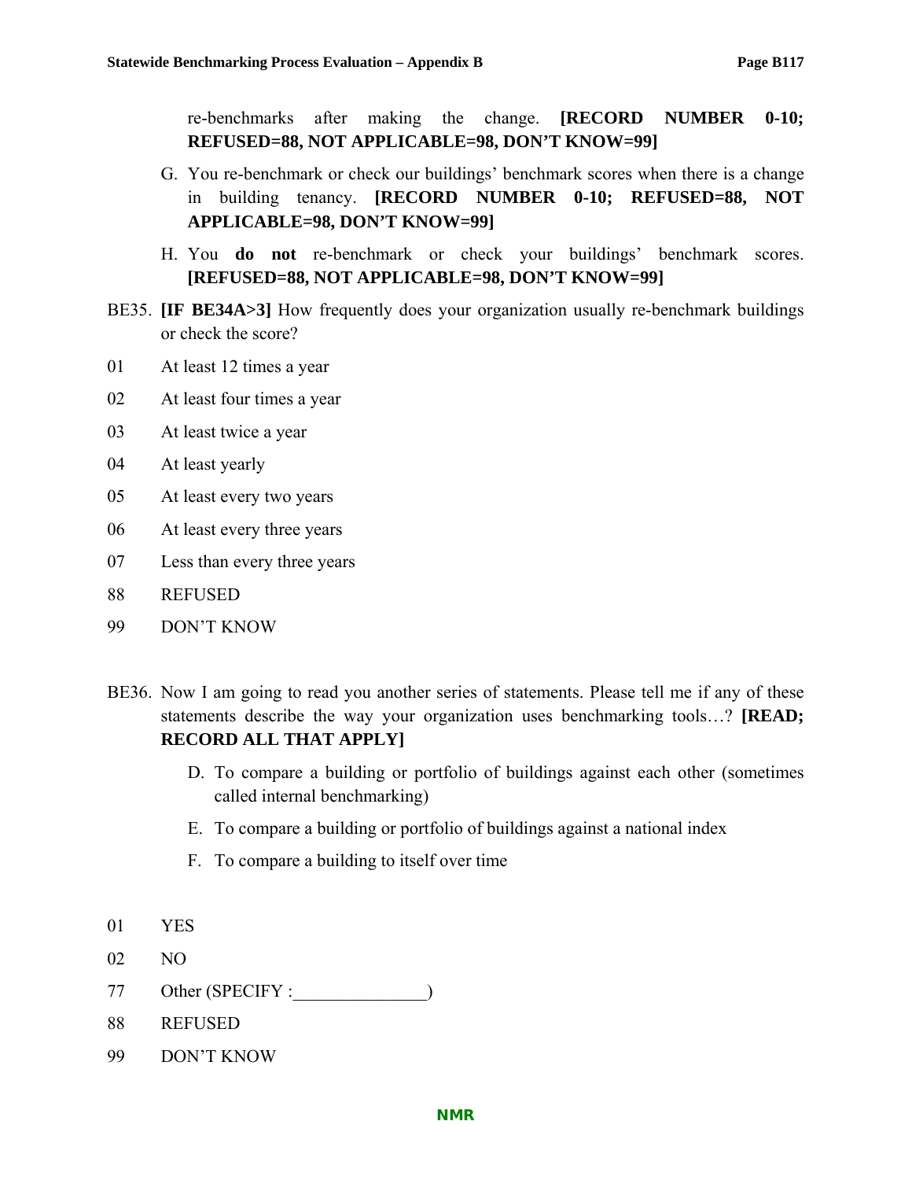re-benchmarks after making the change. **[RECORD NUMBER 0-10; REFUSED=88, NOT APPLICABLE=98, DON'T KNOW=99]**

G. You re-benchmark or check our buildings' benchmark scores when there is a change in building tenancy. **[RECORD NUMBER 0-10; REFUSED=88, NOT APPLICABLE=98, DON'T KNOW=99]**

H. You **do not** re-benchmark or check your buildings' benchmark scores. **[REFUSED=88, NOT APPLICABLE=98, DON'T KNOW=99]**

BE35. **[IF BE34A>3]** How frequently does your organization usually re-benchmark buildings or check the score?

01 At least 12 times a year

02 At least four times a year

03 At least twice a year

04 At least yearly

05 At least every two years

06 At least every three years

07 Less than every three years

88 REFUSED

99 DON'T KNOW

BE36. Now I am going to read you another series of statements. Please tell me if any of these statements describe the way your organization uses benchmarking tools…? **[READ; RECORD ALL THAT APPLY]**

D. To compare a building or portfolio of buildings against each other (sometimes called internal benchmarking)

E. To compare a building or portfolio of buildings against a national index

F. To compare a building to itself over time

01 YES

02 NO

77 Other (SPECIFY :_______________)

88 REFUSED

99 DON'T KNOW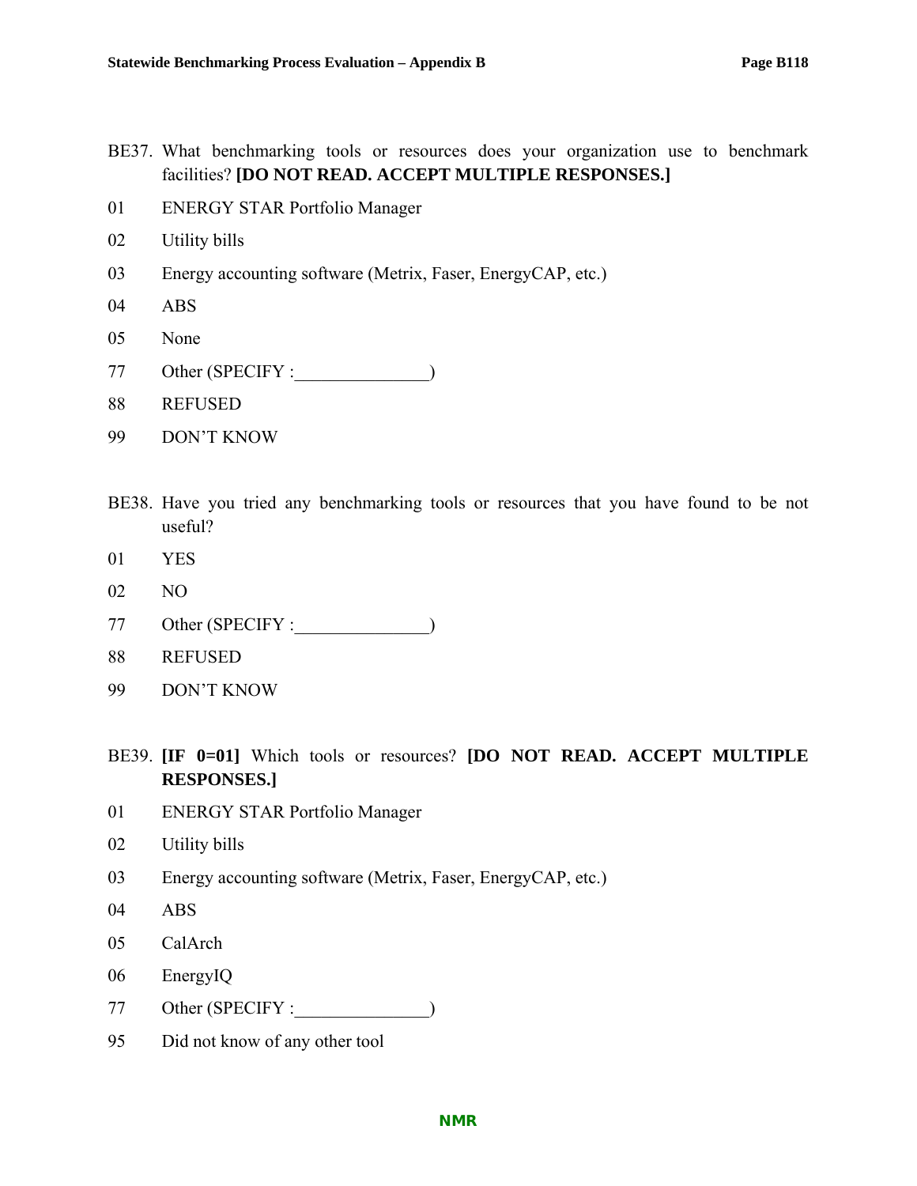BE37. What benchmarking tools or resources does your organization use to benchmark facilities? **[DO NOT READ. ACCEPT MULTIPLE RESPONSES.]**

01 ENERGY STAR Portfolio Manager

02 Utility bills

03 Energy accounting software (Metrix, Faser, EnergyCAP, etc.)

04 ABS

05 None

77 Other (SPECIFY :_______________)

88 REFUSED

99 DON'T KNOW

BE38. Have you tried any benchmarking tools or resources that you have found to be not useful?

01 YES

02 NO

77 Other (SPECIFY :_______________)

88 REFUSED

99 DON'T KNOW

BE39. **[IF 0=01]** Which tools or resources? **[DO NOT READ. ACCEPT MULTIPLE RESPONSES.]**

01 ENERGY STAR Portfolio Manager

02 Utility bills

03 Energy accounting software (Metrix, Faser, EnergyCAP, etc.)

04 ABS

05 CalArch

06 EnergyIQ

77 Other (SPECIFY :_______________)

95 Did not know of any other tool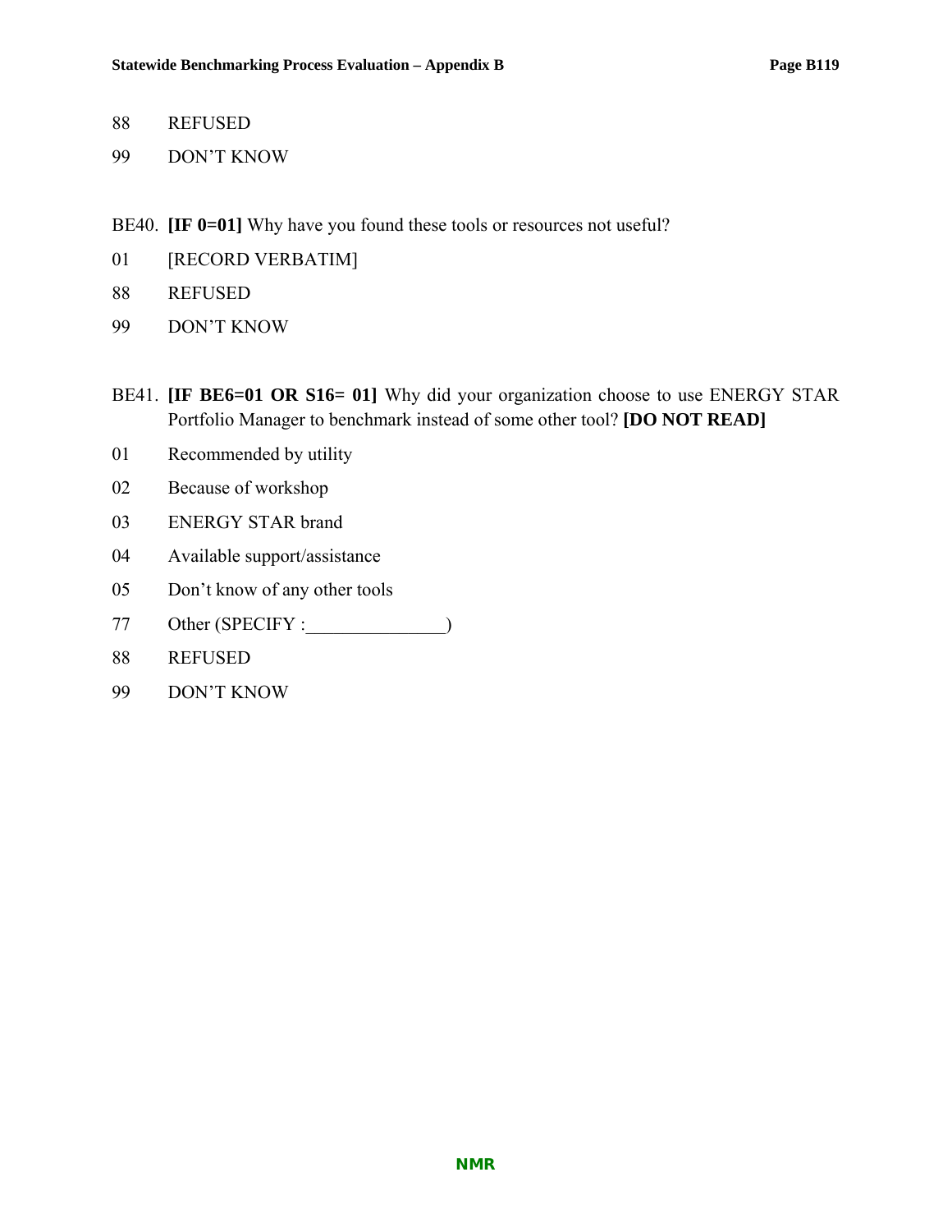88 REFUSED

99 DON'T KNOW

BE40. **[IF 0=01]** Why have you found these tools or resources not useful?

01 [RECORD VERBATIM]

88 REFUSED

99 DON'T KNOW

BE41. **[IF BE6=01 OR S16= 01]** Why did your organization choose to use ENERGY STAR Portfolio Manager to benchmark instead of some other tool? **[DO NOT READ]**

01 Recommended by utility

02 Because of workshop

03 ENERGY STAR brand

04 Available support/assistance

05 Don't know of any other tools

77 Other (SPECIFY :_______________)

88 REFUSED

99 DON'T KNOW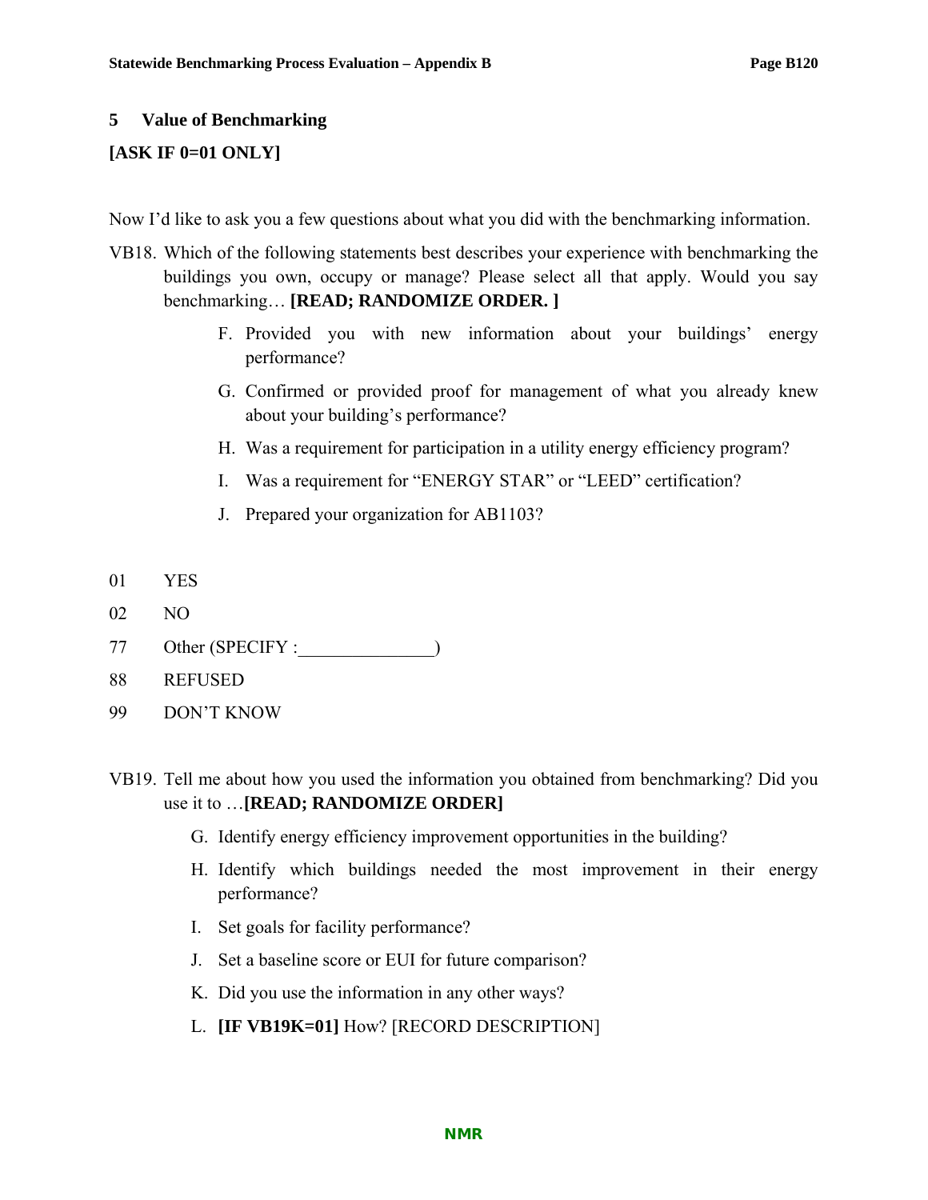## 5 Value of Benchmarking

**[ASK IF 0=01 ONLY]**

Now I'd like to ask you a few questions about what you did with the benchmarking information.

VB18. Which of the following statements best describes your experience with benchmarking the buildings you own, occupy or manage? Please select all that apply. Would you say benchmarking… **[READ; RANDOMIZE ORDER. ]**

F. Provided you with new information about your buildings' energy performance?

G. Confirmed or provided proof for management of what you already knew about your building's performance?

H. Was a requirement for participation in a utility energy efficiency program?

I. Was a requirement for "ENERGY STAR" or "LEED" certification?

J. Prepared your organization for AB1103?

01 YES

02 NO

77 Other (SPECIFY :_______________)

88 REFUSED

99 DON'T KNOW

VB19. Tell me about how you used the information you obtained from benchmarking? Did you use it to …**[READ; RANDOMIZE ORDER]**

G. Identify energy efficiency improvement opportunities in the building?

H. Identify which buildings needed the most improvement in their energy performance?

I. Set goals for facility performance?

J. Set a baseline score or EUI for future comparison?

K. Did you use the information in any other ways?

L. **[IF VB19K=01]** How? [RECORD DESCRIPTION]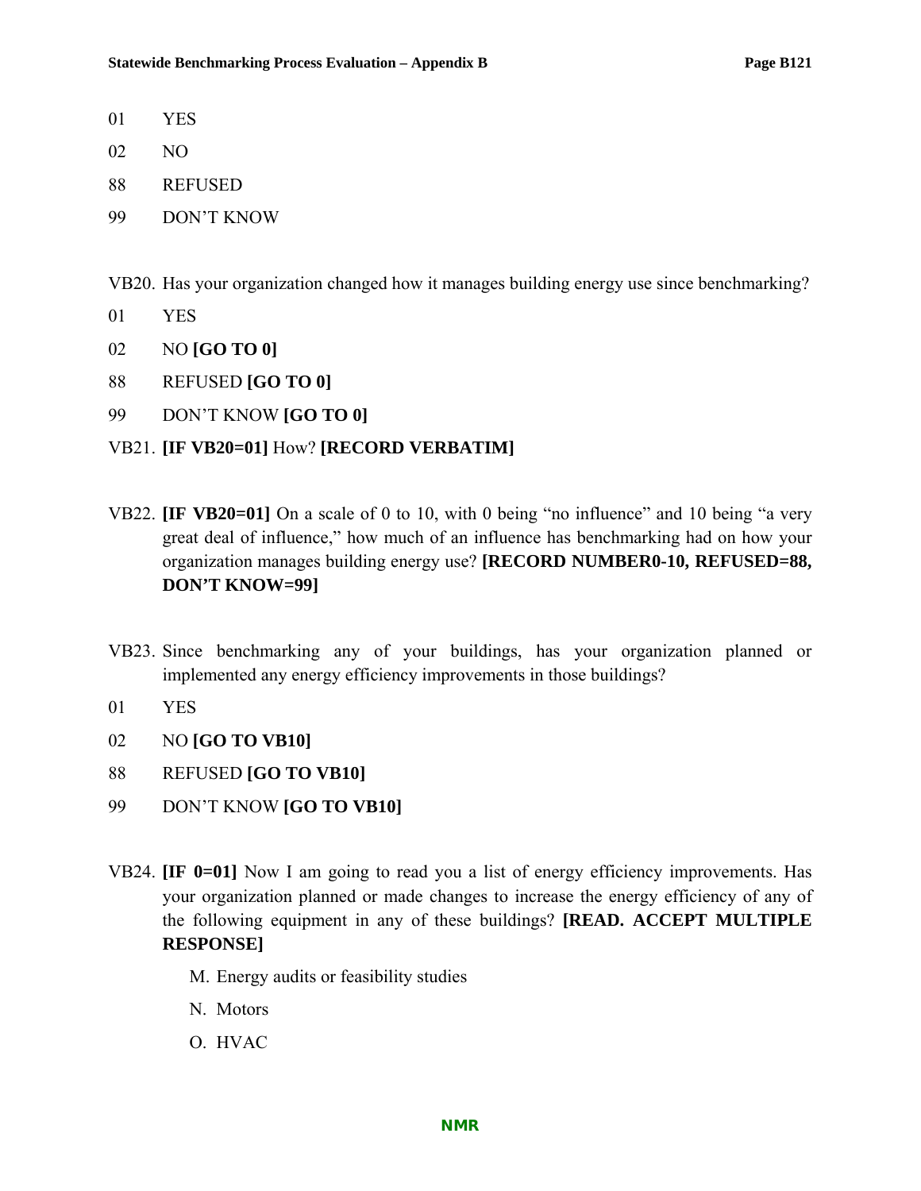01 YES

02 NO

88 REFUSED

99 DON'T KNOW

VB20. Has your organization changed how it manages building energy use since benchmarking?

01 YES

02 NO **[GO TO 0]**

88 REFUSED **[GO TO 0]**

99 DON'T KNOW **[GO TO 0]**

VB21. **[IF VB20=01]** How? **[RECORD VERBATIM]**

VB22. **[IF VB20=01]** On a scale of 0 to 10, with 0 being "no influence" and 10 being "a very great deal of influence," how much of an influence has benchmarking had on how your organization manages building energy use? **[RECORD NUMBER0-10, REFUSED=88, DON'T KNOW=99]**

VB23. Since benchmarking any of your buildings, has your organization planned or implemented any energy efficiency improvements in those buildings?

01 YES

02 NO **[GO TO VB10]**

88 REFUSED **[GO TO VB10]**

99 DON'T KNOW **[GO TO VB10]**

VB24. **[IF 0=01]** Now I am going to read you a list of energy efficiency improvements. Has your organization planned or made changes to increase the energy efficiency of any of the following equipment in any of these buildings? **[READ. ACCEPT MULTIPLE RESPONSE]**

M. Energy audits or feasibility studies

N. Motors

O. HVAC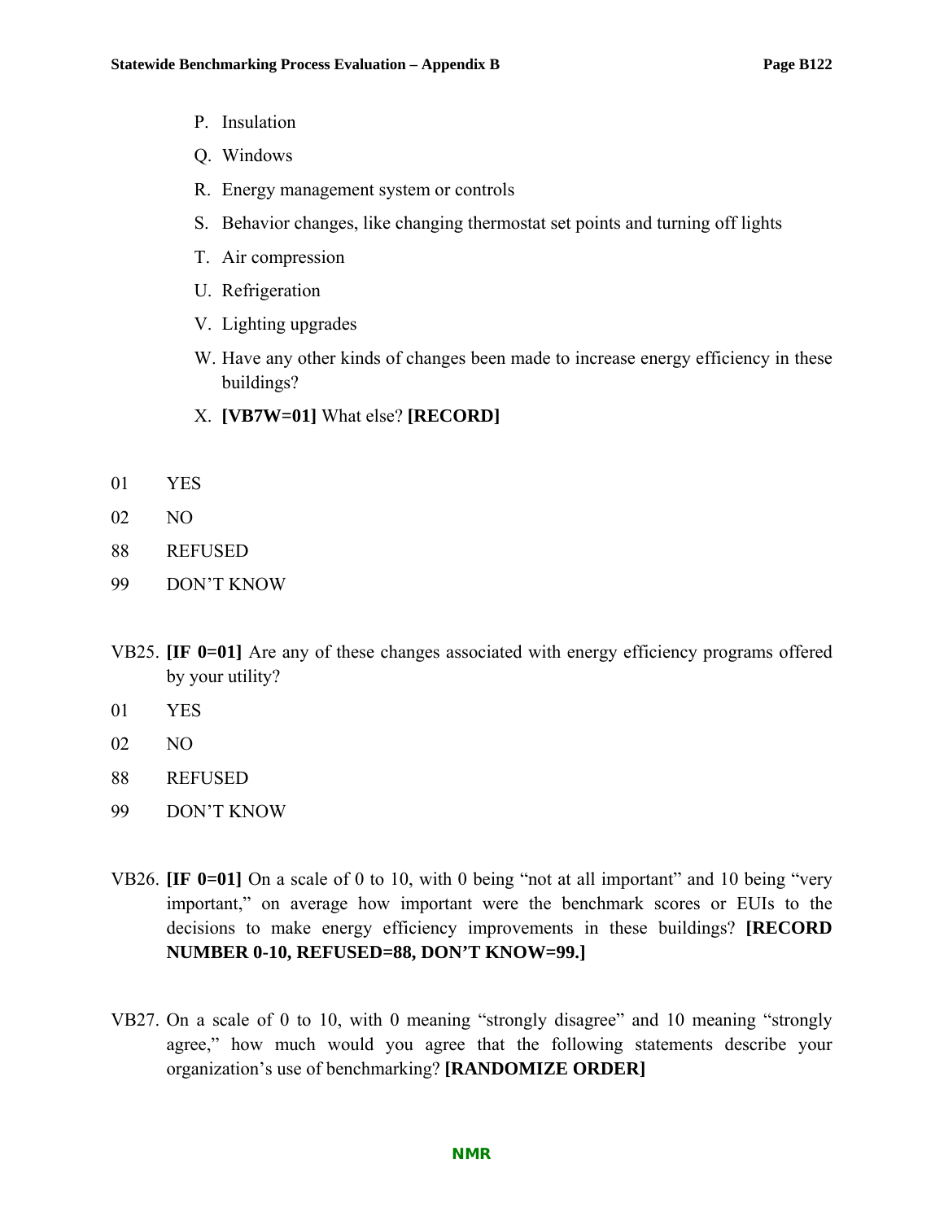P. Insulation

Q. Windows

R. Energy management system or controls

S. Behavior changes, like changing thermostat set points and turning off lights

T. Air compression

U. Refrigeration

V. Lighting upgrades

W. Have any other kinds of changes been made to increase energy efficiency in these buildings?

X. **[VB7W=01]** What else? **[RECORD]**

01 YES

02 NO

88 REFUSED

99 DON'T KNOW

VB25. **[IF 0=01]** Are any of these changes associated with energy efficiency programs offered by your utility?

01 YES

02 NO

88 REFUSED

99 DON'T KNOW

VB26. **[IF 0=01]** On a scale of 0 to 10, with 0 being "not at all important" and 10 being "very important," on average how important were the benchmark scores or EUIs to the decisions to make energy efficiency improvements in these buildings? **[RECORD NUMBER 0-10, REFUSED=88, DON'T KNOW=99.]**

VB27. On a scale of 0 to 10, with 0 meaning "strongly disagree" and 10 meaning "strongly agree," how much would you agree that the following statements describe your organization's use of benchmarking? **[RANDOMIZE ORDER]**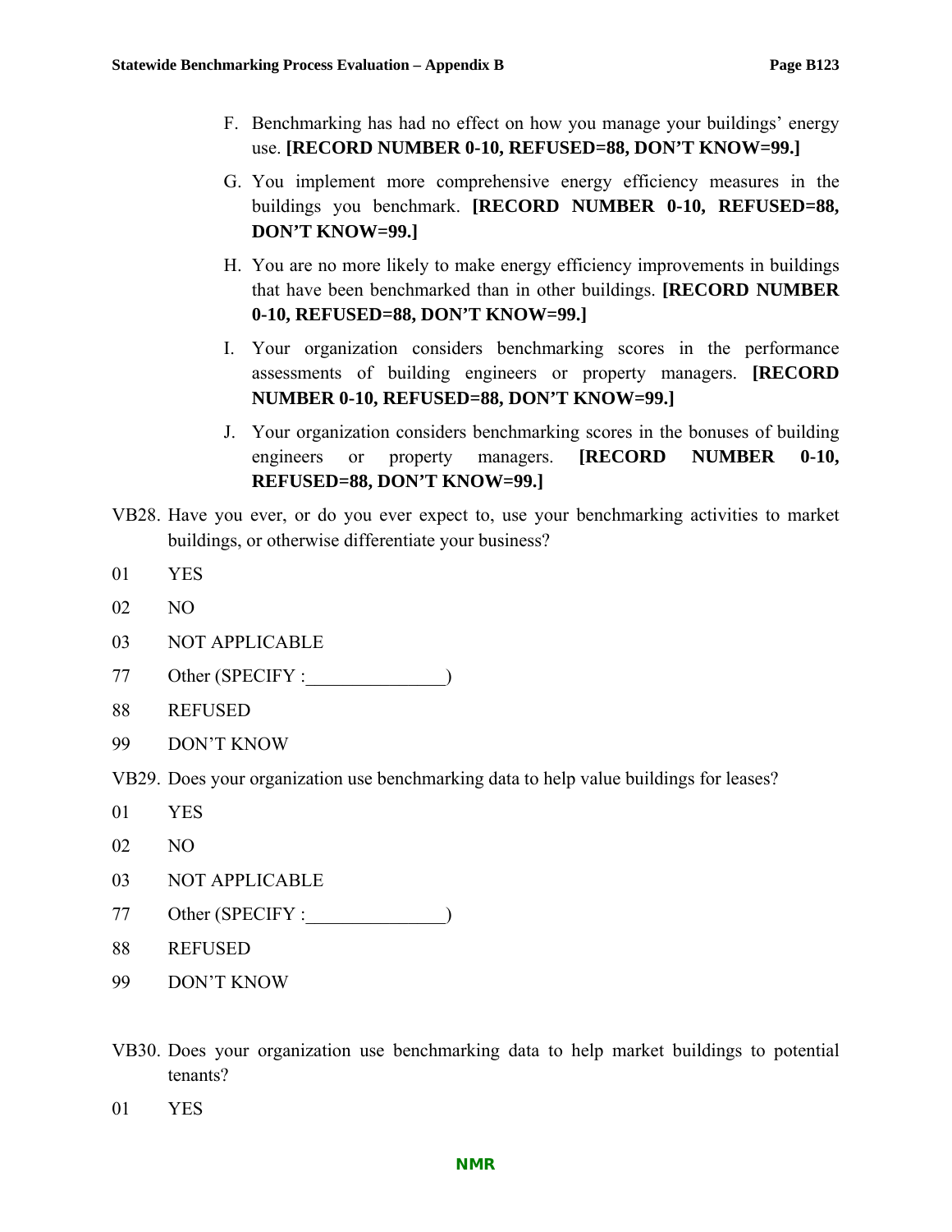F. Benchmarking has had no effect on how you manage your buildings' energy use. **[RECORD NUMBER 0-10, REFUSED=88, DON'T KNOW=99.]**

G. You implement more comprehensive energy efficiency measures in the buildings you benchmark. **[RECORD NUMBER 0-10, REFUSED=88, DON'T KNOW=99.]**

H. You are no more likely to make energy efficiency improvements in buildings that have been benchmarked than in other buildings. **[RECORD NUMBER 0-10, REFUSED=88, DON'T KNOW=99.]**

I. Your organization considers benchmarking scores in the performance assessments of building engineers or property managers. **[RECORD NUMBER 0-10, REFUSED=88, DON'T KNOW=99.]**

J. Your organization considers benchmarking scores in the bonuses of building engineers or property managers. **[RECORD NUMBER 0-10, REFUSED=88, DON'T KNOW=99.]**

VB28. Have you ever, or do you ever expect to, use your benchmarking activities to market buildings, or otherwise differentiate your business?

01 YES

02 NO

03 NOT APPLICABLE

77 Other (SPECIFY :_______________)

88 REFUSED

99 DON'T KNOW

VB29. Does your organization use benchmarking data to help value buildings for leases?

01 YES

02 NO

03 NOT APPLICABLE

77 Other (SPECIFY :_______________)

88 REFUSED

99 DON'T KNOW

VB30. Does your organization use benchmarking data to help market buildings to potential tenants?

01 YES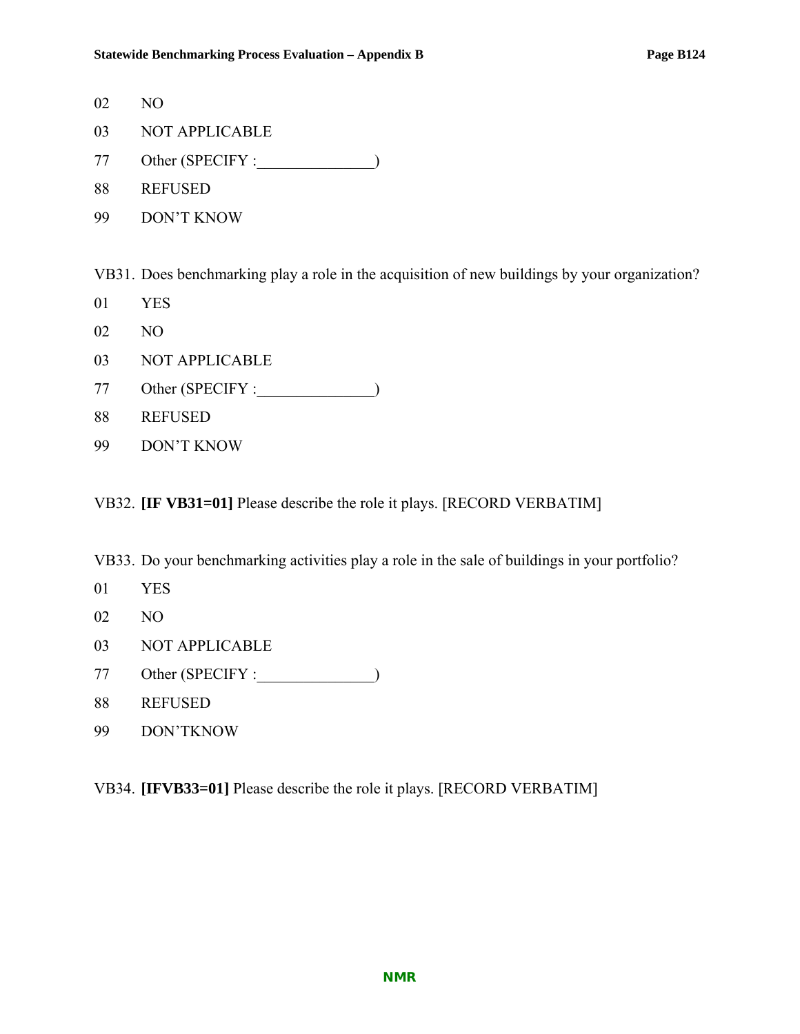02 NO

03 NOT APPLICABLE

77 Other (SPECIFY :_______________)

88 REFUSED

99 DON'T KNOW

VB31. Does benchmarking play a role in the acquisition of new buildings by your organization?

01 YES

02 NO

03 NOT APPLICABLE

77 Other (SPECIFY :_______________)

88 REFUSED

99 DON'T KNOW

VB32. **[IF VB31=01]** Please describe the role it plays. [RECORD VERBATIM]

VB33. Do your benchmarking activities play a role in the sale of buildings in your portfolio?

01 YES

02 NO

03 NOT APPLICABLE

77 Other (SPECIFY :_______________)

88 REFUSED

99 DON'TKNOW

VB34. **[IFVB33=01]** Please describe the role it plays. [RECORD VERBATIM]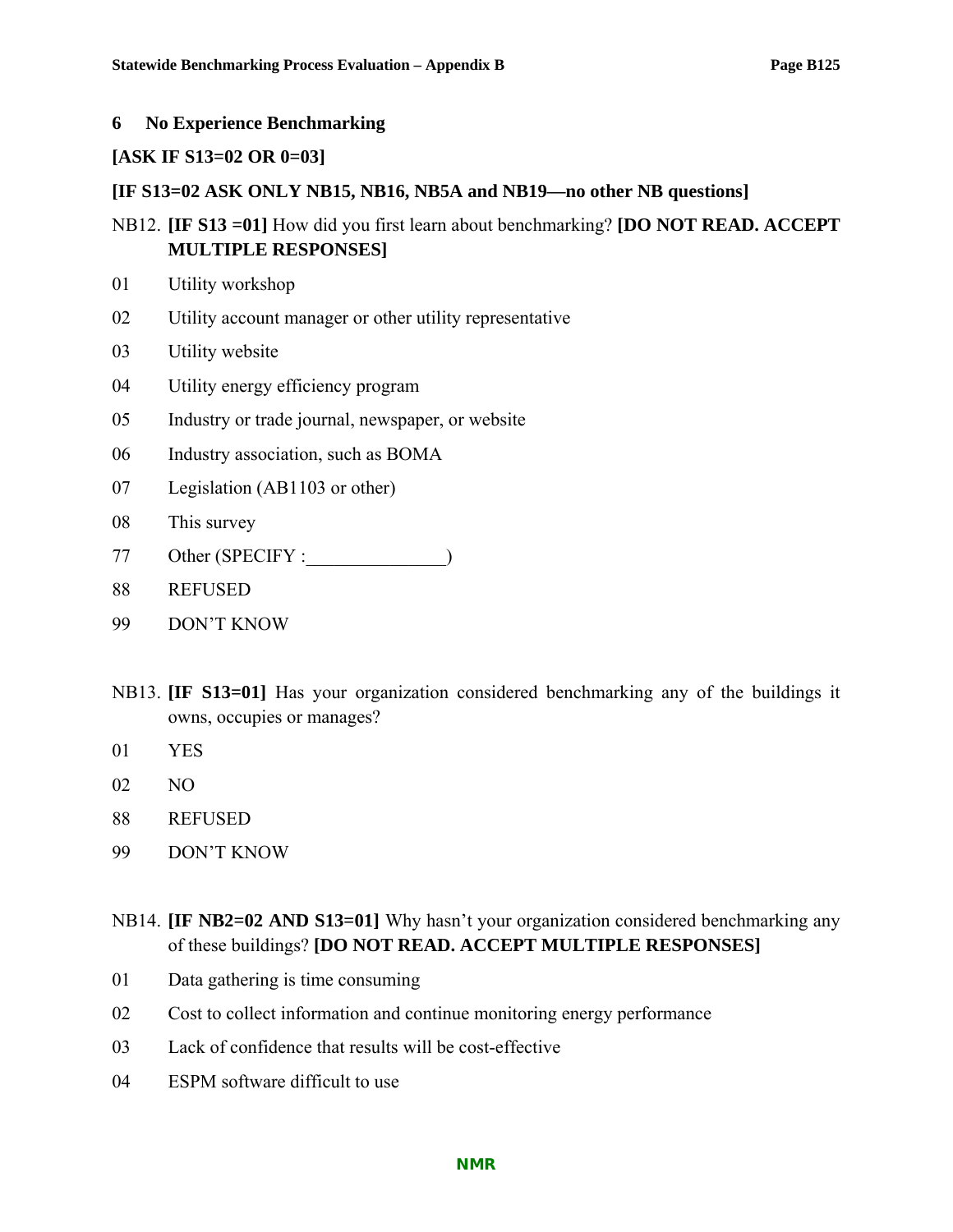## 6 No Experience Benchmarking

**[ASK IF S13=02 OR 0=03]**

**[IF S13=02 ASK ONLY NB15, NB16, NB5A and NB19—no other NB questions]**

NB12. **[IF S13 =01]** How did you first learn about benchmarking? **[DO NOT READ. ACCEPT MULTIPLE RESPONSES]**

01 Utility workshop

02 Utility account manager or other utility representative

03 Utility website

04 Utility energy efficiency program

05 Industry or trade journal, newspaper, or website

06 Industry association, such as BOMA

07 Legislation (AB1103 or other)

08 This survey

77 Other (SPECIFY :_______________)

88 REFUSED

99 DON'T KNOW

NB13. **[IF S13=01]** Has your organization considered benchmarking any of the buildings it owns, occupies or manages?

01 YES

02 NO

88 REFUSED

99 DON'T KNOW

NB14. **[IF NB2=02 AND S13=01]** Why hasn't your organization considered benchmarking any of these buildings? **[DO NOT READ. ACCEPT MULTIPLE RESPONSES]**

01 Data gathering is time consuming

02 Cost to collect information and continue monitoring energy performance

03 Lack of confidence that results will be cost-effective

04 ESPM software difficult to use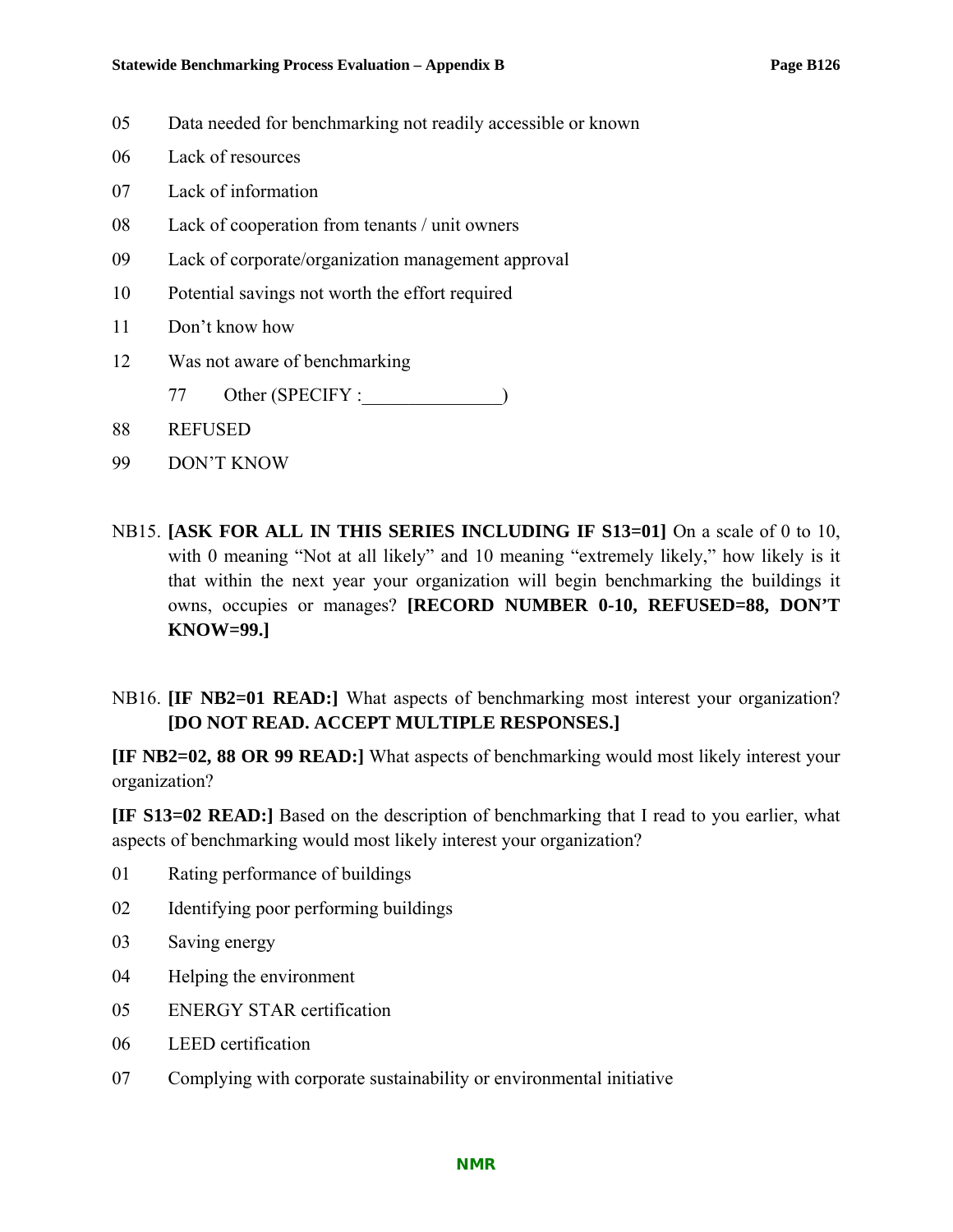05 Data needed for benchmarking not readily accessible or known

06 Lack of resources

07 Lack of information

08 Lack of cooperation from tenants / unit owners

09 Lack of corporate/organization management approval

10 Potential savings not worth the effort required

11 Don't know how

12 Was not aware of benchmarking

77 Other (SPECIFY :_______________)

88 REFUSED

99 DON'T KNOW

NB15. **[ASK FOR ALL IN THIS SERIES INCLUDING IF S13=01]** On a scale of 0 to 10, with 0 meaning "Not at all likely" and 10 meaning "extremely likely," how likely is it that within the next year your organization will begin benchmarking the buildings it owns, occupies or manages? **[RECORD NUMBER 0-10, REFUSED=88, DON'T KNOW=99.]**

NB16. **[IF NB2=01 READ:]** What aspects of benchmarking most interest your organization? **[DO NOT READ. ACCEPT MULTIPLE RESPONSES.]**

**[IF NB2=02, 88 OR 99 READ:]** What aspects of benchmarking would most likely interest your organization?

**[IF S13=02 READ:]** Based on the description of benchmarking that I read to you earlier, what aspects of benchmarking would most likely interest your organization?

01 Rating performance of buildings

02 Identifying poor performing buildings

03 Saving energy

04 Helping the environment

05 ENERGY STAR certification

06 LEED certification

07 Complying with corporate sustainability or environmental initiative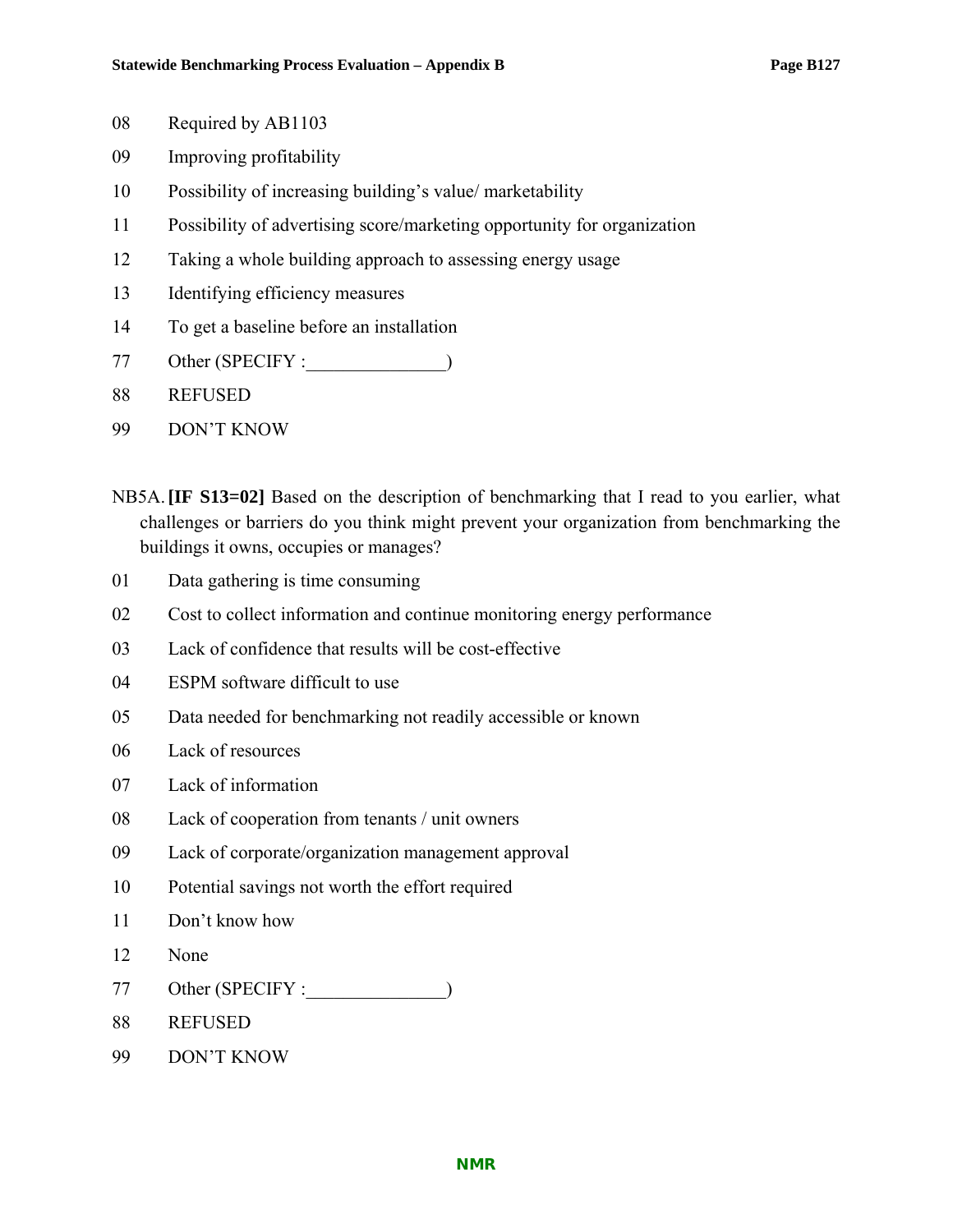08 Required by AB1103

09 Improving profitability

10 Possibility of increasing building's value/ marketability

11 Possibility of advertising score/marketing opportunity for organization

12 Taking a whole building approach to assessing energy usage

13 Identifying efficiency measures

14 To get a baseline before an installation

77 Other (SPECIFY :_______________)

88 REFUSED

99 DON'T KNOW

NB5A. **[IF S13=02]** Based on the description of benchmarking that I read to you earlier, what challenges or barriers do you think might prevent your organization from benchmarking the buildings it owns, occupies or manages?

01 Data gathering is time consuming

02 Cost to collect information and continue monitoring energy performance

03 Lack of confidence that results will be cost-effective

04 ESPM software difficult to use

05 Data needed for benchmarking not readily accessible or known

06 Lack of resources

07 Lack of information

08 Lack of cooperation from tenants / unit owners

09 Lack of corporate/organization management approval

10 Potential savings not worth the effort required

11 Don't know how

12 None

77 Other (SPECIFY :_______________)

88 REFUSED

99 DON'T KNOW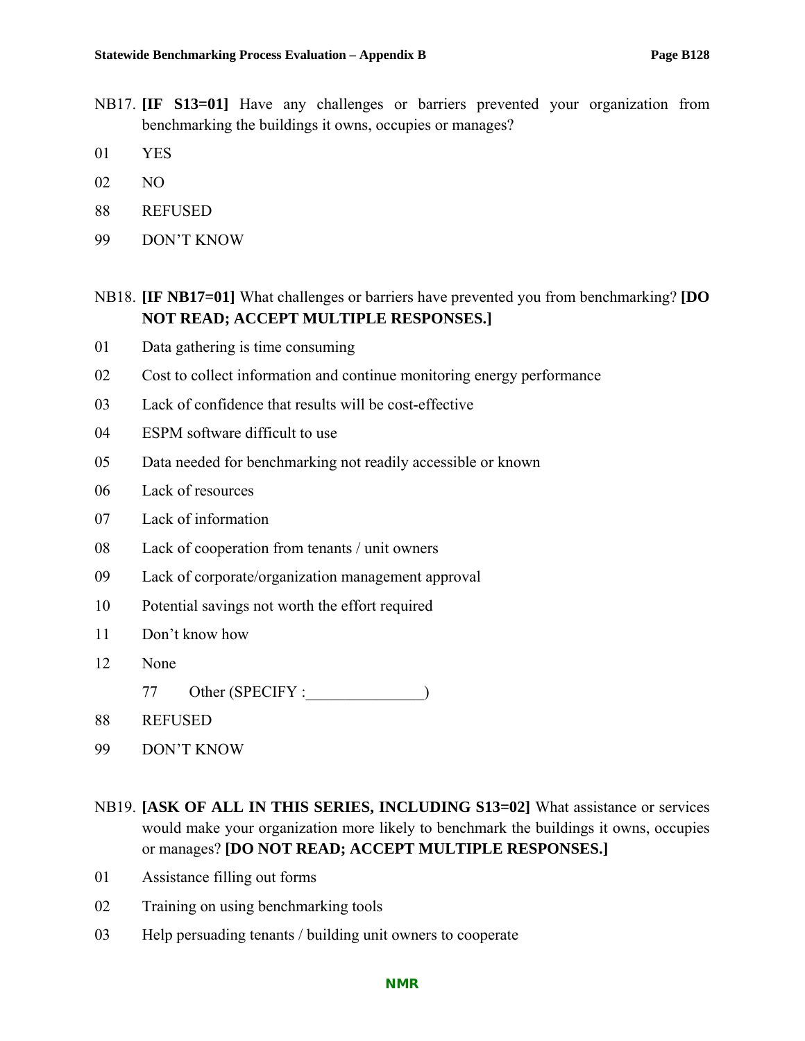NB17. **[IF S13=01]** Have any challenges or barriers prevented your organization from benchmarking the buildings it owns, occupies or manages?

01 YES

02 NO

88 REFUSED

99 DON'T KNOW

NB18. **[IF NB17=01]** What challenges or barriers have prevented you from benchmarking? **[DO NOT READ; ACCEPT MULTIPLE RESPONSES.]**

01 Data gathering is time consuming

02 Cost to collect information and continue monitoring energy performance

03 Lack of confidence that results will be cost-effective

04 ESPM software difficult to use

05 Data needed for benchmarking not readily accessible or known

06 Lack of resources

07 Lack of information

08 Lack of cooperation from tenants / unit owners

09 Lack of corporate/organization management approval

10 Potential savings not worth the effort required

11 Don't know how

12 None

77 Other (SPECIFY :_______________)

88 REFUSED

99 DON'T KNOW

NB19. **[ASK OF ALL IN THIS SERIES, INCLUDING S13=02]** What assistance or services would make your organization more likely to benchmark the buildings it owns, occupies or manages? **[DO NOT READ; ACCEPT MULTIPLE RESPONSES.]**

01 Assistance filling out forms

02 Training on using benchmarking tools

03 Help persuading tenants / building unit owners to cooperate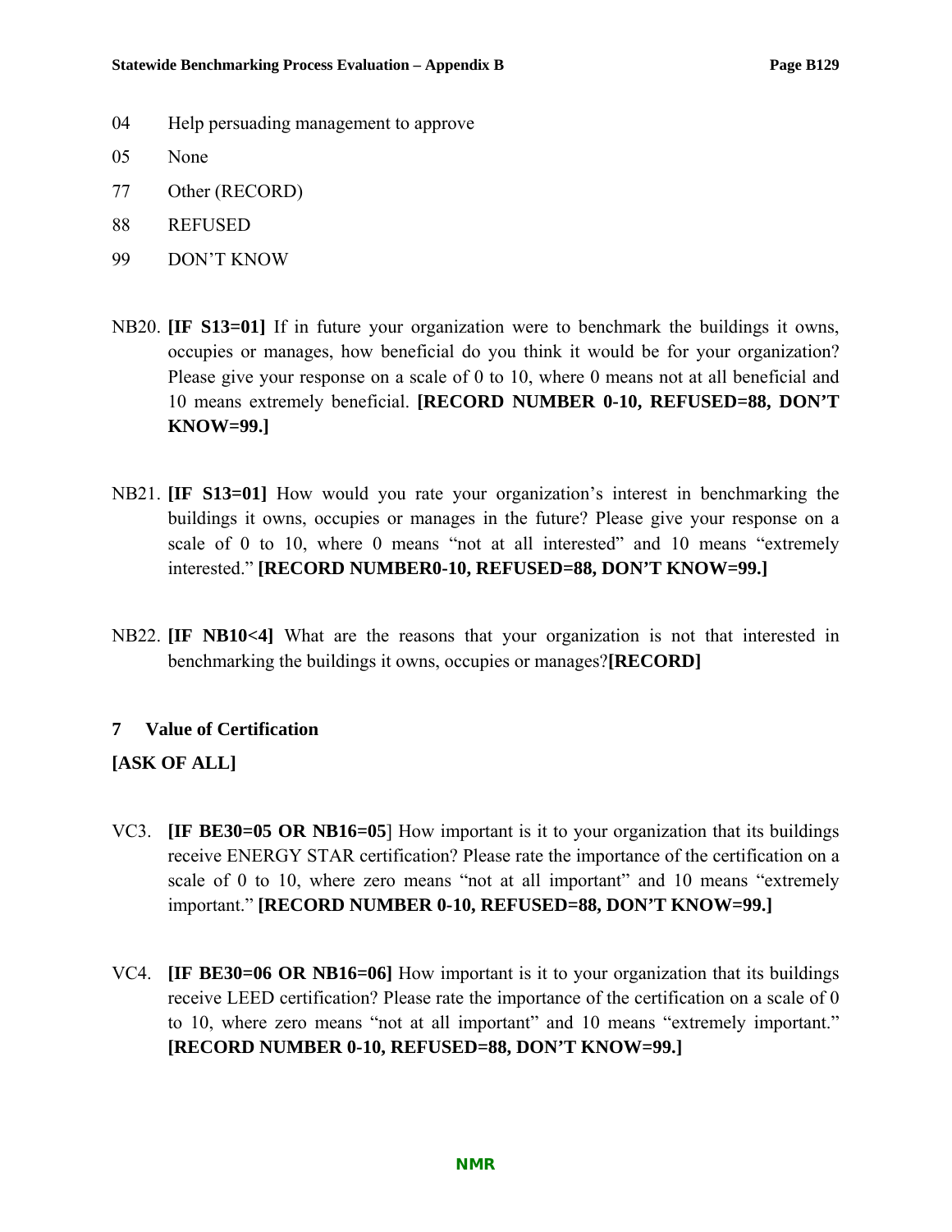04 Help persuading management to approve

05 None

77 Other (RECORD)

88 REFUSED

99 DON'T KNOW

NB20. **[IF S13=01]** If in future your organization were to benchmark the buildings it owns, occupies or manages, how beneficial do you think it would be for your organization? Please give your response on a scale of 0 to 10, where 0 means not at all beneficial and 10 means extremely beneficial. **[RECORD NUMBER 0-10, REFUSED=88, DON'T KNOW=99.]**

NB21. **[IF S13=01]** How would you rate your organization's interest in benchmarking the buildings it owns, occupies or manages in the future? Please give your response on a scale of 0 to 10, where 0 means "not at all interested" and 10 means "extremely interested." **[RECORD NUMBER0-10, REFUSED=88, DON'T KNOW=99.]**

NB22. **[IF NB10<4]** What are the reasons that your organization is not that interested in benchmarking the buildings it owns, occupies or manages?**[RECORD]**

## 7 Value of Certification

**[ASK OF ALL]**

VC3. **[IF BE30=05 OR NB16=05**] How important is it to your organization that its buildings receive ENERGY STAR certification? Please rate the importance of the certification on a scale of 0 to 10, where zero means "not at all important" and 10 means "extremely important." **[RECORD NUMBER 0-10, REFUSED=88, DON'T KNOW=99.]**

VC4. **[IF BE30=06 OR NB16=06]** How important is it to your organization that its buildings receive LEED certification? Please rate the importance of the certification on a scale of 0 to 10, where zero means "not at all important" and 10 means "extremely important." **[RECORD NUMBER 0-10, REFUSED=88, DON'T KNOW=99.]**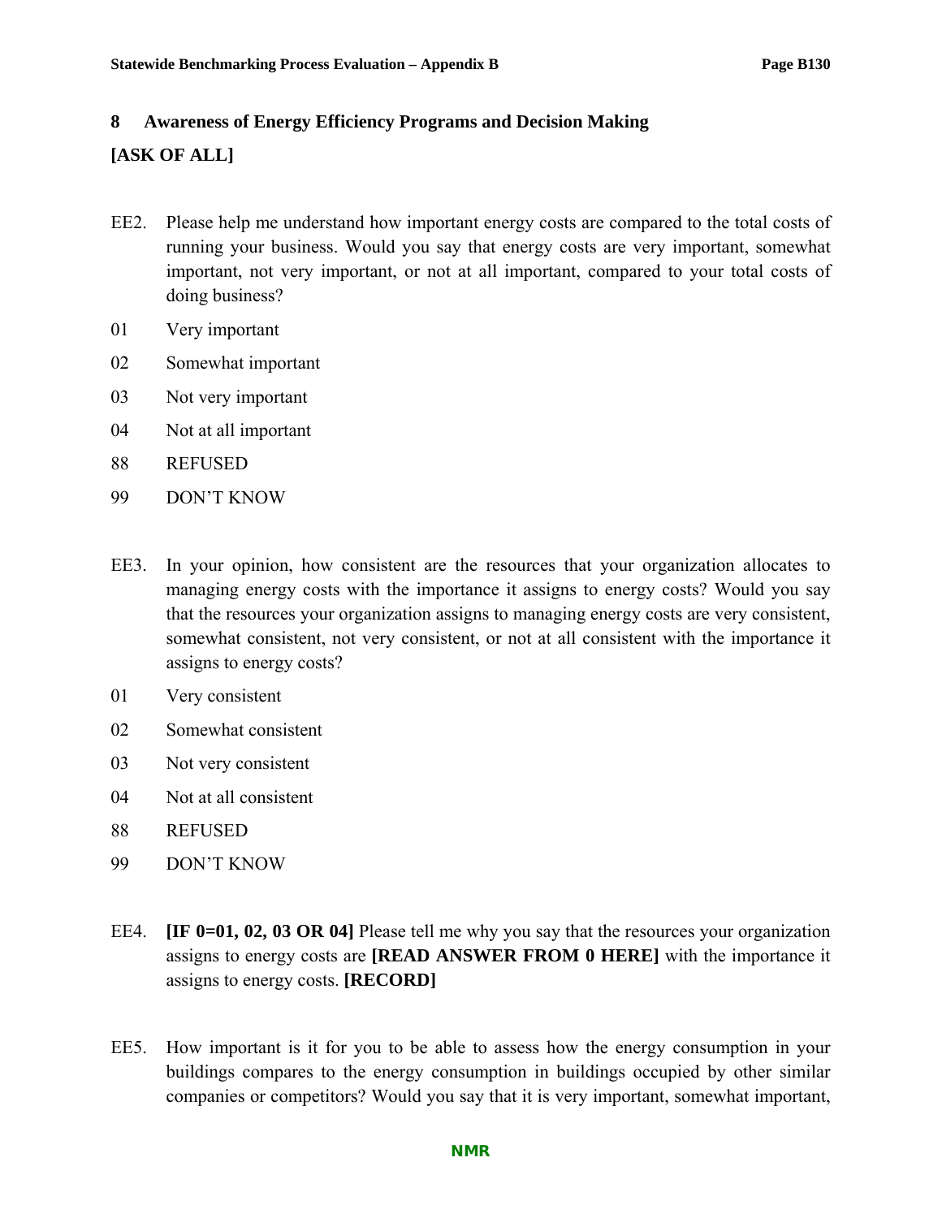## 8 Awareness of Energy Efficiency Programs and Decision Making

**[ASK OF ALL]**

EE2. Please help me understand how important energy costs are compared to the total costs of running your business. Would you say that energy costs are very important, somewhat important, not very important, or not at all important, compared to your total costs of doing business?

01 Very important

02 Somewhat important

03 Not very important

04 Not at all important

88 REFUSED

99 DON'T KNOW

EE3. In your opinion, how consistent are the resources that your organization allocates to managing energy costs with the importance it assigns to energy costs? Would you say that the resources your organization assigns to managing energy costs are very consistent, somewhat consistent, not very consistent, or not at all consistent with the importance it assigns to energy costs?

01 Very consistent

02 Somewhat consistent

03 Not very consistent

04 Not at all consistent

88 REFUSED

99 DON'T KNOW

EE4. **[IF 0=01, 02, 03 OR 04]** Please tell me why you say that the resources your organization assigns to energy costs are **[READ ANSWER FROM 0 HERE]** with the importance it assigns to energy costs. **[RECORD]**

EE5. How important is it for you to be able to assess how the energy consumption in your buildings compares to the energy consumption in buildings occupied by other similar companies or competitors? Would you say that it is very important, somewhat important,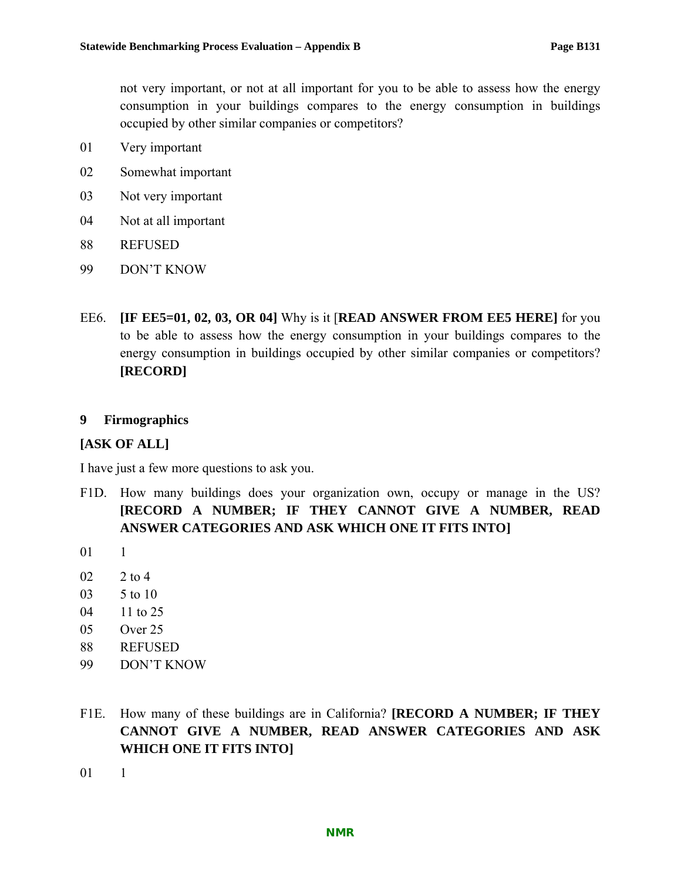not very important, or not at all important for you to be able to assess how the energy consumption in your buildings compares to the energy consumption in buildings occupied by other similar companies or competitors?

01 Very important

02 Somewhat important

03 Not very important

04 Not at all important

88 REFUSED

99 DON'T KNOW

EE6. **[IF EE5=01, 02, 03, OR 04]** Why is it [**READ ANSWER FROM EE5 HERE]** for you to be able to assess how the energy consumption in your buildings compares to the energy consumption in buildings occupied by other similar companies or competitors? **[RECORD]**

## 9 Firmographics

**[ASK OF ALL]**

I have just a few more questions to ask you.

F1D. How many buildings does your organization own, occupy or manage in the US? **[RECORD A NUMBER; IF THEY CANNOT GIVE A NUMBER, READ ANSWER CATEGORIES AND ASK WHICH ONE IT FITS INTO]**

01 1

02 2 to 4

03 5 to 10

04 11 to 25

05 Over 25

88 REFUSED

99 DON'T KNOW

F1E. How many of these buildings are in California? **[RECORD A NUMBER; IF THEY CANNOT GIVE A NUMBER, READ ANSWER CATEGORIES AND ASK WHICH ONE IT FITS INTO]**

01 1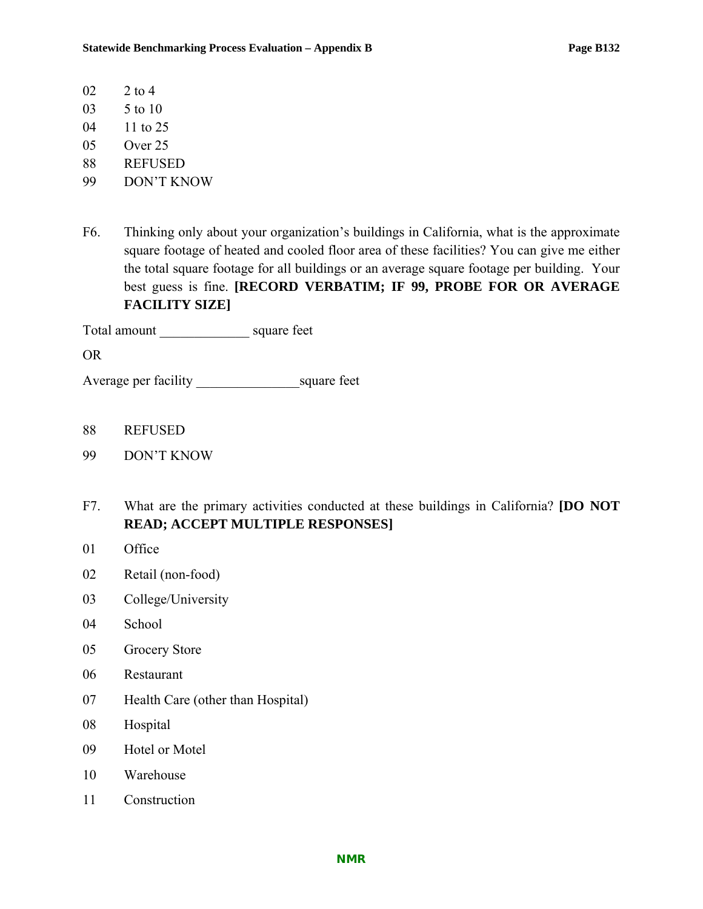02 2 to 4
03 5 to 10
04 11 to 25
05 Over 25
88 REFUSED
99 DON'T KNOW

F6. Thinking only about your organization's buildings in California, what is the approximate square footage of heated and cooled floor area of these facilities? You can give me either the total square footage for all buildings or an average square footage per building. Your best guess is fine. **[RECORD VERBATIM; IF 99, PROBE FOR OR AVERAGE FACILITY SIZE]**

Total amount _____________ square feet

OR

Average per facility _______________square feet

88 REFUSED

99 DON'T KNOW

F7. What are the primary activities conducted at these buildings in California? **[DO NOT READ; ACCEPT MULTIPLE RESPONSES]**

01 Office

02 Retail (non-food)

03 College/University

04 School

05 Grocery Store

06 Restaurant

07 Health Care (other than Hospital)

08 Hospital

09 Hotel or Motel

10 Warehouse

11 Construction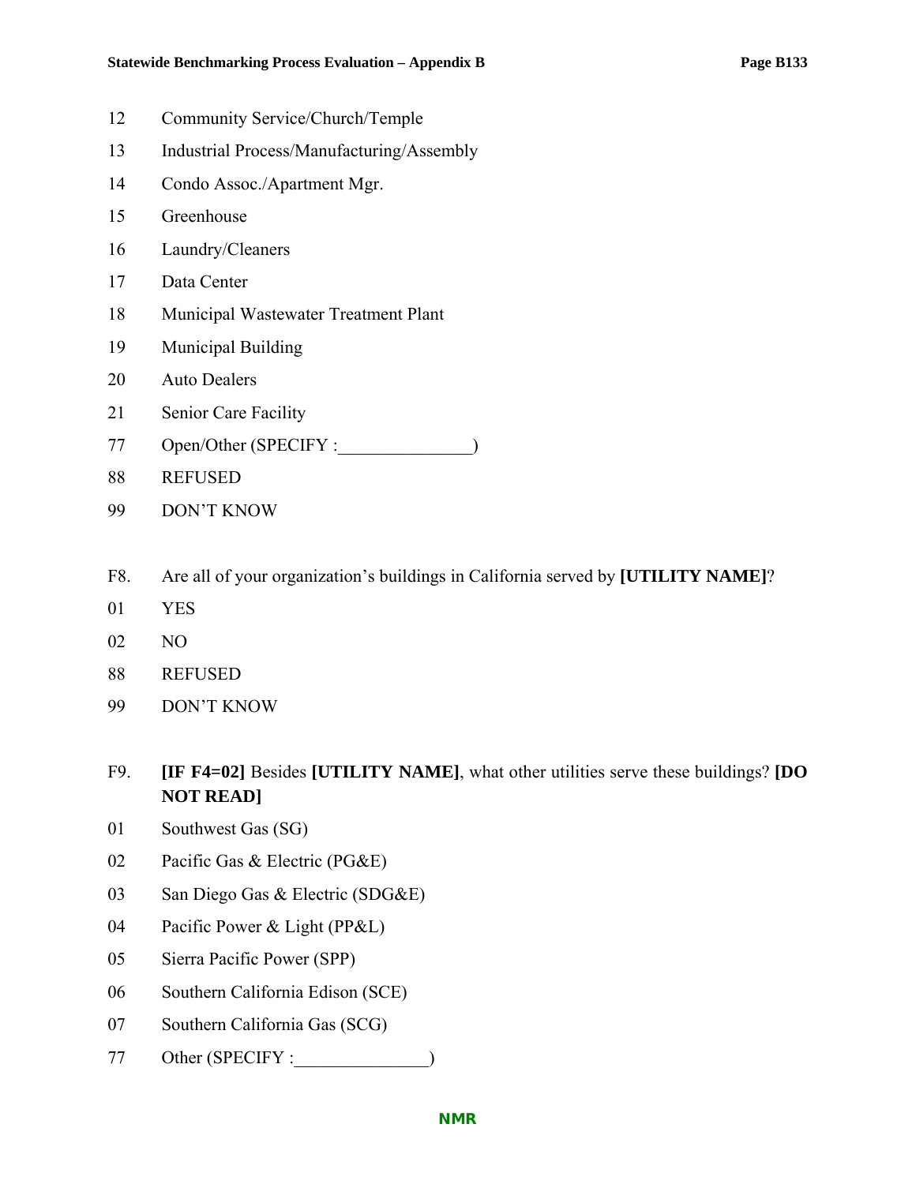12 Community Service/Church/Temple

13 Industrial Process/Manufacturing/Assembly

14 Condo Assoc./Apartment Mgr.

15 Greenhouse

16 Laundry/Cleaners

17 Data Center

18 Municipal Wastewater Treatment Plant

19 Municipal Building

20 Auto Dealers

21 Senior Care Facility

77 Open/Other (SPECIFY :_______________)

88 REFUSED

99 DON'T KNOW

F8. Are all of your organization's buildings in California served by **[UTILITY NAME]**?

01 YES

02 NO

88 REFUSED

99 DON'T KNOW

F9. **[IF F4=02]** Besides **[UTILITY NAME]**, what other utilities serve these buildings? **[DO NOT READ]**

01 Southwest Gas (SG)

02 Pacific Gas & Electric (PG&E)

03 San Diego Gas & Electric (SDG&E)

04 Pacific Power & Light (PP&L)

05 Sierra Pacific Power (SPP)

06 Southern California Edison (SCE)

07 Southern California Gas (SCG)

77 Other (SPECIFY :_______________)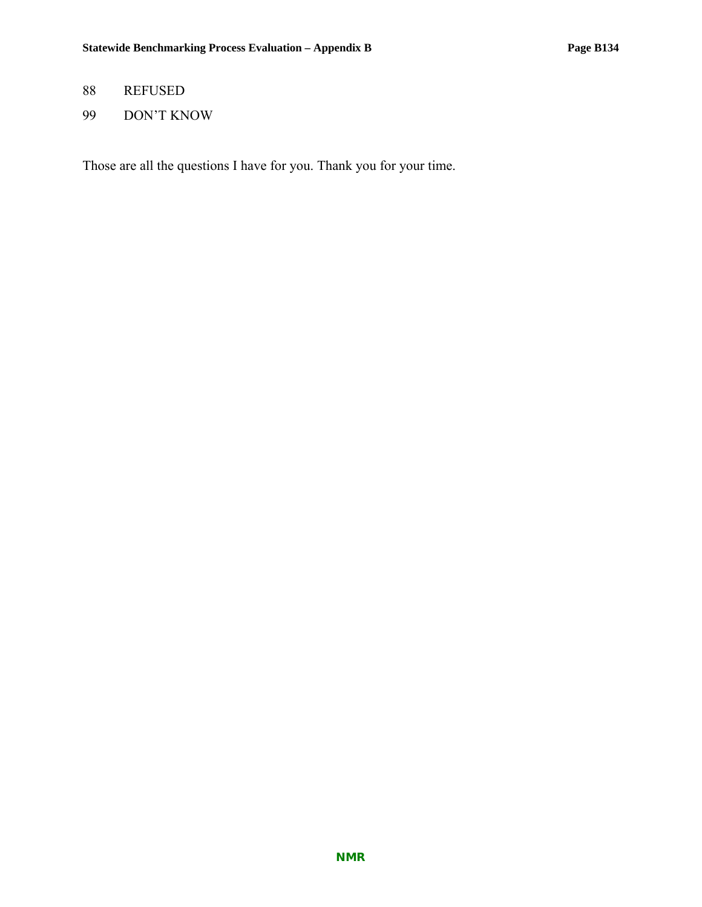88 REFUSED

99 DON'T KNOW

Those are all the questions I have for you. Thank you for your time.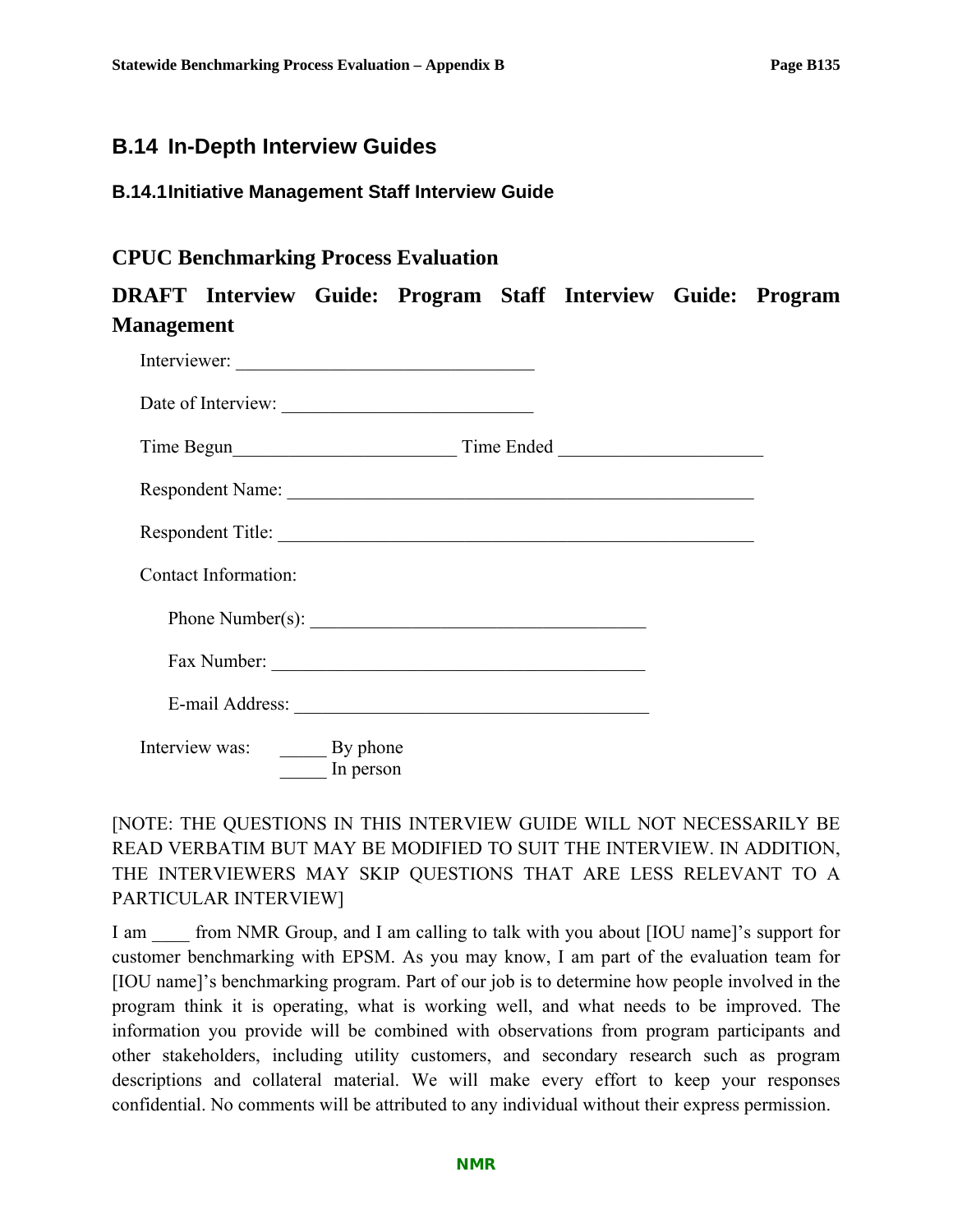## B.14 In-Depth Interview Guides

### B.14.1 Initiative Management Staff Interview Guide

## CPUC Benchmarking Process Evaluation

## DRAFT Interview Guide: Program Staff Interview Guide: Program Management

Interviewer: ________________________________

Date of Interview: ___________________________

Time Begun________________________ Time Ended _____________________

Respondent Name: ___________________________________________________

Respondent Title: ____________________________________________________

Contact Information:

Phone Number(s): ____________________________________

Fax Number: _________________________________________

E-mail Address: ______________________________________

Interview was: _____ By phone
_____ In person

[NOTE: THE QUESTIONS IN THIS INTERVIEW GUIDE WILL NOT NECESSARILY BE READ VERBATIM BUT MAY BE MODIFIED TO SUIT THE INTERVIEW. IN ADDITION, THE INTERVIEWERS MAY SKIP QUESTIONS THAT ARE LESS RELEVANT TO A PARTICULAR INTERVIEW]

I am ____ from NMR Group, and I am calling to talk with you about [IOU name]'s support for customer benchmarking with EPSM. As you may know, I am part of the evaluation team for [IOU name]'s benchmarking program. Part of our job is to determine how people involved in the program think it is operating, what is working well, and what needs to be improved. The information you provide will be combined with observations from program participants and other stakeholders, including utility customers, and secondary research such as program descriptions and collateral material. We will make every effort to keep your responses confidential. No comments will be attributed to any individual without their express permission.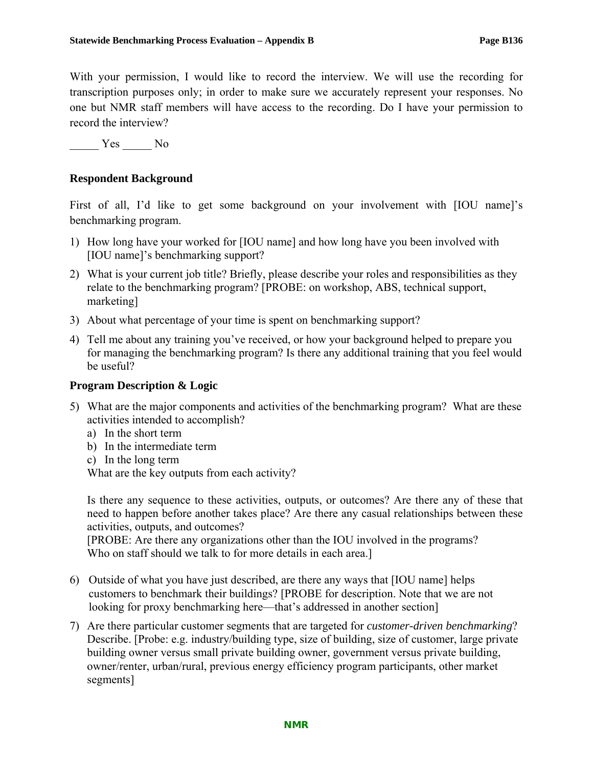With your permission, I would like to record the interview. We will use the recording for transcription purposes only; in order to make sure we accurately represent your responses. No one but NMR staff members will have access to the recording. Do I have your permission to record the interview?

_____ Yes _____ No

### Respondent Background

First of all, I'd like to get some background on your involvement with [IOU name]'s benchmarking program.

1) How long have your worked for [IOU name] and how long have you been involved with [IOU name]'s benchmarking support?
2) What is your current job title? Briefly, please describe your roles and responsibilities as they relate to the benchmarking program? [PROBE: on workshop, ABS, technical support, marketing]
3) About what percentage of your time is spent on benchmarking support?
4) Tell me about any training you've received, or how your background helped to prepare you for managing the benchmarking program? Is there any additional training that you feel would be useful?

### Program Description & Logic

5) What are the major components and activities of the benchmarking program? What are these activities intended to accomplish?
   a) In the short term
   b) In the intermediate term
   c) In the long term

   What are the key outputs from each activity?

   Is there any sequence to these activities, outputs, or outcomes? Are there any of these that need to happen before another takes place? Are there any casual relationships between these activities, outputs, and outcomes?
   [PROBE: Are there any organizations other than the IOU involved in the programs? Who on staff should we talk to for more details in each area.]

6) Outside of what you have just described, are there any ways that [IOU name] helps customers to benchmark their buildings? [PROBE for description. Note that we are not looking for proxy benchmarking here—that's addressed in another section]
7) Are there particular customer segments that are targeted for *customer-driven benchmarking*? Describe. [Probe: e.g. industry/building type, size of building, size of customer, large private building owner versus small private building owner, government versus private building, owner/renter, urban/rural, previous energy efficiency program participants, other market segments]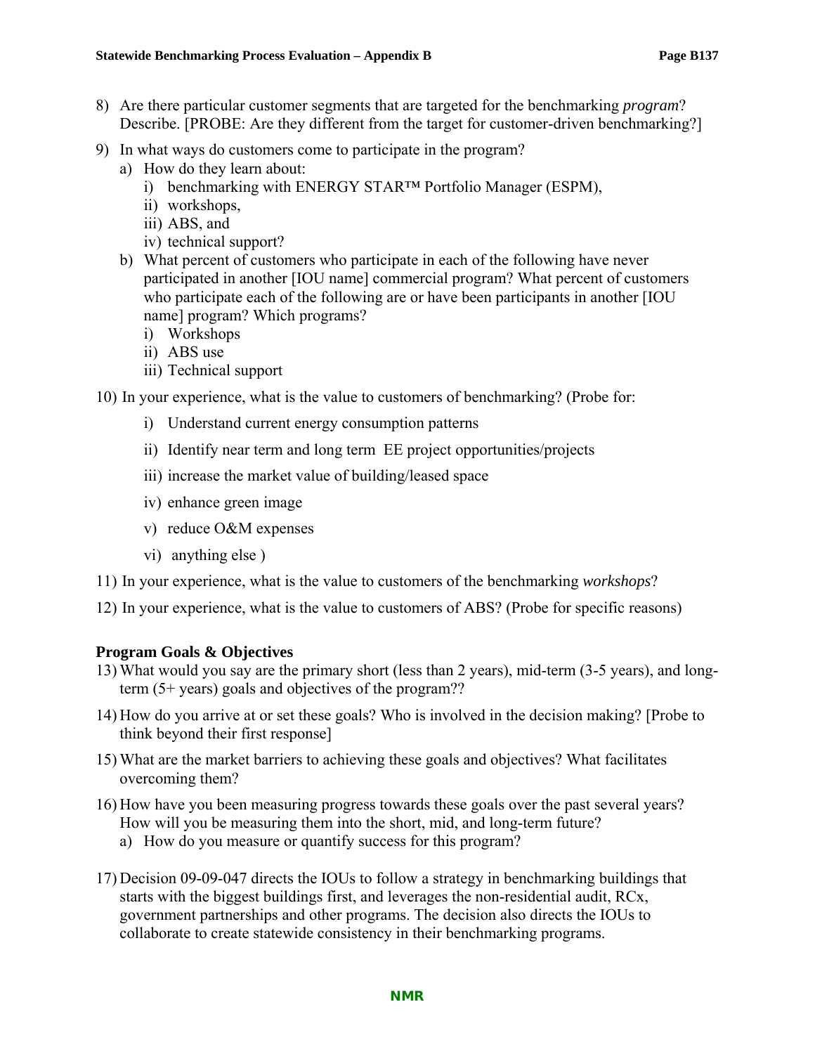8) Are there particular customer segments that are targeted for the benchmarking *program*? Describe. [PROBE: Are they different from the target for customer-driven benchmarking?]

9) In what ways do customers come to participate in the program?
   a) How do they learn about:
      i) benchmarking with ENERGY STAR™ Portfolio Manager (ESPM),
      ii) workshops,
      iii) ABS, and
      iv) technical support?
   b) What percent of customers who participate in each of the following have never participated in another [IOU name] commercial program? What percent of customers who participate each of the following are or have been participants in another [IOU name] program? Which programs?
      i) Workshops
      ii) ABS use
      iii) Technical support

10) In your experience, what is the value to customers of benchmarking? (Probe for:
    i) Understand current energy consumption patterns
    ii) Identify near term and long term EE project opportunities/projects
    iii) increase the market value of building/leased space
    iv) enhance green image
    v) reduce O&M expenses
    vi) anything else )

11) In your experience, what is the value to customers of the benchmarking *workshops*?

12) In your experience, what is the value to customers of ABS? (Probe for specific reasons)

**Program Goals & Objectives**

13) What would you say are the primary short (less than 2 years), mid-term (3-5 years), and long-term (5+ years) goals and objectives of the program??

14) How do you arrive at or set these goals? Who is involved in the decision making? [Probe to think beyond their first response]

15) What are the market barriers to achieving these goals and objectives? What facilitates overcoming them?

16) How have you been measuring progress towards these goals over the past several years? How will you be measuring them into the short, mid, and long-term future?
    a) How do you measure or quantify success for this program?

17) Decision 09-09-047 directs the IOUs to follow a strategy in benchmarking buildings that starts with the biggest buildings first, and leverages the non-residential audit, RCx, government partnerships and other programs. The decision also directs the IOUs to collaborate to create statewide consistency in their benchmarking programs.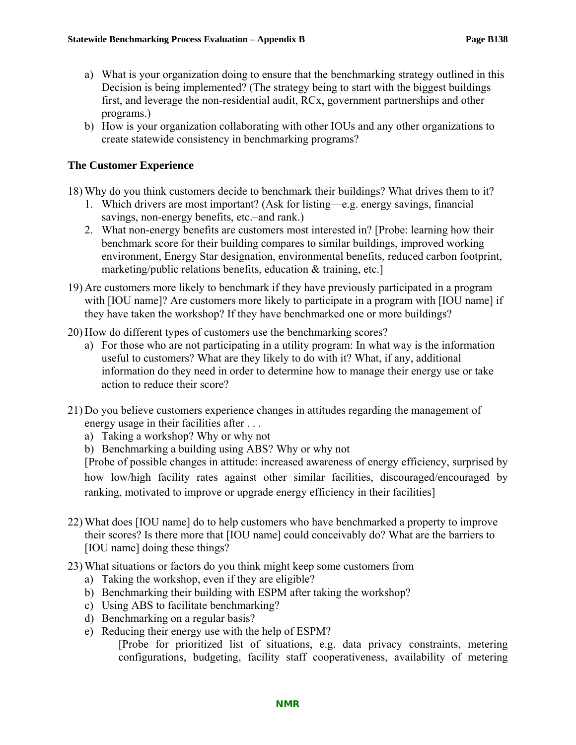a) What is your organization doing to ensure that the benchmarking strategy outlined in this Decision is being implemented? (The strategy being to start with the biggest buildings first, and leverage the non-residential audit, RCx, government partnerships and other programs.)
b) How is your organization collaborating with other IOUs and any other organizations to create statewide consistency in benchmarking programs?

### The Customer Experience

18) Why do you think customers decide to benchmark their buildings? What drives them to it?
    1. Which drivers are most important? (Ask for listing—e.g. energy savings, financial savings, non-energy benefits, etc.–and rank.)
    2. What non-energy benefits are customers most interested in? [Probe: learning how their benchmark score for their building compares to similar buildings, improved working environment, Energy Star designation, environmental benefits, reduced carbon footprint, marketing/public relations benefits, education & training, etc.]

19) Are customers more likely to benchmark if they have previously participated in a program with [IOU name]? Are customers more likely to participate in a program with [IOU name] if they have taken the workshop? If they have benchmarked one or more buildings?

20) How do different types of customers use the benchmarking scores?
    a) For those who are not participating in a utility program: In what way is the information useful to customers? What are they likely to do with it? What, if any, additional information do they need in order to determine how to manage their energy use or take action to reduce their score?

21) Do you believe customers experience changes in attitudes regarding the management of energy usage in their facilities after . . .
    a) Taking a workshop? Why or why not
    b) Benchmarking a building using ABS? Why or why not

    [Probe of possible changes in attitude: increased awareness of energy efficiency, surprised by how low/high facility rates against other similar facilities, discouraged/encouraged by ranking, motivated to improve or upgrade energy efficiency in their facilities]

22) What does [IOU name] do to help customers who have benchmarked a property to improve their scores? Is there more that [IOU name] could conceivably do? What are the barriers to [IOU name] doing these things?

23) What situations or factors do you think might keep some customers from
    a) Taking the workshop, even if they are eligible?
    b) Benchmarking their building with ESPM after taking the workshop?
    c) Using ABS to facilitate benchmarking?
    d) Benchmarking on a regular basis?
    e) Reducing their energy use with the help of ESPM?

       [Probe for prioritized list of situations, e.g. data privacy constraints, metering configurations, budgeting, facility staff cooperativeness, availability of metering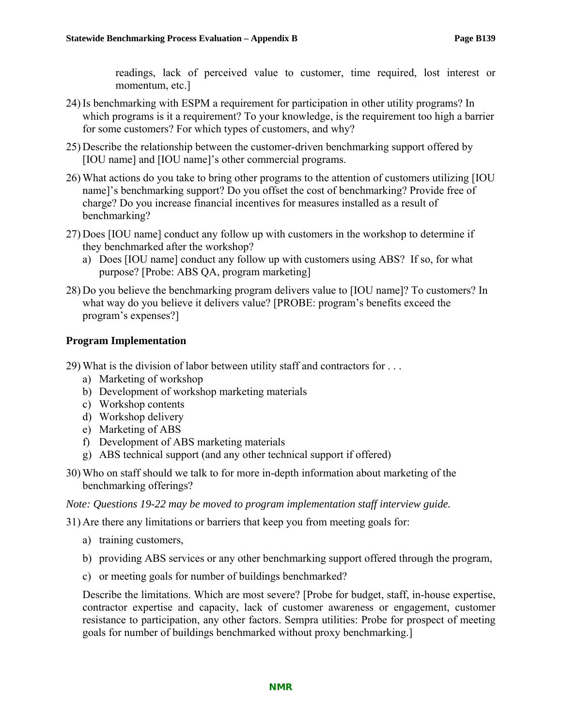readings, lack of perceived value to customer, time required, lost interest or momentum, etc.]

24) Is benchmarking with ESPM a requirement for participation in other utility programs? In which programs is it a requirement? To your knowledge, is the requirement too high a barrier for some customers? For which types of customers, and why?

25) Describe the relationship between the customer-driven benchmarking support offered by [IOU name] and [IOU name]'s other commercial programs.

26) What actions do you take to bring other programs to the attention of customers utilizing [IOU name]'s benchmarking support? Do you offset the cost of benchmarking? Provide free of charge? Do you increase financial incentives for measures installed as a result of benchmarking?

27) Does [IOU name] conduct any follow up with customers in the workshop to determine if they benchmarked after the workshop?
    a) Does [IOU name] conduct any follow up with customers using ABS? If so, for what purpose? [Probe: ABS QA, program marketing]

28) Do you believe the benchmarking program delivers value to [IOU name]? To customers? In what way do you believe it delivers value? [PROBE: program's benefits exceed the program's expenses?]

## Program Implementation

29) What is the division of labor between utility staff and contractors for . . .
    a) Marketing of workshop
    b) Development of workshop marketing materials
    c) Workshop contents
    d) Workshop delivery
    e) Marketing of ABS
    f) Development of ABS marketing materials
    g) ABS technical support (and any other technical support if offered)

30) Who on staff should we talk to for more in-depth information about marketing of the benchmarking offerings?

*Note: Questions 19-22 may be moved to program implementation staff interview guide.*

31) Are there any limitations or barriers that keep you from meeting goals for:
    a) training customers,
    b) providing ABS services or any other benchmarking support offered through the program,
    c) or meeting goals for number of buildings benchmarked?

    Describe the limitations. Which are most severe? [Probe for budget, staff, in-house expertise, contractor expertise and capacity, lack of customer awareness or engagement, customer resistance to participation, any other factors. Sempra utilities: Probe for prospect of meeting goals for number of buildings benchmarked without proxy benchmarking.]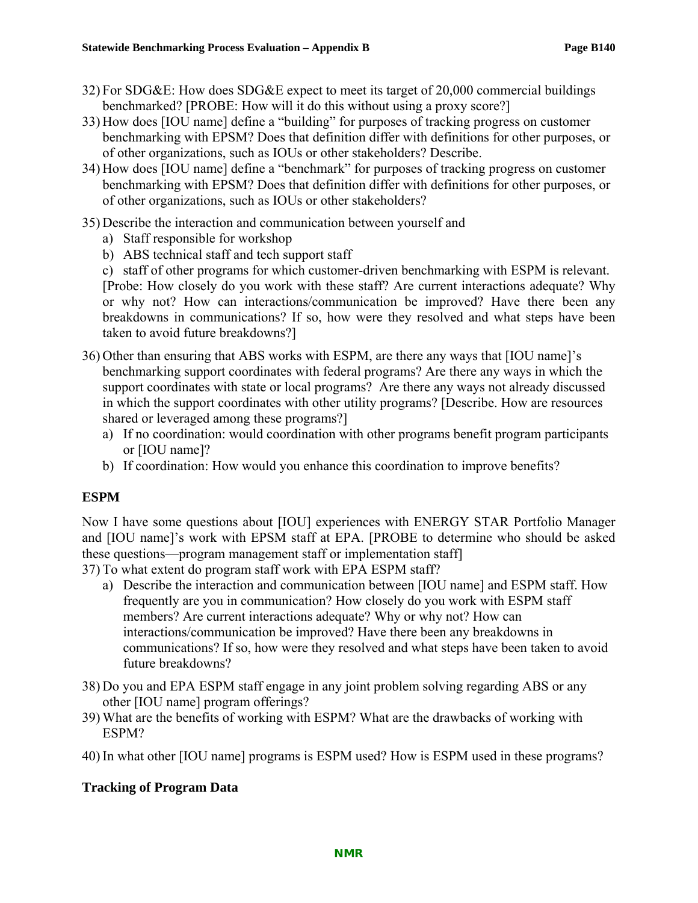32) For SDG&E: How does SDG&E expect to meet its target of 20,000 commercial buildings benchmarked? [PROBE: How will it do this without using a proxy score?]
33) How does [IOU name] define a "building" for purposes of tracking progress on customer benchmarking with EPSM? Does that definition differ with definitions for other purposes, or of other organizations, such as IOUs or other stakeholders? Describe.
34) How does [IOU name] define a "benchmark" for purposes of tracking progress on customer benchmarking with EPSM? Does that definition differ with definitions for other purposes, or of other organizations, such as IOUs or other stakeholders?
35) Describe the interaction and communication between yourself and
    a) Staff responsible for workshop
    b) ABS technical staff and tech support staff
    c) staff of other programs for which customer-driven benchmarking with ESPM is relevant.

    [Probe: How closely do you work with these staff? Are current interactions adequate? Why or why not? How can interactions/communication be improved? Have there been any breakdowns in communications? If so, how were they resolved and what steps have been taken to avoid future breakdowns?]
36) Other than ensuring that ABS works with ESPM, are there any ways that [IOU name]'s benchmarking support coordinates with federal programs? Are there any ways in which the support coordinates with state or local programs? Are there any ways not already discussed in which the support coordinates with other utility programs? [Describe. How are resources shared or leveraged among these programs?]
    a) If no coordination: would coordination with other programs benefit program participants or [IOU name]?
    b) If coordination: How would you enhance this coordination to improve benefits?

## ESPM

Now I have some questions about [IOU] experiences with ENERGY STAR Portfolio Manager and [IOU name]'s work with EPSM staff at EPA. [PROBE to determine who should be asked these questions—program management staff or implementation staff]

37) To what extent do program staff work with EPA ESPM staff?
    a) Describe the interaction and communication between [IOU name] and ESPM staff. How frequently are you in communication? How closely do you work with ESPM staff members? Are current interactions adequate? Why or why not? How can interactions/communication be improved? Have there been any breakdowns in communications? If so, how were they resolved and what steps have been taken to avoid future breakdowns?
38) Do you and EPA ESPM staff engage in any joint problem solving regarding ABS or any other [IOU name] program offerings?
39) What are the benefits of working with ESPM? What are the drawbacks of working with ESPM?
40) In what other [IOU name] programs is ESPM used? How is ESPM used in these programs?

## Tracking of Program Data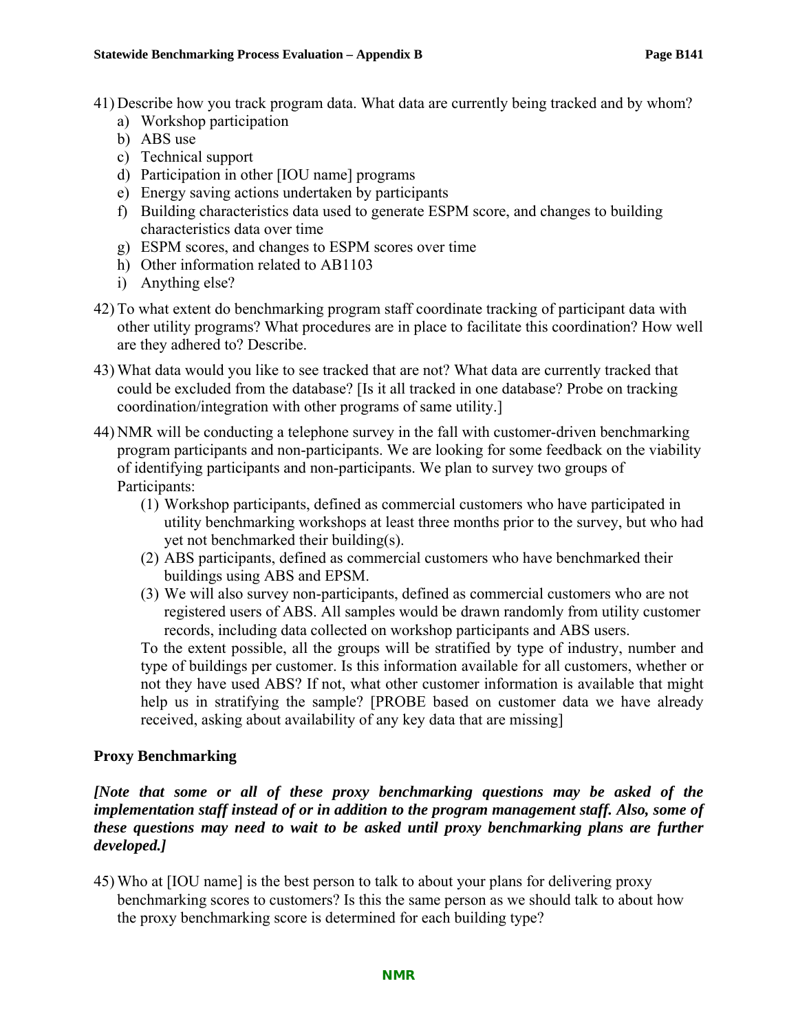41) Describe how you track program data. What data are currently being tracked and by whom?
   a) Workshop participation
   b) ABS use
   c) Technical support
   d) Participation in other [IOU name] programs
   e) Energy saving actions undertaken by participants
   f) Building characteristics data used to generate ESPM score, and changes to building characteristics data over time
   g) ESPM scores, and changes to ESPM scores over time
   h) Other information related to AB1103
   i) Anything else?

42) To what extent do benchmarking program staff coordinate tracking of participant data with other utility programs? What procedures are in place to facilitate this coordination? How well are they adhered to? Describe.

43) What data would you like to see tracked that are not? What data are currently tracked that could be excluded from the database? [Is it all tracked in one database? Probe on tracking coordination/integration with other programs of same utility.]

44) NMR will be conducting a telephone survey in the fall with customer-driven benchmarking program participants and non-participants. We are looking for some feedback on the viability of identifying participants and non-participants. We plan to survey two groups of Participants:
   (1) Workshop participants, defined as commercial customers who have participated in utility benchmarking workshops at least three months prior to the survey, but who had yet not benchmarked their building(s).
   (2) ABS participants, defined as commercial customers who have benchmarked their buildings using ABS and EPSM.
   (3) We will also survey non-participants, defined as commercial customers who are not registered users of ABS. All samples would be drawn randomly from utility customer records, including data collected on workshop participants and ABS users.

   To the extent possible, all the groups will be stratified by type of industry, number and type of buildings per customer. Is this information available for all customers, whether or not they have used ABS? If not, what other customer information is available that might help us in stratifying the sample? [PROBE based on customer data we have already received, asking about availability of any key data that are missing]

## Proxy Benchmarking

***[Note that some or all of these proxy benchmarking questions may be asked of the implementation staff instead of or in addition to the program management staff. Also, some of these questions may need to wait to be asked until proxy benchmarking plans are further developed.]***

45) Who at [IOU name] is the best person to talk to about your plans for delivering proxy benchmarking scores to customers? Is this the same person as we should talk to about how the proxy benchmarking score is determined for each building type?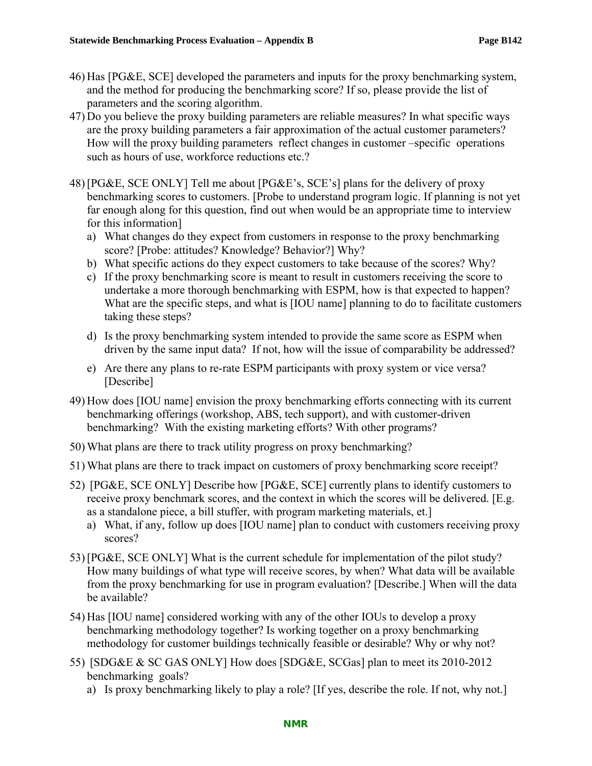46) Has [PG&E, SCE] developed the parameters and inputs for the proxy benchmarking system, and the method for producing the benchmarking score? If so, please provide the list of parameters and the scoring algorithm.

47) Do you believe the proxy building parameters are reliable measures? In what specific ways are the proxy building parameters a fair approximation of the actual customer parameters? How will the proxy building parameters reflect changes in customer –specific operations such as hours of use, workforce reductions etc.?

48) [PG&E, SCE ONLY] Tell me about [PG&E's, SCE's] plans for the delivery of proxy benchmarking scores to customers. [Probe to understand program logic. If planning is not yet far enough along for this question, find out when would be an appropriate time to interview for this information]
   a) What changes do they expect from customers in response to the proxy benchmarking score? [Probe: attitudes? Knowledge? Behavior?] Why?
   b) What specific actions do they expect customers to take because of the scores? Why?
   c) If the proxy benchmarking score is meant to result in customers receiving the score to undertake a more thorough benchmarking with ESPM, how is that expected to happen? What are the specific steps, and what is [IOU name] planning to do to facilitate customers taking these steps?
   d) Is the proxy benchmarking system intended to provide the same score as ESPM when driven by the same input data? If not, how will the issue of comparability be addressed?
   e) Are there any plans to re-rate ESPM participants with proxy system or vice versa? [Describe]

49) How does [IOU name] envision the proxy benchmarking efforts connecting with its current benchmarking offerings (workshop, ABS, tech support), and with customer-driven benchmarking? With the existing marketing efforts? With other programs?

50) What plans are there to track utility progress on proxy benchmarking?

51) What plans are there to track impact on customers of proxy benchmarking score receipt?

52) [PG&E, SCE ONLY] Describe how [PG&E, SCE] currently plans to identify customers to receive proxy benchmark scores, and the context in which the scores will be delivered. [E.g. as a standalone piece, a bill stuffer, with program marketing materials, et.]
   a) What, if any, follow up does [IOU name] plan to conduct with customers receiving proxy scores?

53) [PG&E, SCE ONLY] What is the current schedule for implementation of the pilot study? How many buildings of what type will receive scores, by when? What data will be available from the proxy benchmarking for use in program evaluation? [Describe.] When will the data be available?

54) Has [IOU name] considered working with any of the other IOUs to develop a proxy benchmarking methodology together? Is working together on a proxy benchmarking methodology for customer buildings technically feasible or desirable? Why or why not?

55) [SDG&E & SC GAS ONLY] How does [SDG&E, SCGas] plan to meet its 2010-2012 benchmarking goals?
   a) Is proxy benchmarking likely to play a role? [If yes, describe the role. If not, why not.]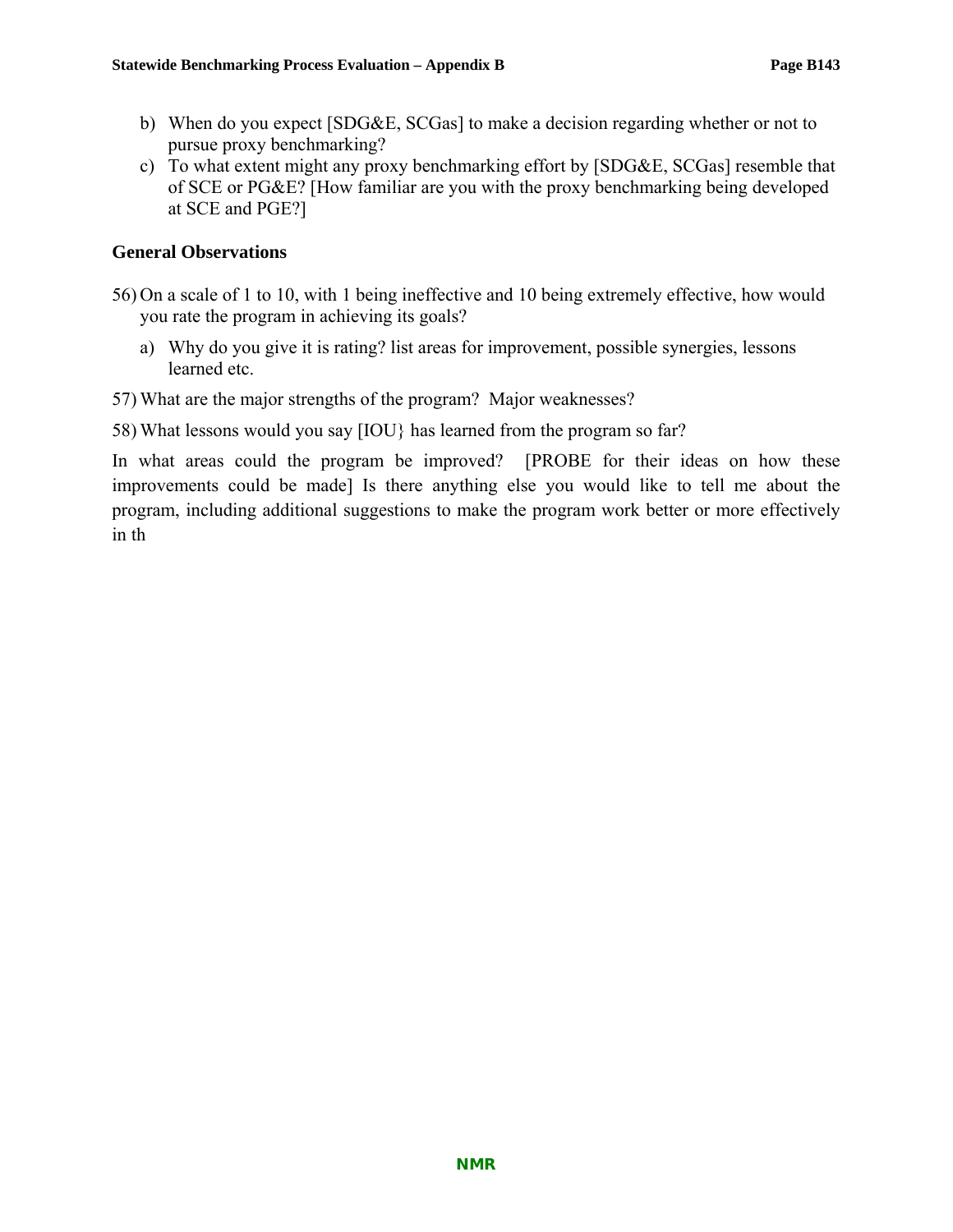b) When do you expect [SDG&E, SCGas] to make a decision regarding whether or not to pursue proxy benchmarking?

c) To what extent might any proxy benchmarking effort by [SDG&E, SCGas] resemble that of SCE or PG&E? [How familiar are you with the proxy benchmarking being developed at SCE and PGE?]

### General Observations

56) On a scale of 1 to 10, with 1 being ineffective and 10 being extremely effective, how would you rate the program in achieving its goals?

   a) Why do you give it is rating? list areas for improvement, possible synergies, lessons learned etc.

57) What are the major strengths of the program? Major weaknesses?

58) What lessons would you say [IOU} has learned from the program so far?

In what areas could the program be improved? [PROBE for their ideas on how these improvements could be made] Is there anything else you would like to tell me about the program, including additional suggestions to make the program work better or more effectively in th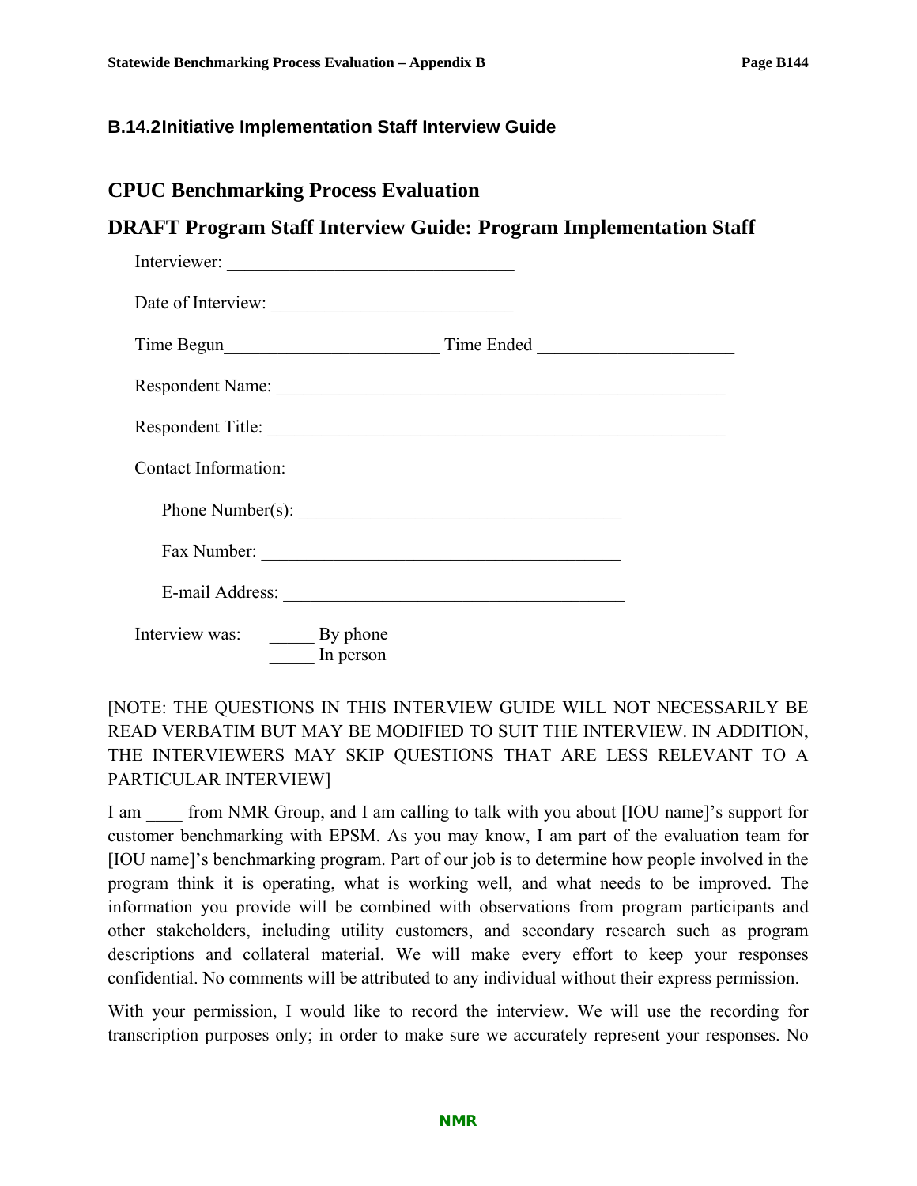### B.14.2 Initiative Implementation Staff Interview Guide

## CPUC Benchmarking Process Evaluation

## DRAFT Program Staff Interview Guide: Program Implementation Staff

Interviewer: ______________________________

Date of Interview: __________________________

Time Begun_______________________ Time Ended ____________________

Respondent Name: ________________________________________________

Respondent Title: _________________________________________________

Contact Information:

Phone Number(s): __________________________________

Fax Number: ______________________________________

E-mail Address: ____________________________________

Interview was: _____ By phone
_____ In person

[NOTE: THE QUESTIONS IN THIS INTERVIEW GUIDE WILL NOT NECESSARILY BE READ VERBATIM BUT MAY BE MODIFIED TO SUIT THE INTERVIEW. IN ADDITION, THE INTERVIEWERS MAY SKIP QUESTIONS THAT ARE LESS RELEVANT TO A PARTICULAR INTERVIEW]

I am ____ from NMR Group, and I am calling to talk with you about [IOU name]'s support for customer benchmarking with EPSM. As you may know, I am part of the evaluation team for [IOU name]'s benchmarking program. Part of our job is to determine how people involved in the program think it is operating, what is working well, and what needs to be improved. The information you provide will be combined with observations from program participants and other stakeholders, including utility customers, and secondary research such as program descriptions and collateral material. We will make every effort to keep your responses confidential. No comments will be attributed to any individual without their express permission.

With your permission, I would like to record the interview. We will use the recording for transcription purposes only; in order to make sure we accurately represent your responses. No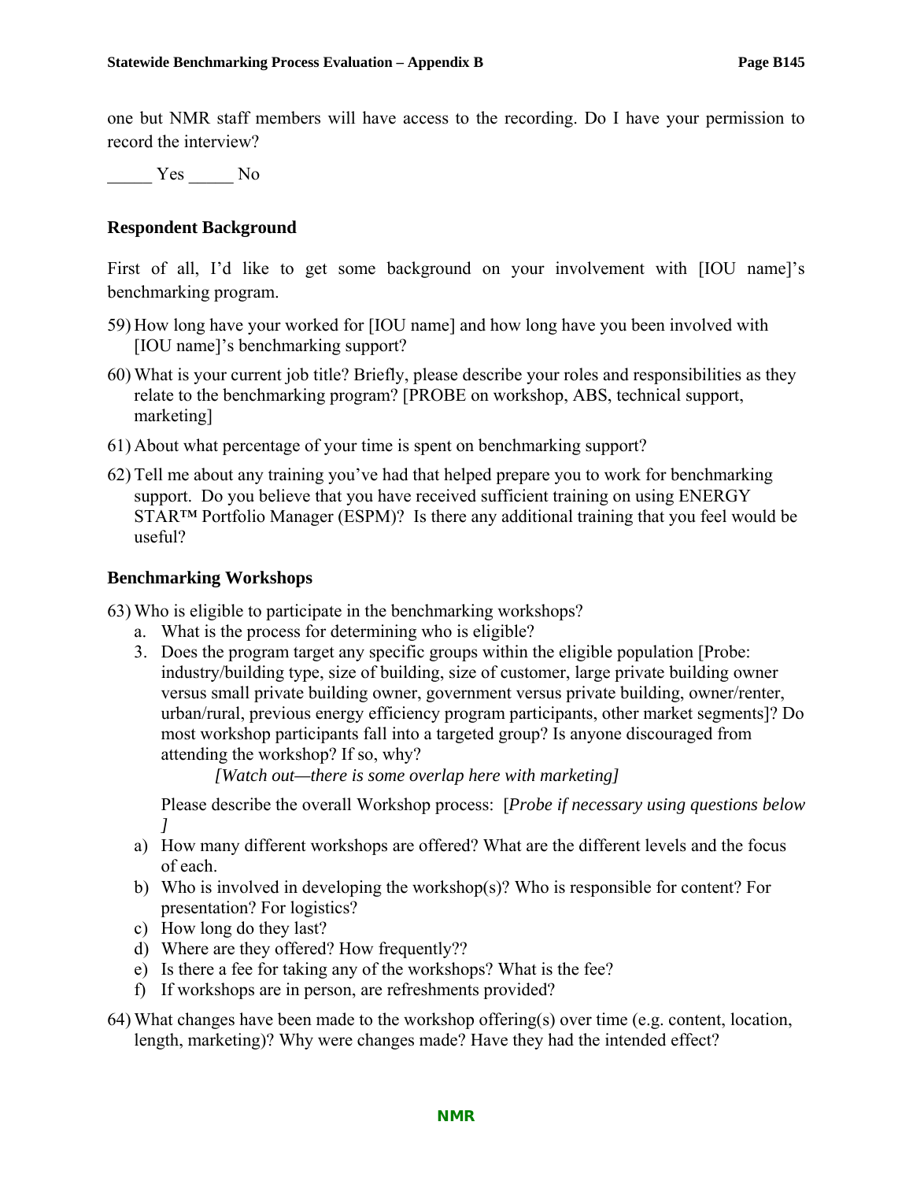one but NMR staff members will have access to the recording. Do I have your permission to record the interview?

_____ Yes _____ No

### Respondent Background

First of all, I'd like to get some background on your involvement with [IOU name]'s benchmarking program.

59) How long have your worked for [IOU name] and how long have you been involved with [IOU name]'s benchmarking support?

60) What is your current job title? Briefly, please describe your roles and responsibilities as they relate to the benchmarking program? [PROBE on workshop, ABS, technical support, marketing]

61) About what percentage of your time is spent on benchmarking support?

62) Tell me about any training you've had that helped prepare you to work for benchmarking support. Do you believe that you have received sufficient training on using ENERGY STAR™ Portfolio Manager (ESPM)? Is there any additional training that you feel would be useful?

### Benchmarking Workshops

63) Who is eligible to participate in the benchmarking workshops?
   a. What is the process for determining who is eligible?
   3. Does the program target any specific groups within the eligible population [Probe: industry/building type, size of building, size of customer, large private building owner versus small private building owner, government versus private building, owner/renter, urban/rural, previous energy efficiency program participants, other market segments]? Do most workshop participants fall into a targeted group? Is anyone discouraged from attending the workshop? If so, why?

      *[Watch out—there is some overlap here with marketing]*

   Please describe the overall Workshop process: [*Probe if necessary using questions below* ]

   a) How many different workshops are offered? What are the different levels and the focus of each.
   b) Who is involved in developing the workshop(s)? Who is responsible for content? For presentation? For logistics?
   c) How long do they last?
   d) Where are they offered? How frequently??
   e) Is there a fee for taking any of the workshops? What is the fee?
   f) If workshops are in person, are refreshments provided?

64) What changes have been made to the workshop offering(s) over time (e.g. content, location, length, marketing)? Why were changes made? Have they had the intended effect?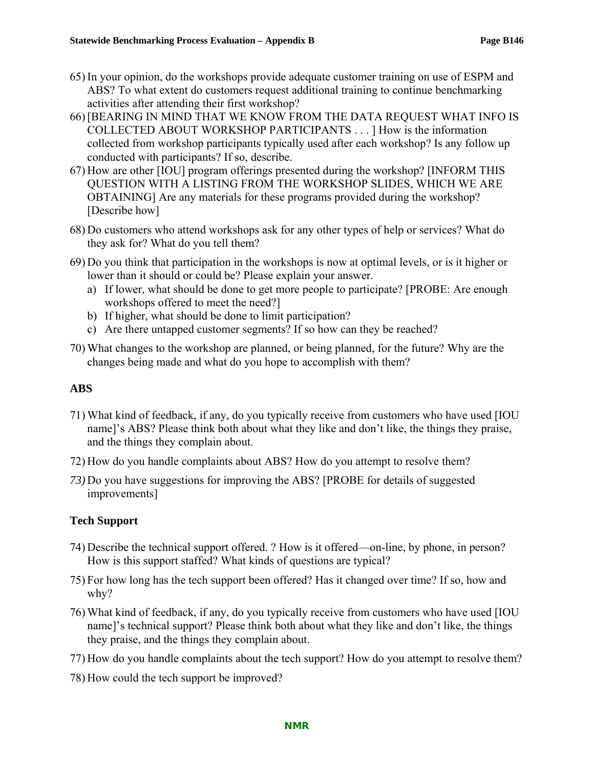65) In your opinion, do the workshops provide adequate customer training on use of ESPM and ABS? To what extent do customers request additional training to continue benchmarking activities after attending their first workshop?

66) [BEARING IN MIND THAT WE KNOW FROM THE DATA REQUEST WHAT INFO IS COLLECTED ABOUT WORKSHOP PARTICIPANTS . . . ] How is the information collected from workshop participants typically used after each workshop? Is any follow up conducted with participants? If so, describe.

67) How are other [IOU] program offerings presented during the workshop? [INFORM THIS QUESTION WITH A LISTING FROM THE WORKSHOP SLIDES, WHICH WE ARE OBTAINING] Are any materials for these programs provided during the workshop? [Describe how]

68) Do customers who attend workshops ask for any other types of help or services? What do they ask for? What do you tell them?

69) Do you think that participation in the workshops is now at optimal levels, or is it higher or lower than it should or could be? Please explain your answer.
    a) If lower, what should be done to get more people to participate? [PROBE: Are enough workshops offered to meet the need?]
    b) If higher, what should be done to limit participation?
    c) Are there untapped customer segments? If so how can they be reached?

70) What changes to the workshop are planned, or being planned, for the future? Why are the changes being made and what do you hope to accomplish with them?

### ABS

71) What kind of feedback, if any, do you typically receive from customers who have used [IOU name]'s ABS? Please think both about what they like and don't like, the things they praise, and the things they complain about.

72) How do you handle complaints about ABS? How do you attempt to resolve them?

73) Do you have suggestions for improving the ABS? [PROBE for details of suggested improvements]

### Tech Support

74) Describe the technical support offered. ? How is it offered—on-line, by phone, in person? How is this support staffed? What kinds of questions are typical?

75) For how long has the tech support been offered? Has it changed over time? If so, how and why?

76) What kind of feedback, if any, do you typically receive from customers who have used [IOU name]'s technical support? Please think both about what they like and don't like, the things they praise, and the things they complain about.

77) How do you handle complaints about the tech support? How do you attempt to resolve them?

78) How could the tech support be improved?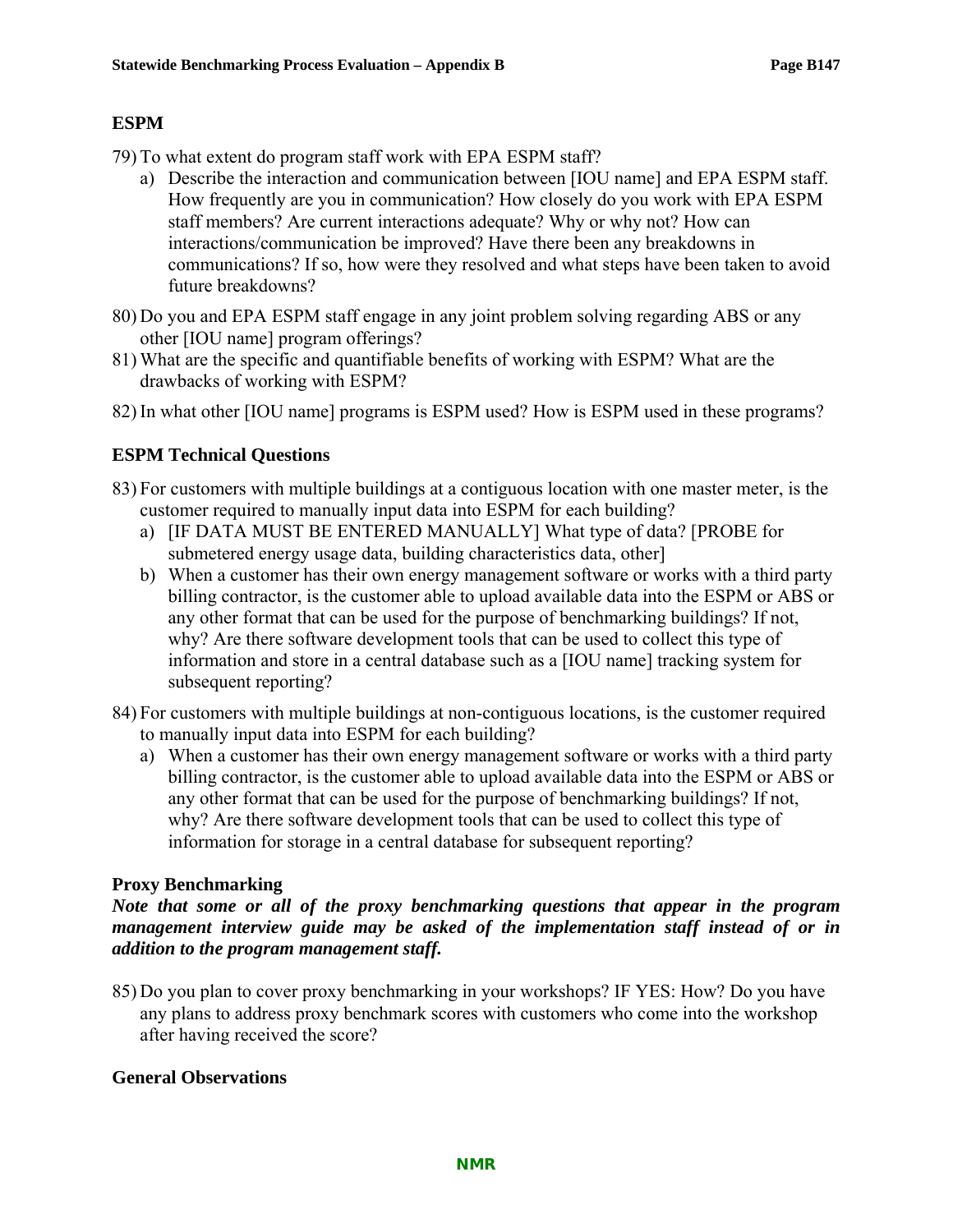## ESPM

79) To what extent do program staff work with EPA ESPM staff?
   a) Describe the interaction and communication between [IOU name] and EPA ESPM staff. How frequently are you in communication? How closely do you work with EPA ESPM staff members? Are current interactions adequate? Why or why not? How can interactions/communication be improved? Have there been any breakdowns in communications? If so, how were they resolved and what steps have been taken to avoid future breakdowns?

80) Do you and EPA ESPM staff engage in any joint problem solving regarding ABS or any other [IOU name] program offerings?

81) What are the specific and quantifiable benefits of working with ESPM? What are the drawbacks of working with ESPM?

82) In what other [IOU name] programs is ESPM used? How is ESPM used in these programs?

## ESPM Technical Questions

83) For customers with multiple buildings at a contiguous location with one master meter, is the customer required to manually input data into ESPM for each building?
   a) [IF DATA MUST BE ENTERED MANUALLY] What type of data? [PROBE for submetered energy usage data, building characteristics data, other]
   b) When a customer has their own energy management software or works with a third party billing contractor, is the customer able to upload available data into the ESPM or ABS or any other format that can be used for the purpose of benchmarking buildings? If not, why? Are there software development tools that can be used to collect this type of information and store in a central database such as a [IOU name] tracking system for subsequent reporting?

84) For customers with multiple buildings at non-contiguous locations, is the customer required to manually input data into ESPM for each building?
   a) When a customer has their own energy management software or works with a third party billing contractor, is the customer able to upload available data into the ESPM or ABS or any other format that can be used for the purpose of benchmarking buildings? If not, why? Are there software development tools that can be used to collect this type of information for storage in a central database for subsequent reporting?

## Proxy Benchmarking

***Note that some or all of the proxy benchmarking questions that appear in the program management interview guide may be asked of the implementation staff instead of or in addition to the program management staff.***

85) Do you plan to cover proxy benchmarking in your workshops? IF YES: How? Do you have any plans to address proxy benchmark scores with customers who come into the workshop after having received the score?

## General Observations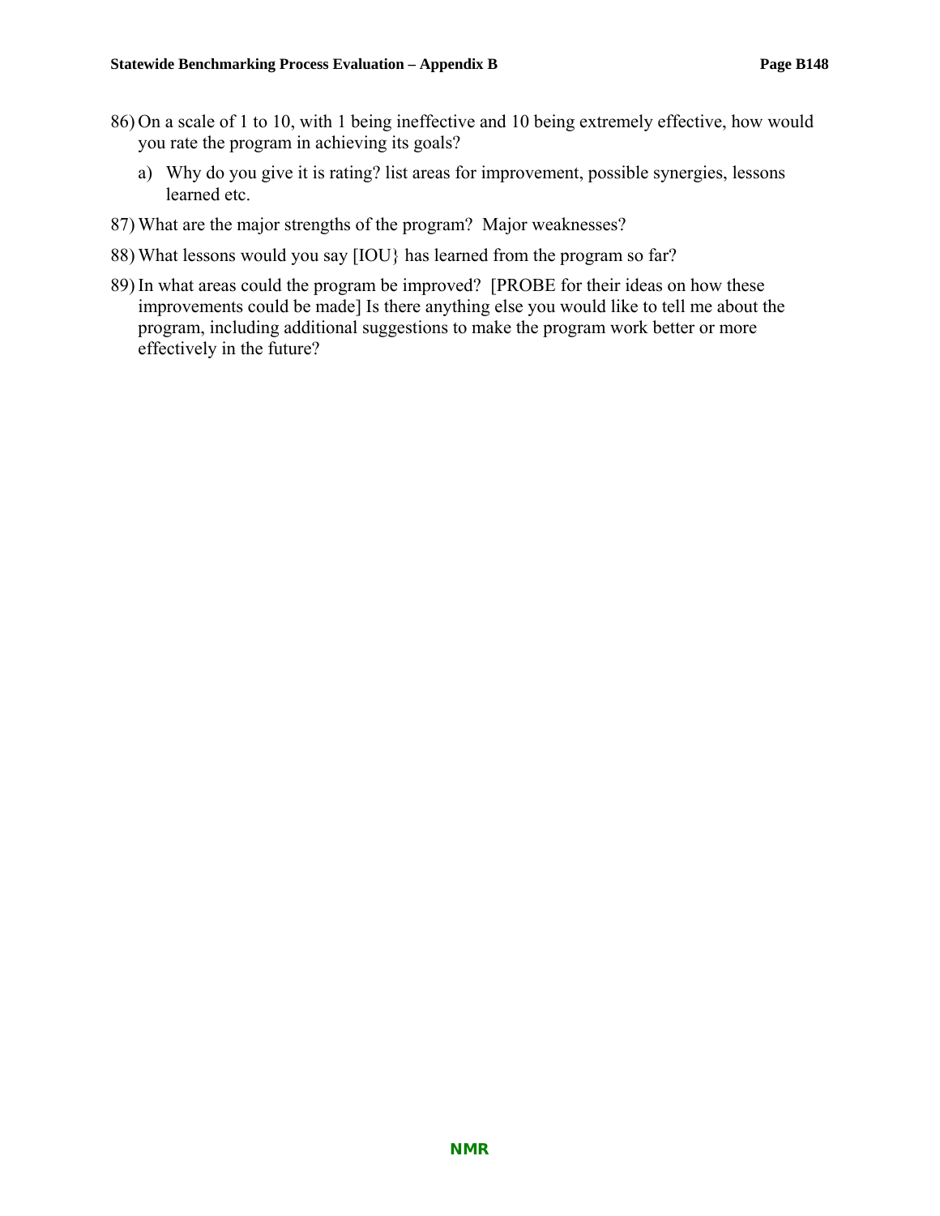86) On a scale of 1 to 10, with 1 being ineffective and 10 being extremely effective, how would you rate the program in achieving its goals?

    a) Why do you give it is rating? list areas for improvement, possible synergies, lessons learned etc.

87) What are the major strengths of the program? Major weaknesses?

88) What lessons would you say [IOU} has learned from the program so far?

89) In what areas could the program be improved? [PROBE for their ideas on how these improvements could be made] Is there anything else you would like to tell me about the program, including additional suggestions to make the program work better or more effectively in the future?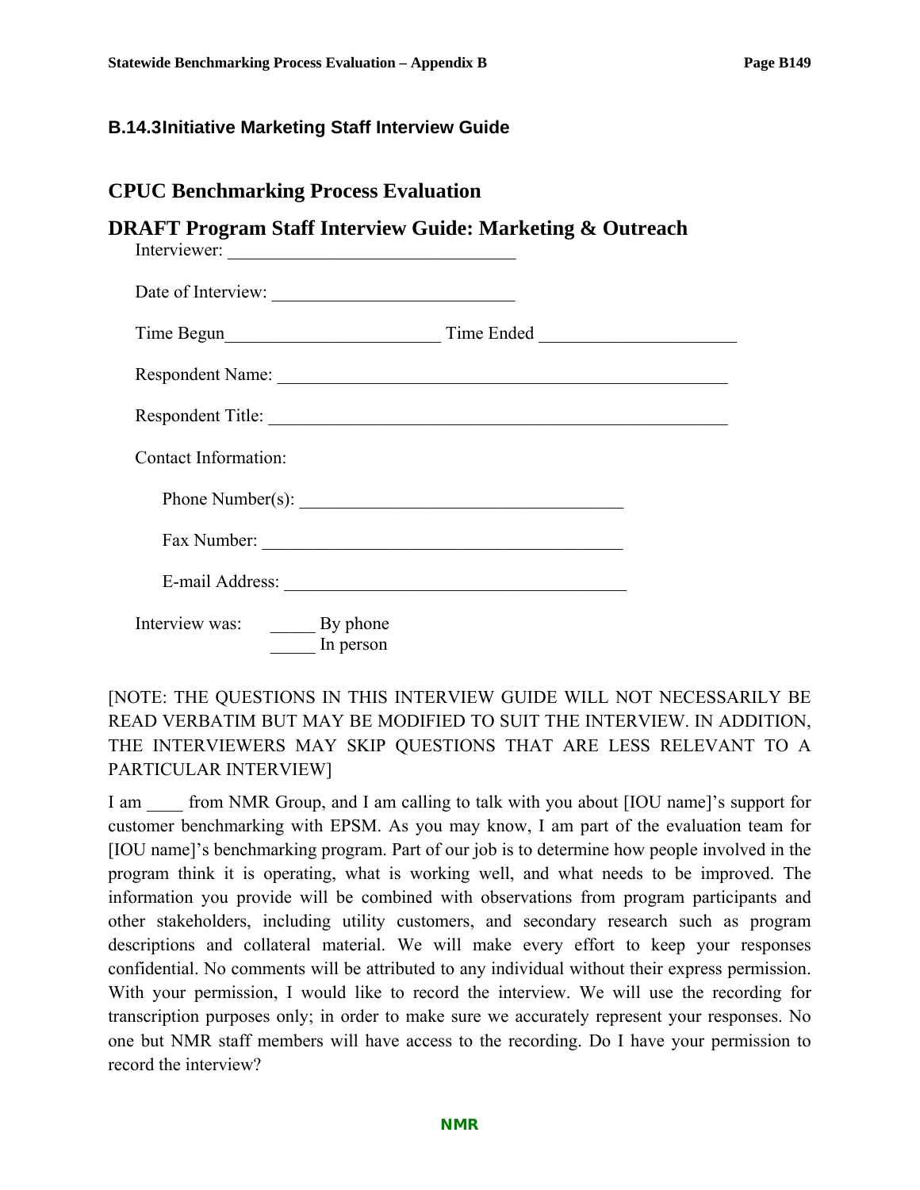### B.14.3 Initiative Marketing Staff Interview Guide

## CPUC Benchmarking Process Evaluation

## DRAFT Program Staff Interview Guide: Marketing & Outreach

Interviewer: ________________________________

Date of Interview: ___________________________

Time Begun________________________ Time Ended _____________________

Respondent Name: ___________________________________________________

Respondent Title: ___________________________________________________

Contact Information:

Phone Number(s): ____________________________________

Fax Number: ________________________________________

E-mail Address: ______________________________________

Interview was: _____ By phone
_____ In person

[NOTE: THE QUESTIONS IN THIS INTERVIEW GUIDE WILL NOT NECESSARILY BE READ VERBATIM BUT MAY BE MODIFIED TO SUIT THE INTERVIEW. IN ADDITION, THE INTERVIEWERS MAY SKIP QUESTIONS THAT ARE LESS RELEVANT TO A PARTICULAR INTERVIEW]

I am ____ from NMR Group, and I am calling to talk with you about [IOU name]'s support for customer benchmarking with EPSM. As you may know, I am part of the evaluation team for [IOU name]'s benchmarking program. Part of our job is to determine how people involved in the program think it is operating, what is working well, and what needs to be improved. The information you provide will be combined with observations from program participants and other stakeholders, including utility customers, and secondary research such as program descriptions and collateral material. We will make every effort to keep your responses confidential. No comments will be attributed to any individual without their express permission. With your permission, I would like to record the interview. We will use the recording for transcription purposes only; in order to make sure we accurately represent your responses. No one but NMR staff members will have access to the recording. Do I have your permission to record the interview?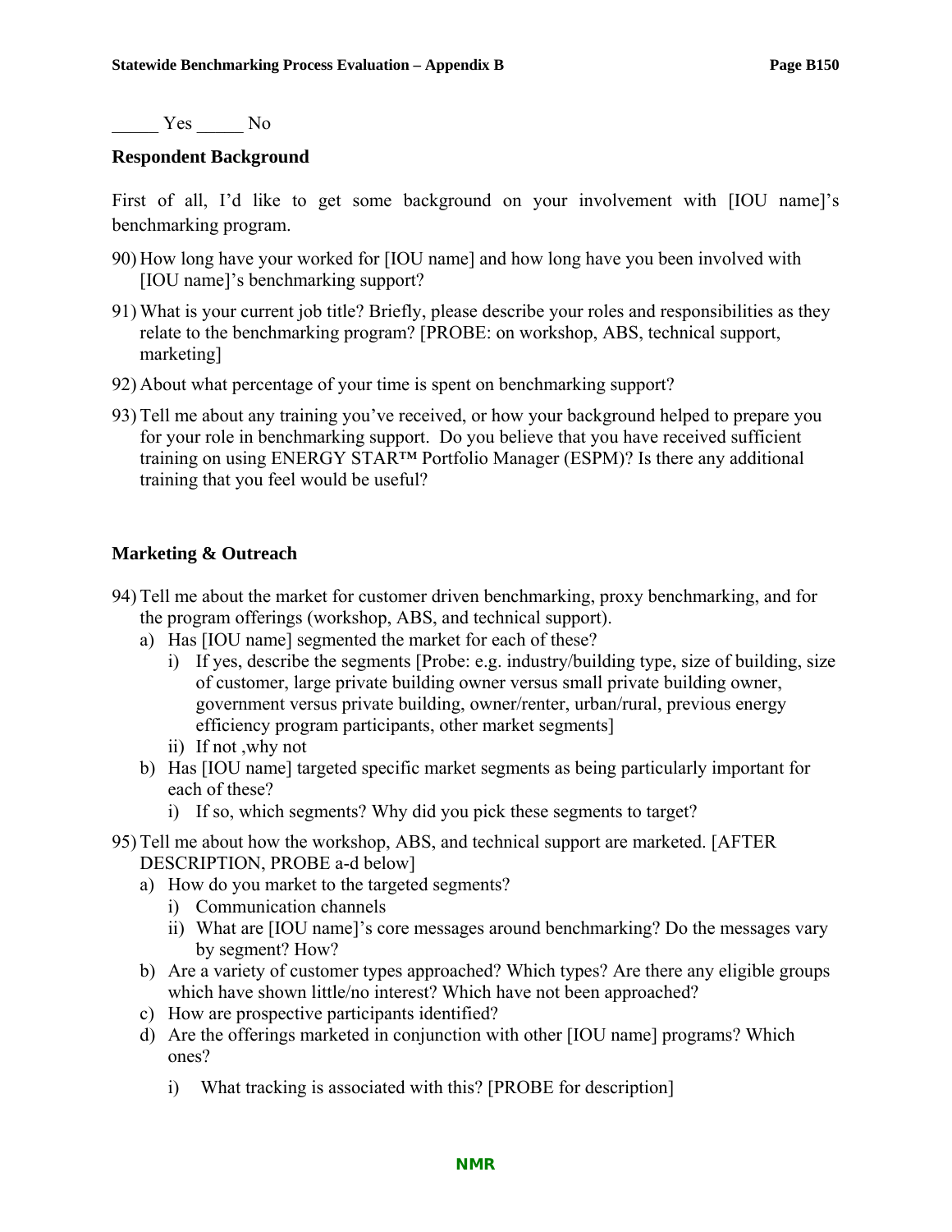_____ Yes _____ No

**Respondent Background**

First of all, I'd like to get some background on your involvement with [IOU name]'s benchmarking program.

90) How long have your worked for [IOU name] and how long have you been involved with [IOU name]'s benchmarking support?

91) What is your current job title? Briefly, please describe your roles and responsibilities as they relate to the benchmarking program? [PROBE: on workshop, ABS, technical support, marketing]

92) About what percentage of your time is spent on benchmarking support?

93) Tell me about any training you've received, or how your background helped to prepare you for your role in benchmarking support. Do you believe that you have received sufficient training on using ENERGY STAR™ Portfolio Manager (ESPM)? Is there any additional training that you feel would be useful?

**Marketing & Outreach**

94) Tell me about the market for customer driven benchmarking, proxy benchmarking, and for the program offerings (workshop, ABS, and technical support).
    a) Has [IOU name] segmented the market for each of these?
        i) If yes, describe the segments [Probe: e.g. industry/building type, size of building, size of customer, large private building owner versus small private building owner, government versus private building, owner/renter, urban/rural, previous energy efficiency program participants, other market segments]
        ii) If not ,why not
    b) Has [IOU name] targeted specific market segments as being particularly important for each of these?
        i) If so, which segments? Why did you pick these segments to target?

95) Tell me about how the workshop, ABS, and technical support are marketed. [AFTER DESCRIPTION, PROBE a-d below]
    a) How do you market to the targeted segments?
        i) Communication channels
        ii) What are [IOU name]'s core messages around benchmarking? Do the messages vary by segment? How?
    b) Are a variety of customer types approached? Which types? Are there any eligible groups which have shown little/no interest? Which have not been approached?
    c) How are prospective participants identified?
    d) Are the offerings marketed in conjunction with other [IOU name] programs? Which ones?
        i) What tracking is associated with this? [PROBE for description]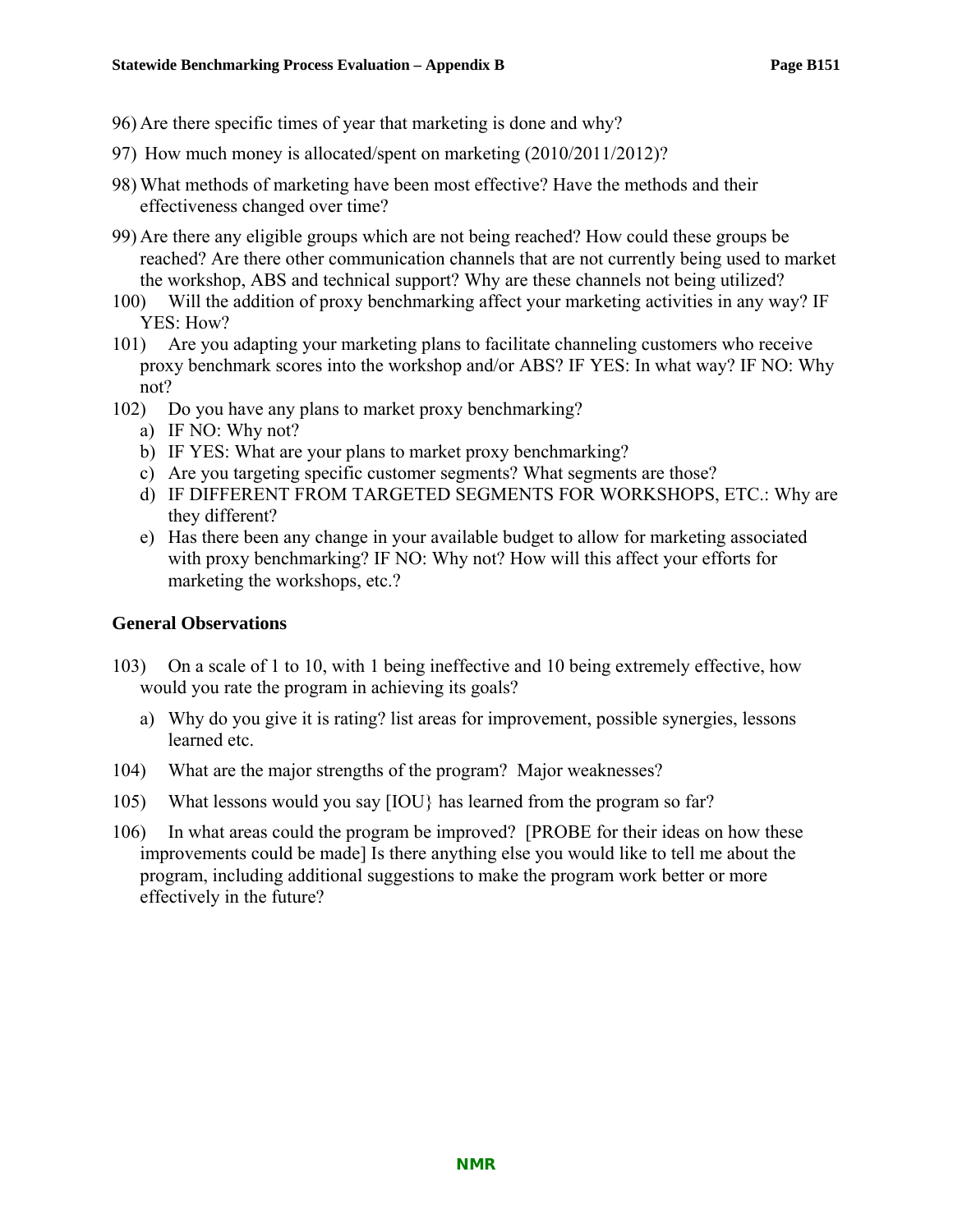96) Are there specific times of year that marketing is done and why?

97) How much money is allocated/spent on marketing (2010/2011/2012)?

98) What methods of marketing have been most effective? Have the methods and their effectiveness changed over time?

99) Are there any eligible groups which are not being reached? How could these groups be reached? Are there other communication channels that are not currently being used to market the workshop, ABS and technical support? Why are these channels not being utilized?

100) Will the addition of proxy benchmarking affect your marketing activities in any way? IF YES: How?

101) Are you adapting your marketing plans to facilitate channeling customers who receive proxy benchmark scores into the workshop and/or ABS? IF YES: In what way? IF NO: Why not?

102) Do you have any plans to market proxy benchmarking?
   a) IF NO: Why not?
   b) IF YES: What are your plans to market proxy benchmarking?
   c) Are you targeting specific customer segments? What segments are those?
   d) IF DIFFERENT FROM TARGETED SEGMENTS FOR WORKSHOPS, ETC.: Why are they different?
   e) Has there been any change in your available budget to allow for marketing associated with proxy benchmarking? IF NO: Why not? How will this affect your efforts for marketing the workshops, etc.?

## General Observations

103) On a scale of 1 to 10, with 1 being ineffective and 10 being extremely effective, how would you rate the program in achieving its goals?
   a) Why do you give it is rating? list areas for improvement, possible synergies, lessons learned etc.

104) What are the major strengths of the program? Major weaknesses?

105) What lessons would you say [IOU} has learned from the program so far?

106) In what areas could the program be improved? [PROBE for their ideas on how these improvements could be made] Is there anything else you would like to tell me about the program, including additional suggestions to make the program work better or more effectively in the future?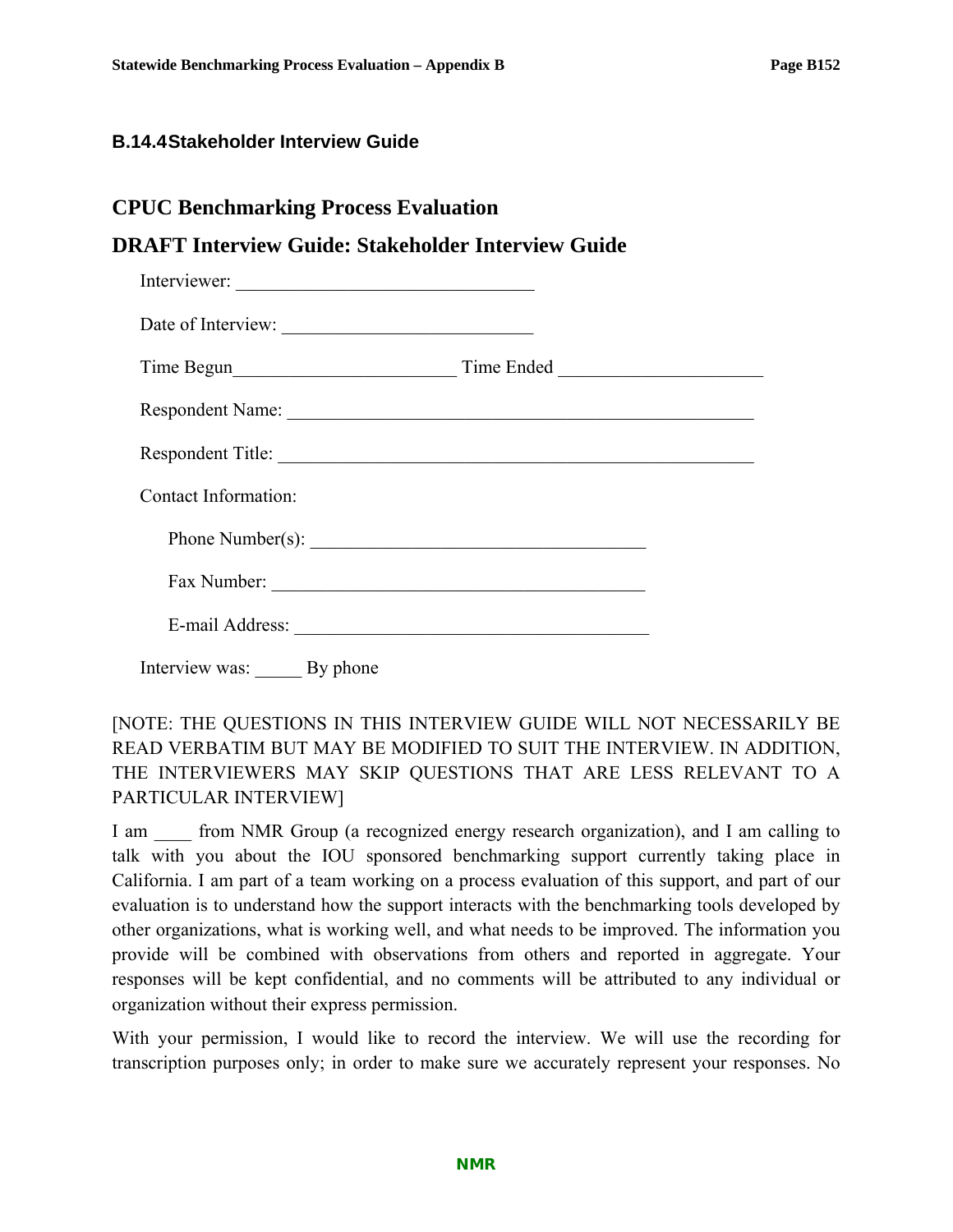### B.14.4 Stakeholder Interview Guide

## CPUC Benchmarking Process Evaluation

## DRAFT Interview Guide: Stakeholder Interview Guide

Interviewer: ________________________________

Date of Interview: ___________________________

Time Begun________________________ Time Ended ______________________

Respondent Name: ___________________________________________________

Respondent Title: ____________________________________________________

Contact Information:

Phone Number(s): ____________________________________

Fax Number: ________________________________________

E-mail Address: ______________________________________

Interview was: _____ By phone

[NOTE: THE QUESTIONS IN THIS INTERVIEW GUIDE WILL NOT NECESSARILY BE READ VERBATIM BUT MAY BE MODIFIED TO SUIT THE INTERVIEW. IN ADDITION, THE INTERVIEWERS MAY SKIP QUESTIONS THAT ARE LESS RELEVANT TO A PARTICULAR INTERVIEW]

I am ____ from NMR Group (a recognized energy research organization), and I am calling to talk with you about the IOU sponsored benchmarking support currently taking place in California. I am part of a team working on a process evaluation of this support, and part of our evaluation is to understand how the support interacts with the benchmarking tools developed by other organizations, what is working well, and what needs to be improved. The information you provide will be combined with observations from others and reported in aggregate. Your responses will be kept confidential, and no comments will be attributed to any individual or organization without their express permission.

With your permission, I would like to record the interview. We will use the recording for transcription purposes only; in order to make sure we accurately represent your responses. No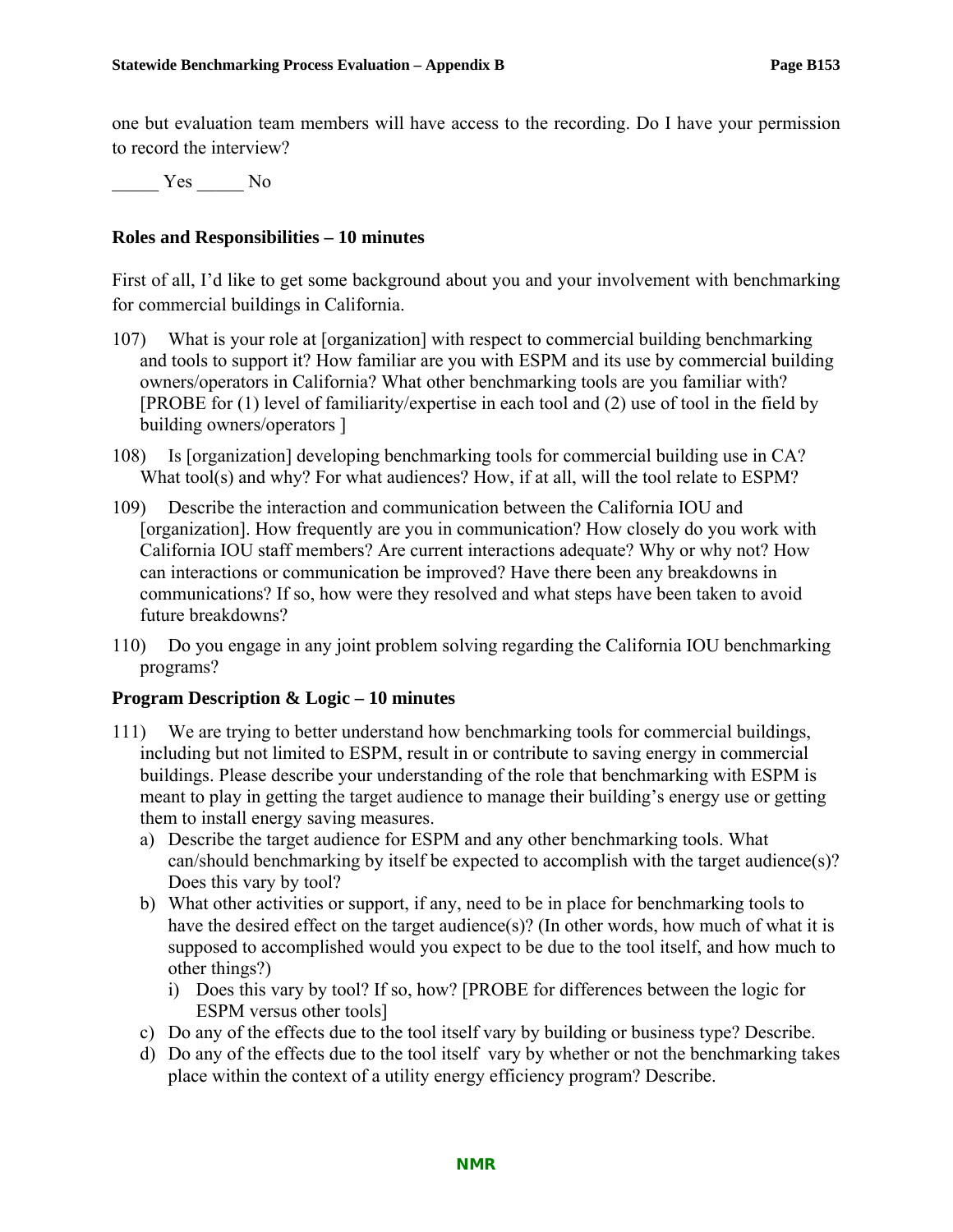one but evaluation team members will have access to the recording. Do I have your permission to record the interview?

_____ Yes _____ No

**Roles and Responsibilities – 10 minutes**

First of all, I'd like to get some background about you and your involvement with benchmarking for commercial buildings in California.

107) What is your role at [organization] with respect to commercial building benchmarking and tools to support it? How familiar are you with ESPM and its use by commercial building owners/operators in California? What other benchmarking tools are you familiar with? [PROBE for (1) level of familiarity/expertise in each tool and (2) use of tool in the field by building owners/operators ]

108) Is [organization] developing benchmarking tools for commercial building use in CA? What tool(s) and why? For what audiences? How, if at all, will the tool relate to ESPM?

109) Describe the interaction and communication between the California IOU and [organization]. How frequently are you in communication? How closely do you work with California IOU staff members? Are current interactions adequate? Why or why not? How can interactions or communication be improved? Have there been any breakdowns in communications? If so, how were they resolved and what steps have been taken to avoid future breakdowns?

110) Do you engage in any joint problem solving regarding the California IOU benchmarking programs?

**Program Description & Logic – 10 minutes**

111) We are trying to better understand how benchmarking tools for commercial buildings, including but not limited to ESPM, result in or contribute to saving energy in commercial buildings. Please describe your understanding of the role that benchmarking with ESPM is meant to play in getting the target audience to manage their building's energy use or getting them to install energy saving measures.

   a) Describe the target audience for ESPM and any other benchmarking tools. What can/should benchmarking by itself be expected to accomplish with the target audience(s)? Does this vary by tool?

   b) What other activities or support, if any, need to be in place for benchmarking tools to have the desired effect on the target audience(s)? (In other words, how much of what it is supposed to accomplished would you expect to be due to the tool itself, and how much to other things?)

      i) Does this vary by tool? If so, how? [PROBE for differences between the logic for ESPM versus other tools]

   c) Do any of the effects due to the tool itself vary by building or business type? Describe.

   d) Do any of the effects due to the tool itself vary by whether or not the benchmarking takes place within the context of a utility energy efficiency program? Describe.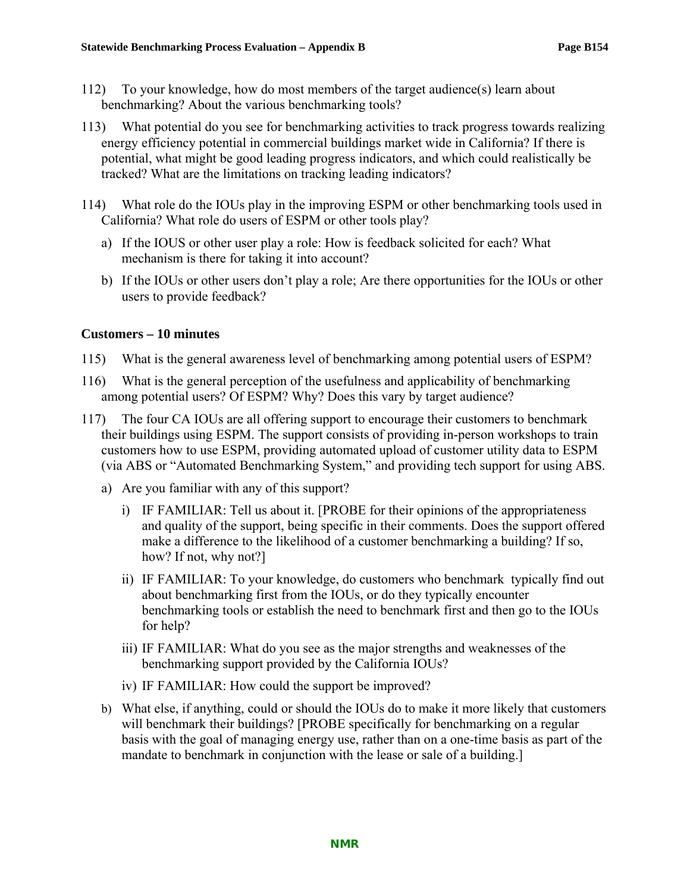112) To your knowledge, how do most members of the target audience(s) learn about benchmarking? About the various benchmarking tools?

113) What potential do you see for benchmarking activities to track progress towards realizing energy efficiency potential in commercial buildings market wide in California? If there is potential, what might be good leading progress indicators, and which could realistically be tracked? What are the limitations on tracking leading indicators?

114) What role do the IOUs play in the improving ESPM or other benchmarking tools used in California? What role do users of ESPM or other tools play?

a) If the IOUS or other user play a role: How is feedback solicited for each? What mechanism is there for taking it into account?

b) If the IOUs or other users don't play a role; Are there opportunities for the IOUs or other users to provide feedback?

**Customers – 10 minutes**

115) What is the general awareness level of benchmarking among potential users of ESPM?

116) What is the general perception of the usefulness and applicability of benchmarking among potential users? Of ESPM? Why? Does this vary by target audience?

117) The four CA IOUs are all offering support to encourage their customers to benchmark their buildings using ESPM. The support consists of providing in-person workshops to train customers how to use ESPM, providing automated upload of customer utility data to ESPM (via ABS or "Automated Benchmarking System," and providing tech support for using ABS.

a) Are you familiar with any of this support?

i) IF FAMILIAR: Tell us about it. [PROBE for their opinions of the appropriateness and quality of the support, being specific in their comments. Does the support offered make a difference to the likelihood of a customer benchmarking a building? If so, how? If not, why not?]

ii) IF FAMILIAR: To your knowledge, do customers who benchmark typically find out about benchmarking first from the IOUs, or do they typically encounter benchmarking tools or establish the need to benchmark first and then go to the IOUs for help?

iii) IF FAMILIAR: What do you see as the major strengths and weaknesses of the benchmarking support provided by the California IOUs?

iv) IF FAMILIAR: How could the support be improved?

b) What else, if anything, could or should the IOUs do to make it more likely that customers will benchmark their buildings? [PROBE specifically for benchmarking on a regular basis with the goal of managing energy use, rather than on a one-time basis as part of the mandate to benchmark in conjunction with the lease or sale of a building.]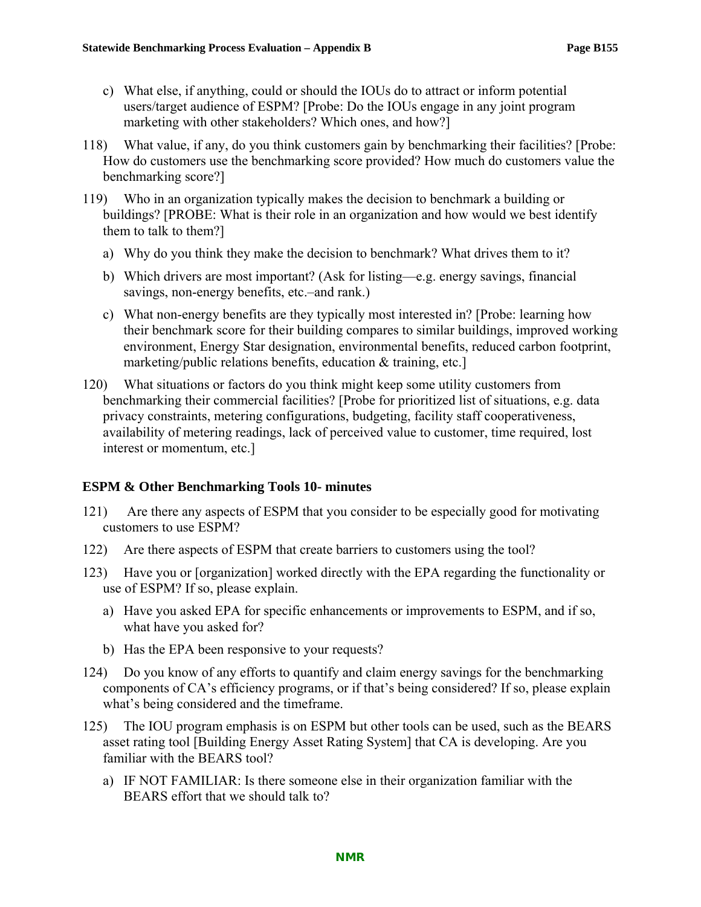c) What else, if anything, could or should the IOUs do to attract or inform potential users/target audience of ESPM? [Probe: Do the IOUs engage in any joint program marketing with other stakeholders? Which ones, and how?]

118) What value, if any, do you think customers gain by benchmarking their facilities? [Probe: How do customers use the benchmarking score provided? How much do customers value the benchmarking score?]

119) Who in an organization typically makes the decision to benchmark a building or buildings? [PROBE: What is their role in an organization and how would we best identify them to talk to them?]

  a) Why do you think they make the decision to benchmark? What drives them to it?

  b) Which drivers are most important? (Ask for listing—e.g. energy savings, financial savings, non-energy benefits, etc.–and rank.)

  c) What non-energy benefits are they typically most interested in? [Probe: learning how their benchmark score for their building compares to similar buildings, improved working environment, Energy Star designation, environmental benefits, reduced carbon footprint, marketing/public relations benefits, education & training, etc.]

120) What situations or factors do you think might keep some utility customers from benchmarking their commercial facilities? [Probe for prioritized list of situations, e.g. data privacy constraints, metering configurations, budgeting, facility staff cooperativeness, availability of metering readings, lack of perceived value to customer, time required, lost interest or momentum, etc.]

### ESPM & Other Benchmarking Tools 10- minutes

121) Are there any aspects of ESPM that you consider to be especially good for motivating customers to use ESPM?

122) Are there aspects of ESPM that create barriers to customers using the tool?

123) Have you or [organization] worked directly with the EPA regarding the functionality or use of ESPM? If so, please explain.

  a) Have you asked EPA for specific enhancements or improvements to ESPM, and if so, what have you asked for?

  b) Has the EPA been responsive to your requests?

124) Do you know of any efforts to quantify and claim energy savings for the benchmarking components of CA's efficiency programs, or if that's being considered? If so, please explain what's being considered and the timeframe.

125) The IOU program emphasis is on ESPM but other tools can be used, such as the BEARS asset rating tool [Building Energy Asset Rating System] that CA is developing. Are you familiar with the BEARS tool?

  a) IF NOT FAMILIAR: Is there someone else in their organization familiar with the BEARS effort that we should talk to?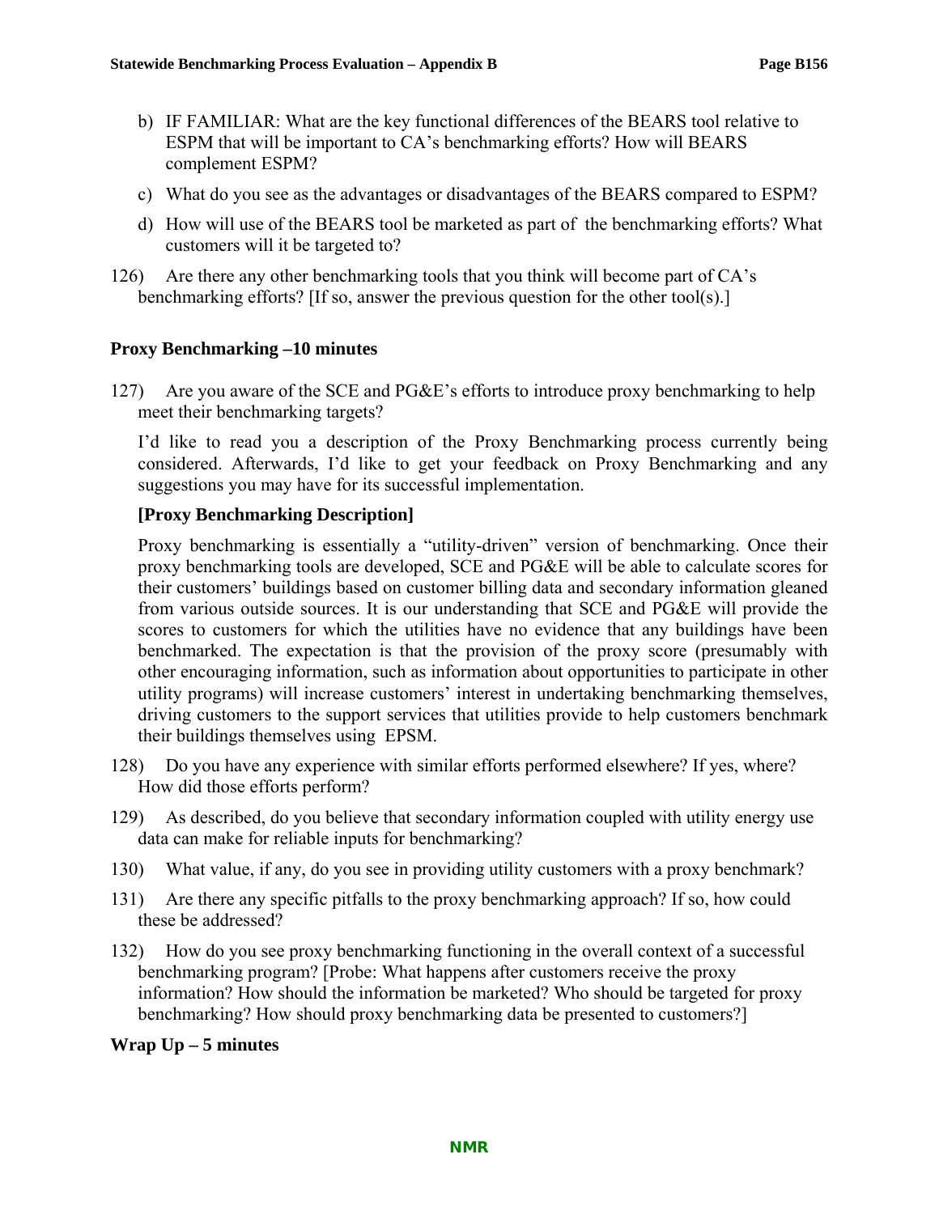b) IF FAMILIAR: What are the key functional differences of the BEARS tool relative to ESPM that will be important to CA's benchmarking efforts? How will BEARS complement ESPM?

c) What do you see as the advantages or disadvantages of the BEARS compared to ESPM?

d) How will use of the BEARS tool be marketed as part of the benchmarking efforts? What customers will it be targeted to?

126) Are there any other benchmarking tools that you think will become part of CA's benchmarking efforts? [If so, answer the previous question for the other tool(s).]

**Proxy Benchmarking –10 minutes**

127) Are you aware of the SCE and PG&E's efforts to introduce proxy benchmarking to help meet their benchmarking targets?

I'd like to read you a description of the Proxy Benchmarking process currently being considered. Afterwards, I'd like to get your feedback on Proxy Benchmarking and any suggestions you may have for its successful implementation.

**[Proxy Benchmarking Description]**

Proxy benchmarking is essentially a "utility-driven" version of benchmarking. Once their proxy benchmarking tools are developed, SCE and PG&E will be able to calculate scores for their customers' buildings based on customer billing data and secondary information gleaned from various outside sources. It is our understanding that SCE and PG&E will provide the scores to customers for which the utilities have no evidence that any buildings have been benchmarked. The expectation is that the provision of the proxy score (presumably with other encouraging information, such as information about opportunities to participate in other utility programs) will increase customers' interest in undertaking benchmarking themselves, driving customers to the support services that utilities provide to help customers benchmark their buildings themselves using EPSM.

128) Do you have any experience with similar efforts performed elsewhere? If yes, where? How did those efforts perform?

129) As described, do you believe that secondary information coupled with utility energy use data can make for reliable inputs for benchmarking?

130) What value, if any, do you see in providing utility customers with a proxy benchmark?

131) Are there any specific pitfalls to the proxy benchmarking approach? If so, how could these be addressed?

132) How do you see proxy benchmarking functioning in the overall context of a successful benchmarking program? [Probe: What happens after customers receive the proxy information? How should the information be marketed? Who should be targeted for proxy benchmarking? How should proxy benchmarking data be presented to customers?]

**Wrap Up – 5 minutes**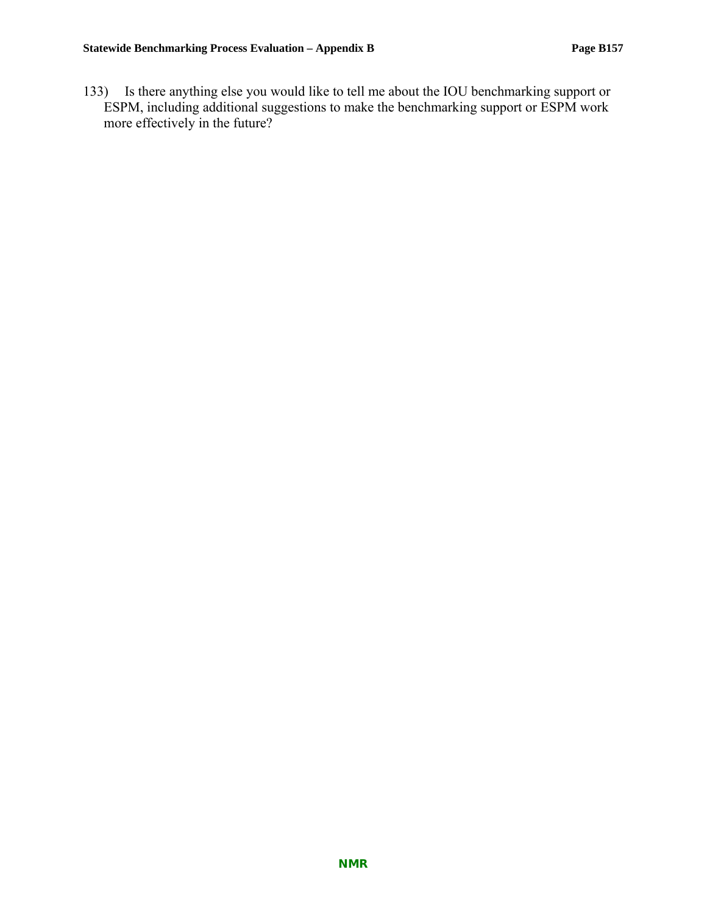133) Is there anything else you would like to tell me about the IOU benchmarking support or ESPM, including additional suggestions to make the benchmarking support or ESPM work more effectively in the future?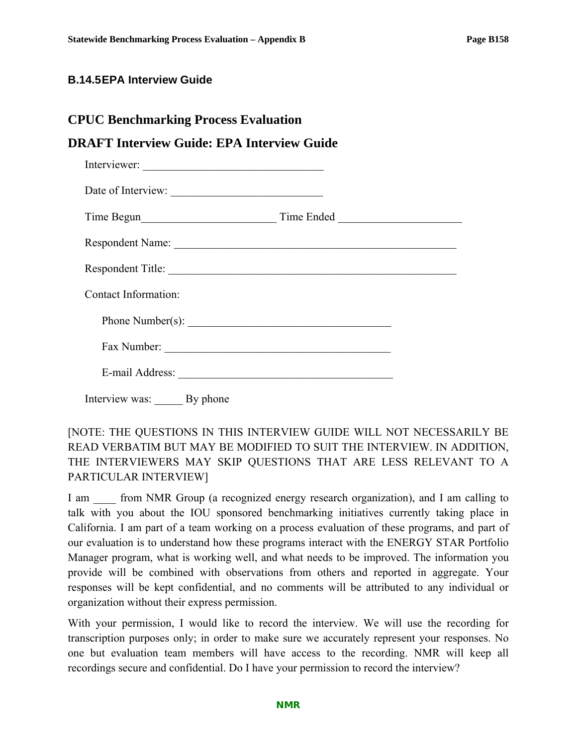### B.14.5 EPA Interview Guide

## CPUC Benchmarking Process Evaluation

## DRAFT Interview Guide: EPA Interview Guide

Interviewer: ________________________________

Date of Interview: ___________________________

Time Begun________________________ Time Ended ______________________

Respondent Name: ___________________________________________________

Respondent Title: ____________________________________________________

Contact Information:

Phone Number(s): ____________________________________

Fax Number: _________________________________________

E-mail Address: ______________________________________

Interview was: _____ By phone

[NOTE: THE QUESTIONS IN THIS INTERVIEW GUIDE WILL NOT NECESSARILY BE READ VERBATIM BUT MAY BE MODIFIED TO SUIT THE INTERVIEW. IN ADDITION, THE INTERVIEWERS MAY SKIP QUESTIONS THAT ARE LESS RELEVANT TO A PARTICULAR INTERVIEW]

I am ____ from NMR Group (a recognized energy research organization), and I am calling to talk with you about the IOU sponsored benchmarking initiatives currently taking place in California. I am part of a team working on a process evaluation of these programs, and part of our evaluation is to understand how these programs interact with the ENERGY STAR Portfolio Manager program, what is working well, and what needs to be improved. The information you provide will be combined with observations from others and reported in aggregate. Your responses will be kept confidential, and no comments will be attributed to any individual or organization without their express permission.

With your permission, I would like to record the interview. We will use the recording for transcription purposes only; in order to make sure we accurately represent your responses. No one but evaluation team members will have access to the recording. NMR will keep all recordings secure and confidential. Do I have your permission to record the interview?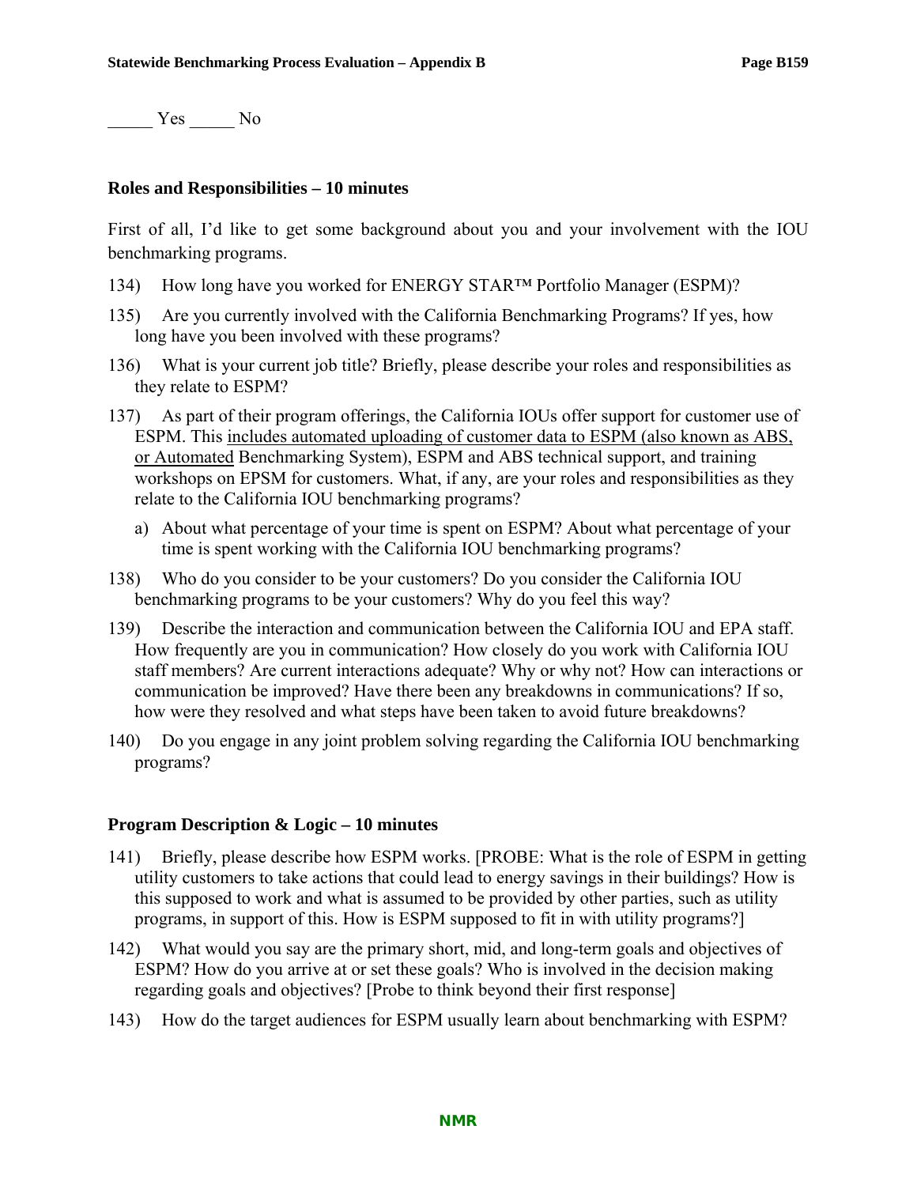_____ Yes _____ No

**Roles and Responsibilities – 10 minutes**

First of all, I'd like to get some background about you and your involvement with the IOU benchmarking programs.

134) How long have you worked for ENERGY STAR™ Portfolio Manager (ESPM)?

135) Are you currently involved with the California Benchmarking Programs? If yes, how long have you been involved with these programs?

136) What is your current job title? Briefly, please describe your roles and responsibilities as they relate to ESPM?

137) As part of their program offerings, the California IOUs offer support for customer use of ESPM. This includes automated uploading of customer data to ESPM (also known as ABS, or Automated Benchmarking System), ESPM and ABS technical support, and training workshops on EPSM for customers. What, if any, are your roles and responsibilities as they relate to the California IOU benchmarking programs?

   a) About what percentage of your time is spent on ESPM? About what percentage of your time is spent working with the California IOU benchmarking programs?

138) Who do you consider to be your customers? Do you consider the California IOU benchmarking programs to be your customers? Why do you feel this way?

139) Describe the interaction and communication between the California IOU and EPA staff. How frequently are you in communication? How closely do you work with California IOU staff members? Are current interactions adequate? Why or why not? How can interactions or communication be improved? Have there been any breakdowns in communications? If so, how were they resolved and what steps have been taken to avoid future breakdowns?

140) Do you engage in any joint problem solving regarding the California IOU benchmarking programs?

**Program Description & Logic – 10 minutes**

141) Briefly, please describe how ESPM works. [PROBE: What is the role of ESPM in getting utility customers to take actions that could lead to energy savings in their buildings? How is this supposed to work and what is assumed to be provided by other parties, such as utility programs, in support of this. How is ESPM supposed to fit in with utility programs?]

142) What would you say are the primary short, mid, and long-term goals and objectives of ESPM? How do you arrive at or set these goals? Who is involved in the decision making regarding goals and objectives? [Probe to think beyond their first response]

143) How do the target audiences for ESPM usually learn about benchmarking with ESPM?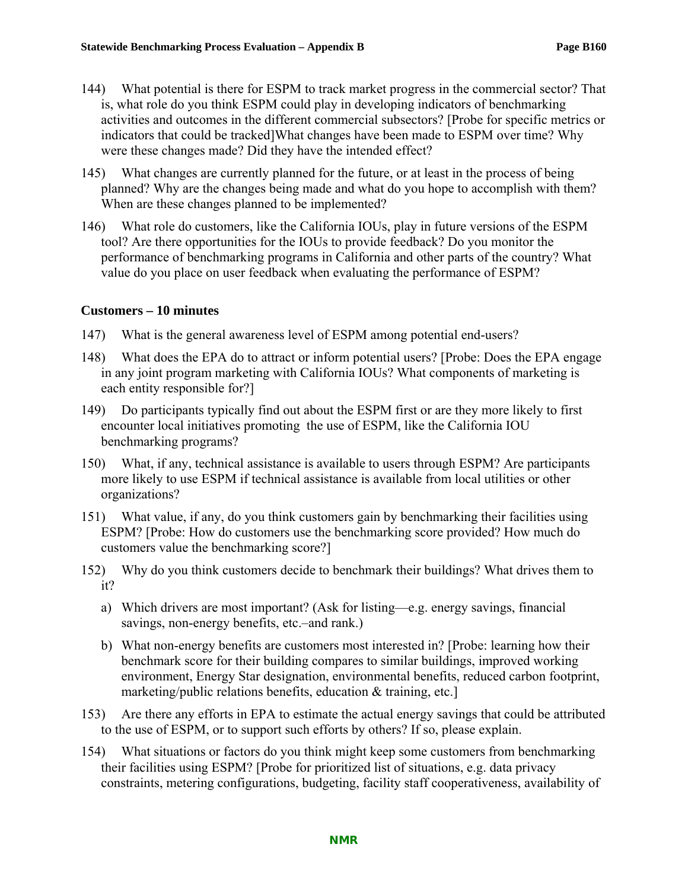144) What potential is there for ESPM to track market progress in the commercial sector? That is, what role do you think ESPM could play in developing indicators of benchmarking activities and outcomes in the different commercial subsectors? [Probe for specific metrics or indicators that could be tracked]What changes have been made to ESPM over time? Why were these changes made? Did they have the intended effect?

145) What changes are currently planned for the future, or at least in the process of being planned? Why are the changes being made and what do you hope to accomplish with them? When are these changes planned to be implemented?

146) What role do customers, like the California IOUs, play in future versions of the ESPM tool? Are there opportunities for the IOUs to provide feedback? Do you monitor the performance of benchmarking programs in California and other parts of the country? What value do you place on user feedback when evaluating the performance of ESPM?

**Customers – 10 minutes**

147) What is the general awareness level of ESPM among potential end-users?

148) What does the EPA do to attract or inform potential users? [Probe: Does the EPA engage in any joint program marketing with California IOUs? What components of marketing is each entity responsible for?]

149) Do participants typically find out about the ESPM first or are they more likely to first encounter local initiatives promoting the use of ESPM, like the California IOU benchmarking programs?

150) What, if any, technical assistance is available to users through ESPM? Are participants more likely to use ESPM if technical assistance is available from local utilities or other organizations?

151) What value, if any, do you think customers gain by benchmarking their facilities using ESPM? [Probe: How do customers use the benchmarking score provided? How much do customers value the benchmarking score?]

152) Why do you think customers decide to benchmark their buildings? What drives them to it?

   a) Which drivers are most important? (Ask for listing—e.g. energy savings, financial savings, non-energy benefits, etc.–and rank.)

   b) What non-energy benefits are customers most interested in? [Probe: learning how their benchmark score for their building compares to similar buildings, improved working environment, Energy Star designation, environmental benefits, reduced carbon footprint, marketing/public relations benefits, education & training, etc.]

153) Are there any efforts in EPA to estimate the actual energy savings that could be attributed to the use of ESPM, or to support such efforts by others? If so, please explain.

154) What situations or factors do you think might keep some customers from benchmarking their facilities using ESPM? [Probe for prioritized list of situations, e.g. data privacy constraints, metering configurations, budgeting, facility staff cooperativeness, availability of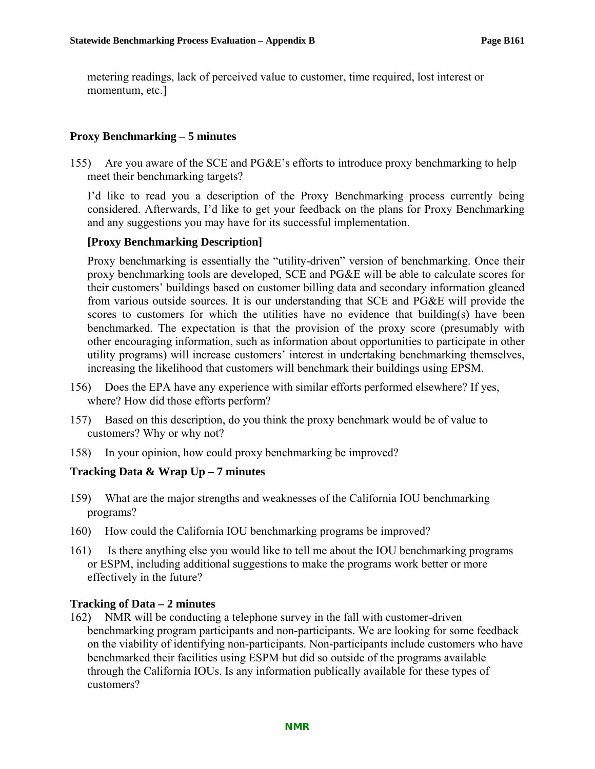metering readings, lack of perceived value to customer, time required, lost interest or momentum, etc.]

**Proxy Benchmarking – 5 minutes**

155) Are you aware of the SCE and PG&E's efforts to introduce proxy benchmarking to help meet their benchmarking targets?

I'd like to read you a description of the Proxy Benchmarking process currently being considered. Afterwards, I'd like to get your feedback on the plans for Proxy Benchmarking and any suggestions you may have for its successful implementation.

**[Proxy Benchmarking Description]**

Proxy benchmarking is essentially the "utility-driven" version of benchmarking. Once their proxy benchmarking tools are developed, SCE and PG&E will be able to calculate scores for their customers' buildings based on customer billing data and secondary information gleaned from various outside sources. It is our understanding that SCE and PG&E will provide the scores to customers for which the utilities have no evidence that building(s) have been benchmarked. The expectation is that the provision of the proxy score (presumably with other encouraging information, such as information about opportunities to participate in other utility programs) will increase customers' interest in undertaking benchmarking themselves, increasing the likelihood that customers will benchmark their buildings using EPSM.

156) Does the EPA have any experience with similar efforts performed elsewhere? If yes, where? How did those efforts perform?

157) Based on this description, do you think the proxy benchmark would be of value to customers? Why or why not?

158) In your opinion, how could proxy benchmarking be improved?

**Tracking Data & Wrap Up – 7 minutes**

159) What are the major strengths and weaknesses of the California IOU benchmarking programs?

160) How could the California IOU benchmarking programs be improved?

161) Is there anything else you would like to tell me about the IOU benchmarking programs or ESPM, including additional suggestions to make the programs work better or more effectively in the future?

**Tracking of Data – 2 minutes**

162) NMR will be conducting a telephone survey in the fall with customer-driven benchmarking program participants and non-participants. We are looking for some feedback on the viability of identifying non-participants. Non-participants include customers who have benchmarked their facilities using ESPM but did so outside of the programs available through the California IOUs. Is any information publically available for these types of customers?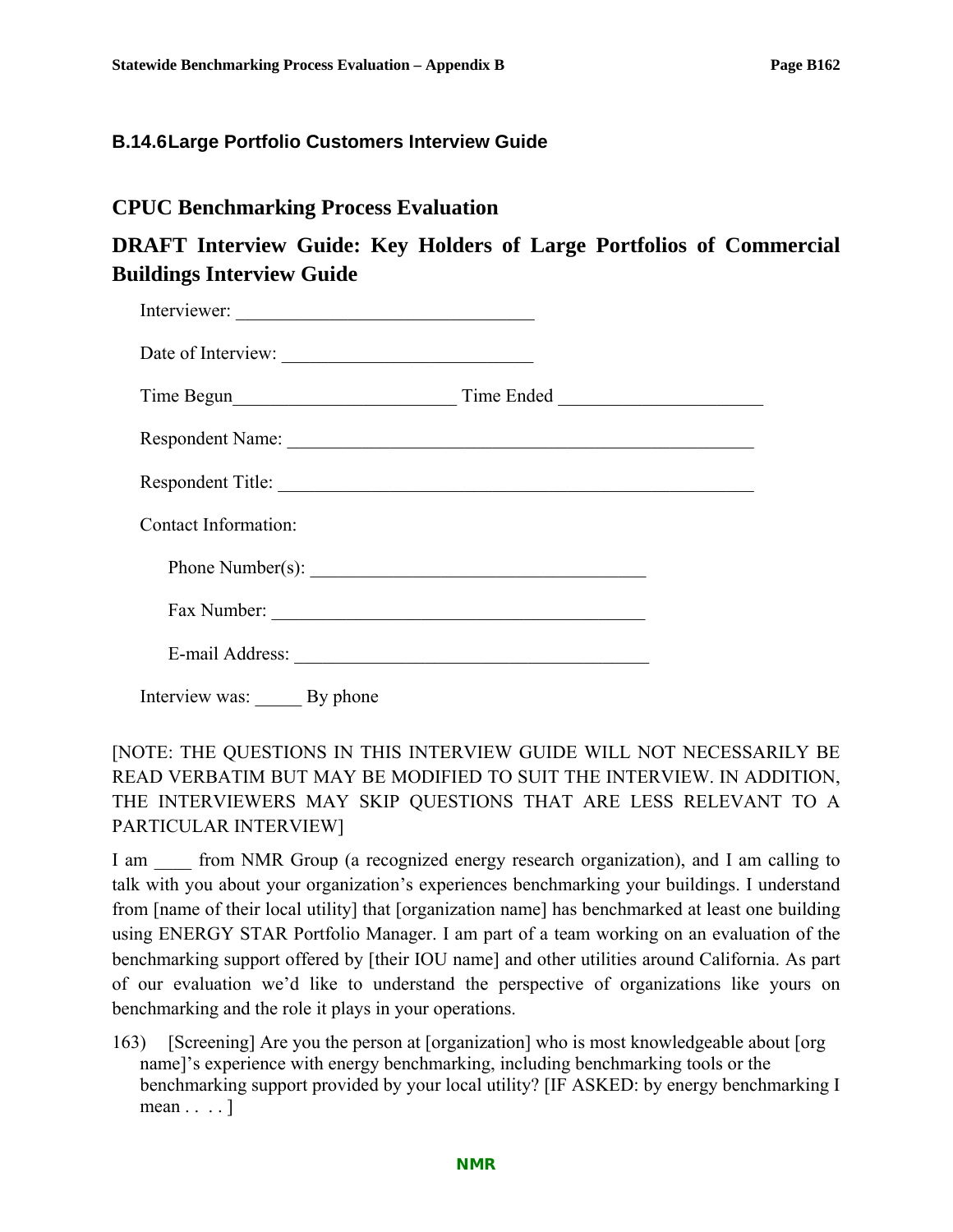### B.14.6 Large Portfolio Customers Interview Guide

## CPUC Benchmarking Process Evaluation

## DRAFT Interview Guide: Key Holders of Large Portfolios of Commercial Buildings Interview Guide

Interviewer: ________________________________

Date of Interview: ___________________________

Time Begun________________________ Time Ended _____________________

Respondent Name: ___________________________________________________

Respondent Title: ____________________________________________________

Contact Information:

Phone Number(s): ____________________________________

Fax Number: _________________________________________

E-mail Address: ______________________________________

Interview was: _____ By phone

[NOTE: THE QUESTIONS IN THIS INTERVIEW GUIDE WILL NOT NECESSARILY BE READ VERBATIM BUT MAY BE MODIFIED TO SUIT THE INTERVIEW. IN ADDITION, THE INTERVIEWERS MAY SKIP QUESTIONS THAT ARE LESS RELEVANT TO A PARTICULAR INTERVIEW]

I am ____ from NMR Group (a recognized energy research organization), and I am calling to talk with you about your organization's experiences benchmarking your buildings. I understand from [name of their local utility] that [organization name] has benchmarked at least one building using ENERGY STAR Portfolio Manager. I am part of a team working on an evaluation of the benchmarking support offered by [their IOU name] and other utilities around California. As part of our evaluation we'd like to understand the perspective of organizations like yours on benchmarking and the role it plays in your operations.

163) [Screening] Are you the person at [organization] who is most knowledgeable about [org name]'s experience with energy benchmarking, including benchmarking tools or the benchmarking support provided by your local utility? [IF ASKED: by energy benchmarking I mean . . . . ]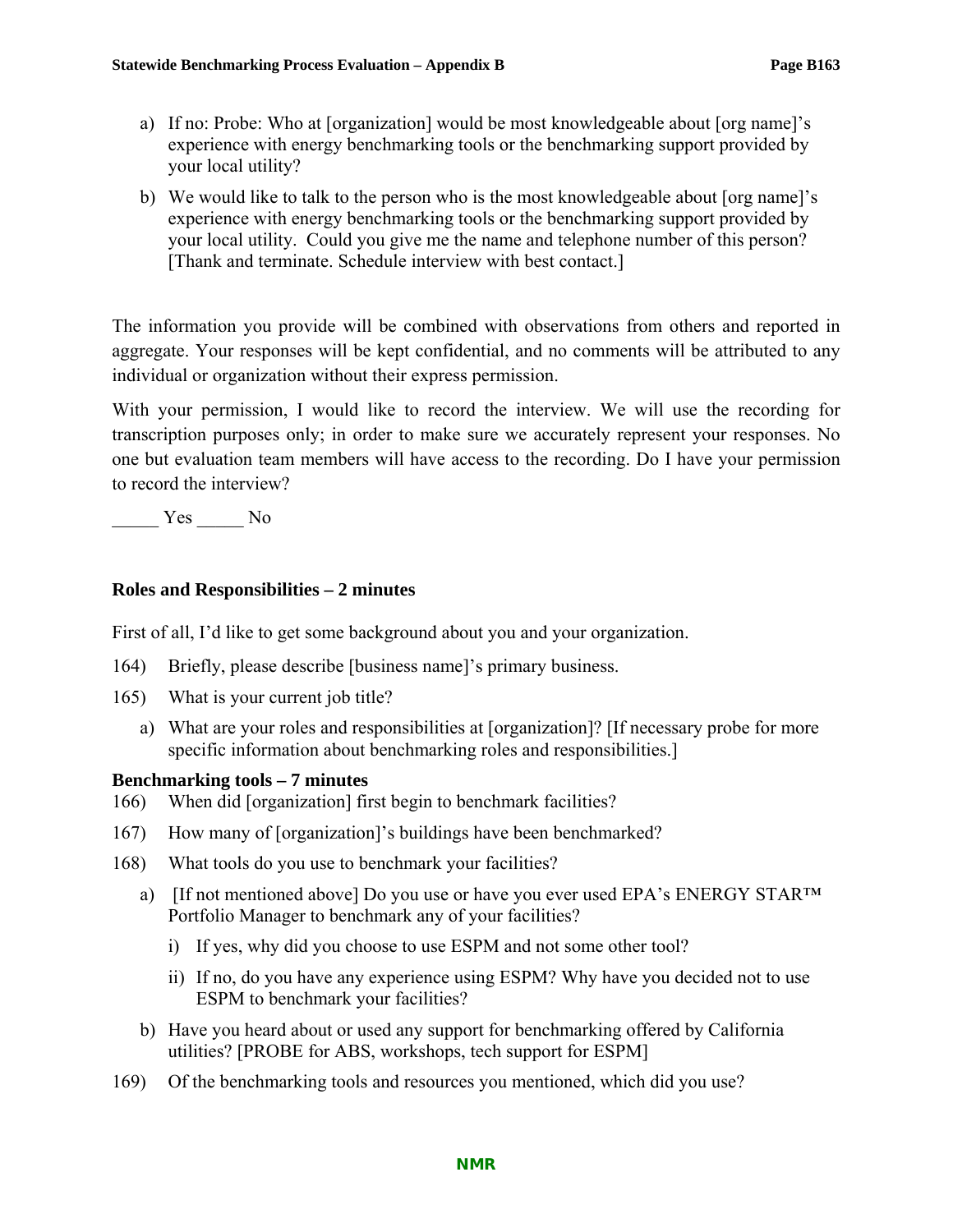a) If no: Probe: Who at [organization] would be most knowledgeable about [org name]'s experience with energy benchmarking tools or the benchmarking support provided by your local utility?

b) We would like to talk to the person who is the most knowledgeable about [org name]'s experience with energy benchmarking tools or the benchmarking support provided by your local utility. Could you give me the name and telephone number of this person? [Thank and terminate. Schedule interview with best contact.]

The information you provide will be combined with observations from others and reported in aggregate. Your responses will be kept confidential, and no comments will be attributed to any individual or organization without their express permission.

With your permission, I would like to record the interview. We will use the recording for transcription purposes only; in order to make sure we accurately represent your responses. No one but evaluation team members will have access to the recording. Do I have your permission to record the interview?

_____ Yes _____ No

**Roles and Responsibilities – 2 minutes**

First of all, I'd like to get some background about you and your organization.

164) Briefly, please describe [business name]'s primary business.

165) What is your current job title?

   a) What are your roles and responsibilities at [organization]? [If necessary probe for more specific information about benchmarking roles and responsibilities.]

**Benchmarking tools – 7 minutes**

166) When did [organization] first begin to benchmark facilities?

167) How many of [organization]'s buildings have been benchmarked?

168) What tools do you use to benchmark your facilities?

   a) [If not mentioned above] Do you use or have you ever used EPA's ENERGY STAR™ Portfolio Manager to benchmark any of your facilities?

      i) If yes, why did you choose to use ESPM and not some other tool?

      ii) If no, do you have any experience using ESPM? Why have you decided not to use ESPM to benchmark your facilities?

   b) Have you heard about or used any support for benchmarking offered by California utilities? [PROBE for ABS, workshops, tech support for ESPM]

169) Of the benchmarking tools and resources you mentioned, which did you use?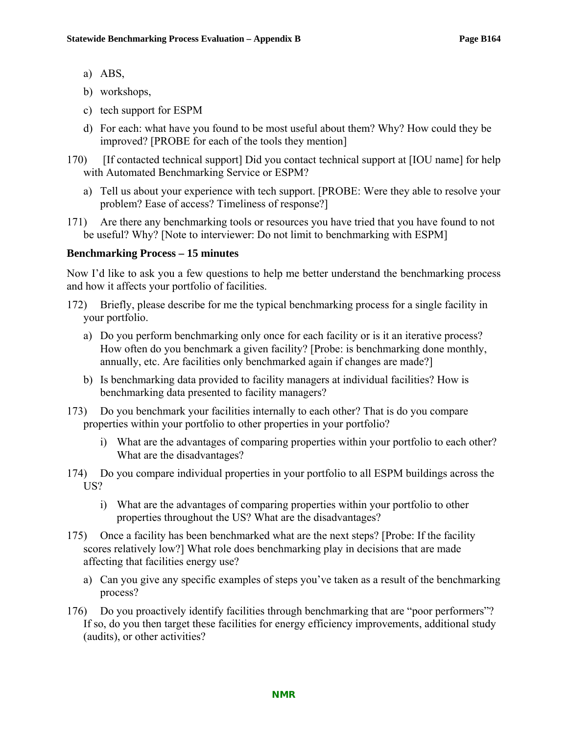a) ABS,

b) workshops,

c) tech support for ESPM

d) For each: what have you found to be most useful about them? Why? How could they be improved? [PROBE for each of the tools they mention]

170) [If contacted technical support] Did you contact technical support at [IOU name] for help with Automated Benchmarking Service or ESPM?

a) Tell us about your experience with tech support. [PROBE: Were they able to resolve your problem? Ease of access? Timeliness of response?]

171) Are there any benchmarking tools or resources you have tried that you have found to not be useful? Why? [Note to interviewer: Do not limit to benchmarking with ESPM]

**Benchmarking Process – 15 minutes**

Now I'd like to ask you a few questions to help me better understand the benchmarking process and how it affects your portfolio of facilities.

172) Briefly, please describe for me the typical benchmarking process for a single facility in your portfolio.

a) Do you perform benchmarking only once for each facility or is it an iterative process? How often do you benchmark a given facility? [Probe: is benchmarking done monthly, annually, etc. Are facilities only benchmarked again if changes are made?]

b) Is benchmarking data provided to facility managers at individual facilities? How is benchmarking data presented to facility managers?

173) Do you benchmark your facilities internally to each other? That is do you compare properties within your portfolio to other properties in your portfolio?

i) What are the advantages of comparing properties within your portfolio to each other? What are the disadvantages?

174) Do you compare individual properties in your portfolio to all ESPM buildings across the US?

i) What are the advantages of comparing properties within your portfolio to other properties throughout the US? What are the disadvantages?

175) Once a facility has been benchmarked what are the next steps? [Probe: If the facility scores relatively low?] What role does benchmarking play in decisions that are made affecting that facilities energy use?

a) Can you give any specific examples of steps you've taken as a result of the benchmarking process?

176) Do you proactively identify facilities through benchmarking that are "poor performers"? If so, do you then target these facilities for energy efficiency improvements, additional study (audits), or other activities?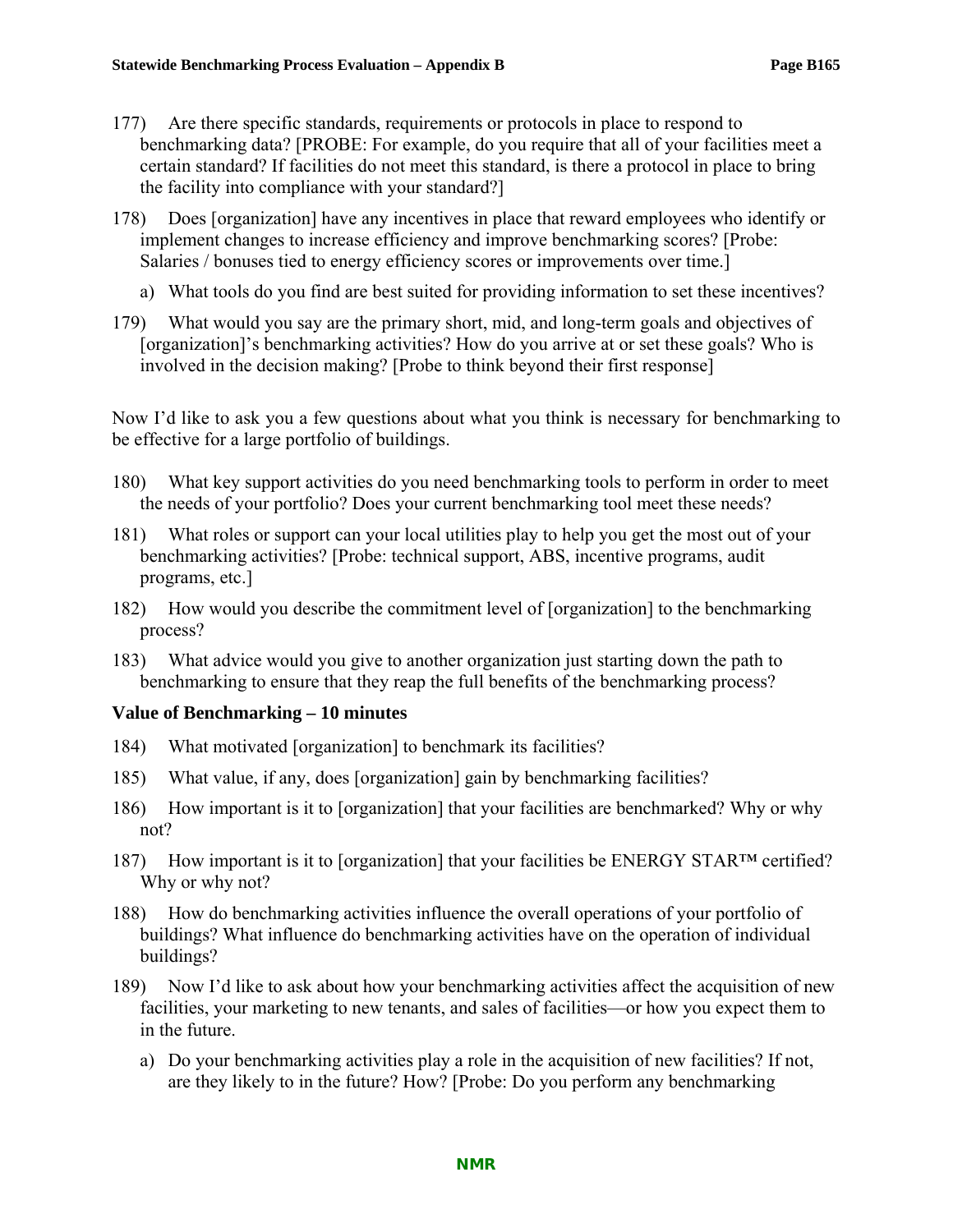177) Are there specific standards, requirements or protocols in place to respond to benchmarking data? [PROBE: For example, do you require that all of your facilities meet a certain standard? If facilities do not meet this standard, is there a protocol in place to bring the facility into compliance with your standard?]

178) Does [organization] have any incentives in place that reward employees who identify or implement changes to increase efficiency and improve benchmarking scores? [Probe: Salaries / bonuses tied to energy efficiency scores or improvements over time.]

   a) What tools do you find are best suited for providing information to set these incentives?

179) What would you say are the primary short, mid, and long-term goals and objectives of [organization]'s benchmarking activities? How do you arrive at or set these goals? Who is involved in the decision making? [Probe to think beyond their first response]

Now I'd like to ask you a few questions about what you think is necessary for benchmarking to be effective for a large portfolio of buildings.

180) What key support activities do you need benchmarking tools to perform in order to meet the needs of your portfolio? Does your current benchmarking tool meet these needs?

181) What roles or support can your local utilities play to help you get the most out of your benchmarking activities? [Probe: technical support, ABS, incentive programs, audit programs, etc.]

182) How would you describe the commitment level of [organization] to the benchmarking process?

183) What advice would you give to another organization just starting down the path to benchmarking to ensure that they reap the full benefits of the benchmarking process?

**Value of Benchmarking – 10 minutes**

184) What motivated [organization] to benchmark its facilities?

185) What value, if any, does [organization] gain by benchmarking facilities?

186) How important is it to [organization] that your facilities are benchmarked? Why or why not?

187) How important is it to [organization] that your facilities be ENERGY STAR™ certified? Why or why not?

188) How do benchmarking activities influence the overall operations of your portfolio of buildings? What influence do benchmarking activities have on the operation of individual buildings?

189) Now I'd like to ask about how your benchmarking activities affect the acquisition of new facilities, your marketing to new tenants, and sales of facilities—or how you expect them to in the future.

   a) Do your benchmarking activities play a role in the acquisition of new facilities? If not, are they likely to in the future? How? [Probe: Do you perform any benchmarking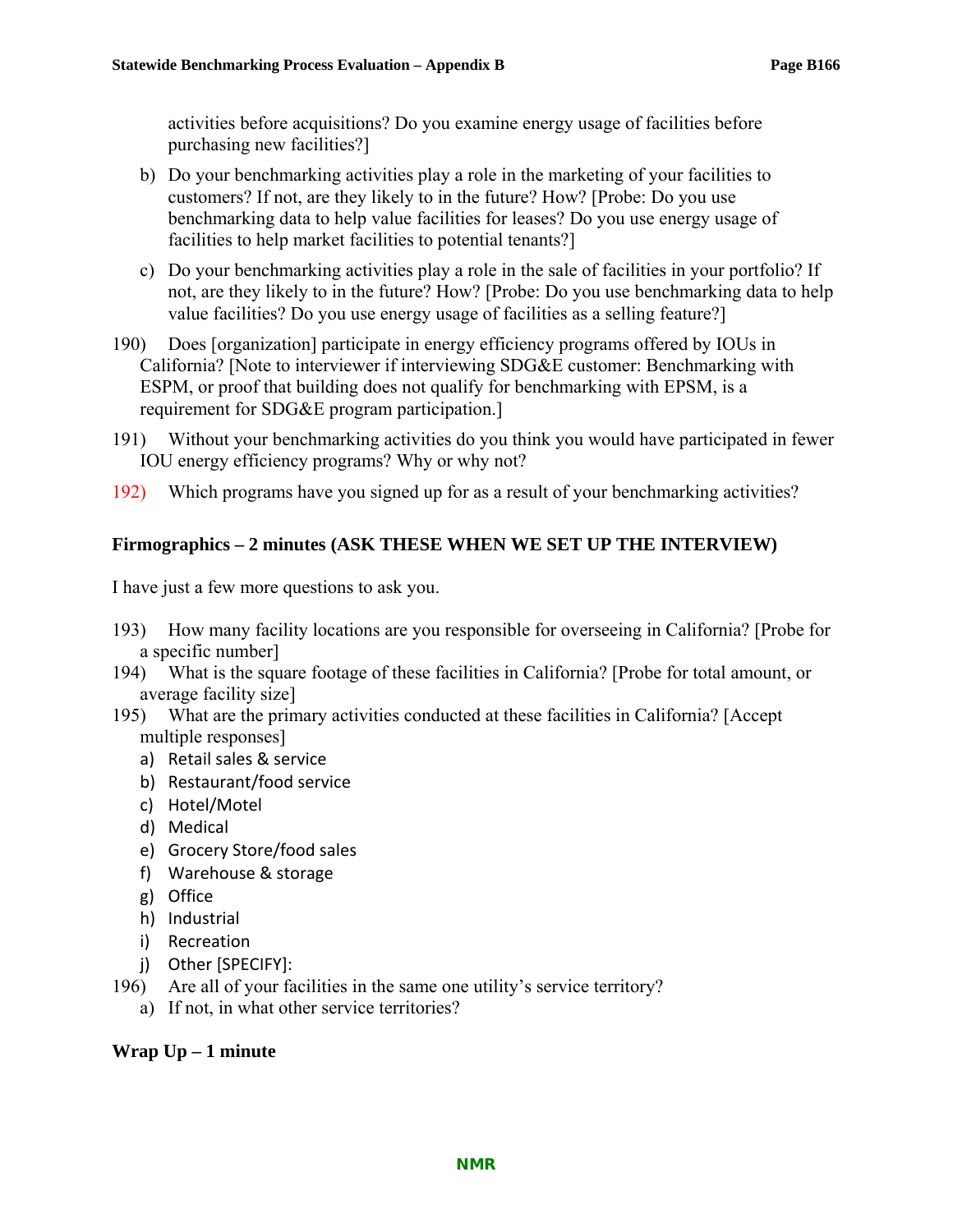activities before acquisitions? Do you examine energy usage of facilities before purchasing new facilities?]

b) Do your benchmarking activities play a role in the marketing of your facilities to customers? If not, are they likely to in the future? How? [Probe: Do you use benchmarking data to help value facilities for leases? Do you use energy usage of facilities to help market facilities to potential tenants?]

c) Do your benchmarking activities play a role in the sale of facilities in your portfolio? If not, are they likely to in the future? How? [Probe: Do you use benchmarking data to help value facilities? Do you use energy usage of facilities as a selling feature?]

190) Does [organization] participate in energy efficiency programs offered by IOUs in California? [Note to interviewer if interviewing SDG&E customer: Benchmarking with ESPM, or proof that building does not qualify for benchmarking with EPSM, is a requirement for SDG&E program participation.]

191) Without your benchmarking activities do you think you would have participated in fewer IOU energy efficiency programs? Why or why not?

192) Which programs have you signed up for as a result of your benchmarking activities?

**Firmographics – 2 minutes (ASK THESE WHEN WE SET UP THE INTERVIEW)**

I have just a few more questions to ask you.

193) How many facility locations are you responsible for overseeing in California? [Probe for a specific number]

194) What is the square footage of these facilities in California? [Probe for total amount, or average facility size]

195) What are the primary activities conducted at these facilities in California? [Accept multiple responses]

a) Retail sales & service
b) Restaurant/food service
c) Hotel/Motel
d) Medical
e) Grocery Store/food sales
f) Warehouse & storage
g) Office
h) Industrial
i) Recreation
j) Other [SPECIFY]:

196) Are all of your facilities in the same one utility's service territory?

a) If not, in what other service territories?

**Wrap Up – 1 minute**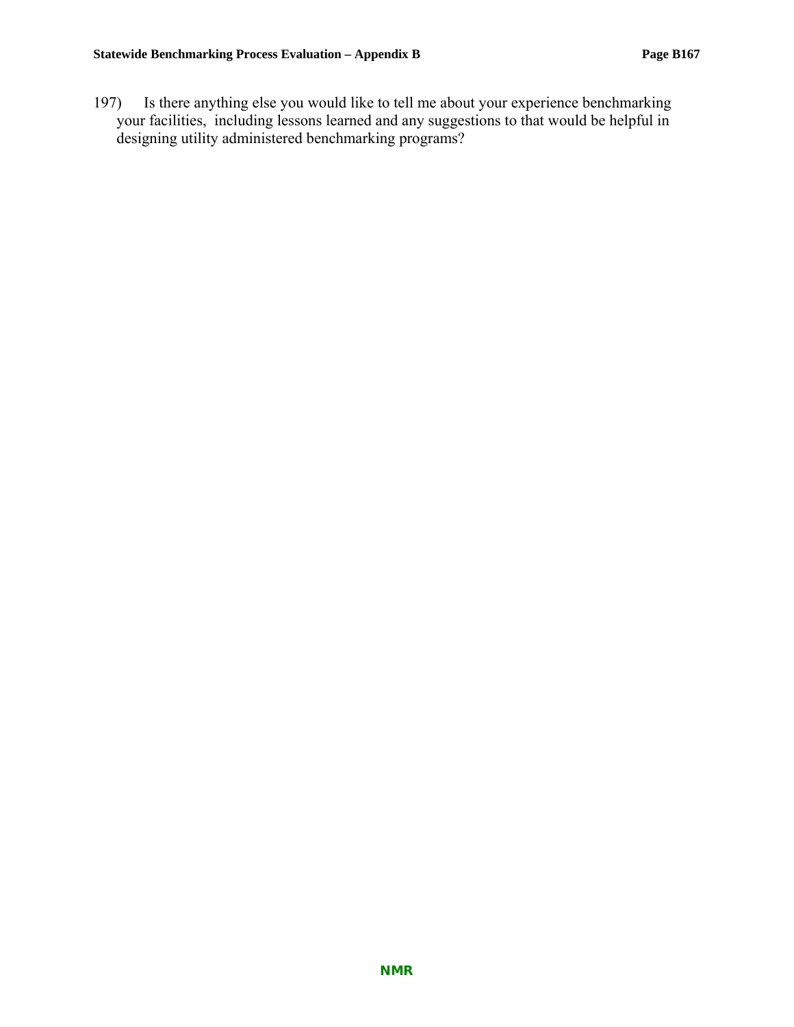197) Is there anything else you would like to tell me about your experience benchmarking your facilities,  including lessons learned and any suggestions to that would be helpful in designing utility administered benchmarking programs?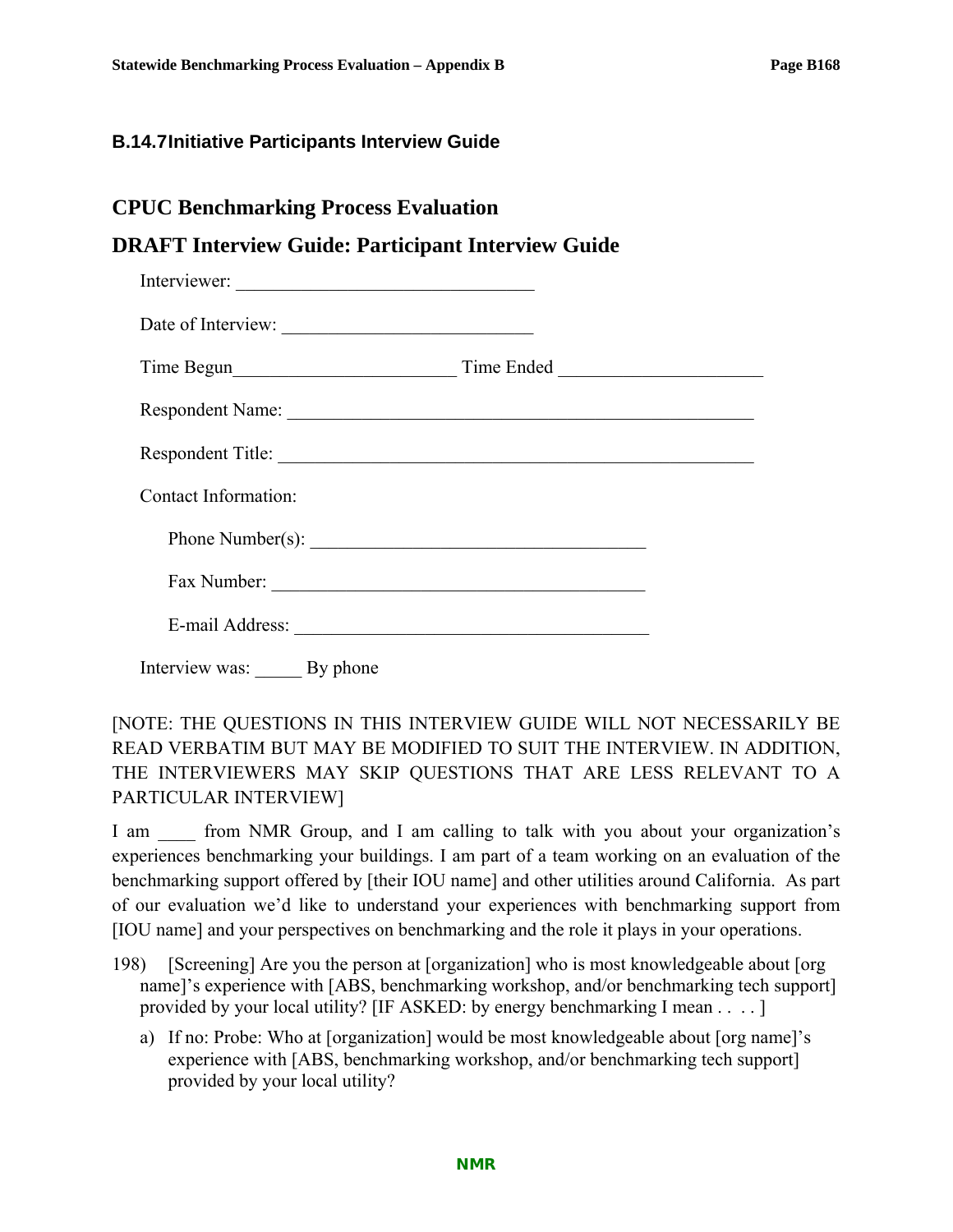### B.14.7 Initiative Participants Interview Guide

## CPUC Benchmarking Process Evaluation

## DRAFT Interview Guide: Participant Interview Guide

Interviewer: ______________________________

Date of Interview: __________________________

Time Begun_______________________ Time Ended _____________________

Respondent Name: ________________________________________________

Respondent Title: _________________________________________________

Contact Information:

Phone Number(s): ___________________________________

Fax Number: _______________________________________

E-mail Address: _____________________________________

Interview was: _____ By phone

[NOTE: THE QUESTIONS IN THIS INTERVIEW GUIDE WILL NOT NECESSARILY BE READ VERBATIM BUT MAY BE MODIFIED TO SUIT THE INTERVIEW. IN ADDITION, THE INTERVIEWERS MAY SKIP QUESTIONS THAT ARE LESS RELEVANT TO A PARTICULAR INTERVIEW]

I am ____ from NMR Group, and I am calling to talk with you about your organization's experiences benchmarking your buildings. I am part of a team working on an evaluation of the benchmarking support offered by [their IOU name] and other utilities around California. As part of our evaluation we'd like to understand your experiences with benchmarking support from [IOU name] and your perspectives on benchmarking and the role it plays in your operations.

198) [Screening] Are you the person at [organization] who is most knowledgeable about [org name]'s experience with [ABS, benchmarking workshop, and/or benchmarking tech support] provided by your local utility? [IF ASKED: by energy benchmarking I mean . . . . ]

   a) If no: Probe: Who at [organization] would be most knowledgeable about [org name]'s experience with [ABS, benchmarking workshop, and/or benchmarking tech support] provided by your local utility?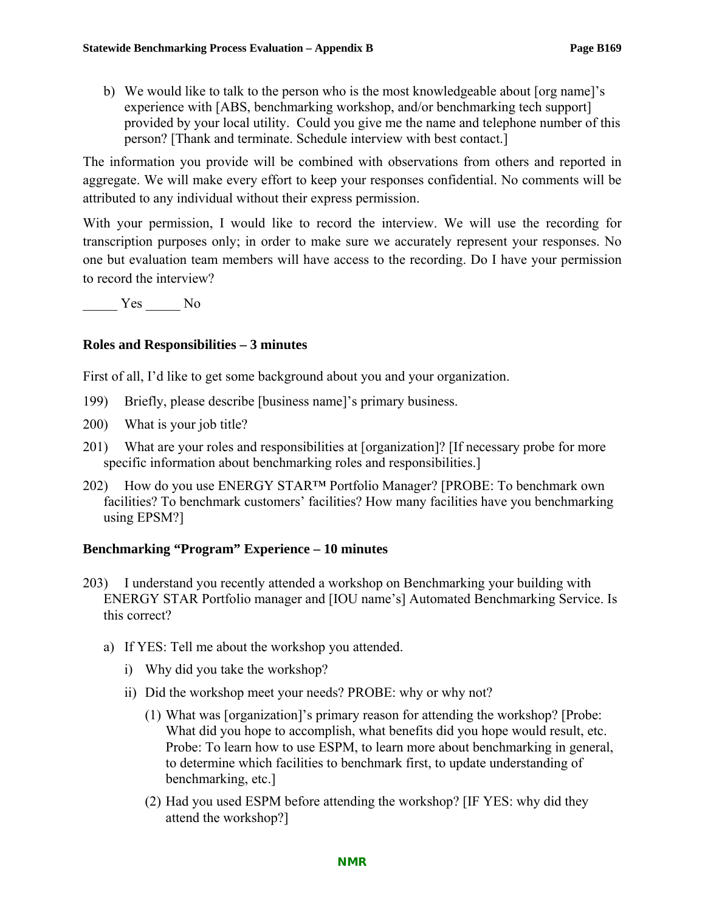b) We would like to talk to the person who is the most knowledgeable about [org name]'s experience with [ABS, benchmarking workshop, and/or benchmarking tech support] provided by your local utility. Could you give me the name and telephone number of this person? [Thank and terminate. Schedule interview with best contact.]

The information you provide will be combined with observations from others and reported in aggregate. We will make every effort to keep your responses confidential. No comments will be attributed to any individual without their express permission.

With your permission, I would like to record the interview. We will use the recording for transcription purposes only; in order to make sure we accurately represent your responses. No one but evaluation team members will have access to the recording. Do I have your permission to record the interview?

_____ Yes _____ No

**Roles and Responsibilities – 3 minutes**

First of all, I'd like to get some background about you and your organization.

199) Briefly, please describe [business name]'s primary business.

200) What is your job title?

201) What are your roles and responsibilities at [organization]? [If necessary probe for more specific information about benchmarking roles and responsibilities.]

202) How do you use ENERGY STAR™ Portfolio Manager? [PROBE: To benchmark own facilities? To benchmark customers' facilities? How many facilities have you benchmarking using EPSM?]

**Benchmarking "Program" Experience – 10 minutes**

203) I understand you recently attended a workshop on Benchmarking your building with ENERGY STAR Portfolio manager and [IOU name's] Automated Benchmarking Service. Is this correct?

- a) If YES: Tell me about the workshop you attended.
  - i) Why did you take the workshop?
  - ii) Did the workshop meet your needs? PROBE: why or why not?
    - (1) What was [organization]'s primary reason for attending the workshop? [Probe: What did you hope to accomplish, what benefits did you hope would result, etc. Probe: To learn how to use ESPM, to learn more about benchmarking in general, to determine which facilities to benchmark first, to update understanding of benchmarking, etc.]
    - (2) Had you used ESPM before attending the workshop? [IF YES: why did they attend the workshop?]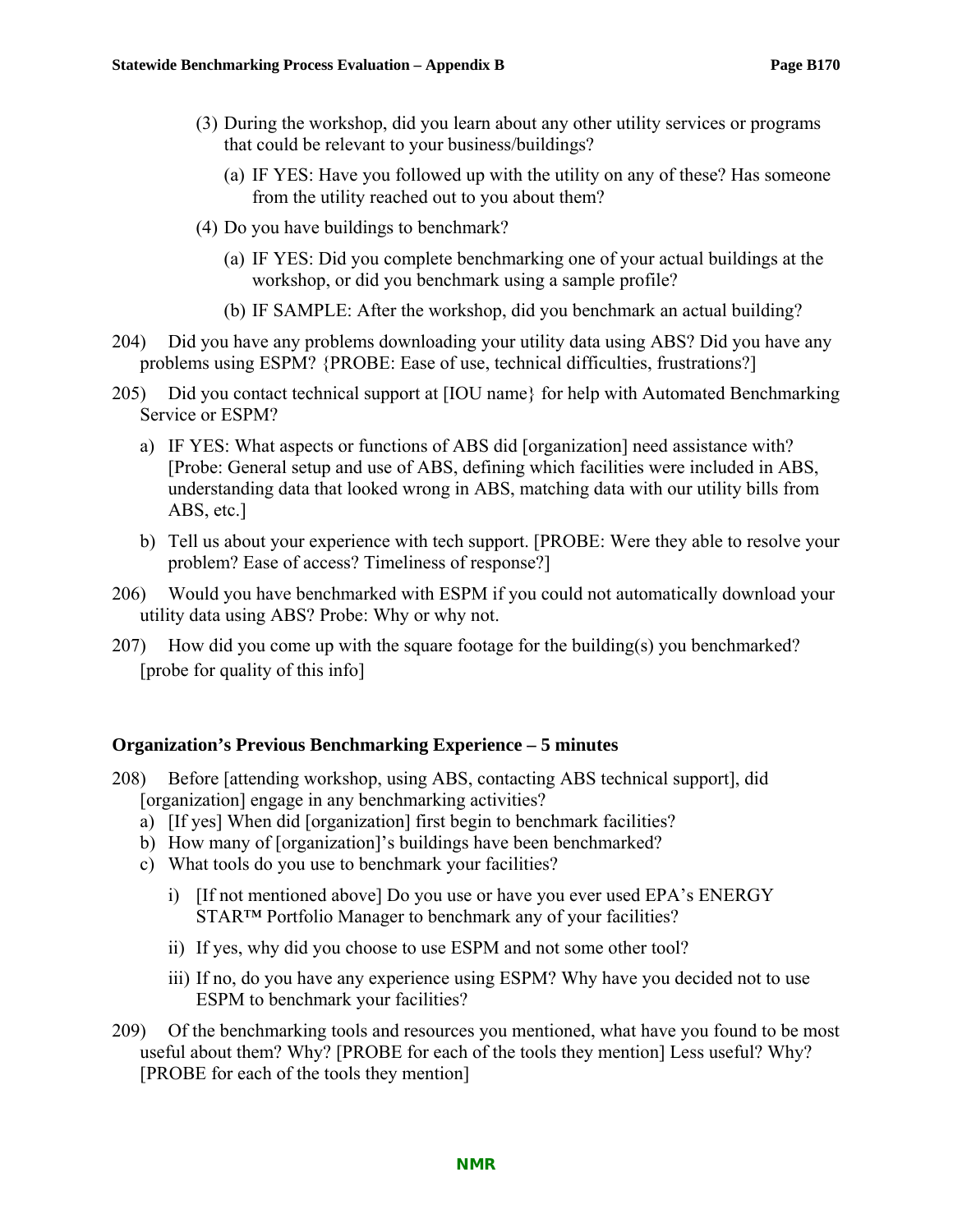(3) During the workshop, did you learn about any other utility services or programs that could be relevant to your business/buildings?

(a) IF YES: Have you followed up with the utility on any of these? Has someone from the utility reached out to you about them?

(4) Do you have buildings to benchmark?

(a) IF YES: Did you complete benchmarking one of your actual buildings at the workshop, or did you benchmark using a sample profile?

(b) IF SAMPLE: After the workshop, did you benchmark an actual building?

204) Did you have any problems downloading your utility data using ABS? Did you have any problems using ESPM? {PROBE: Ease of use, technical difficulties, frustrations?]

205) Did you contact technical support at [IOU name} for help with Automated Benchmarking Service or ESPM?

a) IF YES: What aspects or functions of ABS did [organization] need assistance with? [Probe: General setup and use of ABS, defining which facilities were included in ABS, understanding data that looked wrong in ABS, matching data with our utility bills from ABS, etc.]

b) Tell us about your experience with tech support. [PROBE: Were they able to resolve your problem? Ease of access? Timeliness of response?]

206) Would you have benchmarked with ESPM if you could not automatically download your utility data using ABS? Probe: Why or why not.

207) How did you come up with the square footage for the building(s) you benchmarked? [probe for quality of this info]

**Organization's Previous Benchmarking Experience – 5 minutes**

208) Before [attending workshop, using ABS, contacting ABS technical support], did [organization] engage in any benchmarking activities?

a) [If yes] When did [organization] first begin to benchmark facilities?
b) How many of [organization]'s buildings have been benchmarked?
c) What tools do you use to benchmark your facilities?

i) [If not mentioned above] Do you use or have you ever used EPA's ENERGY STAR™ Portfolio Manager to benchmark any of your facilities?

ii) If yes, why did you choose to use ESPM and not some other tool?

iii) If no, do you have any experience using ESPM? Why have you decided not to use ESPM to benchmark your facilities?

209) Of the benchmarking tools and resources you mentioned, what have you found to be most useful about them? Why? [PROBE for each of the tools they mention] Less useful? Why? [PROBE for each of the tools they mention]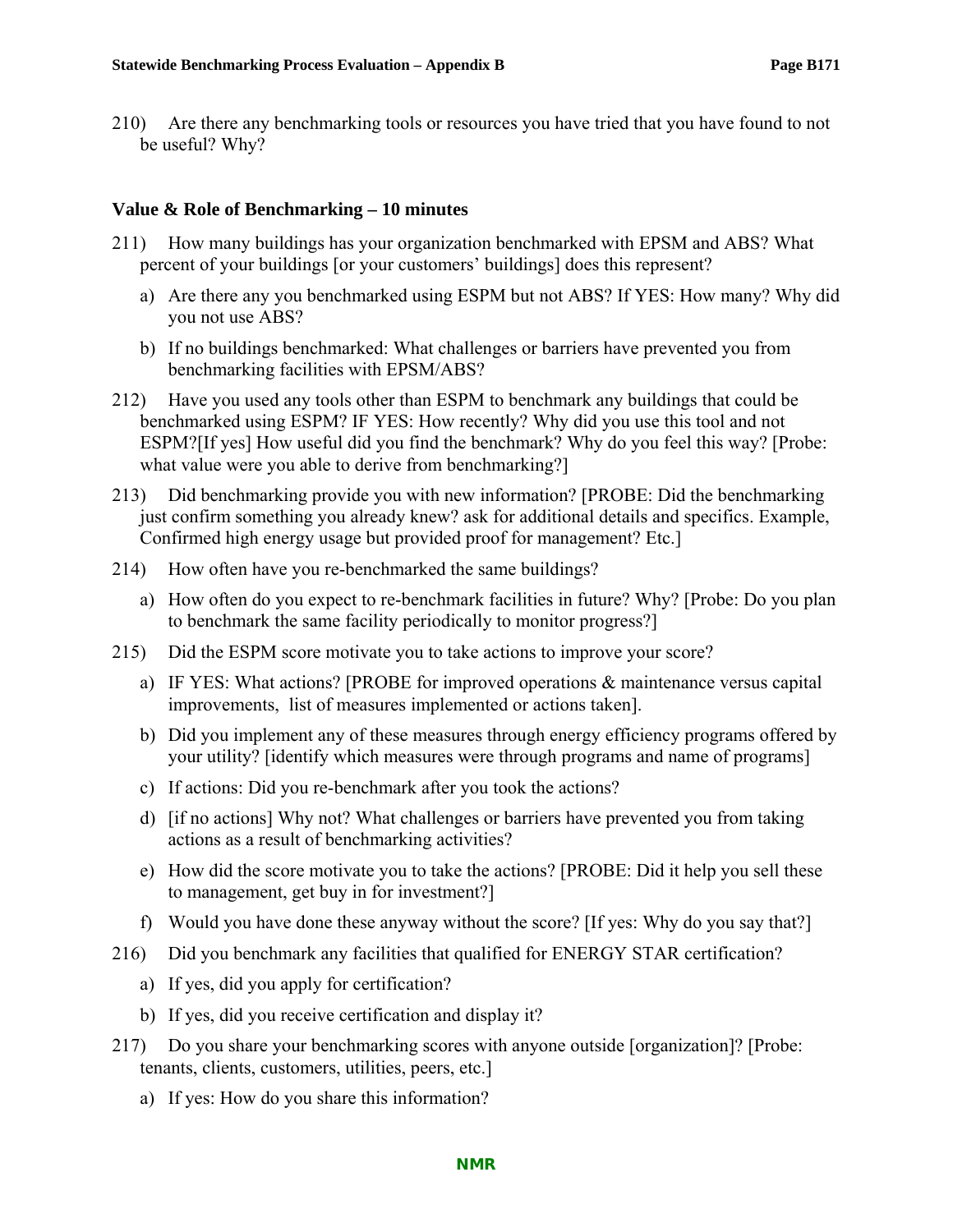210) Are there any benchmarking tools or resources you have tried that you have found to not be useful? Why?

**Value & Role of Benchmarking – 10 minutes**

211) How many buildings has your organization benchmarked with EPSM and ABS? What percent of your buildings [or your customers' buildings] does this represent?

   a) Are there any you benchmarked using ESPM but not ABS? If YES: How many? Why did you not use ABS?

   b) If no buildings benchmarked: What challenges or barriers have prevented you from benchmarking facilities with EPSM/ABS?

212) Have you used any tools other than ESPM to benchmark any buildings that could be benchmarked using ESPM? IF YES: How recently? Why did you use this tool and not ESPM?[If yes] How useful did you find the benchmark? Why do you feel this way? [Probe: what value were you able to derive from benchmarking?]

213) Did benchmarking provide you with new information? [PROBE: Did the benchmarking just confirm something you already knew? ask for additional details and specifics. Example, Confirmed high energy usage but provided proof for management? Etc.]

214) How often have you re-benchmarked the same buildings?

   a) How often do you expect to re-benchmark facilities in future? Why? [Probe: Do you plan to benchmark the same facility periodically to monitor progress?]

215) Did the ESPM score motivate you to take actions to improve your score?

   a) IF YES: What actions? [PROBE for improved operations & maintenance versus capital improvements, list of measures implemented or actions taken].

   b) Did you implement any of these measures through energy efficiency programs offered by your utility? [identify which measures were through programs and name of programs]

   c) If actions: Did you re-benchmark after you took the actions?

   d) [if no actions] Why not? What challenges or barriers have prevented you from taking actions as a result of benchmarking activities?

   e) How did the score motivate you to take the actions? [PROBE: Did it help you sell these to management, get buy in for investment?]

   f) Would you have done these anyway without the score? [If yes: Why do you say that?]

216) Did you benchmark any facilities that qualified for ENERGY STAR certification?

   a) If yes, did you apply for certification?

   b) If yes, did you receive certification and display it?

217) Do you share your benchmarking scores with anyone outside [organization]? [Probe: tenants, clients, customers, utilities, peers, etc.]

   a) If yes: How do you share this information?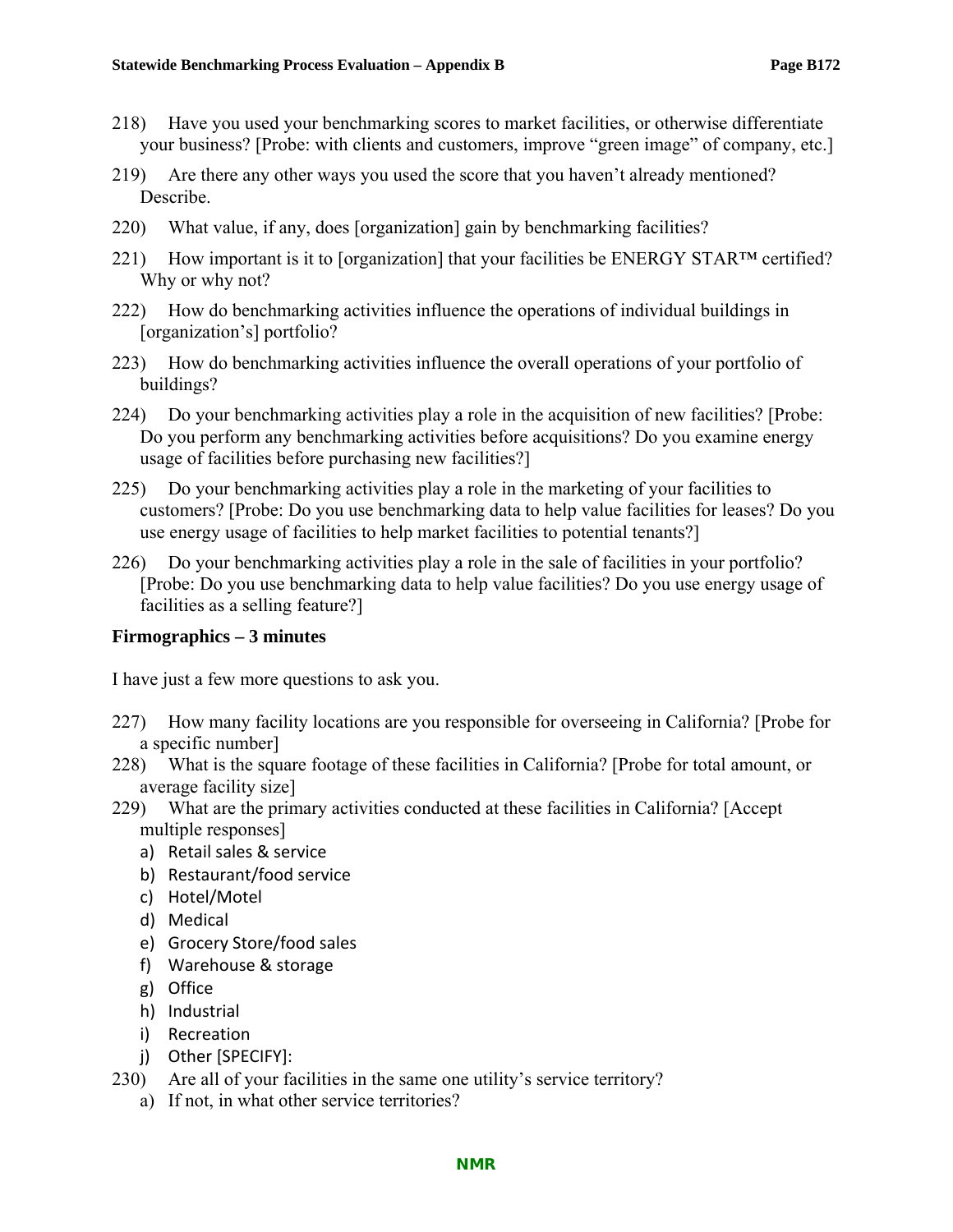218) Have you used your benchmarking scores to market facilities, or otherwise differentiate your business? [Probe: with clients and customers, improve "green image" of company, etc.]

219) Are there any other ways you used the score that you haven't already mentioned? Describe.

220) What value, if any, does [organization] gain by benchmarking facilities?

221) How important is it to [organization] that your facilities be ENERGY STAR™ certified? Why or why not?

222) How do benchmarking activities influence the operations of individual buildings in [organization's] portfolio?

223) How do benchmarking activities influence the overall operations of your portfolio of buildings?

224) Do your benchmarking activities play a role in the acquisition of new facilities? [Probe: Do you perform any benchmarking activities before acquisitions? Do you examine energy usage of facilities before purchasing new facilities?]

225) Do your benchmarking activities play a role in the marketing of your facilities to customers? [Probe: Do you use benchmarking data to help value facilities for leases? Do you use energy usage of facilities to help market facilities to potential tenants?]

226) Do your benchmarking activities play a role in the sale of facilities in your portfolio? [Probe: Do you use benchmarking data to help value facilities? Do you use energy usage of facilities as a selling feature?]

**Firmographics – 3 minutes**

I have just a few more questions to ask you.

227) How many facility locations are you responsible for overseeing in California? [Probe for a specific number]

228) What is the square footage of these facilities in California? [Probe for total amount, or average facility size]

229) What are the primary activities conducted at these facilities in California? [Accept multiple responses]

a) Retail sales & service
b) Restaurant/food service
c) Hotel/Motel
d) Medical
e) Grocery Store/food sales
f) Warehouse & storage
g) Office
h) Industrial
i) Recreation
j) Other [SPECIFY]:

230) Are all of your facilities in the same one utility's service territory?

a) If not, in what other service territories?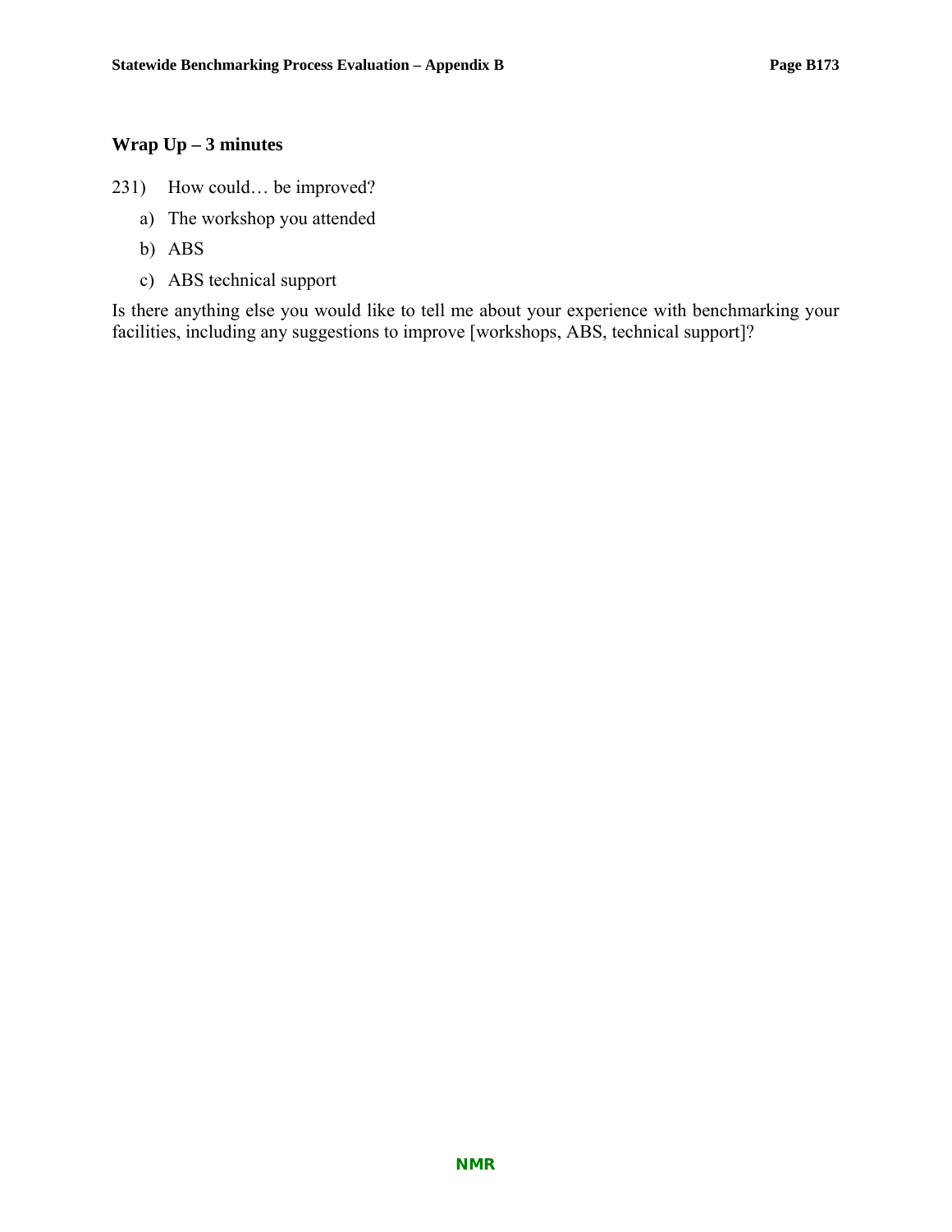### Wrap Up – 3 minutes

231) How could… be improved?

a) The workshop you attended

b) ABS

c) ABS technical support

Is there anything else you would like to tell me about your experience with benchmarking your facilities, including any suggestions to improve [workshops, ABS, technical support]?